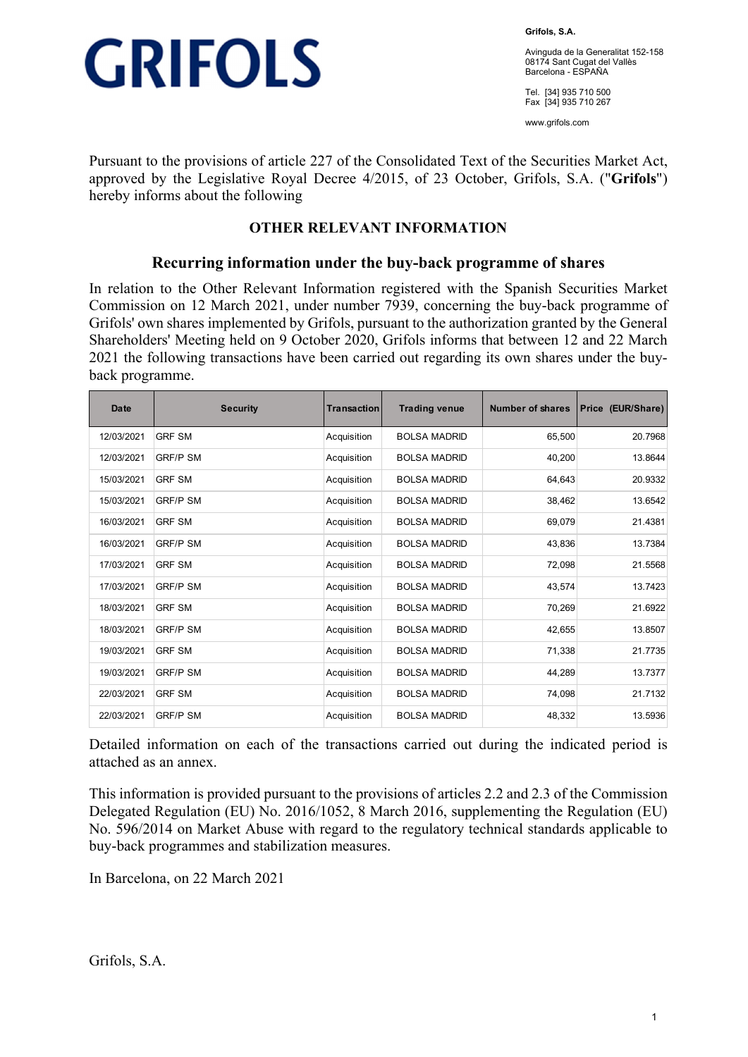# GRIFOLS

**Grifols, S.A.**

Avinguda de la Generalitat 152-158
08174 Sant Cugat del Vallès
Barcelona - ESPAÑA

Tel. [34] 935 710 500
Fax [34] 935 710 267

www.grifols.com

Pursuant to the provisions of article 227 of the Consolidated Text of the Securities Market Act, approved by the Legislative Royal Decree 4/2015, of 23 October, Grifols, S.A. ("**Grifols**") hereby informs about the following

## OTHER RELEVANT INFORMATION

### Recurring information under the buy-back programme of shares

In relation to the Other Relevant Information registered with the Spanish Securities Market Commission on 12 March 2021, under number 7939, concerning the buy-back programme of Grifols' own shares implemented by Grifols, pursuant to the authorization granted by the General Shareholders' Meeting held on 9 October 2020, Grifols informs that between 12 and 22 March 2021 the following transactions have been carried out regarding its own shares under the buy-back programme.

| Date | Security | Transaction | Trading venue | Number of shares | Price (EUR/Share) |
|---|---|---|---|---|---|
| 12/03/2021 | GRF SM | Acquisition | BOLSA MADRID | 65,500 | 20.7968 |
| 12/03/2021 | GRF/P SM | Acquisition | BOLSA MADRID | 40,200 | 13.8644 |
| 15/03/2021 | GRF SM | Acquisition | BOLSA MADRID | 64,643 | 20.9332 |
| 15/03/2021 | GRF/P SM | Acquisition | BOLSA MADRID | 38,462 | 13.6542 |
| 16/03/2021 | GRF SM | Acquisition | BOLSA MADRID | 69,079 | 21.4381 |
| 16/03/2021 | GRF/P SM | Acquisition | BOLSA MADRID | 43,836 | 13.7384 |
| 17/03/2021 | GRF SM | Acquisition | BOLSA MADRID | 72,098 | 21.5568 |
| 17/03/2021 | GRF/P SM | Acquisition | BOLSA MADRID | 43,574 | 13.7423 |
| 18/03/2021 | GRF SM | Acquisition | BOLSA MADRID | 70,269 | 21.6922 |
| 18/03/2021 | GRF/P SM | Acquisition | BOLSA MADRID | 42,655 | 13.8507 |
| 19/03/2021 | GRF SM | Acquisition | BOLSA MADRID | 71,338 | 21.7735 |
| 19/03/2021 | GRF/P SM | Acquisition | BOLSA MADRID | 44,289 | 13.7377 |
| 22/03/2021 | GRF SM | Acquisition | BOLSA MADRID | 74,098 | 21.7132 |
| 22/03/2021 | GRF/P SM | Acquisition | BOLSA MADRID | 48,332 | 13.5936 |

Detailed information on each of the transactions carried out during the indicated period is attached as an annex.

This information is provided pursuant to the provisions of articles 2.2 and 2.3 of the Commission Delegated Regulation (EU) No. 2016/1052, 8 March 2016, supplementing the Regulation (EU) No. 596/2014 on Market Abuse with regard to the regulatory technical standards applicable to buy-back programmes and stabilization measures.

In Barcelona, on 22 March 2021

Grifols, S.A.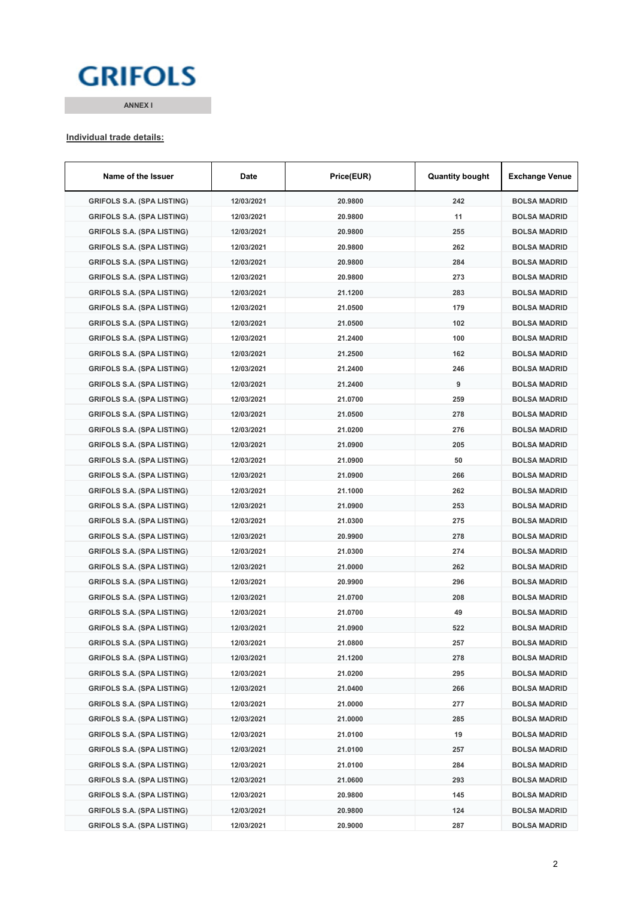GRIFOLS

ANNEX I

**Individual trade details:**

| Name of the Issuer | Date | Price(EUR) | Quantity bought | Exchange Venue |
|---|---|---|---|---|
| GRIFOLS S.A. (SPA LISTING) | 12/03/2021 | 20.9800 | 242 | BOLSA MADRID |
| GRIFOLS S.A. (SPA LISTING) | 12/03/2021 | 20.9800 | 11 | BOLSA MADRID |
| GRIFOLS S.A. (SPA LISTING) | 12/03/2021 | 20.9800 | 255 | BOLSA MADRID |
| GRIFOLS S.A. (SPA LISTING) | 12/03/2021 | 20.9800 | 262 | BOLSA MADRID |
| GRIFOLS S.A. (SPA LISTING) | 12/03/2021 | 20.9800 | 284 | BOLSA MADRID |
| GRIFOLS S.A. (SPA LISTING) | 12/03/2021 | 20.9800 | 273 | BOLSA MADRID |
| GRIFOLS S.A. (SPA LISTING) | 12/03/2021 | 21.1200 | 283 | BOLSA MADRID |
| GRIFOLS S.A. (SPA LISTING) | 12/03/2021 | 21.0500 | 179 | BOLSA MADRID |
| GRIFOLS S.A. (SPA LISTING) | 12/03/2021 | 21.0500 | 102 | BOLSA MADRID |
| GRIFOLS S.A. (SPA LISTING) | 12/03/2021 | 21.2400 | 100 | BOLSA MADRID |
| GRIFOLS S.A. (SPA LISTING) | 12/03/2021 | 21.2500 | 162 | BOLSA MADRID |
| GRIFOLS S.A. (SPA LISTING) | 12/03/2021 | 21.2400 | 246 | BOLSA MADRID |
| GRIFOLS S.A. (SPA LISTING) | 12/03/2021 | 21.2400 | 9 | BOLSA MADRID |
| GRIFOLS S.A. (SPA LISTING) | 12/03/2021 | 21.0700 | 259 | BOLSA MADRID |
| GRIFOLS S.A. (SPA LISTING) | 12/03/2021 | 21.0500 | 278 | BOLSA MADRID |
| GRIFOLS S.A. (SPA LISTING) | 12/03/2021 | 21.0200 | 276 | BOLSA MADRID |
| GRIFOLS S.A. (SPA LISTING) | 12/03/2021 | 21.0900 | 205 | BOLSA MADRID |
| GRIFOLS S.A. (SPA LISTING) | 12/03/2021 | 21.0900 | 50 | BOLSA MADRID |
| GRIFOLS S.A. (SPA LISTING) | 12/03/2021 | 21.0900 | 266 | BOLSA MADRID |
| GRIFOLS S.A. (SPA LISTING) | 12/03/2021 | 21.1000 | 262 | BOLSA MADRID |
| GRIFOLS S.A. (SPA LISTING) | 12/03/2021 | 21.0900 | 253 | BOLSA MADRID |
| GRIFOLS S.A. (SPA LISTING) | 12/03/2021 | 21.0300 | 275 | BOLSA MADRID |
| GRIFOLS S.A. (SPA LISTING) | 12/03/2021 | 20.9900 | 278 | BOLSA MADRID |
| GRIFOLS S.A. (SPA LISTING) | 12/03/2021 | 21.0300 | 274 | BOLSA MADRID |
| GRIFOLS S.A. (SPA LISTING) | 12/03/2021 | 21.0000 | 262 | BOLSA MADRID |
| GRIFOLS S.A. (SPA LISTING) | 12/03/2021 | 20.9900 | 296 | BOLSA MADRID |
| GRIFOLS S.A. (SPA LISTING) | 12/03/2021 | 21.0700 | 208 | BOLSA MADRID |
| GRIFOLS S.A. (SPA LISTING) | 12/03/2021 | 21.0700 | 49 | BOLSA MADRID |
| GRIFOLS S.A. (SPA LISTING) | 12/03/2021 | 21.0900 | 522 | BOLSA MADRID |
| GRIFOLS S.A. (SPA LISTING) | 12/03/2021 | 21.0800 | 257 | BOLSA MADRID |
| GRIFOLS S.A. (SPA LISTING) | 12/03/2021 | 21.1200 | 278 | BOLSA MADRID |
| GRIFOLS S.A. (SPA LISTING) | 12/03/2021 | 21.0200 | 295 | BOLSA MADRID |
| GRIFOLS S.A. (SPA LISTING) | 12/03/2021 | 21.0400 | 266 | BOLSA MADRID |
| GRIFOLS S.A. (SPA LISTING) | 12/03/2021 | 21.0000 | 277 | BOLSA MADRID |
| GRIFOLS S.A. (SPA LISTING) | 12/03/2021 | 21.0000 | 285 | BOLSA MADRID |
| GRIFOLS S.A. (SPA LISTING) | 12/03/2021 | 21.0100 | 19 | BOLSA MADRID |
| GRIFOLS S.A. (SPA LISTING) | 12/03/2021 | 21.0100 | 257 | BOLSA MADRID |
| GRIFOLS S.A. (SPA LISTING) | 12/03/2021 | 21.0100 | 284 | BOLSA MADRID |
| GRIFOLS S.A. (SPA LISTING) | 12/03/2021 | 21.0600 | 293 | BOLSA MADRID |
| GRIFOLS S.A. (SPA LISTING) | 12/03/2021 | 20.9800 | 145 | BOLSA MADRID |
| GRIFOLS S.A. (SPA LISTING) | 12/03/2021 | 20.9800 | 124 | BOLSA MADRID |
| GRIFOLS S.A. (SPA LISTING) | 12/03/2021 | 20.9000 | 287 | BOLSA MADRID |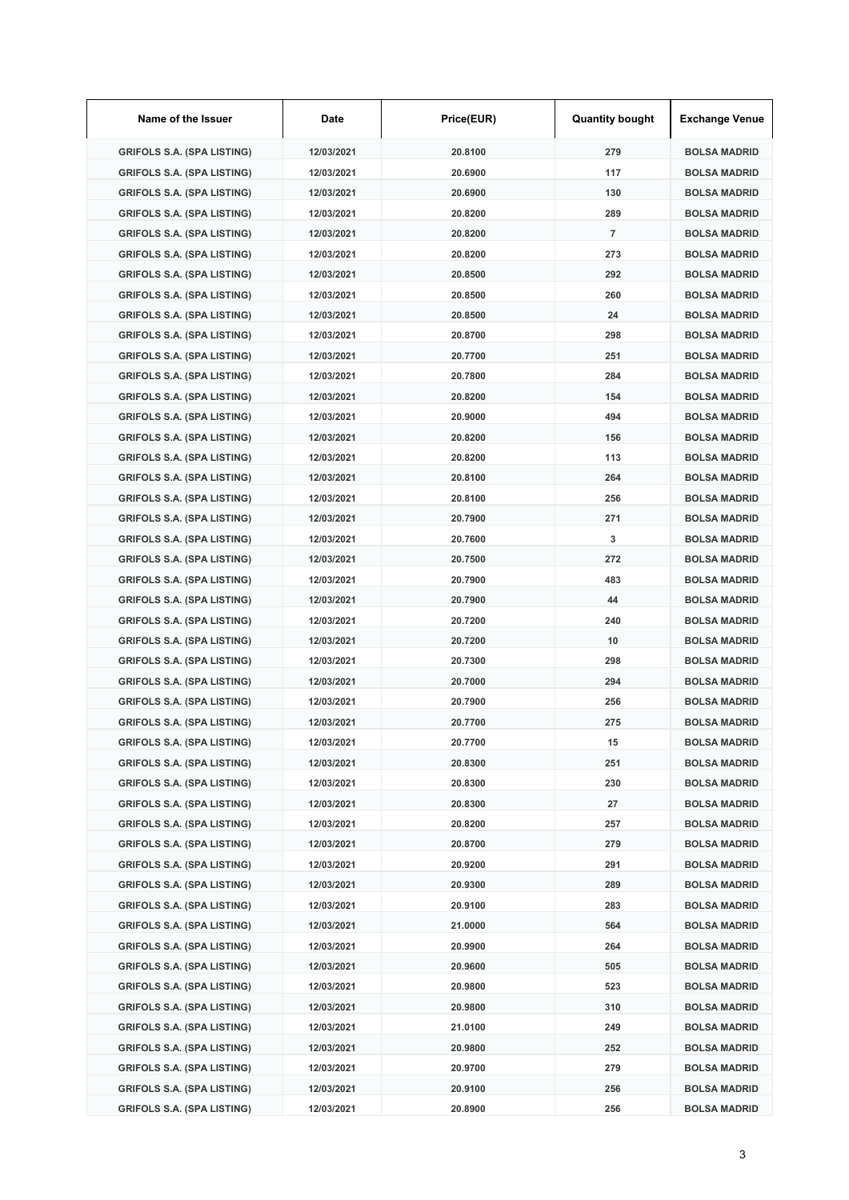| Name of the Issuer | Date | Price(EUR) | Quantity bought | Exchange Venue |
|---|---|---|---|---|
| GRIFOLS S.A. (SPA LISTING) | 12/03/2021 | 20.8100 | 279 | BOLSA MADRID |
| GRIFOLS S.A. (SPA LISTING) | 12/03/2021 | 20.6900 | 117 | BOLSA MADRID |
| GRIFOLS S.A. (SPA LISTING) | 12/03/2021 | 20.6900 | 130 | BOLSA MADRID |
| GRIFOLS S.A. (SPA LISTING) | 12/03/2021 | 20.8200 | 289 | BOLSA MADRID |
| GRIFOLS S.A. (SPA LISTING) | 12/03/2021 | 20.8200 | 7 | BOLSA MADRID |
| GRIFOLS S.A. (SPA LISTING) | 12/03/2021 | 20.8200 | 273 | BOLSA MADRID |
| GRIFOLS S.A. (SPA LISTING) | 12/03/2021 | 20.8500 | 292 | BOLSA MADRID |
| GRIFOLS S.A. (SPA LISTING) | 12/03/2021 | 20.8500 | 260 | BOLSA MADRID |
| GRIFOLS S.A. (SPA LISTING) | 12/03/2021 | 20.8500 | 24 | BOLSA MADRID |
| GRIFOLS S.A. (SPA LISTING) | 12/03/2021 | 20.8700 | 298 | BOLSA MADRID |
| GRIFOLS S.A. (SPA LISTING) | 12/03/2021 | 20.7700 | 251 | BOLSA MADRID |
| GRIFOLS S.A. (SPA LISTING) | 12/03/2021 | 20.7800 | 284 | BOLSA MADRID |
| GRIFOLS S.A. (SPA LISTING) | 12/03/2021 | 20.8200 | 154 | BOLSA MADRID |
| GRIFOLS S.A. (SPA LISTING) | 12/03/2021 | 20.9000 | 494 | BOLSA MADRID |
| GRIFOLS S.A. (SPA LISTING) | 12/03/2021 | 20.8200 | 156 | BOLSA MADRID |
| GRIFOLS S.A. (SPA LISTING) | 12/03/2021 | 20.8200 | 113 | BOLSA MADRID |
| GRIFOLS S.A. (SPA LISTING) | 12/03/2021 | 20.8100 | 264 | BOLSA MADRID |
| GRIFOLS S.A. (SPA LISTING) | 12/03/2021 | 20.8100 | 256 | BOLSA MADRID |
| GRIFOLS S.A. (SPA LISTING) | 12/03/2021 | 20.7900 | 271 | BOLSA MADRID |
| GRIFOLS S.A. (SPA LISTING) | 12/03/2021 | 20.7600 | 3 | BOLSA MADRID |
| GRIFOLS S.A. (SPA LISTING) | 12/03/2021 | 20.7500 | 272 | BOLSA MADRID |
| GRIFOLS S.A. (SPA LISTING) | 12/03/2021 | 20.7900 | 483 | BOLSA MADRID |
| GRIFOLS S.A. (SPA LISTING) | 12/03/2021 | 20.7900 | 44 | BOLSA MADRID |
| GRIFOLS S.A. (SPA LISTING) | 12/03/2021 | 20.7200 | 240 | BOLSA MADRID |
| GRIFOLS S.A. (SPA LISTING) | 12/03/2021 | 20.7200 | 10 | BOLSA MADRID |
| GRIFOLS S.A. (SPA LISTING) | 12/03/2021 | 20.7300 | 298 | BOLSA MADRID |
| GRIFOLS S.A. (SPA LISTING) | 12/03/2021 | 20.7000 | 294 | BOLSA MADRID |
| GRIFOLS S.A. (SPA LISTING) | 12/03/2021 | 20.7900 | 256 | BOLSA MADRID |
| GRIFOLS S.A. (SPA LISTING) | 12/03/2021 | 20.7700 | 275 | BOLSA MADRID |
| GRIFOLS S.A. (SPA LISTING) | 12/03/2021 | 20.7700 | 15 | BOLSA MADRID |
| GRIFOLS S.A. (SPA LISTING) | 12/03/2021 | 20.8300 | 251 | BOLSA MADRID |
| GRIFOLS S.A. (SPA LISTING) | 12/03/2021 | 20.8300 | 230 | BOLSA MADRID |
| GRIFOLS S.A. (SPA LISTING) | 12/03/2021 | 20.8300 | 27 | BOLSA MADRID |
| GRIFOLS S.A. (SPA LISTING) | 12/03/2021 | 20.8200 | 257 | BOLSA MADRID |
| GRIFOLS S.A. (SPA LISTING) | 12/03/2021 | 20.8700 | 279 | BOLSA MADRID |
| GRIFOLS S.A. (SPA LISTING) | 12/03/2021 | 20.9200 | 291 | BOLSA MADRID |
| GRIFOLS S.A. (SPA LISTING) | 12/03/2021 | 20.9300 | 289 | BOLSA MADRID |
| GRIFOLS S.A. (SPA LISTING) | 12/03/2021 | 20.9100 | 283 | BOLSA MADRID |
| GRIFOLS S.A. (SPA LISTING) | 12/03/2021 | 21.0000 | 564 | BOLSA MADRID |
| GRIFOLS S.A. (SPA LISTING) | 12/03/2021 | 20.9900 | 264 | BOLSA MADRID |
| GRIFOLS S.A. (SPA LISTING) | 12/03/2021 | 20.9600 | 505 | BOLSA MADRID |
| GRIFOLS S.A. (SPA LISTING) | 12/03/2021 | 20.9800 | 523 | BOLSA MADRID |
| GRIFOLS S.A. (SPA LISTING) | 12/03/2021 | 20.9800 | 310 | BOLSA MADRID |
| GRIFOLS S.A. (SPA LISTING) | 12/03/2021 | 21.0100 | 249 | BOLSA MADRID |
| GRIFOLS S.A. (SPA LISTING) | 12/03/2021 | 20.9800 | 252 | BOLSA MADRID |
| GRIFOLS S.A. (SPA LISTING) | 12/03/2021 | 20.9700 | 279 | BOLSA MADRID |
| GRIFOLS S.A. (SPA LISTING) | 12/03/2021 | 20.9100 | 256 | BOLSA MADRID |
| GRIFOLS S.A. (SPA LISTING) | 12/03/2021 | 20.8900 | 256 | BOLSA MADRID |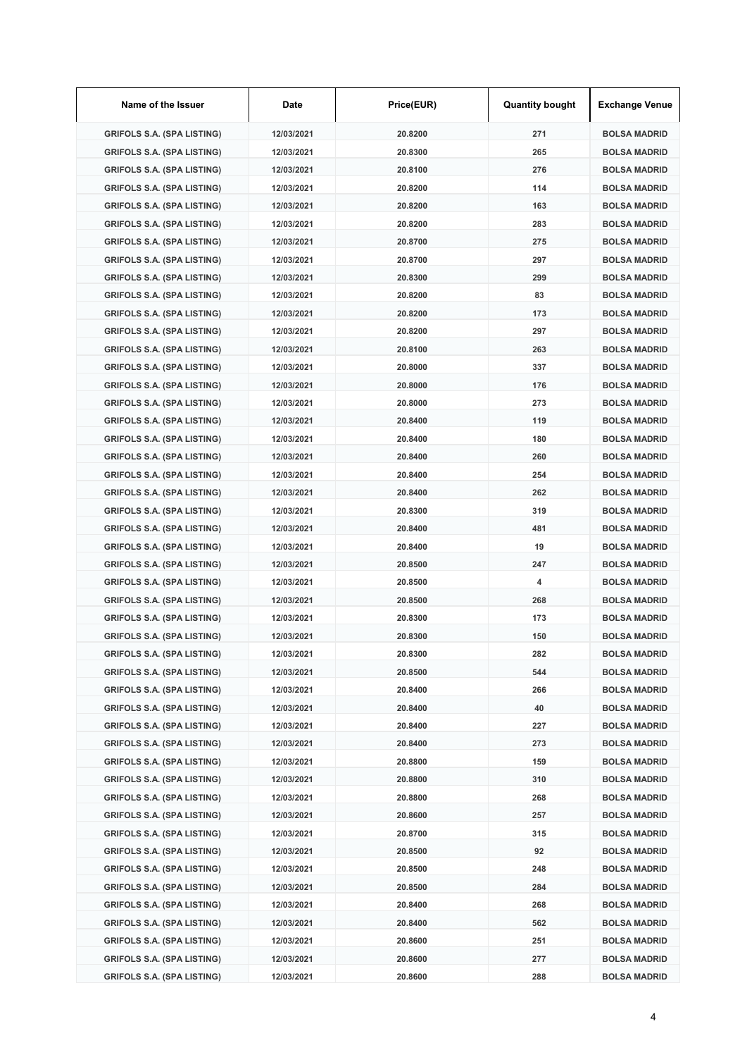| Name of the Issuer | Date | Price(EUR) | Quantity bought | Exchange Venue |
| --- | --- | --- | --- | --- |
| GRIFOLS S.A. (SPA LISTING) | 12/03/2021 | 20.8200 | 271 | BOLSA MADRID |
| GRIFOLS S.A. (SPA LISTING) | 12/03/2021 | 20.8300 | 265 | BOLSA MADRID |
| GRIFOLS S.A. (SPA LISTING) | 12/03/2021 | 20.8100 | 276 | BOLSA MADRID |
| GRIFOLS S.A. (SPA LISTING) | 12/03/2021 | 20.8200 | 114 | BOLSA MADRID |
| GRIFOLS S.A. (SPA LISTING) | 12/03/2021 | 20.8200 | 163 | BOLSA MADRID |
| GRIFOLS S.A. (SPA LISTING) | 12/03/2021 | 20.8200 | 283 | BOLSA MADRID |
| GRIFOLS S.A. (SPA LISTING) | 12/03/2021 | 20.8700 | 275 | BOLSA MADRID |
| GRIFOLS S.A. (SPA LISTING) | 12/03/2021 | 20.8700 | 297 | BOLSA MADRID |
| GRIFOLS S.A. (SPA LISTING) | 12/03/2021 | 20.8300 | 299 | BOLSA MADRID |
| GRIFOLS S.A. (SPA LISTING) | 12/03/2021 | 20.8200 | 83 | BOLSA MADRID |
| GRIFOLS S.A. (SPA LISTING) | 12/03/2021 | 20.8200 | 173 | BOLSA MADRID |
| GRIFOLS S.A. (SPA LISTING) | 12/03/2021 | 20.8200 | 297 | BOLSA MADRID |
| GRIFOLS S.A. (SPA LISTING) | 12/03/2021 | 20.8100 | 263 | BOLSA MADRID |
| GRIFOLS S.A. (SPA LISTING) | 12/03/2021 | 20.8000 | 337 | BOLSA MADRID |
| GRIFOLS S.A. (SPA LISTING) | 12/03/2021 | 20.8000 | 176 | BOLSA MADRID |
| GRIFOLS S.A. (SPA LISTING) | 12/03/2021 | 20.8000 | 273 | BOLSA MADRID |
| GRIFOLS S.A. (SPA LISTING) | 12/03/2021 | 20.8400 | 119 | BOLSA MADRID |
| GRIFOLS S.A. (SPA LISTING) | 12/03/2021 | 20.8400 | 180 | BOLSA MADRID |
| GRIFOLS S.A. (SPA LISTING) | 12/03/2021 | 20.8400 | 260 | BOLSA MADRID |
| GRIFOLS S.A. (SPA LISTING) | 12/03/2021 | 20.8400 | 254 | BOLSA MADRID |
| GRIFOLS S.A. (SPA LISTING) | 12/03/2021 | 20.8400 | 262 | BOLSA MADRID |
| GRIFOLS S.A. (SPA LISTING) | 12/03/2021 | 20.8300 | 319 | BOLSA MADRID |
| GRIFOLS S.A. (SPA LISTING) | 12/03/2021 | 20.8400 | 481 | BOLSA MADRID |
| GRIFOLS S.A. (SPA LISTING) | 12/03/2021 | 20.8400 | 19 | BOLSA MADRID |
| GRIFOLS S.A. (SPA LISTING) | 12/03/2021 | 20.8500 | 247 | BOLSA MADRID |
| GRIFOLS S.A. (SPA LISTING) | 12/03/2021 | 20.8500 | 4 | BOLSA MADRID |
| GRIFOLS S.A. (SPA LISTING) | 12/03/2021 | 20.8500 | 268 | BOLSA MADRID |
| GRIFOLS S.A. (SPA LISTING) | 12/03/2021 | 20.8300 | 173 | BOLSA MADRID |
| GRIFOLS S.A. (SPA LISTING) | 12/03/2021 | 20.8300 | 150 | BOLSA MADRID |
| GRIFOLS S.A. (SPA LISTING) | 12/03/2021 | 20.8300 | 282 | BOLSA MADRID |
| GRIFOLS S.A. (SPA LISTING) | 12/03/2021 | 20.8500 | 544 | BOLSA MADRID |
| GRIFOLS S.A. (SPA LISTING) | 12/03/2021 | 20.8400 | 266 | BOLSA MADRID |
| GRIFOLS S.A. (SPA LISTING) | 12/03/2021 | 20.8400 | 40 | BOLSA MADRID |
| GRIFOLS S.A. (SPA LISTING) | 12/03/2021 | 20.8400 | 227 | BOLSA MADRID |
| GRIFOLS S.A. (SPA LISTING) | 12/03/2021 | 20.8400 | 273 | BOLSA MADRID |
| GRIFOLS S.A. (SPA LISTING) | 12/03/2021 | 20.8800 | 159 | BOLSA MADRID |
| GRIFOLS S.A. (SPA LISTING) | 12/03/2021 | 20.8800 | 310 | BOLSA MADRID |
| GRIFOLS S.A. (SPA LISTING) | 12/03/2021 | 20.8800 | 268 | BOLSA MADRID |
| GRIFOLS S.A. (SPA LISTING) | 12/03/2021 | 20.8600 | 257 | BOLSA MADRID |
| GRIFOLS S.A. (SPA LISTING) | 12/03/2021 | 20.8700 | 315 | BOLSA MADRID |
| GRIFOLS S.A. (SPA LISTING) | 12/03/2021 | 20.8500 | 92 | BOLSA MADRID |
| GRIFOLS S.A. (SPA LISTING) | 12/03/2021 | 20.8500 | 248 | BOLSA MADRID |
| GRIFOLS S.A. (SPA LISTING) | 12/03/2021 | 20.8500 | 284 | BOLSA MADRID |
| GRIFOLS S.A. (SPA LISTING) | 12/03/2021 | 20.8400 | 268 | BOLSA MADRID |
| GRIFOLS S.A. (SPA LISTING) | 12/03/2021 | 20.8400 | 562 | BOLSA MADRID |
| GRIFOLS S.A. (SPA LISTING) | 12/03/2021 | 20.8600 | 251 | BOLSA MADRID |
| GRIFOLS S.A. (SPA LISTING) | 12/03/2021 | 20.8600 | 277 | BOLSA MADRID |
| GRIFOLS S.A. (SPA LISTING) | 12/03/2021 | 20.8600 | 288 | BOLSA MADRID |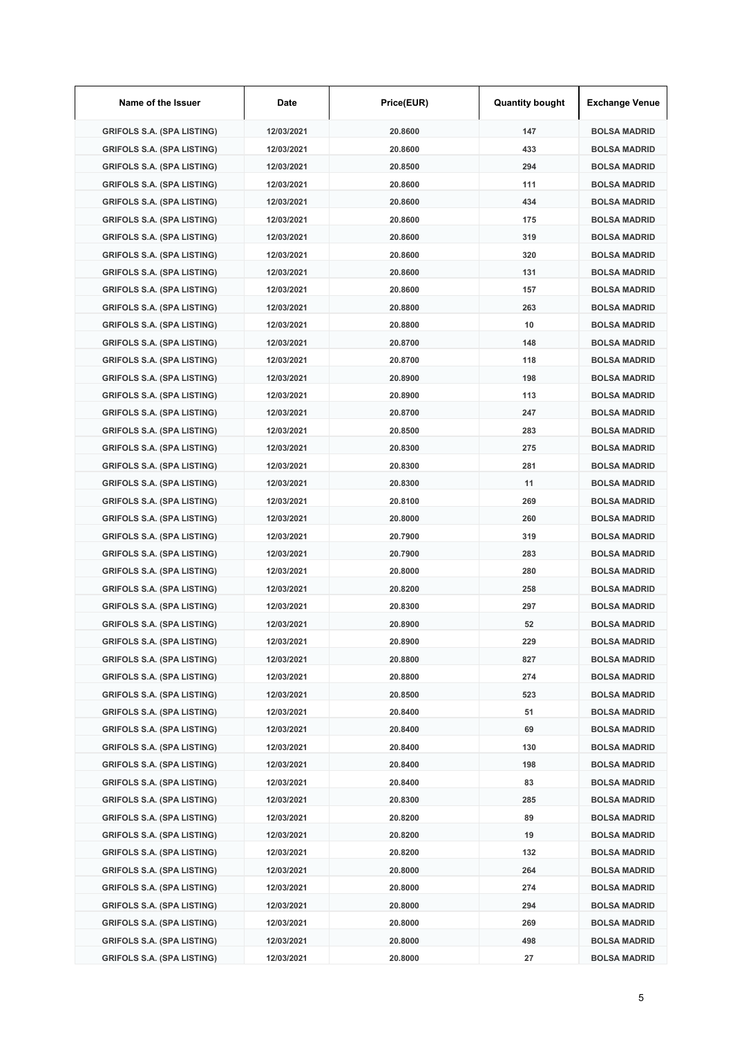| Name of the Issuer | Date | Price(EUR) | Quantity bought | Exchange Venue |
|---|---|---|---|---|
| GRIFOLS S.A. (SPA LISTING) | 12/03/2021 | 20.8600 | 147 | BOLSA MADRID |
| GRIFOLS S.A. (SPA LISTING) | 12/03/2021 | 20.8600 | 433 | BOLSA MADRID |
| GRIFOLS S.A. (SPA LISTING) | 12/03/2021 | 20.8500 | 294 | BOLSA MADRID |
| GRIFOLS S.A. (SPA LISTING) | 12/03/2021 | 20.8600 | 111 | BOLSA MADRID |
| GRIFOLS S.A. (SPA LISTING) | 12/03/2021 | 20.8600 | 434 | BOLSA MADRID |
| GRIFOLS S.A. (SPA LISTING) | 12/03/2021 | 20.8600 | 175 | BOLSA MADRID |
| GRIFOLS S.A. (SPA LISTING) | 12/03/2021 | 20.8600 | 319 | BOLSA MADRID |
| GRIFOLS S.A. (SPA LISTING) | 12/03/2021 | 20.8600 | 320 | BOLSA MADRID |
| GRIFOLS S.A. (SPA LISTING) | 12/03/2021 | 20.8600 | 131 | BOLSA MADRID |
| GRIFOLS S.A. (SPA LISTING) | 12/03/2021 | 20.8600 | 157 | BOLSA MADRID |
| GRIFOLS S.A. (SPA LISTING) | 12/03/2021 | 20.8800 | 263 | BOLSA MADRID |
| GRIFOLS S.A. (SPA LISTING) | 12/03/2021 | 20.8800 | 10 | BOLSA MADRID |
| GRIFOLS S.A. (SPA LISTING) | 12/03/2021 | 20.8700 | 148 | BOLSA MADRID |
| GRIFOLS S.A. (SPA LISTING) | 12/03/2021 | 20.8700 | 118 | BOLSA MADRID |
| GRIFOLS S.A. (SPA LISTING) | 12/03/2021 | 20.8900 | 198 | BOLSA MADRID |
| GRIFOLS S.A. (SPA LISTING) | 12/03/2021 | 20.8900 | 113 | BOLSA MADRID |
| GRIFOLS S.A. (SPA LISTING) | 12/03/2021 | 20.8700 | 247 | BOLSA MADRID |
| GRIFOLS S.A. (SPA LISTING) | 12/03/2021 | 20.8500 | 283 | BOLSA MADRID |
| GRIFOLS S.A. (SPA LISTING) | 12/03/2021 | 20.8300 | 275 | BOLSA MADRID |
| GRIFOLS S.A. (SPA LISTING) | 12/03/2021 | 20.8300 | 281 | BOLSA MADRID |
| GRIFOLS S.A. (SPA LISTING) | 12/03/2021 | 20.8300 | 11 | BOLSA MADRID |
| GRIFOLS S.A. (SPA LISTING) | 12/03/2021 | 20.8100 | 269 | BOLSA MADRID |
| GRIFOLS S.A. (SPA LISTING) | 12/03/2021 | 20.8000 | 260 | BOLSA MADRID |
| GRIFOLS S.A. (SPA LISTING) | 12/03/2021 | 20.7900 | 319 | BOLSA MADRID |
| GRIFOLS S.A. (SPA LISTING) | 12/03/2021 | 20.7900 | 283 | BOLSA MADRID |
| GRIFOLS S.A. (SPA LISTING) | 12/03/2021 | 20.8000 | 280 | BOLSA MADRID |
| GRIFOLS S.A. (SPA LISTING) | 12/03/2021 | 20.8200 | 258 | BOLSA MADRID |
| GRIFOLS S.A. (SPA LISTING) | 12/03/2021 | 20.8300 | 297 | BOLSA MADRID |
| GRIFOLS S.A. (SPA LISTING) | 12/03/2021 | 20.8900 | 52 | BOLSA MADRID |
| GRIFOLS S.A. (SPA LISTING) | 12/03/2021 | 20.8900 | 229 | BOLSA MADRID |
| GRIFOLS S.A. (SPA LISTING) | 12/03/2021 | 20.8800 | 827 | BOLSA MADRID |
| GRIFOLS S.A. (SPA LISTING) | 12/03/2021 | 20.8800 | 274 | BOLSA MADRID |
| GRIFOLS S.A. (SPA LISTING) | 12/03/2021 | 20.8500 | 523 | BOLSA MADRID |
| GRIFOLS S.A. (SPA LISTING) | 12/03/2021 | 20.8400 | 51 | BOLSA MADRID |
| GRIFOLS S.A. (SPA LISTING) | 12/03/2021 | 20.8400 | 69 | BOLSA MADRID |
| GRIFOLS S.A. (SPA LISTING) | 12/03/2021 | 20.8400 | 130 | BOLSA MADRID |
| GRIFOLS S.A. (SPA LISTING) | 12/03/2021 | 20.8400 | 198 | BOLSA MADRID |
| GRIFOLS S.A. (SPA LISTING) | 12/03/2021 | 20.8400 | 83 | BOLSA MADRID |
| GRIFOLS S.A. (SPA LISTING) | 12/03/2021 | 20.8300 | 285 | BOLSA MADRID |
| GRIFOLS S.A. (SPA LISTING) | 12/03/2021 | 20.8200 | 89 | BOLSA MADRID |
| GRIFOLS S.A. (SPA LISTING) | 12/03/2021 | 20.8200 | 19 | BOLSA MADRID |
| GRIFOLS S.A. (SPA LISTING) | 12/03/2021 | 20.8200 | 132 | BOLSA MADRID |
| GRIFOLS S.A. (SPA LISTING) | 12/03/2021 | 20.8000 | 264 | BOLSA MADRID |
| GRIFOLS S.A. (SPA LISTING) | 12/03/2021 | 20.8000 | 274 | BOLSA MADRID |
| GRIFOLS S.A. (SPA LISTING) | 12/03/2021 | 20.8000 | 294 | BOLSA MADRID |
| GRIFOLS S.A. (SPA LISTING) | 12/03/2021 | 20.8000 | 269 | BOLSA MADRID |
| GRIFOLS S.A. (SPA LISTING) | 12/03/2021 | 20.8000 | 498 | BOLSA MADRID |
| GRIFOLS S.A. (SPA LISTING) | 12/03/2021 | 20.8000 | 27 | BOLSA MADRID |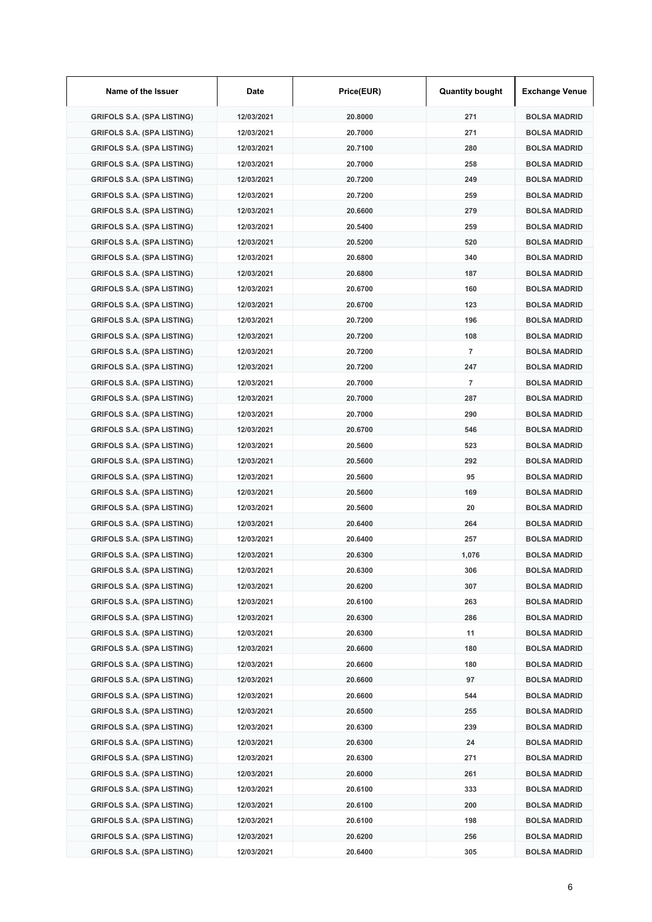| Name of the Issuer | Date | Price(EUR) | Quantity bought | Exchange Venue |
|---|---|---|---|---|
| GRIFOLS S.A. (SPA LISTING) | 12/03/2021 | 20.8000 | 271 | BOLSA MADRID |
| GRIFOLS S.A. (SPA LISTING) | 12/03/2021 | 20.7000 | 271 | BOLSA MADRID |
| GRIFOLS S.A. (SPA LISTING) | 12/03/2021 | 20.7100 | 280 | BOLSA MADRID |
| GRIFOLS S.A. (SPA LISTING) | 12/03/2021 | 20.7000 | 258 | BOLSA MADRID |
| GRIFOLS S.A. (SPA LISTING) | 12/03/2021 | 20.7200 | 249 | BOLSA MADRID |
| GRIFOLS S.A. (SPA LISTING) | 12/03/2021 | 20.7200 | 259 | BOLSA MADRID |
| GRIFOLS S.A. (SPA LISTING) | 12/03/2021 | 20.6600 | 279 | BOLSA MADRID |
| GRIFOLS S.A. (SPA LISTING) | 12/03/2021 | 20.5400 | 259 | BOLSA MADRID |
| GRIFOLS S.A. (SPA LISTING) | 12/03/2021 | 20.5200 | 520 | BOLSA MADRID |
| GRIFOLS S.A. (SPA LISTING) | 12/03/2021 | 20.6800 | 340 | BOLSA MADRID |
| GRIFOLS S.A. (SPA LISTING) | 12/03/2021 | 20.6800 | 187 | BOLSA MADRID |
| GRIFOLS S.A. (SPA LISTING) | 12/03/2021 | 20.6700 | 160 | BOLSA MADRID |
| GRIFOLS S.A. (SPA LISTING) | 12/03/2021 | 20.6700 | 123 | BOLSA MADRID |
| GRIFOLS S.A. (SPA LISTING) | 12/03/2021 | 20.7200 | 196 | BOLSA MADRID |
| GRIFOLS S.A. (SPA LISTING) | 12/03/2021 | 20.7200 | 108 | BOLSA MADRID |
| GRIFOLS S.A. (SPA LISTING) | 12/03/2021 | 20.7200 | 7 | BOLSA MADRID |
| GRIFOLS S.A. (SPA LISTING) | 12/03/2021 | 20.7200 | 247 | BOLSA MADRID |
| GRIFOLS S.A. (SPA LISTING) | 12/03/2021 | 20.7000 | 7 | BOLSA MADRID |
| GRIFOLS S.A. (SPA LISTING) | 12/03/2021 | 20.7000 | 287 | BOLSA MADRID |
| GRIFOLS S.A. (SPA LISTING) | 12/03/2021 | 20.7000 | 290 | BOLSA MADRID |
| GRIFOLS S.A. (SPA LISTING) | 12/03/2021 | 20.6700 | 546 | BOLSA MADRID |
| GRIFOLS S.A. (SPA LISTING) | 12/03/2021 | 20.5600 | 523 | BOLSA MADRID |
| GRIFOLS S.A. (SPA LISTING) | 12/03/2021 | 20.5600 | 292 | BOLSA MADRID |
| GRIFOLS S.A. (SPA LISTING) | 12/03/2021 | 20.5600 | 95 | BOLSA MADRID |
| GRIFOLS S.A. (SPA LISTING) | 12/03/2021 | 20.5600 | 169 | BOLSA MADRID |
| GRIFOLS S.A. (SPA LISTING) | 12/03/2021 | 20.5600 | 20 | BOLSA MADRID |
| GRIFOLS S.A. (SPA LISTING) | 12/03/2021 | 20.6400 | 264 | BOLSA MADRID |
| GRIFOLS S.A. (SPA LISTING) | 12/03/2021 | 20.6400 | 257 | BOLSA MADRID |
| GRIFOLS S.A. (SPA LISTING) | 12/03/2021 | 20.6300 | 1,076 | BOLSA MADRID |
| GRIFOLS S.A. (SPA LISTING) | 12/03/2021 | 20.6300 | 306 | BOLSA MADRID |
| GRIFOLS S.A. (SPA LISTING) | 12/03/2021 | 20.6200 | 307 | BOLSA MADRID |
| GRIFOLS S.A. (SPA LISTING) | 12/03/2021 | 20.6100 | 263 | BOLSA MADRID |
| GRIFOLS S.A. (SPA LISTING) | 12/03/2021 | 20.6300 | 286 | BOLSA MADRID |
| GRIFOLS S.A. (SPA LISTING) | 12/03/2021 | 20.6300 | 11 | BOLSA MADRID |
| GRIFOLS S.A. (SPA LISTING) | 12/03/2021 | 20.6600 | 180 | BOLSA MADRID |
| GRIFOLS S.A. (SPA LISTING) | 12/03/2021 | 20.6600 | 180 | BOLSA MADRID |
| GRIFOLS S.A. (SPA LISTING) | 12/03/2021 | 20.6600 | 97 | BOLSA MADRID |
| GRIFOLS S.A. (SPA LISTING) | 12/03/2021 | 20.6600 | 544 | BOLSA MADRID |
| GRIFOLS S.A. (SPA LISTING) | 12/03/2021 | 20.6500 | 255 | BOLSA MADRID |
| GRIFOLS S.A. (SPA LISTING) | 12/03/2021 | 20.6300 | 239 | BOLSA MADRID |
| GRIFOLS S.A. (SPA LISTING) | 12/03/2021 | 20.6300 | 24 | BOLSA MADRID |
| GRIFOLS S.A. (SPA LISTING) | 12/03/2021 | 20.6300 | 271 | BOLSA MADRID |
| GRIFOLS S.A. (SPA LISTING) | 12/03/2021 | 20.6000 | 261 | BOLSA MADRID |
| GRIFOLS S.A. (SPA LISTING) | 12/03/2021 | 20.6100 | 333 | BOLSA MADRID |
| GRIFOLS S.A. (SPA LISTING) | 12/03/2021 | 20.6100 | 200 | BOLSA MADRID |
| GRIFOLS S.A. (SPA LISTING) | 12/03/2021 | 20.6100 | 198 | BOLSA MADRID |
| GRIFOLS S.A. (SPA LISTING) | 12/03/2021 | 20.6200 | 256 | BOLSA MADRID |
| GRIFOLS S.A. (SPA LISTING) | 12/03/2021 | 20.6400 | 305 | BOLSA MADRID |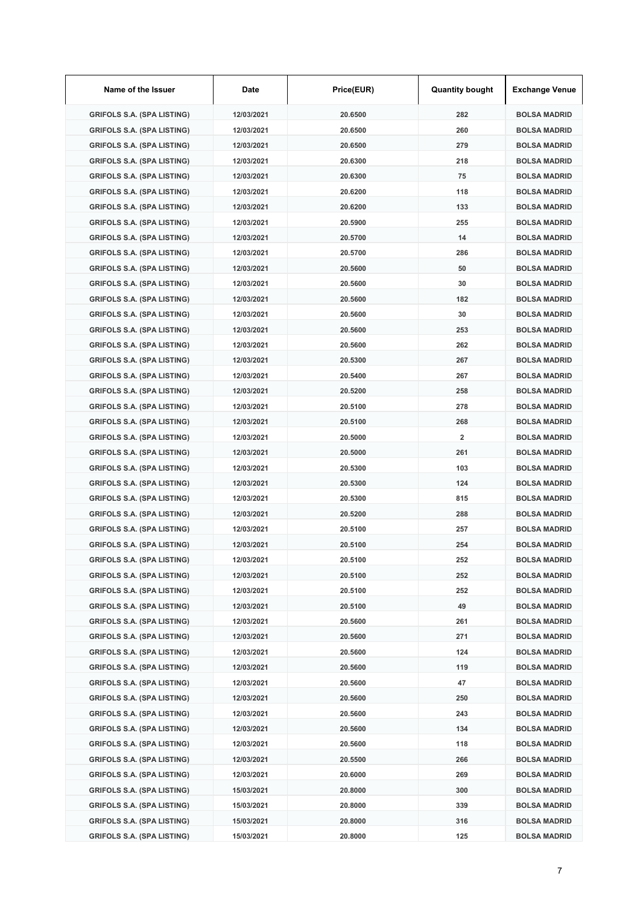| Name of the Issuer | Date | Price(EUR) | Quantity bought | Exchange Venue |
|---|---|---|---|---|
| GRIFOLS S.A. (SPA LISTING) | 12/03/2021 | 20.6500 | 282 | BOLSA MADRID |
| GRIFOLS S.A. (SPA LISTING) | 12/03/2021 | 20.6500 | 260 | BOLSA MADRID |
| GRIFOLS S.A. (SPA LISTING) | 12/03/2021 | 20.6500 | 279 | BOLSA MADRID |
| GRIFOLS S.A. (SPA LISTING) | 12/03/2021 | 20.6300 | 218 | BOLSA MADRID |
| GRIFOLS S.A. (SPA LISTING) | 12/03/2021 | 20.6300 | 75 | BOLSA MADRID |
| GRIFOLS S.A. (SPA LISTING) | 12/03/2021 | 20.6200 | 118 | BOLSA MADRID |
| GRIFOLS S.A. (SPA LISTING) | 12/03/2021 | 20.6200 | 133 | BOLSA MADRID |
| GRIFOLS S.A. (SPA LISTING) | 12/03/2021 | 20.5900 | 255 | BOLSA MADRID |
| GRIFOLS S.A. (SPA LISTING) | 12/03/2021 | 20.5700 | 14 | BOLSA MADRID |
| GRIFOLS S.A. (SPA LISTING) | 12/03/2021 | 20.5700 | 286 | BOLSA MADRID |
| GRIFOLS S.A. (SPA LISTING) | 12/03/2021 | 20.5600 | 50 | BOLSA MADRID |
| GRIFOLS S.A. (SPA LISTING) | 12/03/2021 | 20.5600 | 30 | BOLSA MADRID |
| GRIFOLS S.A. (SPA LISTING) | 12/03/2021 | 20.5600 | 182 | BOLSA MADRID |
| GRIFOLS S.A. (SPA LISTING) | 12/03/2021 | 20.5600 | 30 | BOLSA MADRID |
| GRIFOLS S.A. (SPA LISTING) | 12/03/2021 | 20.5600 | 253 | BOLSA MADRID |
| GRIFOLS S.A. (SPA LISTING) | 12/03/2021 | 20.5600 | 262 | BOLSA MADRID |
| GRIFOLS S.A. (SPA LISTING) | 12/03/2021 | 20.5300 | 267 | BOLSA MADRID |
| GRIFOLS S.A. (SPA LISTING) | 12/03/2021 | 20.5400 | 267 | BOLSA MADRID |
| GRIFOLS S.A. (SPA LISTING) | 12/03/2021 | 20.5200 | 258 | BOLSA MADRID |
| GRIFOLS S.A. (SPA LISTING) | 12/03/2021 | 20.5100 | 278 | BOLSA MADRID |
| GRIFOLS S.A. (SPA LISTING) | 12/03/2021 | 20.5100 | 268 | BOLSA MADRID |
| GRIFOLS S.A. (SPA LISTING) | 12/03/2021 | 20.5000 | 2 | BOLSA MADRID |
| GRIFOLS S.A. (SPA LISTING) | 12/03/2021 | 20.5000 | 261 | BOLSA MADRID |
| GRIFOLS S.A. (SPA LISTING) | 12/03/2021 | 20.5300 | 103 | BOLSA MADRID |
| GRIFOLS S.A. (SPA LISTING) | 12/03/2021 | 20.5300 | 124 | BOLSA MADRID |
| GRIFOLS S.A. (SPA LISTING) | 12/03/2021 | 20.5300 | 815 | BOLSA MADRID |
| GRIFOLS S.A. (SPA LISTING) | 12/03/2021 | 20.5200 | 288 | BOLSA MADRID |
| GRIFOLS S.A. (SPA LISTING) | 12/03/2021 | 20.5100 | 257 | BOLSA MADRID |
| GRIFOLS S.A. (SPA LISTING) | 12/03/2021 | 20.5100 | 254 | BOLSA MADRID |
| GRIFOLS S.A. (SPA LISTING) | 12/03/2021 | 20.5100 | 252 | BOLSA MADRID |
| GRIFOLS S.A. (SPA LISTING) | 12/03/2021 | 20.5100 | 252 | BOLSA MADRID |
| GRIFOLS S.A. (SPA LISTING) | 12/03/2021 | 20.5100 | 252 | BOLSA MADRID |
| GRIFOLS S.A. (SPA LISTING) | 12/03/2021 | 20.5100 | 49 | BOLSA MADRID |
| GRIFOLS S.A. (SPA LISTING) | 12/03/2021 | 20.5600 | 261 | BOLSA MADRID |
| GRIFOLS S.A. (SPA LISTING) | 12/03/2021 | 20.5600 | 271 | BOLSA MADRID |
| GRIFOLS S.A. (SPA LISTING) | 12/03/2021 | 20.5600 | 124 | BOLSA MADRID |
| GRIFOLS S.A. (SPA LISTING) | 12/03/2021 | 20.5600 | 119 | BOLSA MADRID |
| GRIFOLS S.A. (SPA LISTING) | 12/03/2021 | 20.5600 | 47 | BOLSA MADRID |
| GRIFOLS S.A. (SPA LISTING) | 12/03/2021 | 20.5600 | 250 | BOLSA MADRID |
| GRIFOLS S.A. (SPA LISTING) | 12/03/2021 | 20.5600 | 243 | BOLSA MADRID |
| GRIFOLS S.A. (SPA LISTING) | 12/03/2021 | 20.5600 | 134 | BOLSA MADRID |
| GRIFOLS S.A. (SPA LISTING) | 12/03/2021 | 20.5600 | 118 | BOLSA MADRID |
| GRIFOLS S.A. (SPA LISTING) | 12/03/2021 | 20.5500 | 266 | BOLSA MADRID |
| GRIFOLS S.A. (SPA LISTING) | 12/03/2021 | 20.6000 | 269 | BOLSA MADRID |
| GRIFOLS S.A. (SPA LISTING) | 15/03/2021 | 20.8000 | 300 | BOLSA MADRID |
| GRIFOLS S.A. (SPA LISTING) | 15/03/2021 | 20.8000 | 339 | BOLSA MADRID |
| GRIFOLS S.A. (SPA LISTING) | 15/03/2021 | 20.8000 | 316 | BOLSA MADRID |
| GRIFOLS S.A. (SPA LISTING) | 15/03/2021 | 20.8000 | 125 | BOLSA MADRID |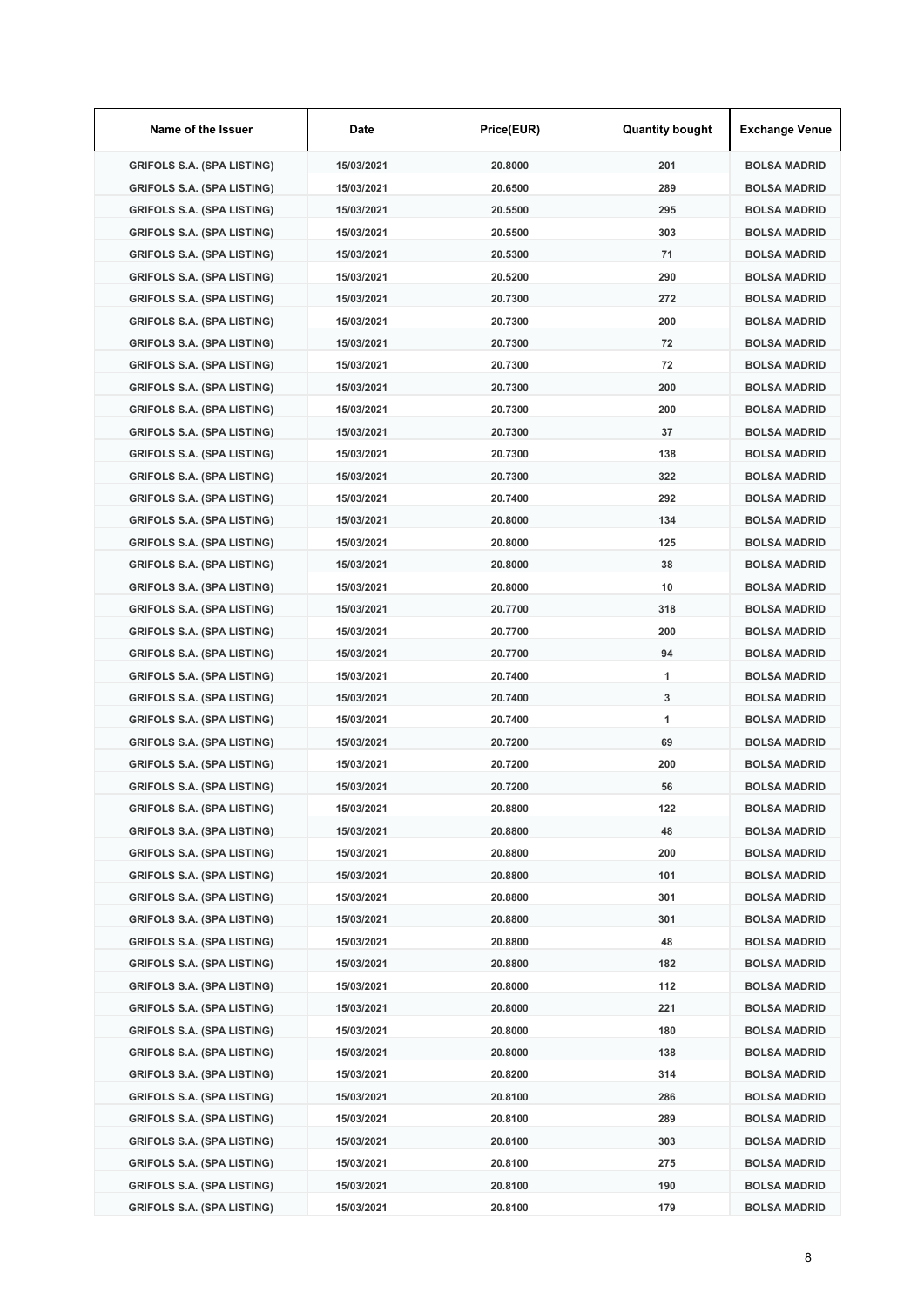| Name of the Issuer | Date | Price(EUR) | Quantity bought | Exchange Venue |
|---|---|---|---|---|
| GRIFOLS S.A. (SPA LISTING) | 15/03/2021 | 20.8000 | 201 | BOLSA MADRID |
| GRIFOLS S.A. (SPA LISTING) | 15/03/2021 | 20.6500 | 289 | BOLSA MADRID |
| GRIFOLS S.A. (SPA LISTING) | 15/03/2021 | 20.5500 | 295 | BOLSA MADRID |
| GRIFOLS S.A. (SPA LISTING) | 15/03/2021 | 20.5500 | 303 | BOLSA MADRID |
| GRIFOLS S.A. (SPA LISTING) | 15/03/2021 | 20.5300 | 71 | BOLSA MADRID |
| GRIFOLS S.A. (SPA LISTING) | 15/03/2021 | 20.5200 | 290 | BOLSA MADRID |
| GRIFOLS S.A. (SPA LISTING) | 15/03/2021 | 20.7300 | 272 | BOLSA MADRID |
| GRIFOLS S.A. (SPA LISTING) | 15/03/2021 | 20.7300 | 200 | BOLSA MADRID |
| GRIFOLS S.A. (SPA LISTING) | 15/03/2021 | 20.7300 | 72 | BOLSA MADRID |
| GRIFOLS S.A. (SPA LISTING) | 15/03/2021 | 20.7300 | 72 | BOLSA MADRID |
| GRIFOLS S.A. (SPA LISTING) | 15/03/2021 | 20.7300 | 200 | BOLSA MADRID |
| GRIFOLS S.A. (SPA LISTING) | 15/03/2021 | 20.7300 | 200 | BOLSA MADRID |
| GRIFOLS S.A. (SPA LISTING) | 15/03/2021 | 20.7300 | 37 | BOLSA MADRID |
| GRIFOLS S.A. (SPA LISTING) | 15/03/2021 | 20.7300 | 138 | BOLSA MADRID |
| GRIFOLS S.A. (SPA LISTING) | 15/03/2021 | 20.7300 | 322 | BOLSA MADRID |
| GRIFOLS S.A. (SPA LISTING) | 15/03/2021 | 20.7400 | 292 | BOLSA MADRID |
| GRIFOLS S.A. (SPA LISTING) | 15/03/2021 | 20.8000 | 134 | BOLSA MADRID |
| GRIFOLS S.A. (SPA LISTING) | 15/03/2021 | 20.8000 | 125 | BOLSA MADRID |
| GRIFOLS S.A. (SPA LISTING) | 15/03/2021 | 20.8000 | 38 | BOLSA MADRID |
| GRIFOLS S.A. (SPA LISTING) | 15/03/2021 | 20.8000 | 10 | BOLSA MADRID |
| GRIFOLS S.A. (SPA LISTING) | 15/03/2021 | 20.7700 | 318 | BOLSA MADRID |
| GRIFOLS S.A. (SPA LISTING) | 15/03/2021 | 20.7700 | 200 | BOLSA MADRID |
| GRIFOLS S.A. (SPA LISTING) | 15/03/2021 | 20.7700 | 94 | BOLSA MADRID |
| GRIFOLS S.A. (SPA LISTING) | 15/03/2021 | 20.7400 | 1 | BOLSA MADRID |
| GRIFOLS S.A. (SPA LISTING) | 15/03/2021 | 20.7400 | 3 | BOLSA MADRID |
| GRIFOLS S.A. (SPA LISTING) | 15/03/2021 | 20.7400 | 1 | BOLSA MADRID |
| GRIFOLS S.A. (SPA LISTING) | 15/03/2021 | 20.7200 | 69 | BOLSA MADRID |
| GRIFOLS S.A. (SPA LISTING) | 15/03/2021 | 20.7200 | 200 | BOLSA MADRID |
| GRIFOLS S.A. (SPA LISTING) | 15/03/2021 | 20.7200 | 56 | BOLSA MADRID |
| GRIFOLS S.A. (SPA LISTING) | 15/03/2021 | 20.8800 | 122 | BOLSA MADRID |
| GRIFOLS S.A. (SPA LISTING) | 15/03/2021 | 20.8800 | 48 | BOLSA MADRID |
| GRIFOLS S.A. (SPA LISTING) | 15/03/2021 | 20.8800 | 200 | BOLSA MADRID |
| GRIFOLS S.A. (SPA LISTING) | 15/03/2021 | 20.8800 | 101 | BOLSA MADRID |
| GRIFOLS S.A. (SPA LISTING) | 15/03/2021 | 20.8800 | 301 | BOLSA MADRID |
| GRIFOLS S.A. (SPA LISTING) | 15/03/2021 | 20.8800 | 301 | BOLSA MADRID |
| GRIFOLS S.A. (SPA LISTING) | 15/03/2021 | 20.8800 | 48 | BOLSA MADRID |
| GRIFOLS S.A. (SPA LISTING) | 15/03/2021 | 20.8800 | 182 | BOLSA MADRID |
| GRIFOLS S.A. (SPA LISTING) | 15/03/2021 | 20.8000 | 112 | BOLSA MADRID |
| GRIFOLS S.A. (SPA LISTING) | 15/03/2021 | 20.8000 | 221 | BOLSA MADRID |
| GRIFOLS S.A. (SPA LISTING) | 15/03/2021 | 20.8000 | 180 | BOLSA MADRID |
| GRIFOLS S.A. (SPA LISTING) | 15/03/2021 | 20.8000 | 138 | BOLSA MADRID |
| GRIFOLS S.A. (SPA LISTING) | 15/03/2021 | 20.8200 | 314 | BOLSA MADRID |
| GRIFOLS S.A. (SPA LISTING) | 15/03/2021 | 20.8100 | 286 | BOLSA MADRID |
| GRIFOLS S.A. (SPA LISTING) | 15/03/2021 | 20.8100 | 289 | BOLSA MADRID |
| GRIFOLS S.A. (SPA LISTING) | 15/03/2021 | 20.8100 | 303 | BOLSA MADRID |
| GRIFOLS S.A. (SPA LISTING) | 15/03/2021 | 20.8100 | 275 | BOLSA MADRID |
| GRIFOLS S.A. (SPA LISTING) | 15/03/2021 | 20.8100 | 190 | BOLSA MADRID |
| GRIFOLS S.A. (SPA LISTING) | 15/03/2021 | 20.8100 | 179 | BOLSA MADRID |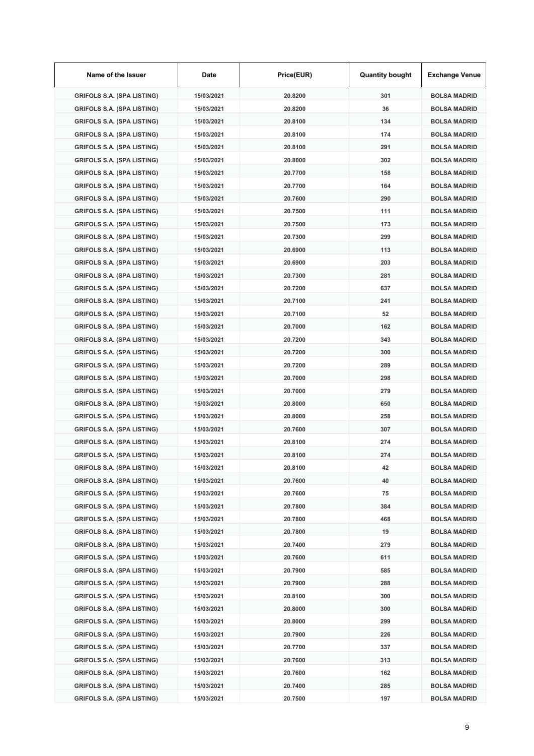| Name of the Issuer | Date | Price(EUR) | Quantity bought | Exchange Venue |
|---|---|---|---|---|
| GRIFOLS S.A. (SPA LISTING) | 15/03/2021 | 20.8200 | 301 | BOLSA MADRID |
| GRIFOLS S.A. (SPA LISTING) | 15/03/2021 | 20.8200 | 36 | BOLSA MADRID |
| GRIFOLS S.A. (SPA LISTING) | 15/03/2021 | 20.8100 | 134 | BOLSA MADRID |
| GRIFOLS S.A. (SPA LISTING) | 15/03/2021 | 20.8100 | 174 | BOLSA MADRID |
| GRIFOLS S.A. (SPA LISTING) | 15/03/2021 | 20.8100 | 291 | BOLSA MADRID |
| GRIFOLS S.A. (SPA LISTING) | 15/03/2021 | 20.8000 | 302 | BOLSA MADRID |
| GRIFOLS S.A. (SPA LISTING) | 15/03/2021 | 20.7700 | 158 | BOLSA MADRID |
| GRIFOLS S.A. (SPA LISTING) | 15/03/2021 | 20.7700 | 164 | BOLSA MADRID |
| GRIFOLS S.A. (SPA LISTING) | 15/03/2021 | 20.7600 | 290 | BOLSA MADRID |
| GRIFOLS S.A. (SPA LISTING) | 15/03/2021 | 20.7500 | 111 | BOLSA MADRID |
| GRIFOLS S.A. (SPA LISTING) | 15/03/2021 | 20.7500 | 173 | BOLSA MADRID |
| GRIFOLS S.A. (SPA LISTING) | 15/03/2021 | 20.7300 | 299 | BOLSA MADRID |
| GRIFOLS S.A. (SPA LISTING) | 15/03/2021 | 20.6900 | 113 | BOLSA MADRID |
| GRIFOLS S.A. (SPA LISTING) | 15/03/2021 | 20.6900 | 203 | BOLSA MADRID |
| GRIFOLS S.A. (SPA LISTING) | 15/03/2021 | 20.7300 | 281 | BOLSA MADRID |
| GRIFOLS S.A. (SPA LISTING) | 15/03/2021 | 20.7200 | 637 | BOLSA MADRID |
| GRIFOLS S.A. (SPA LISTING) | 15/03/2021 | 20.7100 | 241 | BOLSA MADRID |
| GRIFOLS S.A. (SPA LISTING) | 15/03/2021 | 20.7100 | 52 | BOLSA MADRID |
| GRIFOLS S.A. (SPA LISTING) | 15/03/2021 | 20.7000 | 162 | BOLSA MADRID |
| GRIFOLS S.A. (SPA LISTING) | 15/03/2021 | 20.7200 | 343 | BOLSA MADRID |
| GRIFOLS S.A. (SPA LISTING) | 15/03/2021 | 20.7200 | 300 | BOLSA MADRID |
| GRIFOLS S.A. (SPA LISTING) | 15/03/2021 | 20.7200 | 289 | BOLSA MADRID |
| GRIFOLS S.A. (SPA LISTING) | 15/03/2021 | 20.7000 | 298 | BOLSA MADRID |
| GRIFOLS S.A. (SPA LISTING) | 15/03/2021 | 20.7000 | 279 | BOLSA MADRID |
| GRIFOLS S.A. (SPA LISTING) | 15/03/2021 | 20.8000 | 650 | BOLSA MADRID |
| GRIFOLS S.A. (SPA LISTING) | 15/03/2021 | 20.8000 | 258 | BOLSA MADRID |
| GRIFOLS S.A. (SPA LISTING) | 15/03/2021 | 20.7600 | 307 | BOLSA MADRID |
| GRIFOLS S.A. (SPA LISTING) | 15/03/2021 | 20.8100 | 274 | BOLSA MADRID |
| GRIFOLS S.A. (SPA LISTING) | 15/03/2021 | 20.8100 | 274 | BOLSA MADRID |
| GRIFOLS S.A. (SPA LISTING) | 15/03/2021 | 20.8100 | 42 | BOLSA MADRID |
| GRIFOLS S.A. (SPA LISTING) | 15/03/2021 | 20.7600 | 40 | BOLSA MADRID |
| GRIFOLS S.A. (SPA LISTING) | 15/03/2021 | 20.7600 | 75 | BOLSA MADRID |
| GRIFOLS S.A. (SPA LISTING) | 15/03/2021 | 20.7800 | 384 | BOLSA MADRID |
| GRIFOLS S.A. (SPA LISTING) | 15/03/2021 | 20.7800 | 468 | BOLSA MADRID |
| GRIFOLS S.A. (SPA LISTING) | 15/03/2021 | 20.7800 | 19 | BOLSA MADRID |
| GRIFOLS S.A. (SPA LISTING) | 15/03/2021 | 20.7400 | 279 | BOLSA MADRID |
| GRIFOLS S.A. (SPA LISTING) | 15/03/2021 | 20.7600 | 611 | BOLSA MADRID |
| GRIFOLS S.A. (SPA LISTING) | 15/03/2021 | 20.7900 | 585 | BOLSA MADRID |
| GRIFOLS S.A. (SPA LISTING) | 15/03/2021 | 20.7900 | 288 | BOLSA MADRID |
| GRIFOLS S.A. (SPA LISTING) | 15/03/2021 | 20.8100 | 300 | BOLSA MADRID |
| GRIFOLS S.A. (SPA LISTING) | 15/03/2021 | 20.8000 | 300 | BOLSA MADRID |
| GRIFOLS S.A. (SPA LISTING) | 15/03/2021 | 20.8000 | 299 | BOLSA MADRID |
| GRIFOLS S.A. (SPA LISTING) | 15/03/2021 | 20.7900 | 226 | BOLSA MADRID |
| GRIFOLS S.A. (SPA LISTING) | 15/03/2021 | 20.7700 | 337 | BOLSA MADRID |
| GRIFOLS S.A. (SPA LISTING) | 15/03/2021 | 20.7600 | 313 | BOLSA MADRID |
| GRIFOLS S.A. (SPA LISTING) | 15/03/2021 | 20.7600 | 162 | BOLSA MADRID |
| GRIFOLS S.A. (SPA LISTING) | 15/03/2021 | 20.7400 | 285 | BOLSA MADRID |
| GRIFOLS S.A. (SPA LISTING) | 15/03/2021 | 20.7500 | 197 | BOLSA MADRID |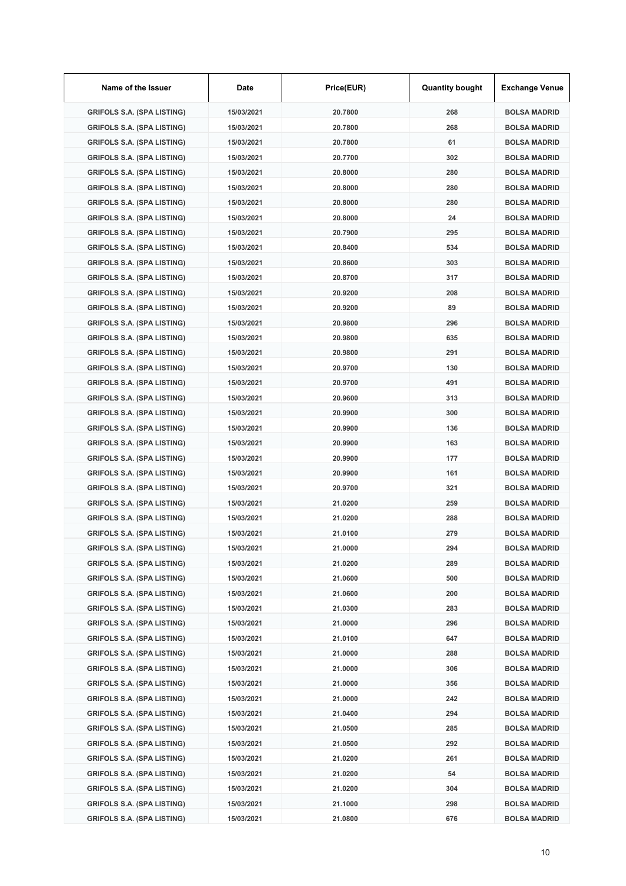| Name of the Issuer | Date | Price(EUR) | Quantity bought | Exchange Venue |
|---|---|---|---|---|
| GRIFOLS S.A. (SPA LISTING) | 15/03/2021 | 20.7800 | 268 | BOLSA MADRID |
| GRIFOLS S.A. (SPA LISTING) | 15/03/2021 | 20.7800 | 268 | BOLSA MADRID |
| GRIFOLS S.A. (SPA LISTING) | 15/03/2021 | 20.7800 | 61 | BOLSA MADRID |
| GRIFOLS S.A. (SPA LISTING) | 15/03/2021 | 20.7700 | 302 | BOLSA MADRID |
| GRIFOLS S.A. (SPA LISTING) | 15/03/2021 | 20.8000 | 280 | BOLSA MADRID |
| GRIFOLS S.A. (SPA LISTING) | 15/03/2021 | 20.8000 | 280 | BOLSA MADRID |
| GRIFOLS S.A. (SPA LISTING) | 15/03/2021 | 20.8000 | 280 | BOLSA MADRID |
| GRIFOLS S.A. (SPA LISTING) | 15/03/2021 | 20.8000 | 24 | BOLSA MADRID |
| GRIFOLS S.A. (SPA LISTING) | 15/03/2021 | 20.7900 | 295 | BOLSA MADRID |
| GRIFOLS S.A. (SPA LISTING) | 15/03/2021 | 20.8400 | 534 | BOLSA MADRID |
| GRIFOLS S.A. (SPA LISTING) | 15/03/2021 | 20.8600 | 303 | BOLSA MADRID |
| GRIFOLS S.A. (SPA LISTING) | 15/03/2021 | 20.8700 | 317 | BOLSA MADRID |
| GRIFOLS S.A. (SPA LISTING) | 15/03/2021 | 20.9200 | 208 | BOLSA MADRID |
| GRIFOLS S.A. (SPA LISTING) | 15/03/2021 | 20.9200 | 89 | BOLSA MADRID |
| GRIFOLS S.A. (SPA LISTING) | 15/03/2021 | 20.9800 | 296 | BOLSA MADRID |
| GRIFOLS S.A. (SPA LISTING) | 15/03/2021 | 20.9800 | 635 | BOLSA MADRID |
| GRIFOLS S.A. (SPA LISTING) | 15/03/2021 | 20.9800 | 291 | BOLSA MADRID |
| GRIFOLS S.A. (SPA LISTING) | 15/03/2021 | 20.9700 | 130 | BOLSA MADRID |
| GRIFOLS S.A. (SPA LISTING) | 15/03/2021 | 20.9700 | 491 | BOLSA MADRID |
| GRIFOLS S.A. (SPA LISTING) | 15/03/2021 | 20.9600 | 313 | BOLSA MADRID |
| GRIFOLS S.A. (SPA LISTING) | 15/03/2021 | 20.9900 | 300 | BOLSA MADRID |
| GRIFOLS S.A. (SPA LISTING) | 15/03/2021 | 20.9900 | 136 | BOLSA MADRID |
| GRIFOLS S.A. (SPA LISTING) | 15/03/2021 | 20.9900 | 163 | BOLSA MADRID |
| GRIFOLS S.A. (SPA LISTING) | 15/03/2021 | 20.9900 | 177 | BOLSA MADRID |
| GRIFOLS S.A. (SPA LISTING) | 15/03/2021 | 20.9900 | 161 | BOLSA MADRID |
| GRIFOLS S.A. (SPA LISTING) | 15/03/2021 | 20.9700 | 321 | BOLSA MADRID |
| GRIFOLS S.A. (SPA LISTING) | 15/03/2021 | 21.0200 | 259 | BOLSA MADRID |
| GRIFOLS S.A. (SPA LISTING) | 15/03/2021 | 21.0200 | 288 | BOLSA MADRID |
| GRIFOLS S.A. (SPA LISTING) | 15/03/2021 | 21.0100 | 279 | BOLSA MADRID |
| GRIFOLS S.A. (SPA LISTING) | 15/03/2021 | 21.0000 | 294 | BOLSA MADRID |
| GRIFOLS S.A. (SPA LISTING) | 15/03/2021 | 21.0200 | 289 | BOLSA MADRID |
| GRIFOLS S.A. (SPA LISTING) | 15/03/2021 | 21.0600 | 500 | BOLSA MADRID |
| GRIFOLS S.A. (SPA LISTING) | 15/03/2021 | 21.0600 | 200 | BOLSA MADRID |
| GRIFOLS S.A. (SPA LISTING) | 15/03/2021 | 21.0300 | 283 | BOLSA MADRID |
| GRIFOLS S.A. (SPA LISTING) | 15/03/2021 | 21.0000 | 296 | BOLSA MADRID |
| GRIFOLS S.A. (SPA LISTING) | 15/03/2021 | 21.0100 | 647 | BOLSA MADRID |
| GRIFOLS S.A. (SPA LISTING) | 15/03/2021 | 21.0000 | 288 | BOLSA MADRID |
| GRIFOLS S.A. (SPA LISTING) | 15/03/2021 | 21.0000 | 306 | BOLSA MADRID |
| GRIFOLS S.A. (SPA LISTING) | 15/03/2021 | 21.0000 | 356 | BOLSA MADRID |
| GRIFOLS S.A. (SPA LISTING) | 15/03/2021 | 21.0000 | 242 | BOLSA MADRID |
| GRIFOLS S.A. (SPA LISTING) | 15/03/2021 | 21.0400 | 294 | BOLSA MADRID |
| GRIFOLS S.A. (SPA LISTING) | 15/03/2021 | 21.0500 | 285 | BOLSA MADRID |
| GRIFOLS S.A. (SPA LISTING) | 15/03/2021 | 21.0500 | 292 | BOLSA MADRID |
| GRIFOLS S.A. (SPA LISTING) | 15/03/2021 | 21.0200 | 261 | BOLSA MADRID |
| GRIFOLS S.A. (SPA LISTING) | 15/03/2021 | 21.0200 | 54 | BOLSA MADRID |
| GRIFOLS S.A. (SPA LISTING) | 15/03/2021 | 21.0200 | 304 | BOLSA MADRID |
| GRIFOLS S.A. (SPA LISTING) | 15/03/2021 | 21.1000 | 298 | BOLSA MADRID |
| GRIFOLS S.A. (SPA LISTING) | 15/03/2021 | 21.0800 | 676 | BOLSA MADRID |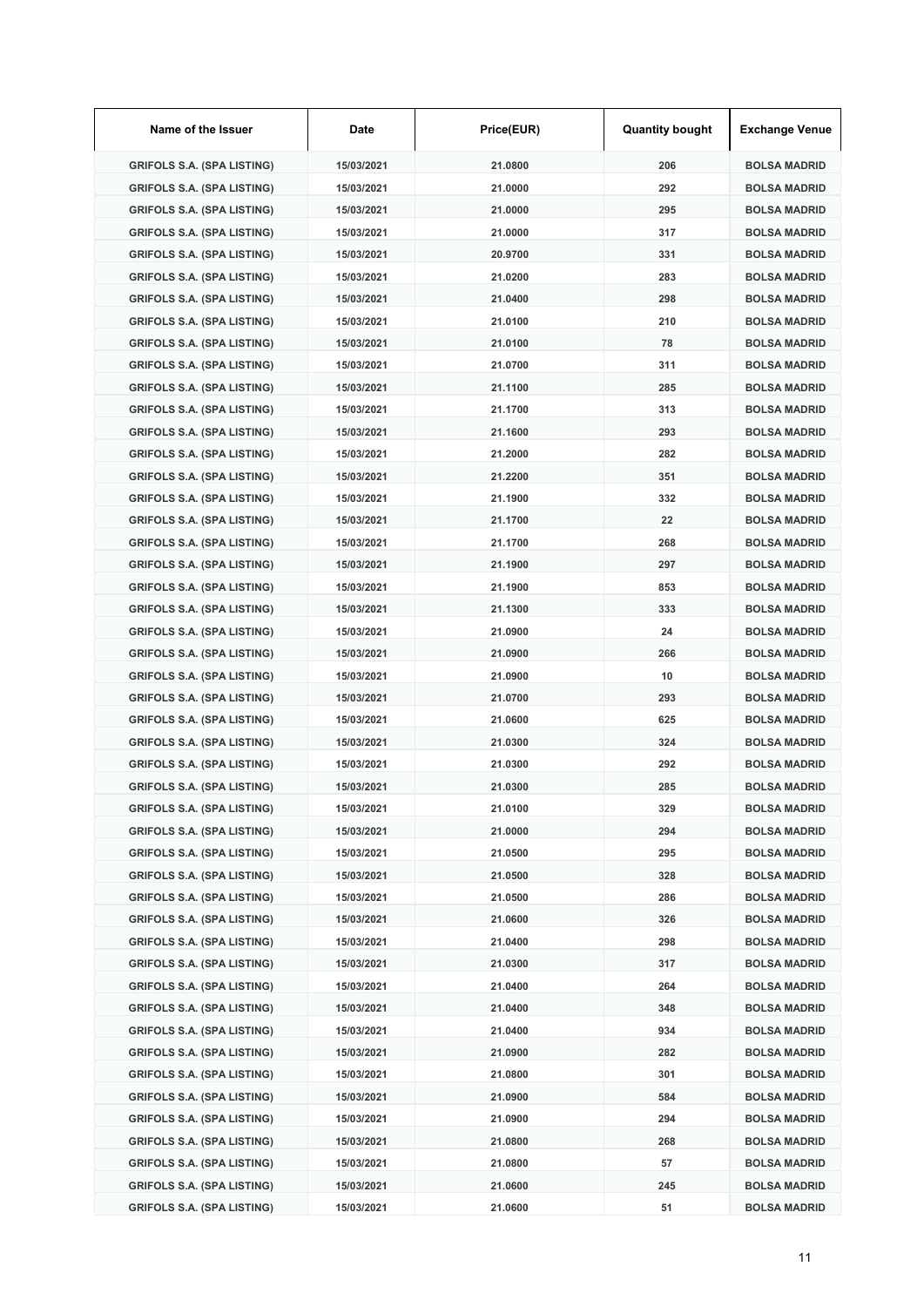| Name of the Issuer | Date | Price(EUR) | Quantity bought | Exchange Venue |
|---|---|---|---|---|
| GRIFOLS S.A. (SPA LISTING) | 15/03/2021 | 21.0800 | 206 | BOLSA MADRID |
| GRIFOLS S.A. (SPA LISTING) | 15/03/2021 | 21.0000 | 292 | BOLSA MADRID |
| GRIFOLS S.A. (SPA LISTING) | 15/03/2021 | 21.0000 | 295 | BOLSA MADRID |
| GRIFOLS S.A. (SPA LISTING) | 15/03/2021 | 21.0000 | 317 | BOLSA MADRID |
| GRIFOLS S.A. (SPA LISTING) | 15/03/2021 | 20.9700 | 331 | BOLSA MADRID |
| GRIFOLS S.A. (SPA LISTING) | 15/03/2021 | 21.0200 | 283 | BOLSA MADRID |
| GRIFOLS S.A. (SPA LISTING) | 15/03/2021 | 21.0400 | 298 | BOLSA MADRID |
| GRIFOLS S.A. (SPA LISTING) | 15/03/2021 | 21.0100 | 210 | BOLSA MADRID |
| GRIFOLS S.A. (SPA LISTING) | 15/03/2021 | 21.0100 | 78 | BOLSA MADRID |
| GRIFOLS S.A. (SPA LISTING) | 15/03/2021 | 21.0700 | 311 | BOLSA MADRID |
| GRIFOLS S.A. (SPA LISTING) | 15/03/2021 | 21.1100 | 285 | BOLSA MADRID |
| GRIFOLS S.A. (SPA LISTING) | 15/03/2021 | 21.1700 | 313 | BOLSA MADRID |
| GRIFOLS S.A. (SPA LISTING) | 15/03/2021 | 21.1600 | 293 | BOLSA MADRID |
| GRIFOLS S.A. (SPA LISTING) | 15/03/2021 | 21.2000 | 282 | BOLSA MADRID |
| GRIFOLS S.A. (SPA LISTING) | 15/03/2021 | 21.2200 | 351 | BOLSA MADRID |
| GRIFOLS S.A. (SPA LISTING) | 15/03/2021 | 21.1900 | 332 | BOLSA MADRID |
| GRIFOLS S.A. (SPA LISTING) | 15/03/2021 | 21.1700 | 22 | BOLSA MADRID |
| GRIFOLS S.A. (SPA LISTING) | 15/03/2021 | 21.1700 | 268 | BOLSA MADRID |
| GRIFOLS S.A. (SPA LISTING) | 15/03/2021 | 21.1900 | 297 | BOLSA MADRID |
| GRIFOLS S.A. (SPA LISTING) | 15/03/2021 | 21.1900 | 853 | BOLSA MADRID |
| GRIFOLS S.A. (SPA LISTING) | 15/03/2021 | 21.1300 | 333 | BOLSA MADRID |
| GRIFOLS S.A. (SPA LISTING) | 15/03/2021 | 21.0900 | 24 | BOLSA MADRID |
| GRIFOLS S.A. (SPA LISTING) | 15/03/2021 | 21.0900 | 266 | BOLSA MADRID |
| GRIFOLS S.A. (SPA LISTING) | 15/03/2021 | 21.0900 | 10 | BOLSA MADRID |
| GRIFOLS S.A. (SPA LISTING) | 15/03/2021 | 21.0700 | 293 | BOLSA MADRID |
| GRIFOLS S.A. (SPA LISTING) | 15/03/2021 | 21.0600 | 625 | BOLSA MADRID |
| GRIFOLS S.A. (SPA LISTING) | 15/03/2021 | 21.0300 | 324 | BOLSA MADRID |
| GRIFOLS S.A. (SPA LISTING) | 15/03/2021 | 21.0300 | 292 | BOLSA MADRID |
| GRIFOLS S.A. (SPA LISTING) | 15/03/2021 | 21.0300 | 285 | BOLSA MADRID |
| GRIFOLS S.A. (SPA LISTING) | 15/03/2021 | 21.0100 | 329 | BOLSA MADRID |
| GRIFOLS S.A. (SPA LISTING) | 15/03/2021 | 21.0000 | 294 | BOLSA MADRID |
| GRIFOLS S.A. (SPA LISTING) | 15/03/2021 | 21.0500 | 295 | BOLSA MADRID |
| GRIFOLS S.A. (SPA LISTING) | 15/03/2021 | 21.0500 | 328 | BOLSA MADRID |
| GRIFOLS S.A. (SPA LISTING) | 15/03/2021 | 21.0500 | 286 | BOLSA MADRID |
| GRIFOLS S.A. (SPA LISTING) | 15/03/2021 | 21.0600 | 326 | BOLSA MADRID |
| GRIFOLS S.A. (SPA LISTING) | 15/03/2021 | 21.0400 | 298 | BOLSA MADRID |
| GRIFOLS S.A. (SPA LISTING) | 15/03/2021 | 21.0300 | 317 | BOLSA MADRID |
| GRIFOLS S.A. (SPA LISTING) | 15/03/2021 | 21.0400 | 264 | BOLSA MADRID |
| GRIFOLS S.A. (SPA LISTING) | 15/03/2021 | 21.0400 | 348 | BOLSA MADRID |
| GRIFOLS S.A. (SPA LISTING) | 15/03/2021 | 21.0400 | 934 | BOLSA MADRID |
| GRIFOLS S.A. (SPA LISTING) | 15/03/2021 | 21.0900 | 282 | BOLSA MADRID |
| GRIFOLS S.A. (SPA LISTING) | 15/03/2021 | 21.0800 | 301 | BOLSA MADRID |
| GRIFOLS S.A. (SPA LISTING) | 15/03/2021 | 21.0900 | 584 | BOLSA MADRID |
| GRIFOLS S.A. (SPA LISTING) | 15/03/2021 | 21.0900 | 294 | BOLSA MADRID |
| GRIFOLS S.A. (SPA LISTING) | 15/03/2021 | 21.0800 | 268 | BOLSA MADRID |
| GRIFOLS S.A. (SPA LISTING) | 15/03/2021 | 21.0800 | 57 | BOLSA MADRID |
| GRIFOLS S.A. (SPA LISTING) | 15/03/2021 | 21.0600 | 245 | BOLSA MADRID |
| GRIFOLS S.A. (SPA LISTING) | 15/03/2021 | 21.0600 | 51 | BOLSA MADRID |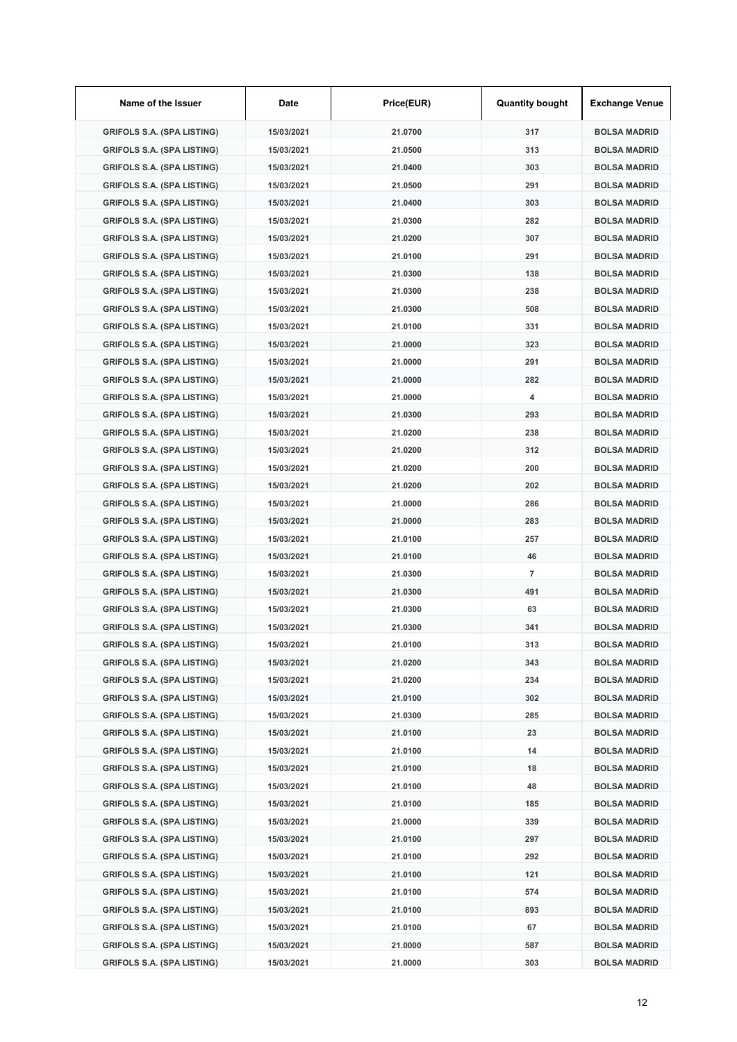| Name of the Issuer | Date | Price(EUR) | Quantity bought | Exchange Venue |
|---|---|---|---|---|
| GRIFOLS S.A. (SPA LISTING) | 15/03/2021 | 21.0700 | 317 | BOLSA MADRID |
| GRIFOLS S.A. (SPA LISTING) | 15/03/2021 | 21.0500 | 313 | BOLSA MADRID |
| GRIFOLS S.A. (SPA LISTING) | 15/03/2021 | 21.0400 | 303 | BOLSA MADRID |
| GRIFOLS S.A. (SPA LISTING) | 15/03/2021 | 21.0500 | 291 | BOLSA MADRID |
| GRIFOLS S.A. (SPA LISTING) | 15/03/2021 | 21.0400 | 303 | BOLSA MADRID |
| GRIFOLS S.A. (SPA LISTING) | 15/03/2021 | 21.0300 | 282 | BOLSA MADRID |
| GRIFOLS S.A. (SPA LISTING) | 15/03/2021 | 21.0200 | 307 | BOLSA MADRID |
| GRIFOLS S.A. (SPA LISTING) | 15/03/2021 | 21.0100 | 291 | BOLSA MADRID |
| GRIFOLS S.A. (SPA LISTING) | 15/03/2021 | 21.0300 | 138 | BOLSA MADRID |
| GRIFOLS S.A. (SPA LISTING) | 15/03/2021 | 21.0300 | 238 | BOLSA MADRID |
| GRIFOLS S.A. (SPA LISTING) | 15/03/2021 | 21.0300 | 508 | BOLSA MADRID |
| GRIFOLS S.A. (SPA LISTING) | 15/03/2021 | 21.0100 | 331 | BOLSA MADRID |
| GRIFOLS S.A. (SPA LISTING) | 15/03/2021 | 21.0000 | 323 | BOLSA MADRID |
| GRIFOLS S.A. (SPA LISTING) | 15/03/2021 | 21.0000 | 291 | BOLSA MADRID |
| GRIFOLS S.A. (SPA LISTING) | 15/03/2021 | 21.0000 | 282 | BOLSA MADRID |
| GRIFOLS S.A. (SPA LISTING) | 15/03/2021 | 21.0000 | 4 | BOLSA MADRID |
| GRIFOLS S.A. (SPA LISTING) | 15/03/2021 | 21.0300 | 293 | BOLSA MADRID |
| GRIFOLS S.A. (SPA LISTING) | 15/03/2021 | 21.0200 | 238 | BOLSA MADRID |
| GRIFOLS S.A. (SPA LISTING) | 15/03/2021 | 21.0200 | 312 | BOLSA MADRID |
| GRIFOLS S.A. (SPA LISTING) | 15/03/2021 | 21.0200 | 200 | BOLSA MADRID |
| GRIFOLS S.A. (SPA LISTING) | 15/03/2021 | 21.0200 | 202 | BOLSA MADRID |
| GRIFOLS S.A. (SPA LISTING) | 15/03/2021 | 21.0000 | 286 | BOLSA MADRID |
| GRIFOLS S.A. (SPA LISTING) | 15/03/2021 | 21.0000 | 283 | BOLSA MADRID |
| GRIFOLS S.A. (SPA LISTING) | 15/03/2021 | 21.0100 | 257 | BOLSA MADRID |
| GRIFOLS S.A. (SPA LISTING) | 15/03/2021 | 21.0100 | 46 | BOLSA MADRID |
| GRIFOLS S.A. (SPA LISTING) | 15/03/2021 | 21.0300 | 7 | BOLSA MADRID |
| GRIFOLS S.A. (SPA LISTING) | 15/03/2021 | 21.0300 | 491 | BOLSA MADRID |
| GRIFOLS S.A. (SPA LISTING) | 15/03/2021 | 21.0300 | 63 | BOLSA MADRID |
| GRIFOLS S.A. (SPA LISTING) | 15/03/2021 | 21.0300 | 341 | BOLSA MADRID |
| GRIFOLS S.A. (SPA LISTING) | 15/03/2021 | 21.0100 | 313 | BOLSA MADRID |
| GRIFOLS S.A. (SPA LISTING) | 15/03/2021 | 21.0200 | 343 | BOLSA MADRID |
| GRIFOLS S.A. (SPA LISTING) | 15/03/2021 | 21.0200 | 234 | BOLSA MADRID |
| GRIFOLS S.A. (SPA LISTING) | 15/03/2021 | 21.0100 | 302 | BOLSA MADRID |
| GRIFOLS S.A. (SPA LISTING) | 15/03/2021 | 21.0300 | 285 | BOLSA MADRID |
| GRIFOLS S.A. (SPA LISTING) | 15/03/2021 | 21.0100 | 23 | BOLSA MADRID |
| GRIFOLS S.A. (SPA LISTING) | 15/03/2021 | 21.0100 | 14 | BOLSA MADRID |
| GRIFOLS S.A. (SPA LISTING) | 15/03/2021 | 21.0100 | 18 | BOLSA MADRID |
| GRIFOLS S.A. (SPA LISTING) | 15/03/2021 | 21.0100 | 48 | BOLSA MADRID |
| GRIFOLS S.A. (SPA LISTING) | 15/03/2021 | 21.0100 | 185 | BOLSA MADRID |
| GRIFOLS S.A. (SPA LISTING) | 15/03/2021 | 21.0000 | 339 | BOLSA MADRID |
| GRIFOLS S.A. (SPA LISTING) | 15/03/2021 | 21.0100 | 297 | BOLSA MADRID |
| GRIFOLS S.A. (SPA LISTING) | 15/03/2021 | 21.0100 | 292 | BOLSA MADRID |
| GRIFOLS S.A. (SPA LISTING) | 15/03/2021 | 21.0100 | 121 | BOLSA MADRID |
| GRIFOLS S.A. (SPA LISTING) | 15/03/2021 | 21.0100 | 574 | BOLSA MADRID |
| GRIFOLS S.A. (SPA LISTING) | 15/03/2021 | 21.0100 | 893 | BOLSA MADRID |
| GRIFOLS S.A. (SPA LISTING) | 15/03/2021 | 21.0100 | 67 | BOLSA MADRID |
| GRIFOLS S.A. (SPA LISTING) | 15/03/2021 | 21.0000 | 587 | BOLSA MADRID |
| GRIFOLS S.A. (SPA LISTING) | 15/03/2021 | 21.0000 | 303 | BOLSA MADRID |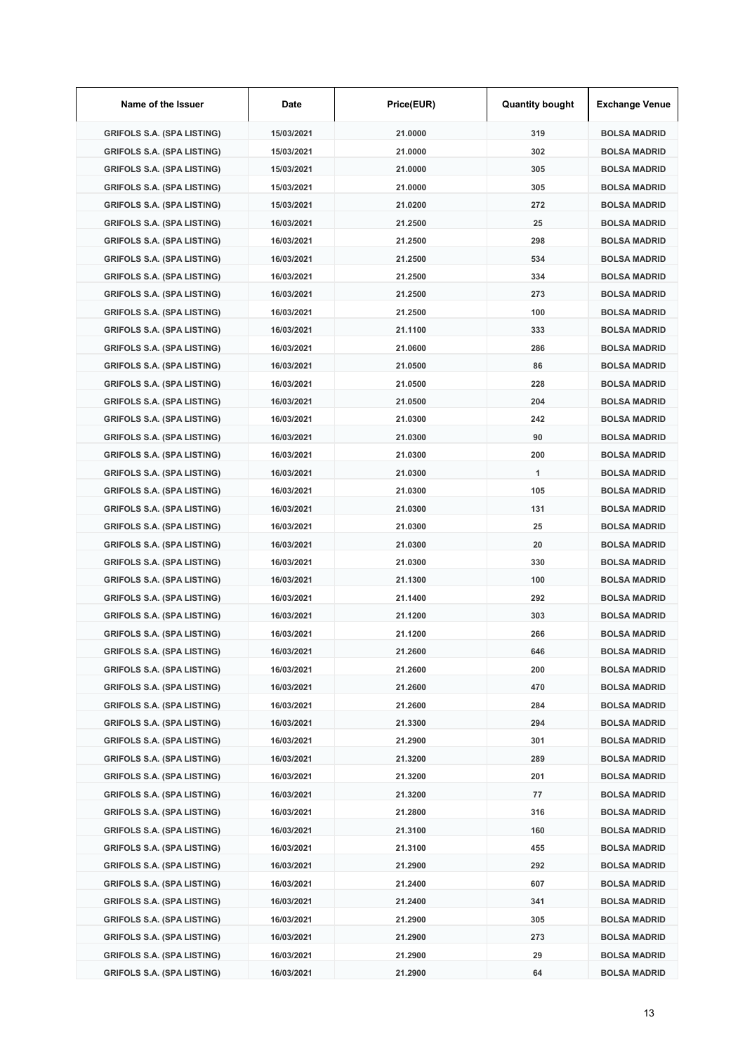| Name of the Issuer | Date | Price(EUR) | Quantity bought | Exchange Venue |
|---|---|---|---|---|
| GRIFOLS S.A. (SPA LISTING) | 15/03/2021 | 21.0000 | 319 | BOLSA MADRID |
| GRIFOLS S.A. (SPA LISTING) | 15/03/2021 | 21.0000 | 302 | BOLSA MADRID |
| GRIFOLS S.A. (SPA LISTING) | 15/03/2021 | 21.0000 | 305 | BOLSA MADRID |
| GRIFOLS S.A. (SPA LISTING) | 15/03/2021 | 21.0000 | 305 | BOLSA MADRID |
| GRIFOLS S.A. (SPA LISTING) | 15/03/2021 | 21.0200 | 272 | BOLSA MADRID |
| GRIFOLS S.A. (SPA LISTING) | 16/03/2021 | 21.2500 | 25 | BOLSA MADRID |
| GRIFOLS S.A. (SPA LISTING) | 16/03/2021 | 21.2500 | 298 | BOLSA MADRID |
| GRIFOLS S.A. (SPA LISTING) | 16/03/2021 | 21.2500 | 534 | BOLSA MADRID |
| GRIFOLS S.A. (SPA LISTING) | 16/03/2021 | 21.2500 | 334 | BOLSA MADRID |
| GRIFOLS S.A. (SPA LISTING) | 16/03/2021 | 21.2500 | 273 | BOLSA MADRID |
| GRIFOLS S.A. (SPA LISTING) | 16/03/2021 | 21.2500 | 100 | BOLSA MADRID |
| GRIFOLS S.A. (SPA LISTING) | 16/03/2021 | 21.1100 | 333 | BOLSA MADRID |
| GRIFOLS S.A. (SPA LISTING) | 16/03/2021 | 21.0600 | 286 | BOLSA MADRID |
| GRIFOLS S.A. (SPA LISTING) | 16/03/2021 | 21.0500 | 86 | BOLSA MADRID |
| GRIFOLS S.A. (SPA LISTING) | 16/03/2021 | 21.0500 | 228 | BOLSA MADRID |
| GRIFOLS S.A. (SPA LISTING) | 16/03/2021 | 21.0500 | 204 | BOLSA MADRID |
| GRIFOLS S.A. (SPA LISTING) | 16/03/2021 | 21.0300 | 242 | BOLSA MADRID |
| GRIFOLS S.A. (SPA LISTING) | 16/03/2021 | 21.0300 | 90 | BOLSA MADRID |
| GRIFOLS S.A. (SPA LISTING) | 16/03/2021 | 21.0300 | 200 | BOLSA MADRID |
| GRIFOLS S.A. (SPA LISTING) | 16/03/2021 | 21.0300 | 1 | BOLSA MADRID |
| GRIFOLS S.A. (SPA LISTING) | 16/03/2021 | 21.0300 | 105 | BOLSA MADRID |
| GRIFOLS S.A. (SPA LISTING) | 16/03/2021 | 21.0300 | 131 | BOLSA MADRID |
| GRIFOLS S.A. (SPA LISTING) | 16/03/2021 | 21.0300 | 25 | BOLSA MADRID |
| GRIFOLS S.A. (SPA LISTING) | 16/03/2021 | 21.0300 | 20 | BOLSA MADRID |
| GRIFOLS S.A. (SPA LISTING) | 16/03/2021 | 21.0300 | 330 | BOLSA MADRID |
| GRIFOLS S.A. (SPA LISTING) | 16/03/2021 | 21.1300 | 100 | BOLSA MADRID |
| GRIFOLS S.A. (SPA LISTING) | 16/03/2021 | 21.1400 | 292 | BOLSA MADRID |
| GRIFOLS S.A. (SPA LISTING) | 16/03/2021 | 21.1200 | 303 | BOLSA MADRID |
| GRIFOLS S.A. (SPA LISTING) | 16/03/2021 | 21.1200 | 266 | BOLSA MADRID |
| GRIFOLS S.A. (SPA LISTING) | 16/03/2021 | 21.2600 | 646 | BOLSA MADRID |
| GRIFOLS S.A. (SPA LISTING) | 16/03/2021 | 21.2600 | 200 | BOLSA MADRID |
| GRIFOLS S.A. (SPA LISTING) | 16/03/2021 | 21.2600 | 470 | BOLSA MADRID |
| GRIFOLS S.A. (SPA LISTING) | 16/03/2021 | 21.2600 | 284 | BOLSA MADRID |
| GRIFOLS S.A. (SPA LISTING) | 16/03/2021 | 21.3300 | 294 | BOLSA MADRID |
| GRIFOLS S.A. (SPA LISTING) | 16/03/2021 | 21.2900 | 301 | BOLSA MADRID |
| GRIFOLS S.A. (SPA LISTING) | 16/03/2021 | 21.3200 | 289 | BOLSA MADRID |
| GRIFOLS S.A. (SPA LISTING) | 16/03/2021 | 21.3200 | 201 | BOLSA MADRID |
| GRIFOLS S.A. (SPA LISTING) | 16/03/2021 | 21.3200 | 77 | BOLSA MADRID |
| GRIFOLS S.A. (SPA LISTING) | 16/03/2021 | 21.2800 | 316 | BOLSA MADRID |
| GRIFOLS S.A. (SPA LISTING) | 16/03/2021 | 21.3100 | 160 | BOLSA MADRID |
| GRIFOLS S.A. (SPA LISTING) | 16/03/2021 | 21.3100 | 455 | BOLSA MADRID |
| GRIFOLS S.A. (SPA LISTING) | 16/03/2021 | 21.2900 | 292 | BOLSA MADRID |
| GRIFOLS S.A. (SPA LISTING) | 16/03/2021 | 21.2400 | 607 | BOLSA MADRID |
| GRIFOLS S.A. (SPA LISTING) | 16/03/2021 | 21.2400 | 341 | BOLSA MADRID |
| GRIFOLS S.A. (SPA LISTING) | 16/03/2021 | 21.2900 | 305 | BOLSA MADRID |
| GRIFOLS S.A. (SPA LISTING) | 16/03/2021 | 21.2900 | 273 | BOLSA MADRID |
| GRIFOLS S.A. (SPA LISTING) | 16/03/2021 | 21.2900 | 29 | BOLSA MADRID |
| GRIFOLS S.A. (SPA LISTING) | 16/03/2021 | 21.2900 | 64 | BOLSA MADRID |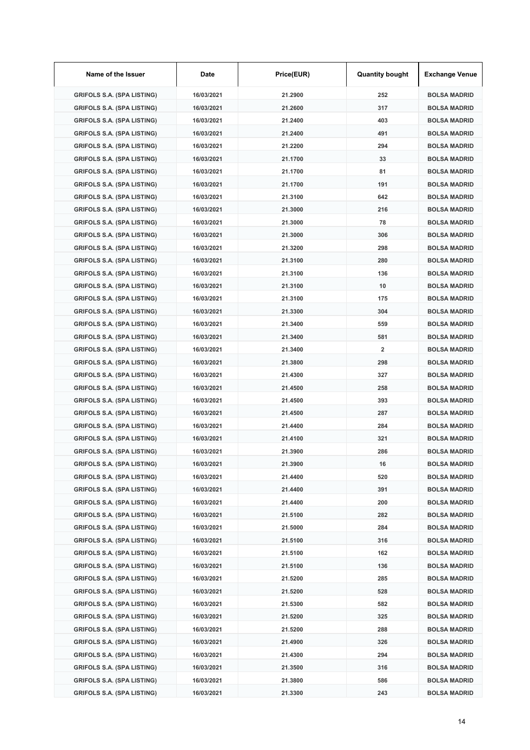| Name of the Issuer | Date | Price(EUR) | Quantity bought | Exchange Venue |
|---|---|---|---|---|
| GRIFOLS S.A. (SPA LISTING) | 16/03/2021 | 21.2900 | 252 | BOLSA MADRID |
| GRIFOLS S.A. (SPA LISTING) | 16/03/2021 | 21.2600 | 317 | BOLSA MADRID |
| GRIFOLS S.A. (SPA LISTING) | 16/03/2021 | 21.2400 | 403 | BOLSA MADRID |
| GRIFOLS S.A. (SPA LISTING) | 16/03/2021 | 21.2400 | 491 | BOLSA MADRID |
| GRIFOLS S.A. (SPA LISTING) | 16/03/2021 | 21.2200 | 294 | BOLSA MADRID |
| GRIFOLS S.A. (SPA LISTING) | 16/03/2021 | 21.1700 | 33 | BOLSA MADRID |
| GRIFOLS S.A. (SPA LISTING) | 16/03/2021 | 21.1700 | 81 | BOLSA MADRID |
| GRIFOLS S.A. (SPA LISTING) | 16/03/2021 | 21.1700 | 191 | BOLSA MADRID |
| GRIFOLS S.A. (SPA LISTING) | 16/03/2021 | 21.3100 | 642 | BOLSA MADRID |
| GRIFOLS S.A. (SPA LISTING) | 16/03/2021 | 21.3000 | 216 | BOLSA MADRID |
| GRIFOLS S.A. (SPA LISTING) | 16/03/2021 | 21.3000 | 78 | BOLSA MADRID |
| GRIFOLS S.A. (SPA LISTING) | 16/03/2021 | 21.3000 | 306 | BOLSA MADRID |
| GRIFOLS S.A. (SPA LISTING) | 16/03/2021 | 21.3200 | 298 | BOLSA MADRID |
| GRIFOLS S.A. (SPA LISTING) | 16/03/2021 | 21.3100 | 280 | BOLSA MADRID |
| GRIFOLS S.A. (SPA LISTING) | 16/03/2021 | 21.3100 | 136 | BOLSA MADRID |
| GRIFOLS S.A. (SPA LISTING) | 16/03/2021 | 21.3100 | 10 | BOLSA MADRID |
| GRIFOLS S.A. (SPA LISTING) | 16/03/2021 | 21.3100 | 175 | BOLSA MADRID |
| GRIFOLS S.A. (SPA LISTING) | 16/03/2021 | 21.3300 | 304 | BOLSA MADRID |
| GRIFOLS S.A. (SPA LISTING) | 16/03/2021 | 21.3400 | 559 | BOLSA MADRID |
| GRIFOLS S.A. (SPA LISTING) | 16/03/2021 | 21.3400 | 581 | BOLSA MADRID |
| GRIFOLS S.A. (SPA LISTING) | 16/03/2021 | 21.3400 | 2 | BOLSA MADRID |
| GRIFOLS S.A. (SPA LISTING) | 16/03/2021 | 21.3800 | 298 | BOLSA MADRID |
| GRIFOLS S.A. (SPA LISTING) | 16/03/2021 | 21.4300 | 327 | BOLSA MADRID |
| GRIFOLS S.A. (SPA LISTING) | 16/03/2021 | 21.4500 | 258 | BOLSA MADRID |
| GRIFOLS S.A. (SPA LISTING) | 16/03/2021 | 21.4500 | 393 | BOLSA MADRID |
| GRIFOLS S.A. (SPA LISTING) | 16/03/2021 | 21.4500 | 287 | BOLSA MADRID |
| GRIFOLS S.A. (SPA LISTING) | 16/03/2021 | 21.4400 | 284 | BOLSA MADRID |
| GRIFOLS S.A. (SPA LISTING) | 16/03/2021 | 21.4100 | 321 | BOLSA MADRID |
| GRIFOLS S.A. (SPA LISTING) | 16/03/2021 | 21.3900 | 286 | BOLSA MADRID |
| GRIFOLS S.A. (SPA LISTING) | 16/03/2021 | 21.3900 | 16 | BOLSA MADRID |
| GRIFOLS S.A. (SPA LISTING) | 16/03/2021 | 21.4400 | 520 | BOLSA MADRID |
| GRIFOLS S.A. (SPA LISTING) | 16/03/2021 | 21.4400 | 391 | BOLSA MADRID |
| GRIFOLS S.A. (SPA LISTING) | 16/03/2021 | 21.4400 | 200 | BOLSA MADRID |
| GRIFOLS S.A. (SPA LISTING) | 16/03/2021 | 21.5100 | 282 | BOLSA MADRID |
| GRIFOLS S.A. (SPA LISTING) | 16/03/2021 | 21.5000 | 284 | BOLSA MADRID |
| GRIFOLS S.A. (SPA LISTING) | 16/03/2021 | 21.5100 | 316 | BOLSA MADRID |
| GRIFOLS S.A. (SPA LISTING) | 16/03/2021 | 21.5100 | 162 | BOLSA MADRID |
| GRIFOLS S.A. (SPA LISTING) | 16/03/2021 | 21.5100 | 136 | BOLSA MADRID |
| GRIFOLS S.A. (SPA LISTING) | 16/03/2021 | 21.5200 | 285 | BOLSA MADRID |
| GRIFOLS S.A. (SPA LISTING) | 16/03/2021 | 21.5200 | 528 | BOLSA MADRID |
| GRIFOLS S.A. (SPA LISTING) | 16/03/2021 | 21.5300 | 582 | BOLSA MADRID |
| GRIFOLS S.A. (SPA LISTING) | 16/03/2021 | 21.5200 | 325 | BOLSA MADRID |
| GRIFOLS S.A. (SPA LISTING) | 16/03/2021 | 21.5200 | 288 | BOLSA MADRID |
| GRIFOLS S.A. (SPA LISTING) | 16/03/2021 | 21.4900 | 326 | BOLSA MADRID |
| GRIFOLS S.A. (SPA LISTING) | 16/03/2021 | 21.4300 | 294 | BOLSA MADRID |
| GRIFOLS S.A. (SPA LISTING) | 16/03/2021 | 21.3500 | 316 | BOLSA MADRID |
| GRIFOLS S.A. (SPA LISTING) | 16/03/2021 | 21.3800 | 586 | BOLSA MADRID |
| GRIFOLS S.A. (SPA LISTING) | 16/03/2021 | 21.3300 | 243 | BOLSA MADRID |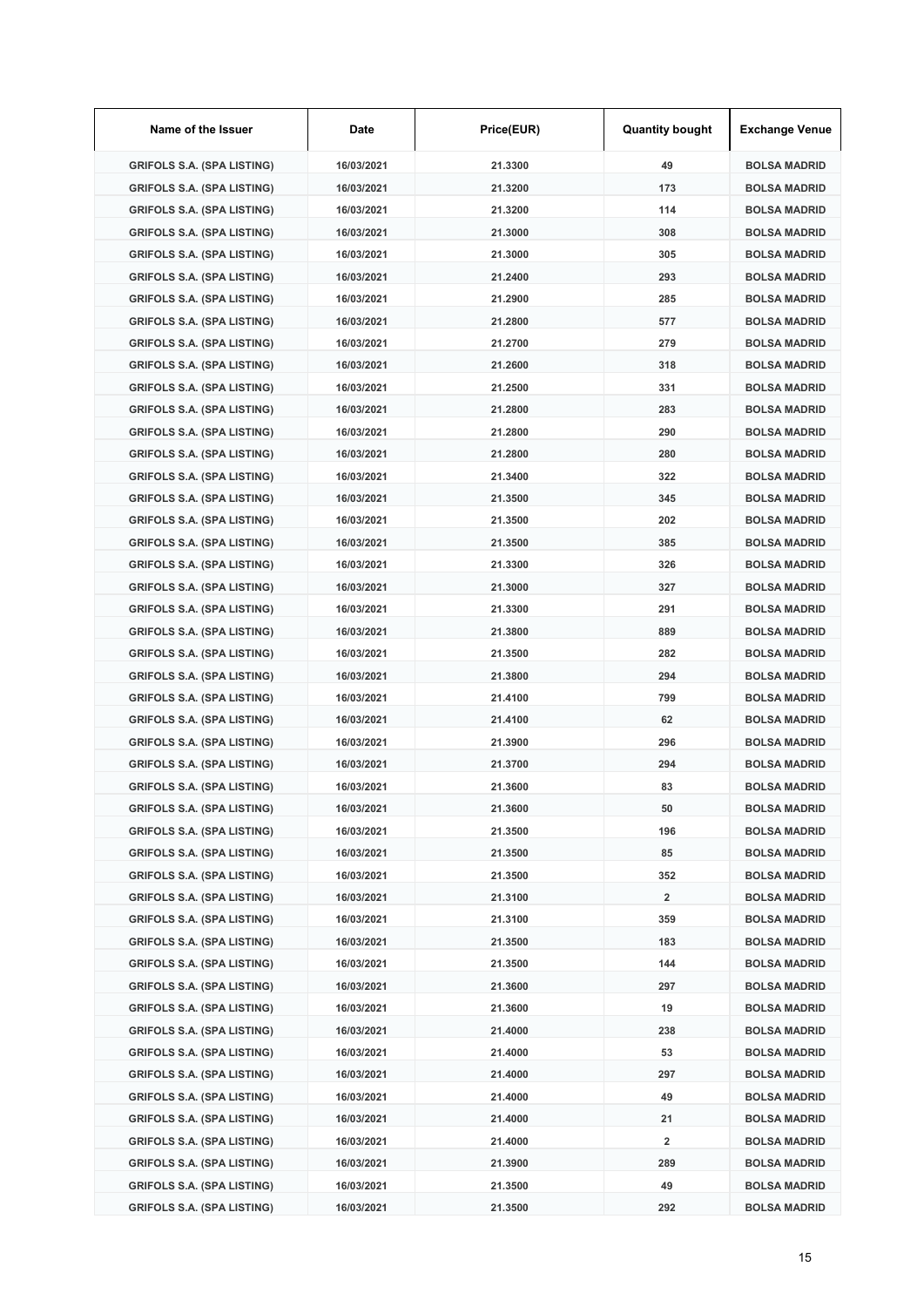| Name of the Issuer | Date | Price(EUR) | Quantity bought | Exchange Venue |
|---|---|---|---|---|
| GRIFOLS S.A. (SPA LISTING) | 16/03/2021 | 21.3300 | 49 | BOLSA MADRID |
| GRIFOLS S.A. (SPA LISTING) | 16/03/2021 | 21.3200 | 173 | BOLSA MADRID |
| GRIFOLS S.A. (SPA LISTING) | 16/03/2021 | 21.3200 | 114 | BOLSA MADRID |
| GRIFOLS S.A. (SPA LISTING) | 16/03/2021 | 21.3000 | 308 | BOLSA MADRID |
| GRIFOLS S.A. (SPA LISTING) | 16/03/2021 | 21.3000 | 305 | BOLSA MADRID |
| GRIFOLS S.A. (SPA LISTING) | 16/03/2021 | 21.2400 | 293 | BOLSA MADRID |
| GRIFOLS S.A. (SPA LISTING) | 16/03/2021 | 21.2900 | 285 | BOLSA MADRID |
| GRIFOLS S.A. (SPA LISTING) | 16/03/2021 | 21.2800 | 577 | BOLSA MADRID |
| GRIFOLS S.A. (SPA LISTING) | 16/03/2021 | 21.2700 | 279 | BOLSA MADRID |
| GRIFOLS S.A. (SPA LISTING) | 16/03/2021 | 21.2600 | 318 | BOLSA MADRID |
| GRIFOLS S.A. (SPA LISTING) | 16/03/2021 | 21.2500 | 331 | BOLSA MADRID |
| GRIFOLS S.A. (SPA LISTING) | 16/03/2021 | 21.2800 | 283 | BOLSA MADRID |
| GRIFOLS S.A. (SPA LISTING) | 16/03/2021 | 21.2800 | 290 | BOLSA MADRID |
| GRIFOLS S.A. (SPA LISTING) | 16/03/2021 | 21.2800 | 280 | BOLSA MADRID |
| GRIFOLS S.A. (SPA LISTING) | 16/03/2021 | 21.3400 | 322 | BOLSA MADRID |
| GRIFOLS S.A. (SPA LISTING) | 16/03/2021 | 21.3500 | 345 | BOLSA MADRID |
| GRIFOLS S.A. (SPA LISTING) | 16/03/2021 | 21.3500 | 202 | BOLSA MADRID |
| GRIFOLS S.A. (SPA LISTING) | 16/03/2021 | 21.3500 | 385 | BOLSA MADRID |
| GRIFOLS S.A. (SPA LISTING) | 16/03/2021 | 21.3300 | 326 | BOLSA MADRID |
| GRIFOLS S.A. (SPA LISTING) | 16/03/2021 | 21.3000 | 327 | BOLSA MADRID |
| GRIFOLS S.A. (SPA LISTING) | 16/03/2021 | 21.3300 | 291 | BOLSA MADRID |
| GRIFOLS S.A. (SPA LISTING) | 16/03/2021 | 21.3800 | 889 | BOLSA MADRID |
| GRIFOLS S.A. (SPA LISTING) | 16/03/2021 | 21.3500 | 282 | BOLSA MADRID |
| GRIFOLS S.A. (SPA LISTING) | 16/03/2021 | 21.3800 | 294 | BOLSA MADRID |
| GRIFOLS S.A. (SPA LISTING) | 16/03/2021 | 21.4100 | 799 | BOLSA MADRID |
| GRIFOLS S.A. (SPA LISTING) | 16/03/2021 | 21.4100 | 62 | BOLSA MADRID |
| GRIFOLS S.A. (SPA LISTING) | 16/03/2021 | 21.3900 | 296 | BOLSA MADRID |
| GRIFOLS S.A. (SPA LISTING) | 16/03/2021 | 21.3700 | 294 | BOLSA MADRID |
| GRIFOLS S.A. (SPA LISTING) | 16/03/2021 | 21.3600 | 83 | BOLSA MADRID |
| GRIFOLS S.A. (SPA LISTING) | 16/03/2021 | 21.3600 | 50 | BOLSA MADRID |
| GRIFOLS S.A. (SPA LISTING) | 16/03/2021 | 21.3500 | 196 | BOLSA MADRID |
| GRIFOLS S.A. (SPA LISTING) | 16/03/2021 | 21.3500 | 85 | BOLSA MADRID |
| GRIFOLS S.A. (SPA LISTING) | 16/03/2021 | 21.3500 | 352 | BOLSA MADRID |
| GRIFOLS S.A. (SPA LISTING) | 16/03/2021 | 21.3100 | 2 | BOLSA MADRID |
| GRIFOLS S.A. (SPA LISTING) | 16/03/2021 | 21.3100 | 359 | BOLSA MADRID |
| GRIFOLS S.A. (SPA LISTING) | 16/03/2021 | 21.3500 | 183 | BOLSA MADRID |
| GRIFOLS S.A. (SPA LISTING) | 16/03/2021 | 21.3500 | 144 | BOLSA MADRID |
| GRIFOLS S.A. (SPA LISTING) | 16/03/2021 | 21.3600 | 297 | BOLSA MADRID |
| GRIFOLS S.A. (SPA LISTING) | 16/03/2021 | 21.3600 | 19 | BOLSA MADRID |
| GRIFOLS S.A. (SPA LISTING) | 16/03/2021 | 21.4000 | 238 | BOLSA MADRID |
| GRIFOLS S.A. (SPA LISTING) | 16/03/2021 | 21.4000 | 53 | BOLSA MADRID |
| GRIFOLS S.A. (SPA LISTING) | 16/03/2021 | 21.4000 | 297 | BOLSA MADRID |
| GRIFOLS S.A. (SPA LISTING) | 16/03/2021 | 21.4000 | 49 | BOLSA MADRID |
| GRIFOLS S.A. (SPA LISTING) | 16/03/2021 | 21.4000 | 21 | BOLSA MADRID |
| GRIFOLS S.A. (SPA LISTING) | 16/03/2021 | 21.4000 | 2 | BOLSA MADRID |
| GRIFOLS S.A. (SPA LISTING) | 16/03/2021 | 21.3900 | 289 | BOLSA MADRID |
| GRIFOLS S.A. (SPA LISTING) | 16/03/2021 | 21.3500 | 49 | BOLSA MADRID |
| GRIFOLS S.A. (SPA LISTING) | 16/03/2021 | 21.3500 | 292 | BOLSA MADRID |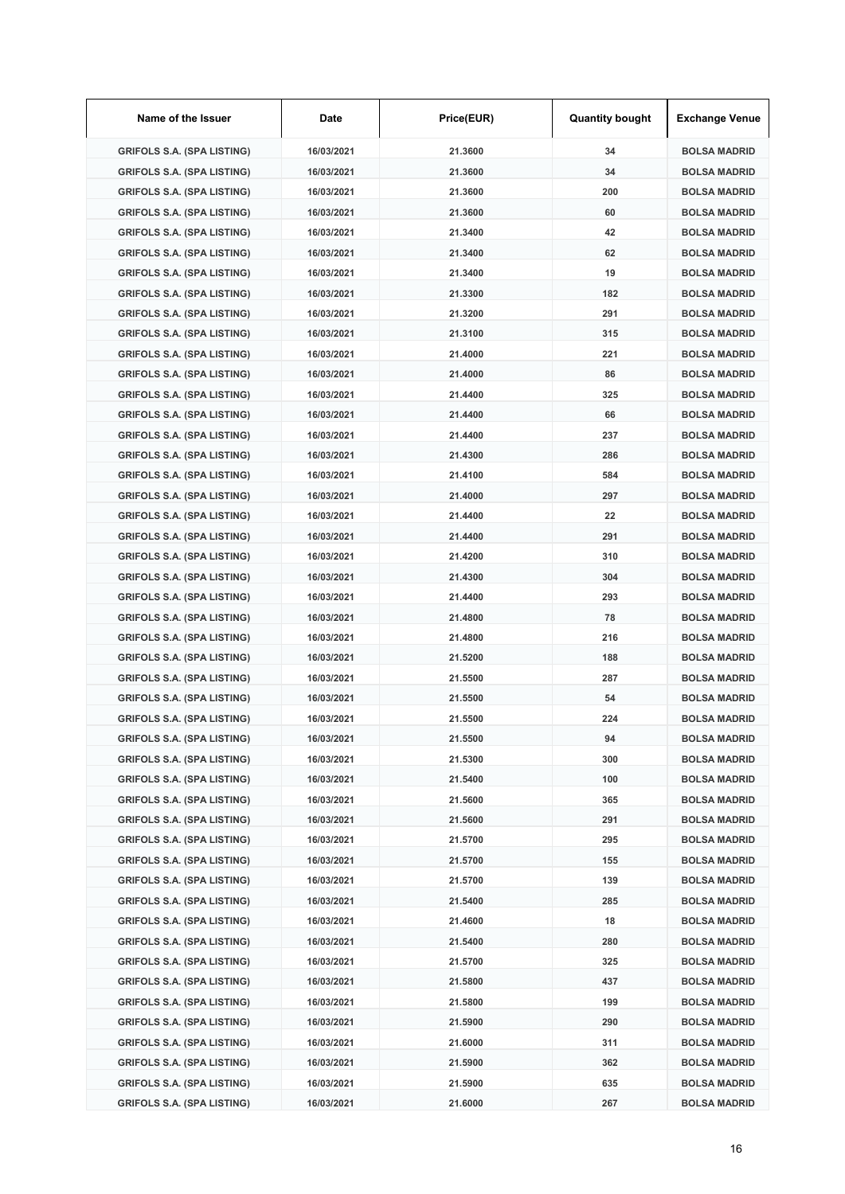| Name of the Issuer | Date | Price(EUR) | Quantity bought | Exchange Venue |
|---|---|---|---|---|
| GRIFOLS S.A. (SPA LISTING) | 16/03/2021 | 21.3600 | 34 | BOLSA MADRID |
| GRIFOLS S.A. (SPA LISTING) | 16/03/2021 | 21.3600 | 34 | BOLSA MADRID |
| GRIFOLS S.A. (SPA LISTING) | 16/03/2021 | 21.3600 | 200 | BOLSA MADRID |
| GRIFOLS S.A. (SPA LISTING) | 16/03/2021 | 21.3600 | 60 | BOLSA MADRID |
| GRIFOLS S.A. (SPA LISTING) | 16/03/2021 | 21.3400 | 42 | BOLSA MADRID |
| GRIFOLS S.A. (SPA LISTING) | 16/03/2021 | 21.3400 | 62 | BOLSA MADRID |
| GRIFOLS S.A. (SPA LISTING) | 16/03/2021 | 21.3400 | 19 | BOLSA MADRID |
| GRIFOLS S.A. (SPA LISTING) | 16/03/2021 | 21.3300 | 182 | BOLSA MADRID |
| GRIFOLS S.A. (SPA LISTING) | 16/03/2021 | 21.3200 | 291 | BOLSA MADRID |
| GRIFOLS S.A. (SPA LISTING) | 16/03/2021 | 21.3100 | 315 | BOLSA MADRID |
| GRIFOLS S.A. (SPA LISTING) | 16/03/2021 | 21.4000 | 221 | BOLSA MADRID |
| GRIFOLS S.A. (SPA LISTING) | 16/03/2021 | 21.4000 | 86 | BOLSA MADRID |
| GRIFOLS S.A. (SPA LISTING) | 16/03/2021 | 21.4400 | 325 | BOLSA MADRID |
| GRIFOLS S.A. (SPA LISTING) | 16/03/2021 | 21.4400 | 66 | BOLSA MADRID |
| GRIFOLS S.A. (SPA LISTING) | 16/03/2021 | 21.4400 | 237 | BOLSA MADRID |
| GRIFOLS S.A. (SPA LISTING) | 16/03/2021 | 21.4300 | 286 | BOLSA MADRID |
| GRIFOLS S.A. (SPA LISTING) | 16/03/2021 | 21.4100 | 584 | BOLSA MADRID |
| GRIFOLS S.A. (SPA LISTING) | 16/03/2021 | 21.4000 | 297 | BOLSA MADRID |
| GRIFOLS S.A. (SPA LISTING) | 16/03/2021 | 21.4400 | 22 | BOLSA MADRID |
| GRIFOLS S.A. (SPA LISTING) | 16/03/2021 | 21.4400 | 291 | BOLSA MADRID |
| GRIFOLS S.A. (SPA LISTING) | 16/03/2021 | 21.4200 | 310 | BOLSA MADRID |
| GRIFOLS S.A. (SPA LISTING) | 16/03/2021 | 21.4300 | 304 | BOLSA MADRID |
| GRIFOLS S.A. (SPA LISTING) | 16/03/2021 | 21.4400 | 293 | BOLSA MADRID |
| GRIFOLS S.A. (SPA LISTING) | 16/03/2021 | 21.4800 | 78 | BOLSA MADRID |
| GRIFOLS S.A. (SPA LISTING) | 16/03/2021 | 21.4800 | 216 | BOLSA MADRID |
| GRIFOLS S.A. (SPA LISTING) | 16/03/2021 | 21.5200 | 188 | BOLSA MADRID |
| GRIFOLS S.A. (SPA LISTING) | 16/03/2021 | 21.5500 | 287 | BOLSA MADRID |
| GRIFOLS S.A. (SPA LISTING) | 16/03/2021 | 21.5500 | 54 | BOLSA MADRID |
| GRIFOLS S.A. (SPA LISTING) | 16/03/2021 | 21.5500 | 224 | BOLSA MADRID |
| GRIFOLS S.A. (SPA LISTING) | 16/03/2021 | 21.5500 | 94 | BOLSA MADRID |
| GRIFOLS S.A. (SPA LISTING) | 16/03/2021 | 21.5300 | 300 | BOLSA MADRID |
| GRIFOLS S.A. (SPA LISTING) | 16/03/2021 | 21.5400 | 100 | BOLSA MADRID |
| GRIFOLS S.A. (SPA LISTING) | 16/03/2021 | 21.5600 | 365 | BOLSA MADRID |
| GRIFOLS S.A. (SPA LISTING) | 16/03/2021 | 21.5600 | 291 | BOLSA MADRID |
| GRIFOLS S.A. (SPA LISTING) | 16/03/2021 | 21.5700 | 295 | BOLSA MADRID |
| GRIFOLS S.A. (SPA LISTING) | 16/03/2021 | 21.5700 | 155 | BOLSA MADRID |
| GRIFOLS S.A. (SPA LISTING) | 16/03/2021 | 21.5700 | 139 | BOLSA MADRID |
| GRIFOLS S.A. (SPA LISTING) | 16/03/2021 | 21.5400 | 285 | BOLSA MADRID |
| GRIFOLS S.A. (SPA LISTING) | 16/03/2021 | 21.4600 | 18 | BOLSA MADRID |
| GRIFOLS S.A. (SPA LISTING) | 16/03/2021 | 21.5400 | 280 | BOLSA MADRID |
| GRIFOLS S.A. (SPA LISTING) | 16/03/2021 | 21.5700 | 325 | BOLSA MADRID |
| GRIFOLS S.A. (SPA LISTING) | 16/03/2021 | 21.5800 | 437 | BOLSA MADRID |
| GRIFOLS S.A. (SPA LISTING) | 16/03/2021 | 21.5800 | 199 | BOLSA MADRID |
| GRIFOLS S.A. (SPA LISTING) | 16/03/2021 | 21.5900 | 290 | BOLSA MADRID |
| GRIFOLS S.A. (SPA LISTING) | 16/03/2021 | 21.6000 | 311 | BOLSA MADRID |
| GRIFOLS S.A. (SPA LISTING) | 16/03/2021 | 21.5900 | 362 | BOLSA MADRID |
| GRIFOLS S.A. (SPA LISTING) | 16/03/2021 | 21.5900 | 635 | BOLSA MADRID |
| GRIFOLS S.A. (SPA LISTING) | 16/03/2021 | 21.6000 | 267 | BOLSA MADRID |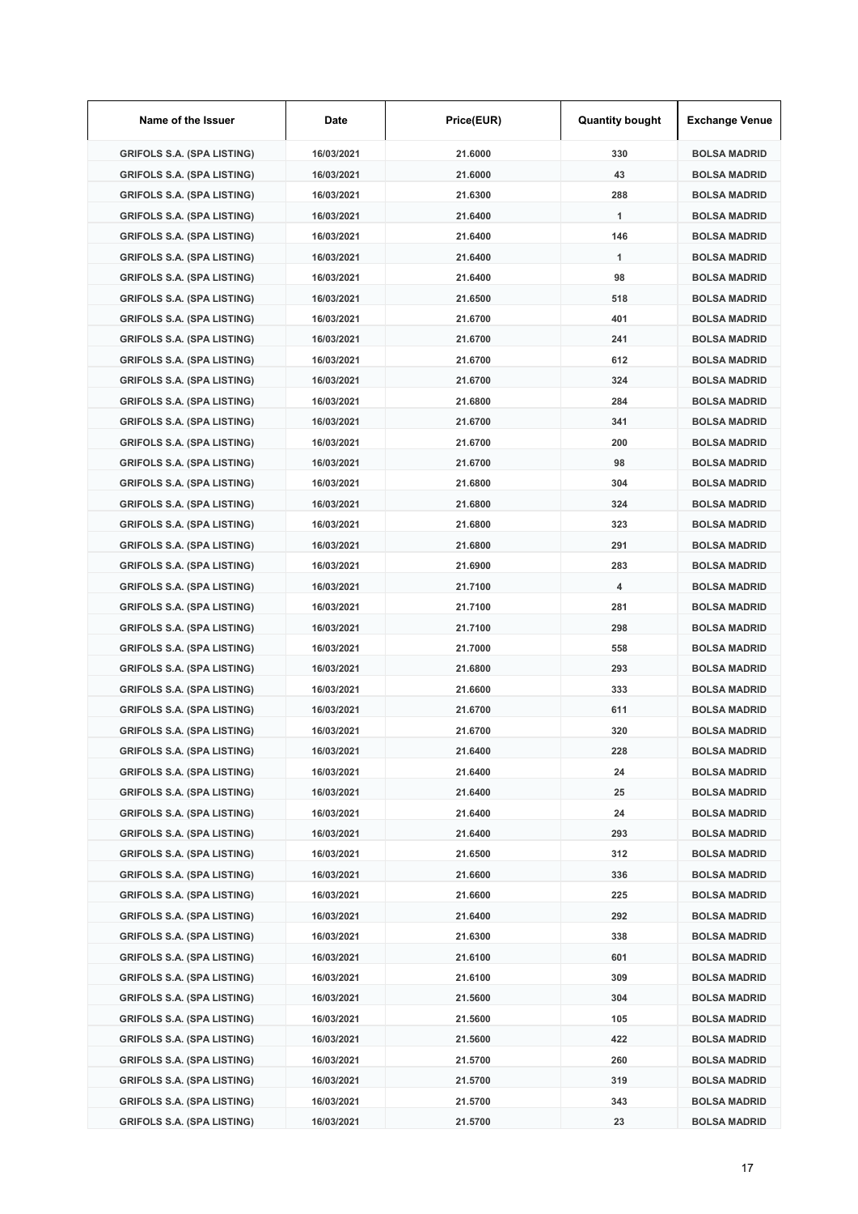| Name of the Issuer | Date | Price(EUR) | Quantity bought | Exchange Venue |
|---|---|---|---|---|
| GRIFOLS S.A. (SPA LISTING) | 16/03/2021 | 21.6000 | 330 | BOLSA MADRID |
| GRIFOLS S.A. (SPA LISTING) | 16/03/2021 | 21.6000 | 43 | BOLSA MADRID |
| GRIFOLS S.A. (SPA LISTING) | 16/03/2021 | 21.6300 | 288 | BOLSA MADRID |
| GRIFOLS S.A. (SPA LISTING) | 16/03/2021 | 21.6400 | 1 | BOLSA MADRID |
| GRIFOLS S.A. (SPA LISTING) | 16/03/2021 | 21.6400 | 146 | BOLSA MADRID |
| GRIFOLS S.A. (SPA LISTING) | 16/03/2021 | 21.6400 | 1 | BOLSA MADRID |
| GRIFOLS S.A. (SPA LISTING) | 16/03/2021 | 21.6400 | 98 | BOLSA MADRID |
| GRIFOLS S.A. (SPA LISTING) | 16/03/2021 | 21.6500 | 518 | BOLSA MADRID |
| GRIFOLS S.A. (SPA LISTING) | 16/03/2021 | 21.6700 | 401 | BOLSA MADRID |
| GRIFOLS S.A. (SPA LISTING) | 16/03/2021 | 21.6700 | 241 | BOLSA MADRID |
| GRIFOLS S.A. (SPA LISTING) | 16/03/2021 | 21.6700 | 612 | BOLSA MADRID |
| GRIFOLS S.A. (SPA LISTING) | 16/03/2021 | 21.6700 | 324 | BOLSA MADRID |
| GRIFOLS S.A. (SPA LISTING) | 16/03/2021 | 21.6800 | 284 | BOLSA MADRID |
| GRIFOLS S.A. (SPA LISTING) | 16/03/2021 | 21.6700 | 341 | BOLSA MADRID |
| GRIFOLS S.A. (SPA LISTING) | 16/03/2021 | 21.6700 | 200 | BOLSA MADRID |
| GRIFOLS S.A. (SPA LISTING) | 16/03/2021 | 21.6700 | 98 | BOLSA MADRID |
| GRIFOLS S.A. (SPA LISTING) | 16/03/2021 | 21.6800 | 304 | BOLSA MADRID |
| GRIFOLS S.A. (SPA LISTING) | 16/03/2021 | 21.6800 | 324 | BOLSA MADRID |
| GRIFOLS S.A. (SPA LISTING) | 16/03/2021 | 21.6800 | 323 | BOLSA MADRID |
| GRIFOLS S.A. (SPA LISTING) | 16/03/2021 | 21.6800 | 291 | BOLSA MADRID |
| GRIFOLS S.A. (SPA LISTING) | 16/03/2021 | 21.6900 | 283 | BOLSA MADRID |
| GRIFOLS S.A. (SPA LISTING) | 16/03/2021 | 21.7100 | 4 | BOLSA MADRID |
| GRIFOLS S.A. (SPA LISTING) | 16/03/2021 | 21.7100 | 281 | BOLSA MADRID |
| GRIFOLS S.A. (SPA LISTING) | 16/03/2021 | 21.7100 | 298 | BOLSA MADRID |
| GRIFOLS S.A. (SPA LISTING) | 16/03/2021 | 21.7000 | 558 | BOLSA MADRID |
| GRIFOLS S.A. (SPA LISTING) | 16/03/2021 | 21.6800 | 293 | BOLSA MADRID |
| GRIFOLS S.A. (SPA LISTING) | 16/03/2021 | 21.6600 | 333 | BOLSA MADRID |
| GRIFOLS S.A. (SPA LISTING) | 16/03/2021 | 21.6700 | 611 | BOLSA MADRID |
| GRIFOLS S.A. (SPA LISTING) | 16/03/2021 | 21.6700 | 320 | BOLSA MADRID |
| GRIFOLS S.A. (SPA LISTING) | 16/03/2021 | 21.6400 | 228 | BOLSA MADRID |
| GRIFOLS S.A. (SPA LISTING) | 16/03/2021 | 21.6400 | 24 | BOLSA MADRID |
| GRIFOLS S.A. (SPA LISTING) | 16/03/2021 | 21.6400 | 25 | BOLSA MADRID |
| GRIFOLS S.A. (SPA LISTING) | 16/03/2021 | 21.6400 | 24 | BOLSA MADRID |
| GRIFOLS S.A. (SPA LISTING) | 16/03/2021 | 21.6400 | 293 | BOLSA MADRID |
| GRIFOLS S.A. (SPA LISTING) | 16/03/2021 | 21.6500 | 312 | BOLSA MADRID |
| GRIFOLS S.A. (SPA LISTING) | 16/03/2021 | 21.6600 | 336 | BOLSA MADRID |
| GRIFOLS S.A. (SPA LISTING) | 16/03/2021 | 21.6600 | 225 | BOLSA MADRID |
| GRIFOLS S.A. (SPA LISTING) | 16/03/2021 | 21.6400 | 292 | BOLSA MADRID |
| GRIFOLS S.A. (SPA LISTING) | 16/03/2021 | 21.6300 | 338 | BOLSA MADRID |
| GRIFOLS S.A. (SPA LISTING) | 16/03/2021 | 21.6100 | 601 | BOLSA MADRID |
| GRIFOLS S.A. (SPA LISTING) | 16/03/2021 | 21.6100 | 309 | BOLSA MADRID |
| GRIFOLS S.A. (SPA LISTING) | 16/03/2021 | 21.5600 | 304 | BOLSA MADRID |
| GRIFOLS S.A. (SPA LISTING) | 16/03/2021 | 21.5600 | 105 | BOLSA MADRID |
| GRIFOLS S.A. (SPA LISTING) | 16/03/2021 | 21.5600 | 422 | BOLSA MADRID |
| GRIFOLS S.A. (SPA LISTING) | 16/03/2021 | 21.5700 | 260 | BOLSA MADRID |
| GRIFOLS S.A. (SPA LISTING) | 16/03/2021 | 21.5700 | 319 | BOLSA MADRID |
| GRIFOLS S.A. (SPA LISTING) | 16/03/2021 | 21.5700 | 343 | BOLSA MADRID |
| GRIFOLS S.A. (SPA LISTING) | 16/03/2021 | 21.5700 | 23 | BOLSA MADRID |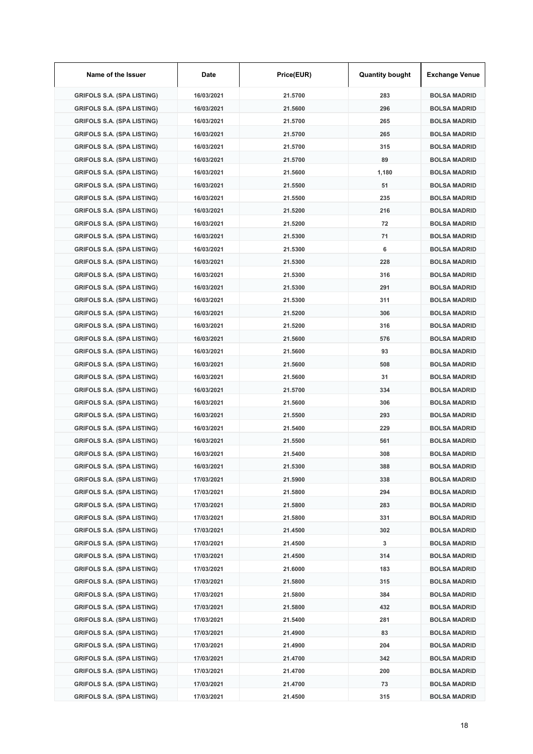| Name of the Issuer | Date | Price(EUR) | Quantity bought | Exchange Venue |
|---|---|---|---|---|
| GRIFOLS S.A. (SPA LISTING) | 16/03/2021 | 21.5700 | 283 | BOLSA MADRID |
| GRIFOLS S.A. (SPA LISTING) | 16/03/2021 | 21.5600 | 296 | BOLSA MADRID |
| GRIFOLS S.A. (SPA LISTING) | 16/03/2021 | 21.5700 | 265 | BOLSA MADRID |
| GRIFOLS S.A. (SPA LISTING) | 16/03/2021 | 21.5700 | 265 | BOLSA MADRID |
| GRIFOLS S.A. (SPA LISTING) | 16/03/2021 | 21.5700 | 315 | BOLSA MADRID |
| GRIFOLS S.A. (SPA LISTING) | 16/03/2021 | 21.5700 | 89 | BOLSA MADRID |
| GRIFOLS S.A. (SPA LISTING) | 16/03/2021 | 21.5600 | 1,180 | BOLSA MADRID |
| GRIFOLS S.A. (SPA LISTING) | 16/03/2021 | 21.5500 | 51 | BOLSA MADRID |
| GRIFOLS S.A. (SPA LISTING) | 16/03/2021 | 21.5500 | 235 | BOLSA MADRID |
| GRIFOLS S.A. (SPA LISTING) | 16/03/2021 | 21.5200 | 216 | BOLSA MADRID |
| GRIFOLS S.A. (SPA LISTING) | 16/03/2021 | 21.5200 | 72 | BOLSA MADRID |
| GRIFOLS S.A. (SPA LISTING) | 16/03/2021 | 21.5300 | 71 | BOLSA MADRID |
| GRIFOLS S.A. (SPA LISTING) | 16/03/2021 | 21.5300 | 6 | BOLSA MADRID |
| GRIFOLS S.A. (SPA LISTING) | 16/03/2021 | 21.5300 | 228 | BOLSA MADRID |
| GRIFOLS S.A. (SPA LISTING) | 16/03/2021 | 21.5300 | 316 | BOLSA MADRID |
| GRIFOLS S.A. (SPA LISTING) | 16/03/2021 | 21.5300 | 291 | BOLSA MADRID |
| GRIFOLS S.A. (SPA LISTING) | 16/03/2021 | 21.5300 | 311 | BOLSA MADRID |
| GRIFOLS S.A. (SPA LISTING) | 16/03/2021 | 21.5200 | 306 | BOLSA MADRID |
| GRIFOLS S.A. (SPA LISTING) | 16/03/2021 | 21.5200 | 316 | BOLSA MADRID |
| GRIFOLS S.A. (SPA LISTING) | 16/03/2021 | 21.5600 | 576 | BOLSA MADRID |
| GRIFOLS S.A. (SPA LISTING) | 16/03/2021 | 21.5600 | 93 | BOLSA MADRID |
| GRIFOLS S.A. (SPA LISTING) | 16/03/2021 | 21.5600 | 508 | BOLSA MADRID |
| GRIFOLS S.A. (SPA LISTING) | 16/03/2021 | 21.5600 | 31 | BOLSA MADRID |
| GRIFOLS S.A. (SPA LISTING) | 16/03/2021 | 21.5700 | 334 | BOLSA MADRID |
| GRIFOLS S.A. (SPA LISTING) | 16/03/2021 | 21.5600 | 306 | BOLSA MADRID |
| GRIFOLS S.A. (SPA LISTING) | 16/03/2021 | 21.5500 | 293 | BOLSA MADRID |
| GRIFOLS S.A. (SPA LISTING) | 16/03/2021 | 21.5400 | 229 | BOLSA MADRID |
| GRIFOLS S.A. (SPA LISTING) | 16/03/2021 | 21.5500 | 561 | BOLSA MADRID |
| GRIFOLS S.A. (SPA LISTING) | 16/03/2021 | 21.5400 | 308 | BOLSA MADRID |
| GRIFOLS S.A. (SPA LISTING) | 16/03/2021 | 21.5300 | 388 | BOLSA MADRID |
| GRIFOLS S.A. (SPA LISTING) | 17/03/2021 | 21.5900 | 338 | BOLSA MADRID |
| GRIFOLS S.A. (SPA LISTING) | 17/03/2021 | 21.5800 | 294 | BOLSA MADRID |
| GRIFOLS S.A. (SPA LISTING) | 17/03/2021 | 21.5800 | 283 | BOLSA MADRID |
| GRIFOLS S.A. (SPA LISTING) | 17/03/2021 | 21.5800 | 331 | BOLSA MADRID |
| GRIFOLS S.A. (SPA LISTING) | 17/03/2021 | 21.4500 | 302 | BOLSA MADRID |
| GRIFOLS S.A. (SPA LISTING) | 17/03/2021 | 21.4500 | 3 | BOLSA MADRID |
| GRIFOLS S.A. (SPA LISTING) | 17/03/2021 | 21.4500 | 314 | BOLSA MADRID |
| GRIFOLS S.A. (SPA LISTING) | 17/03/2021 | 21.6000 | 183 | BOLSA MADRID |
| GRIFOLS S.A. (SPA LISTING) | 17/03/2021 | 21.5800 | 315 | BOLSA MADRID |
| GRIFOLS S.A. (SPA LISTING) | 17/03/2021 | 21.5800 | 384 | BOLSA MADRID |
| GRIFOLS S.A. (SPA LISTING) | 17/03/2021 | 21.5800 | 432 | BOLSA MADRID |
| GRIFOLS S.A. (SPA LISTING) | 17/03/2021 | 21.5400 | 281 | BOLSA MADRID |
| GRIFOLS S.A. (SPA LISTING) | 17/03/2021 | 21.4900 | 83 | BOLSA MADRID |
| GRIFOLS S.A. (SPA LISTING) | 17/03/2021 | 21.4900 | 204 | BOLSA MADRID |
| GRIFOLS S.A. (SPA LISTING) | 17/03/2021 | 21.4700 | 342 | BOLSA MADRID |
| GRIFOLS S.A. (SPA LISTING) | 17/03/2021 | 21.4700 | 200 | BOLSA MADRID |
| GRIFOLS S.A. (SPA LISTING) | 17/03/2021 | 21.4700 | 73 | BOLSA MADRID |
| GRIFOLS S.A. (SPA LISTING) | 17/03/2021 | 21.4500 | 315 | BOLSA MADRID |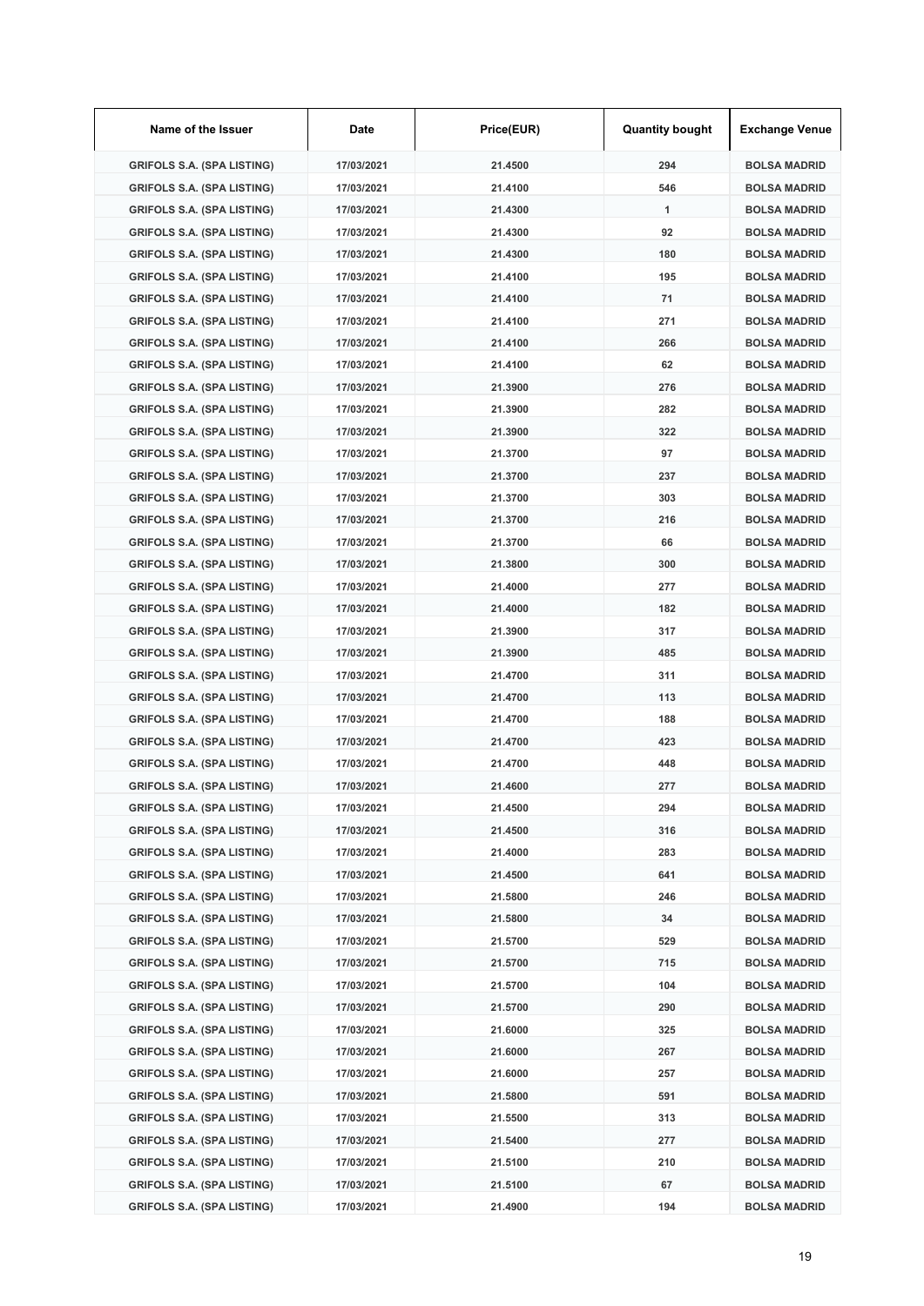| Name of the Issuer | Date | Price(EUR) | Quantity bought | Exchange Venue |
|---|---|---|---|---|
| GRIFOLS S.A. (SPA LISTING) | 17/03/2021 | 21.4500 | 294 | BOLSA MADRID |
| GRIFOLS S.A. (SPA LISTING) | 17/03/2021 | 21.4100 | 546 | BOLSA MADRID |
| GRIFOLS S.A. (SPA LISTING) | 17/03/2021 | 21.4300 | 1 | BOLSA MADRID |
| GRIFOLS S.A. (SPA LISTING) | 17/03/2021 | 21.4300 | 92 | BOLSA MADRID |
| GRIFOLS S.A. (SPA LISTING) | 17/03/2021 | 21.4300 | 180 | BOLSA MADRID |
| GRIFOLS S.A. (SPA LISTING) | 17/03/2021 | 21.4100 | 195 | BOLSA MADRID |
| GRIFOLS S.A. (SPA LISTING) | 17/03/2021 | 21.4100 | 71 | BOLSA MADRID |
| GRIFOLS S.A. (SPA LISTING) | 17/03/2021 | 21.4100 | 271 | BOLSA MADRID |
| GRIFOLS S.A. (SPA LISTING) | 17/03/2021 | 21.4100 | 266 | BOLSA MADRID |
| GRIFOLS S.A. (SPA LISTING) | 17/03/2021 | 21.4100 | 62 | BOLSA MADRID |
| GRIFOLS S.A. (SPA LISTING) | 17/03/2021 | 21.3900 | 276 | BOLSA MADRID |
| GRIFOLS S.A. (SPA LISTING) | 17/03/2021 | 21.3900 | 282 | BOLSA MADRID |
| GRIFOLS S.A. (SPA LISTING) | 17/03/2021 | 21.3900 | 322 | BOLSA MADRID |
| GRIFOLS S.A. (SPA LISTING) | 17/03/2021 | 21.3700 | 97 | BOLSA MADRID |
| GRIFOLS S.A. (SPA LISTING) | 17/03/2021 | 21.3700 | 237 | BOLSA MADRID |
| GRIFOLS S.A. (SPA LISTING) | 17/03/2021 | 21.3700 | 303 | BOLSA MADRID |
| GRIFOLS S.A. (SPA LISTING) | 17/03/2021 | 21.3700 | 216 | BOLSA MADRID |
| GRIFOLS S.A. (SPA LISTING) | 17/03/2021 | 21.3700 | 66 | BOLSA MADRID |
| GRIFOLS S.A. (SPA LISTING) | 17/03/2021 | 21.3800 | 300 | BOLSA MADRID |
| GRIFOLS S.A. (SPA LISTING) | 17/03/2021 | 21.4000 | 277 | BOLSA MADRID |
| GRIFOLS S.A. (SPA LISTING) | 17/03/2021 | 21.4000 | 182 | BOLSA MADRID |
| GRIFOLS S.A. (SPA LISTING) | 17/03/2021 | 21.3900 | 317 | BOLSA MADRID |
| GRIFOLS S.A. (SPA LISTING) | 17/03/2021 | 21.3900 | 485 | BOLSA MADRID |
| GRIFOLS S.A. (SPA LISTING) | 17/03/2021 | 21.4700 | 311 | BOLSA MADRID |
| GRIFOLS S.A. (SPA LISTING) | 17/03/2021 | 21.4700 | 113 | BOLSA MADRID |
| GRIFOLS S.A. (SPA LISTING) | 17/03/2021 | 21.4700 | 188 | BOLSA MADRID |
| GRIFOLS S.A. (SPA LISTING) | 17/03/2021 | 21.4700 | 423 | BOLSA MADRID |
| GRIFOLS S.A. (SPA LISTING) | 17/03/2021 | 21.4700 | 448 | BOLSA MADRID |
| GRIFOLS S.A. (SPA LISTING) | 17/03/2021 | 21.4600 | 277 | BOLSA MADRID |
| GRIFOLS S.A. (SPA LISTING) | 17/03/2021 | 21.4500 | 294 | BOLSA MADRID |
| GRIFOLS S.A. (SPA LISTING) | 17/03/2021 | 21.4500 | 316 | BOLSA MADRID |
| GRIFOLS S.A. (SPA LISTING) | 17/03/2021 | 21.4000 | 283 | BOLSA MADRID |
| GRIFOLS S.A. (SPA LISTING) | 17/03/2021 | 21.4500 | 641 | BOLSA MADRID |
| GRIFOLS S.A. (SPA LISTING) | 17/03/2021 | 21.5800 | 246 | BOLSA MADRID |
| GRIFOLS S.A. (SPA LISTING) | 17/03/2021 | 21.5800 | 34 | BOLSA MADRID |
| GRIFOLS S.A. (SPA LISTING) | 17/03/2021 | 21.5700 | 529 | BOLSA MADRID |
| GRIFOLS S.A. (SPA LISTING) | 17/03/2021 | 21.5700 | 715 | BOLSA MADRID |
| GRIFOLS S.A. (SPA LISTING) | 17/03/2021 | 21.5700 | 104 | BOLSA MADRID |
| GRIFOLS S.A. (SPA LISTING) | 17/03/2021 | 21.5700 | 290 | BOLSA MADRID |
| GRIFOLS S.A. (SPA LISTING) | 17/03/2021 | 21.6000 | 325 | BOLSA MADRID |
| GRIFOLS S.A. (SPA LISTING) | 17/03/2021 | 21.6000 | 267 | BOLSA MADRID |
| GRIFOLS S.A. (SPA LISTING) | 17/03/2021 | 21.6000 | 257 | BOLSA MADRID |
| GRIFOLS S.A. (SPA LISTING) | 17/03/2021 | 21.5800 | 591 | BOLSA MADRID |
| GRIFOLS S.A. (SPA LISTING) | 17/03/2021 | 21.5500 | 313 | BOLSA MADRID |
| GRIFOLS S.A. (SPA LISTING) | 17/03/2021 | 21.5400 | 277 | BOLSA MADRID |
| GRIFOLS S.A. (SPA LISTING) | 17/03/2021 | 21.5100 | 210 | BOLSA MADRID |
| GRIFOLS S.A. (SPA LISTING) | 17/03/2021 | 21.5100 | 67 | BOLSA MADRID |
| GRIFOLS S.A. (SPA LISTING) | 17/03/2021 | 21.4900 | 194 | BOLSA MADRID |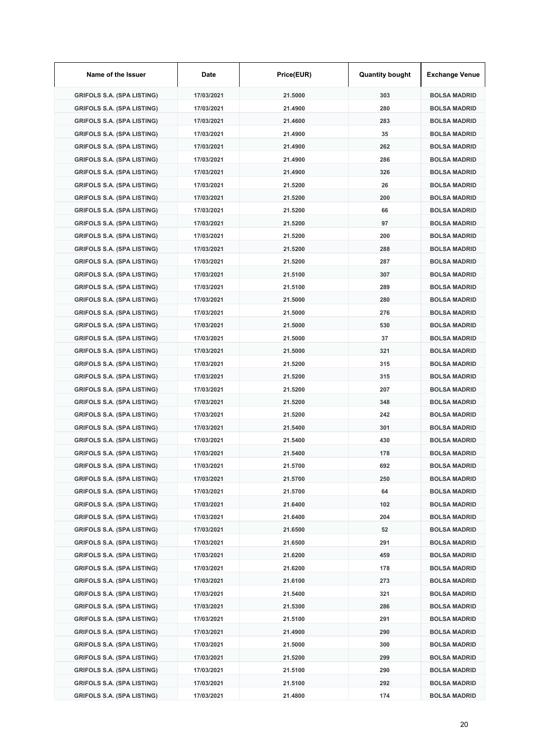| Name of the Issuer | Date | Price(EUR) | Quantity bought | Exchange Venue |
|---|---|---|---|---|
| GRIFOLS S.A. (SPA LISTING) | 17/03/2021 | 21.5000 | 303 | BOLSA MADRID |
| GRIFOLS S.A. (SPA LISTING) | 17/03/2021 | 21.4900 | 280 | BOLSA MADRID |
| GRIFOLS S.A. (SPA LISTING) | 17/03/2021 | 21.4600 | 283 | BOLSA MADRID |
| GRIFOLS S.A. (SPA LISTING) | 17/03/2021 | 21.4900 | 35 | BOLSA MADRID |
| GRIFOLS S.A. (SPA LISTING) | 17/03/2021 | 21.4900 | 262 | BOLSA MADRID |
| GRIFOLS S.A. (SPA LISTING) | 17/03/2021 | 21.4900 | 286 | BOLSA MADRID |
| GRIFOLS S.A. (SPA LISTING) | 17/03/2021 | 21.4900 | 326 | BOLSA MADRID |
| GRIFOLS S.A. (SPA LISTING) | 17/03/2021 | 21.5200 | 26 | BOLSA MADRID |
| GRIFOLS S.A. (SPA LISTING) | 17/03/2021 | 21.5200 | 200 | BOLSA MADRID |
| GRIFOLS S.A. (SPA LISTING) | 17/03/2021 | 21.5200 | 66 | BOLSA MADRID |
| GRIFOLS S.A. (SPA LISTING) | 17/03/2021 | 21.5200 | 97 | BOLSA MADRID |
| GRIFOLS S.A. (SPA LISTING) | 17/03/2021 | 21.5200 | 200 | BOLSA MADRID |
| GRIFOLS S.A. (SPA LISTING) | 17/03/2021 | 21.5200 | 288 | BOLSA MADRID |
| GRIFOLS S.A. (SPA LISTING) | 17/03/2021 | 21.5200 | 287 | BOLSA MADRID |
| GRIFOLS S.A. (SPA LISTING) | 17/03/2021 | 21.5100 | 307 | BOLSA MADRID |
| GRIFOLS S.A. (SPA LISTING) | 17/03/2021 | 21.5100 | 289 | BOLSA MADRID |
| GRIFOLS S.A. (SPA LISTING) | 17/03/2021 | 21.5000 | 280 | BOLSA MADRID |
| GRIFOLS S.A. (SPA LISTING) | 17/03/2021 | 21.5000 | 276 | BOLSA MADRID |
| GRIFOLS S.A. (SPA LISTING) | 17/03/2021 | 21.5000 | 530 | BOLSA MADRID |
| GRIFOLS S.A. (SPA LISTING) | 17/03/2021 | 21.5000 | 37 | BOLSA MADRID |
| GRIFOLS S.A. (SPA LISTING) | 17/03/2021 | 21.5000 | 321 | BOLSA MADRID |
| GRIFOLS S.A. (SPA LISTING) | 17/03/2021 | 21.5200 | 315 | BOLSA MADRID |
| GRIFOLS S.A. (SPA LISTING) | 17/03/2021 | 21.5200 | 315 | BOLSA MADRID |
| GRIFOLS S.A. (SPA LISTING) | 17/03/2021 | 21.5200 | 207 | BOLSA MADRID |
| GRIFOLS S.A. (SPA LISTING) | 17/03/2021 | 21.5200 | 348 | BOLSA MADRID |
| GRIFOLS S.A. (SPA LISTING) | 17/03/2021 | 21.5200 | 242 | BOLSA MADRID |
| GRIFOLS S.A. (SPA LISTING) | 17/03/2021 | 21.5400 | 301 | BOLSA MADRID |
| GRIFOLS S.A. (SPA LISTING) | 17/03/2021 | 21.5400 | 430 | BOLSA MADRID |
| GRIFOLS S.A. (SPA LISTING) | 17/03/2021 | 21.5400 | 178 | BOLSA MADRID |
| GRIFOLS S.A. (SPA LISTING) | 17/03/2021 | 21.5700 | 692 | BOLSA MADRID |
| GRIFOLS S.A. (SPA LISTING) | 17/03/2021 | 21.5700 | 250 | BOLSA MADRID |
| GRIFOLS S.A. (SPA LISTING) | 17/03/2021 | 21.5700 | 64 | BOLSA MADRID |
| GRIFOLS S.A. (SPA LISTING) | 17/03/2021 | 21.6400 | 102 | BOLSA MADRID |
| GRIFOLS S.A. (SPA LISTING) | 17/03/2021 | 21.6400 | 204 | BOLSA MADRID |
| GRIFOLS S.A. (SPA LISTING) | 17/03/2021 | 21.6500 | 52 | BOLSA MADRID |
| GRIFOLS S.A. (SPA LISTING) | 17/03/2021 | 21.6500 | 291 | BOLSA MADRID |
| GRIFOLS S.A. (SPA LISTING) | 17/03/2021 | 21.6200 | 459 | BOLSA MADRID |
| GRIFOLS S.A. (SPA LISTING) | 17/03/2021 | 21.6200 | 178 | BOLSA MADRID |
| GRIFOLS S.A. (SPA LISTING) | 17/03/2021 | 21.6100 | 273 | BOLSA MADRID |
| GRIFOLS S.A. (SPA LISTING) | 17/03/2021 | 21.5400 | 321 | BOLSA MADRID |
| GRIFOLS S.A. (SPA LISTING) | 17/03/2021 | 21.5300 | 286 | BOLSA MADRID |
| GRIFOLS S.A. (SPA LISTING) | 17/03/2021 | 21.5100 | 291 | BOLSA MADRID |
| GRIFOLS S.A. (SPA LISTING) | 17/03/2021 | 21.4900 | 290 | BOLSA MADRID |
| GRIFOLS S.A. (SPA LISTING) | 17/03/2021 | 21.5000 | 300 | BOLSA MADRID |
| GRIFOLS S.A. (SPA LISTING) | 17/03/2021 | 21.5200 | 299 | BOLSA MADRID |
| GRIFOLS S.A. (SPA LISTING) | 17/03/2021 | 21.5100 | 290 | BOLSA MADRID |
| GRIFOLS S.A. (SPA LISTING) | 17/03/2021 | 21.5100 | 292 | BOLSA MADRID |
| GRIFOLS S.A. (SPA LISTING) | 17/03/2021 | 21.4800 | 174 | BOLSA MADRID |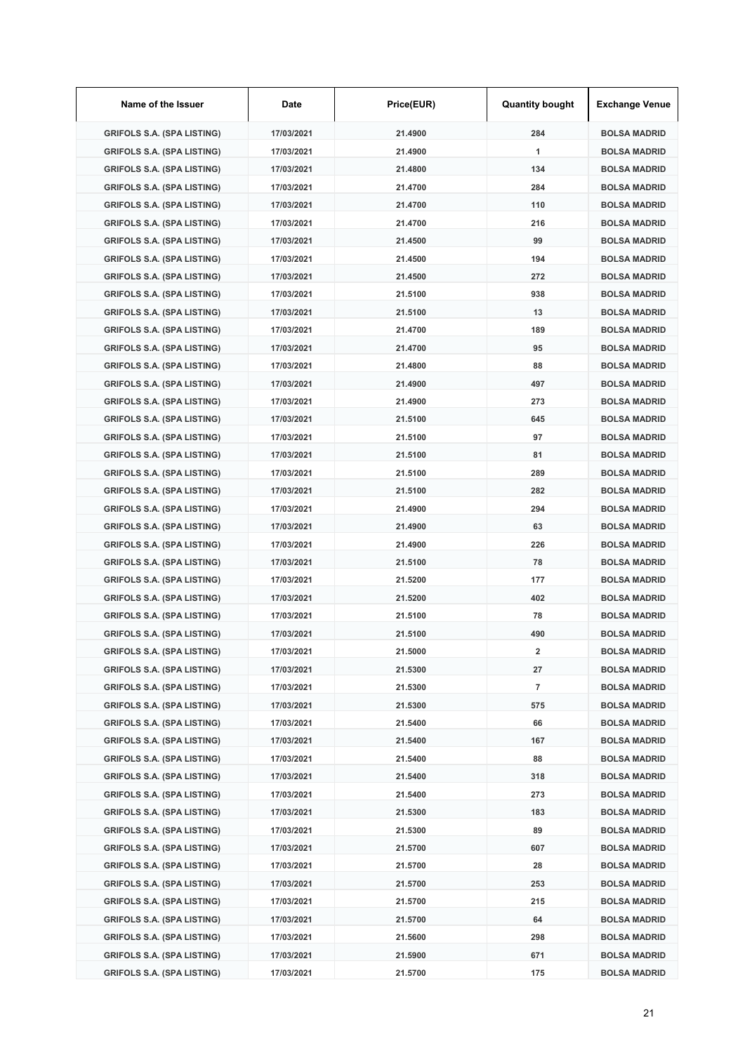| Name of the Issuer | Date | Price(EUR) | Quantity bought | Exchange Venue |
|---|---|---|---|---|
| GRIFOLS S.A. (SPA LISTING) | 17/03/2021 | 21.4900 | 284 | BOLSA MADRID |
| GRIFOLS S.A. (SPA LISTING) | 17/03/2021 | 21.4900 | 1 | BOLSA MADRID |
| GRIFOLS S.A. (SPA LISTING) | 17/03/2021 | 21.4800 | 134 | BOLSA MADRID |
| GRIFOLS S.A. (SPA LISTING) | 17/03/2021 | 21.4700 | 284 | BOLSA MADRID |
| GRIFOLS S.A. (SPA LISTING) | 17/03/2021 | 21.4700 | 110 | BOLSA MADRID |
| GRIFOLS S.A. (SPA LISTING) | 17/03/2021 | 21.4700 | 216 | BOLSA MADRID |
| GRIFOLS S.A. (SPA LISTING) | 17/03/2021 | 21.4500 | 99 | BOLSA MADRID |
| GRIFOLS S.A. (SPA LISTING) | 17/03/2021 | 21.4500 | 194 | BOLSA MADRID |
| GRIFOLS S.A. (SPA LISTING) | 17/03/2021 | 21.4500 | 272 | BOLSA MADRID |
| GRIFOLS S.A. (SPA LISTING) | 17/03/2021 | 21.5100 | 938 | BOLSA MADRID |
| GRIFOLS S.A. (SPA LISTING) | 17/03/2021 | 21.5100 | 13 | BOLSA MADRID |
| GRIFOLS S.A. (SPA LISTING) | 17/03/2021 | 21.4700 | 189 | BOLSA MADRID |
| GRIFOLS S.A. (SPA LISTING) | 17/03/2021 | 21.4700 | 95 | BOLSA MADRID |
| GRIFOLS S.A. (SPA LISTING) | 17/03/2021 | 21.4800 | 88 | BOLSA MADRID |
| GRIFOLS S.A. (SPA LISTING) | 17/03/2021 | 21.4900 | 497 | BOLSA MADRID |
| GRIFOLS S.A. (SPA LISTING) | 17/03/2021 | 21.4900 | 273 | BOLSA MADRID |
| GRIFOLS S.A. (SPA LISTING) | 17/03/2021 | 21.5100 | 645 | BOLSA MADRID |
| GRIFOLS S.A. (SPA LISTING) | 17/03/2021 | 21.5100 | 97 | BOLSA MADRID |
| GRIFOLS S.A. (SPA LISTING) | 17/03/2021 | 21.5100 | 81 | BOLSA MADRID |
| GRIFOLS S.A. (SPA LISTING) | 17/03/2021 | 21.5100 | 289 | BOLSA MADRID |
| GRIFOLS S.A. (SPA LISTING) | 17/03/2021 | 21.5100 | 282 | BOLSA MADRID |
| GRIFOLS S.A. (SPA LISTING) | 17/03/2021 | 21.4900 | 294 | BOLSA MADRID |
| GRIFOLS S.A. (SPA LISTING) | 17/03/2021 | 21.4900 | 63 | BOLSA MADRID |
| GRIFOLS S.A. (SPA LISTING) | 17/03/2021 | 21.4900 | 226 | BOLSA MADRID |
| GRIFOLS S.A. (SPA LISTING) | 17/03/2021 | 21.5100 | 78 | BOLSA MADRID |
| GRIFOLS S.A. (SPA LISTING) | 17/03/2021 | 21.5200 | 177 | BOLSA MADRID |
| GRIFOLS S.A. (SPA LISTING) | 17/03/2021 | 21.5200 | 402 | BOLSA MADRID |
| GRIFOLS S.A. (SPA LISTING) | 17/03/2021 | 21.5100 | 78 | BOLSA MADRID |
| GRIFOLS S.A. (SPA LISTING) | 17/03/2021 | 21.5100 | 490 | BOLSA MADRID |
| GRIFOLS S.A. (SPA LISTING) | 17/03/2021 | 21.5000 | 2 | BOLSA MADRID |
| GRIFOLS S.A. (SPA LISTING) | 17/03/2021 | 21.5300 | 27 | BOLSA MADRID |
| GRIFOLS S.A. (SPA LISTING) | 17/03/2021 | 21.5300 | 7 | BOLSA MADRID |
| GRIFOLS S.A. (SPA LISTING) | 17/03/2021 | 21.5300 | 575 | BOLSA MADRID |
| GRIFOLS S.A. (SPA LISTING) | 17/03/2021 | 21.5400 | 66 | BOLSA MADRID |
| GRIFOLS S.A. (SPA LISTING) | 17/03/2021 | 21.5400 | 167 | BOLSA MADRID |
| GRIFOLS S.A. (SPA LISTING) | 17/03/2021 | 21.5400 | 88 | BOLSA MADRID |
| GRIFOLS S.A. (SPA LISTING) | 17/03/2021 | 21.5400 | 318 | BOLSA MADRID |
| GRIFOLS S.A. (SPA LISTING) | 17/03/2021 | 21.5400 | 273 | BOLSA MADRID |
| GRIFOLS S.A. (SPA LISTING) | 17/03/2021 | 21.5300 | 183 | BOLSA MADRID |
| GRIFOLS S.A. (SPA LISTING) | 17/03/2021 | 21.5300 | 89 | BOLSA MADRID |
| GRIFOLS S.A. (SPA LISTING) | 17/03/2021 | 21.5700 | 607 | BOLSA MADRID |
| GRIFOLS S.A. (SPA LISTING) | 17/03/2021 | 21.5700 | 28 | BOLSA MADRID |
| GRIFOLS S.A. (SPA LISTING) | 17/03/2021 | 21.5700 | 253 | BOLSA MADRID |
| GRIFOLS S.A. (SPA LISTING) | 17/03/2021 | 21.5700 | 215 | BOLSA MADRID |
| GRIFOLS S.A. (SPA LISTING) | 17/03/2021 | 21.5700 | 64 | BOLSA MADRID |
| GRIFOLS S.A. (SPA LISTING) | 17/03/2021 | 21.5600 | 298 | BOLSA MADRID |
| GRIFOLS S.A. (SPA LISTING) | 17/03/2021 | 21.5900 | 671 | BOLSA MADRID |
| GRIFOLS S.A. (SPA LISTING) | 17/03/2021 | 21.5700 | 175 | BOLSA MADRID |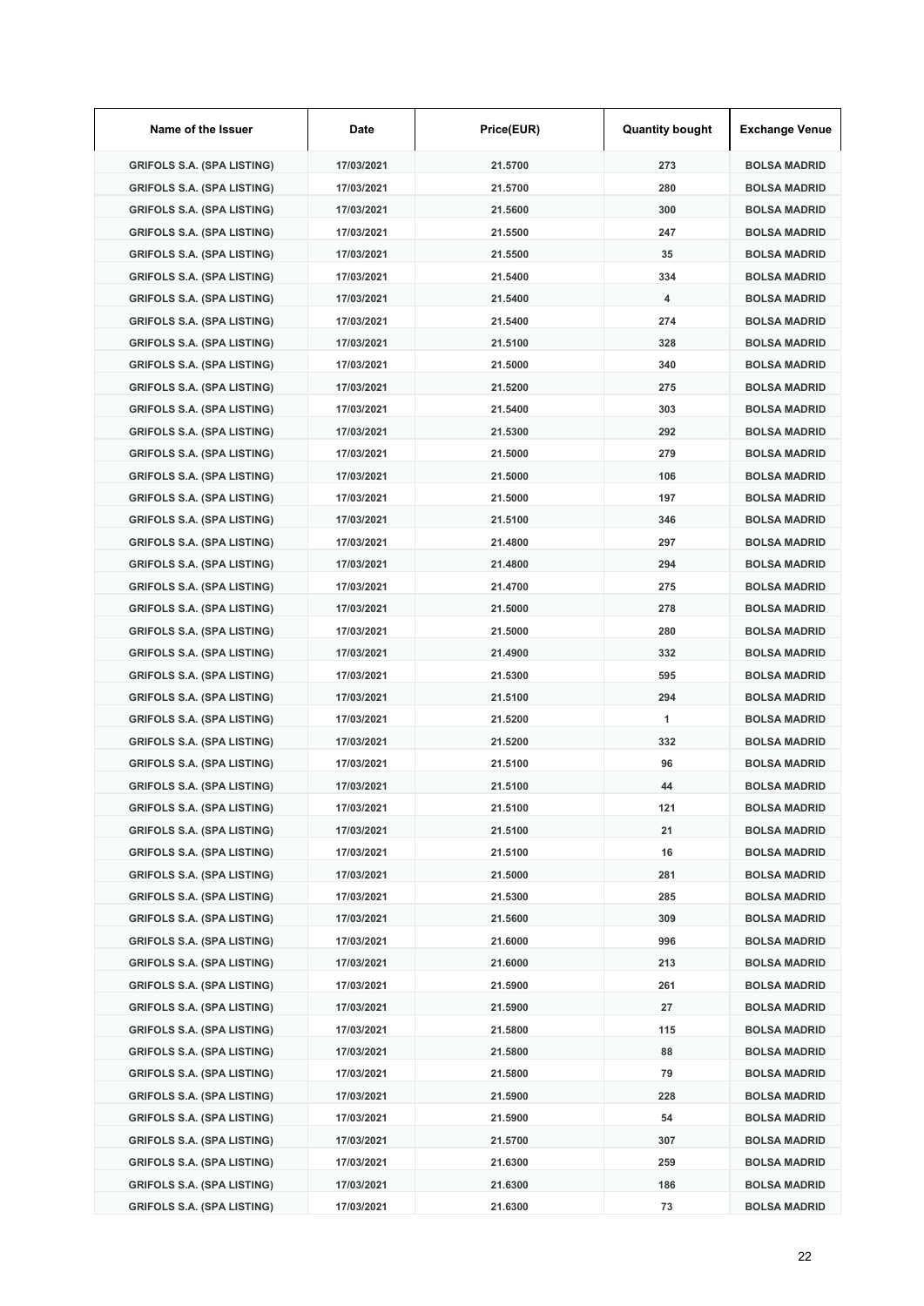| Name of the Issuer | Date | Price(EUR) | Quantity bought | Exchange Venue |
|---|---|---|---|---|
| GRIFOLS S.A. (SPA LISTING) | 17/03/2021 | 21.5700 | 273 | BOLSA MADRID |
| GRIFOLS S.A. (SPA LISTING) | 17/03/2021 | 21.5700 | 280 | BOLSA MADRID |
| GRIFOLS S.A. (SPA LISTING) | 17/03/2021 | 21.5600 | 300 | BOLSA MADRID |
| GRIFOLS S.A. (SPA LISTING) | 17/03/2021 | 21.5500 | 247 | BOLSA MADRID |
| GRIFOLS S.A. (SPA LISTING) | 17/03/2021 | 21.5500 | 35 | BOLSA MADRID |
| GRIFOLS S.A. (SPA LISTING) | 17/03/2021 | 21.5400 | 334 | BOLSA MADRID |
| GRIFOLS S.A. (SPA LISTING) | 17/03/2021 | 21.5400 | 4 | BOLSA MADRID |
| GRIFOLS S.A. (SPA LISTING) | 17/03/2021 | 21.5400 | 274 | BOLSA MADRID |
| GRIFOLS S.A. (SPA LISTING) | 17/03/2021 | 21.5100 | 328 | BOLSA MADRID |
| GRIFOLS S.A. (SPA LISTING) | 17/03/2021 | 21.5000 | 340 | BOLSA MADRID |
| GRIFOLS S.A. (SPA LISTING) | 17/03/2021 | 21.5200 | 275 | BOLSA MADRID |
| GRIFOLS S.A. (SPA LISTING) | 17/03/2021 | 21.5400 | 303 | BOLSA MADRID |
| GRIFOLS S.A. (SPA LISTING) | 17/03/2021 | 21.5300 | 292 | BOLSA MADRID |
| GRIFOLS S.A. (SPA LISTING) | 17/03/2021 | 21.5000 | 279 | BOLSA MADRID |
| GRIFOLS S.A. (SPA LISTING) | 17/03/2021 | 21.5000 | 106 | BOLSA MADRID |
| GRIFOLS S.A. (SPA LISTING) | 17/03/2021 | 21.5000 | 197 | BOLSA MADRID |
| GRIFOLS S.A. (SPA LISTING) | 17/03/2021 | 21.5100 | 346 | BOLSA MADRID |
| GRIFOLS S.A. (SPA LISTING) | 17/03/2021 | 21.4800 | 297 | BOLSA MADRID |
| GRIFOLS S.A. (SPA LISTING) | 17/03/2021 | 21.4800 | 294 | BOLSA MADRID |
| GRIFOLS S.A. (SPA LISTING) | 17/03/2021 | 21.4700 | 275 | BOLSA MADRID |
| GRIFOLS S.A. (SPA LISTING) | 17/03/2021 | 21.5000 | 278 | BOLSA MADRID |
| GRIFOLS S.A. (SPA LISTING) | 17/03/2021 | 21.5000 | 280 | BOLSA MADRID |
| GRIFOLS S.A. (SPA LISTING) | 17/03/2021 | 21.4900 | 332 | BOLSA MADRID |
| GRIFOLS S.A. (SPA LISTING) | 17/03/2021 | 21.5300 | 595 | BOLSA MADRID |
| GRIFOLS S.A. (SPA LISTING) | 17/03/2021 | 21.5100 | 294 | BOLSA MADRID |
| GRIFOLS S.A. (SPA LISTING) | 17/03/2021 | 21.5200 | 1 | BOLSA MADRID |
| GRIFOLS S.A. (SPA LISTING) | 17/03/2021 | 21.5200 | 332 | BOLSA MADRID |
| GRIFOLS S.A. (SPA LISTING) | 17/03/2021 | 21.5100 | 96 | BOLSA MADRID |
| GRIFOLS S.A. (SPA LISTING) | 17/03/2021 | 21.5100 | 44 | BOLSA MADRID |
| GRIFOLS S.A. (SPA LISTING) | 17/03/2021 | 21.5100 | 121 | BOLSA MADRID |
| GRIFOLS S.A. (SPA LISTING) | 17/03/2021 | 21.5100 | 21 | BOLSA MADRID |
| GRIFOLS S.A. (SPA LISTING) | 17/03/2021 | 21.5100 | 16 | BOLSA MADRID |
| GRIFOLS S.A. (SPA LISTING) | 17/03/2021 | 21.5000 | 281 | BOLSA MADRID |
| GRIFOLS S.A. (SPA LISTING) | 17/03/2021 | 21.5300 | 285 | BOLSA MADRID |
| GRIFOLS S.A. (SPA LISTING) | 17/03/2021 | 21.5600 | 309 | BOLSA MADRID |
| GRIFOLS S.A. (SPA LISTING) | 17/03/2021 | 21.6000 | 996 | BOLSA MADRID |
| GRIFOLS S.A. (SPA LISTING) | 17/03/2021 | 21.6000 | 213 | BOLSA MADRID |
| GRIFOLS S.A. (SPA LISTING) | 17/03/2021 | 21.5900 | 261 | BOLSA MADRID |
| GRIFOLS S.A. (SPA LISTING) | 17/03/2021 | 21.5900 | 27 | BOLSA MADRID |
| GRIFOLS S.A. (SPA LISTING) | 17/03/2021 | 21.5800 | 115 | BOLSA MADRID |
| GRIFOLS S.A. (SPA LISTING) | 17/03/2021 | 21.5800 | 88 | BOLSA MADRID |
| GRIFOLS S.A. (SPA LISTING) | 17/03/2021 | 21.5800 | 79 | BOLSA MADRID |
| GRIFOLS S.A. (SPA LISTING) | 17/03/2021 | 21.5900 | 228 | BOLSA MADRID |
| GRIFOLS S.A. (SPA LISTING) | 17/03/2021 | 21.5900 | 54 | BOLSA MADRID |
| GRIFOLS S.A. (SPA LISTING) | 17/03/2021 | 21.5700 | 307 | BOLSA MADRID |
| GRIFOLS S.A. (SPA LISTING) | 17/03/2021 | 21.6300 | 259 | BOLSA MADRID |
| GRIFOLS S.A. (SPA LISTING) | 17/03/2021 | 21.6300 | 186 | BOLSA MADRID |
| GRIFOLS S.A. (SPA LISTING) | 17/03/2021 | 21.6300 | 73 | BOLSA MADRID |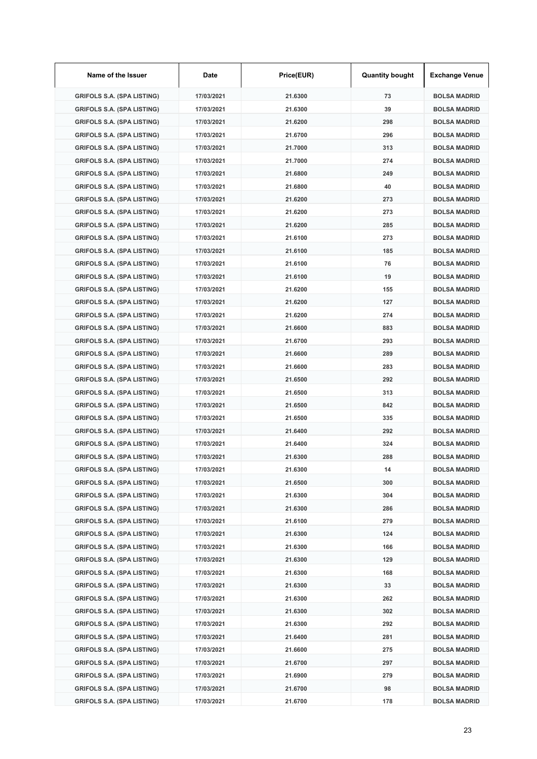| Name of the Issuer | Date | Price(EUR) | Quantity bought | Exchange Venue |
|---|---|---|---|---|
| GRIFOLS S.A. (SPA LISTING) | 17/03/2021 | 21.6300 | 73 | BOLSA MADRID |
| GRIFOLS S.A. (SPA LISTING) | 17/03/2021 | 21.6300 | 39 | BOLSA MADRID |
| GRIFOLS S.A. (SPA LISTING) | 17/03/2021 | 21.6200 | 298 | BOLSA MADRID |
| GRIFOLS S.A. (SPA LISTING) | 17/03/2021 | 21.6700 | 296 | BOLSA MADRID |
| GRIFOLS S.A. (SPA LISTING) | 17/03/2021 | 21.7000 | 313 | BOLSA MADRID |
| GRIFOLS S.A. (SPA LISTING) | 17/03/2021 | 21.7000 | 274 | BOLSA MADRID |
| GRIFOLS S.A. (SPA LISTING) | 17/03/2021 | 21.6800 | 249 | BOLSA MADRID |
| GRIFOLS S.A. (SPA LISTING) | 17/03/2021 | 21.6800 | 40 | BOLSA MADRID |
| GRIFOLS S.A. (SPA LISTING) | 17/03/2021 | 21.6200 | 273 | BOLSA MADRID |
| GRIFOLS S.A. (SPA LISTING) | 17/03/2021 | 21.6200 | 273 | BOLSA MADRID |
| GRIFOLS S.A. (SPA LISTING) | 17/03/2021 | 21.6200 | 285 | BOLSA MADRID |
| GRIFOLS S.A. (SPA LISTING) | 17/03/2021 | 21.6100 | 273 | BOLSA MADRID |
| GRIFOLS S.A. (SPA LISTING) | 17/03/2021 | 21.6100 | 185 | BOLSA MADRID |
| GRIFOLS S.A. (SPA LISTING) | 17/03/2021 | 21.6100 | 76 | BOLSA MADRID |
| GRIFOLS S.A. (SPA LISTING) | 17/03/2021 | 21.6100 | 19 | BOLSA MADRID |
| GRIFOLS S.A. (SPA LISTING) | 17/03/2021 | 21.6200 | 155 | BOLSA MADRID |
| GRIFOLS S.A. (SPA LISTING) | 17/03/2021 | 21.6200 | 127 | BOLSA MADRID |
| GRIFOLS S.A. (SPA LISTING) | 17/03/2021 | 21.6200 | 274 | BOLSA MADRID |
| GRIFOLS S.A. (SPA LISTING) | 17/03/2021 | 21.6600 | 883 | BOLSA MADRID |
| GRIFOLS S.A. (SPA LISTING) | 17/03/2021 | 21.6700 | 293 | BOLSA MADRID |
| GRIFOLS S.A. (SPA LISTING) | 17/03/2021 | 21.6600 | 289 | BOLSA MADRID |
| GRIFOLS S.A. (SPA LISTING) | 17/03/2021 | 21.6600 | 283 | BOLSA MADRID |
| GRIFOLS S.A. (SPA LISTING) | 17/03/2021 | 21.6500 | 292 | BOLSA MADRID |
| GRIFOLS S.A. (SPA LISTING) | 17/03/2021 | 21.6500 | 313 | BOLSA MADRID |
| GRIFOLS S.A. (SPA LISTING) | 17/03/2021 | 21.6500 | 842 | BOLSA MADRID |
| GRIFOLS S.A. (SPA LISTING) | 17/03/2021 | 21.6500 | 335 | BOLSA MADRID |
| GRIFOLS S.A. (SPA LISTING) | 17/03/2021 | 21.6400 | 292 | BOLSA MADRID |
| GRIFOLS S.A. (SPA LISTING) | 17/03/2021 | 21.6400 | 324 | BOLSA MADRID |
| GRIFOLS S.A. (SPA LISTING) | 17/03/2021 | 21.6300 | 288 | BOLSA MADRID |
| GRIFOLS S.A. (SPA LISTING) | 17/03/2021 | 21.6300 | 14 | BOLSA MADRID |
| GRIFOLS S.A. (SPA LISTING) | 17/03/2021 | 21.6500 | 300 | BOLSA MADRID |
| GRIFOLS S.A. (SPA LISTING) | 17/03/2021 | 21.6300 | 304 | BOLSA MADRID |
| GRIFOLS S.A. (SPA LISTING) | 17/03/2021 | 21.6300 | 286 | BOLSA MADRID |
| GRIFOLS S.A. (SPA LISTING) | 17/03/2021 | 21.6100 | 279 | BOLSA MADRID |
| GRIFOLS S.A. (SPA LISTING) | 17/03/2021 | 21.6300 | 124 | BOLSA MADRID |
| GRIFOLS S.A. (SPA LISTING) | 17/03/2021 | 21.6300 | 166 | BOLSA MADRID |
| GRIFOLS S.A. (SPA LISTING) | 17/03/2021 | 21.6300 | 129 | BOLSA MADRID |
| GRIFOLS S.A. (SPA LISTING) | 17/03/2021 | 21.6300 | 168 | BOLSA MADRID |
| GRIFOLS S.A. (SPA LISTING) | 17/03/2021 | 21.6300 | 33 | BOLSA MADRID |
| GRIFOLS S.A. (SPA LISTING) | 17/03/2021 | 21.6300 | 262 | BOLSA MADRID |
| GRIFOLS S.A. (SPA LISTING) | 17/03/2021 | 21.6300 | 302 | BOLSA MADRID |
| GRIFOLS S.A. (SPA LISTING) | 17/03/2021 | 21.6300 | 292 | BOLSA MADRID |
| GRIFOLS S.A. (SPA LISTING) | 17/03/2021 | 21.6400 | 281 | BOLSA MADRID |
| GRIFOLS S.A. (SPA LISTING) | 17/03/2021 | 21.6600 | 275 | BOLSA MADRID |
| GRIFOLS S.A. (SPA LISTING) | 17/03/2021 | 21.6700 | 297 | BOLSA MADRID |
| GRIFOLS S.A. (SPA LISTING) | 17/03/2021 | 21.6900 | 279 | BOLSA MADRID |
| GRIFOLS S.A. (SPA LISTING) | 17/03/2021 | 21.6700 | 98 | BOLSA MADRID |
| GRIFOLS S.A. (SPA LISTING) | 17/03/2021 | 21.6700 | 178 | BOLSA MADRID |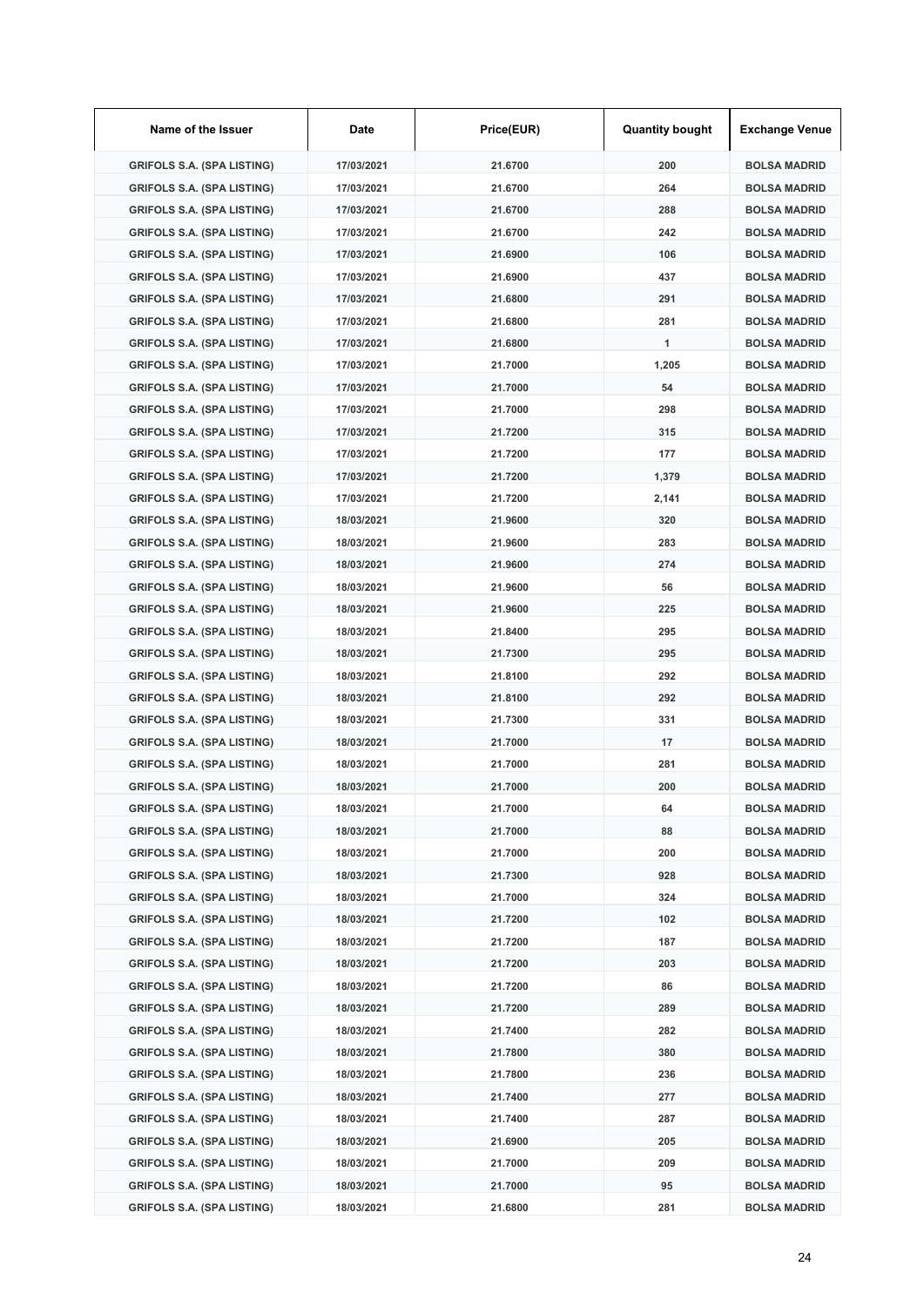| Name of the Issuer | Date | Price(EUR) | Quantity bought | Exchange Venue |
|---|---|---|---|---|
| GRIFOLS S.A. (SPA LISTING) | 17/03/2021 | 21.6700 | 200 | BOLSA MADRID |
| GRIFOLS S.A. (SPA LISTING) | 17/03/2021 | 21.6700 | 264 | BOLSA MADRID |
| GRIFOLS S.A. (SPA LISTING) | 17/03/2021 | 21.6700 | 288 | BOLSA MADRID |
| GRIFOLS S.A. (SPA LISTING) | 17/03/2021 | 21.6700 | 242 | BOLSA MADRID |
| GRIFOLS S.A. (SPA LISTING) | 17/03/2021 | 21.6900 | 106 | BOLSA MADRID |
| GRIFOLS S.A. (SPA LISTING) | 17/03/2021 | 21.6900 | 437 | BOLSA MADRID |
| GRIFOLS S.A. (SPA LISTING) | 17/03/2021 | 21.6800 | 291 | BOLSA MADRID |
| GRIFOLS S.A. (SPA LISTING) | 17/03/2021 | 21.6800 | 281 | BOLSA MADRID |
| GRIFOLS S.A. (SPA LISTING) | 17/03/2021 | 21.6800 | 1 | BOLSA MADRID |
| GRIFOLS S.A. (SPA LISTING) | 17/03/2021 | 21.7000 | 1,205 | BOLSA MADRID |
| GRIFOLS S.A. (SPA LISTING) | 17/03/2021 | 21.7000 | 54 | BOLSA MADRID |
| GRIFOLS S.A. (SPA LISTING) | 17/03/2021 | 21.7000 | 298 | BOLSA MADRID |
| GRIFOLS S.A. (SPA LISTING) | 17/03/2021 | 21.7200 | 315 | BOLSA MADRID |
| GRIFOLS S.A. (SPA LISTING) | 17/03/2021 | 21.7200 | 177 | BOLSA MADRID |
| GRIFOLS S.A. (SPA LISTING) | 17/03/2021 | 21.7200 | 1,379 | BOLSA MADRID |
| GRIFOLS S.A. (SPA LISTING) | 17/03/2021 | 21.7200 | 2,141 | BOLSA MADRID |
| GRIFOLS S.A. (SPA LISTING) | 18/03/2021 | 21.9600 | 320 | BOLSA MADRID |
| GRIFOLS S.A. (SPA LISTING) | 18/03/2021 | 21.9600 | 283 | BOLSA MADRID |
| GRIFOLS S.A. (SPA LISTING) | 18/03/2021 | 21.9600 | 274 | BOLSA MADRID |
| GRIFOLS S.A. (SPA LISTING) | 18/03/2021 | 21.9600 | 56 | BOLSA MADRID |
| GRIFOLS S.A. (SPA LISTING) | 18/03/2021 | 21.9600 | 225 | BOLSA MADRID |
| GRIFOLS S.A. (SPA LISTING) | 18/03/2021 | 21.8400 | 295 | BOLSA MADRID |
| GRIFOLS S.A. (SPA LISTING) | 18/03/2021 | 21.7300 | 295 | BOLSA MADRID |
| GRIFOLS S.A. (SPA LISTING) | 18/03/2021 | 21.8100 | 292 | BOLSA MADRID |
| GRIFOLS S.A. (SPA LISTING) | 18/03/2021 | 21.8100 | 292 | BOLSA MADRID |
| GRIFOLS S.A. (SPA LISTING) | 18/03/2021 | 21.7300 | 331 | BOLSA MADRID |
| GRIFOLS S.A. (SPA LISTING) | 18/03/2021 | 21.7000 | 17 | BOLSA MADRID |
| GRIFOLS S.A. (SPA LISTING) | 18/03/2021 | 21.7000 | 281 | BOLSA MADRID |
| GRIFOLS S.A. (SPA LISTING) | 18/03/2021 | 21.7000 | 200 | BOLSA MADRID |
| GRIFOLS S.A. (SPA LISTING) | 18/03/2021 | 21.7000 | 64 | BOLSA MADRID |
| GRIFOLS S.A. (SPA LISTING) | 18/03/2021 | 21.7000 | 88 | BOLSA MADRID |
| GRIFOLS S.A. (SPA LISTING) | 18/03/2021 | 21.7000 | 200 | BOLSA MADRID |
| GRIFOLS S.A. (SPA LISTING) | 18/03/2021 | 21.7300 | 928 | BOLSA MADRID |
| GRIFOLS S.A. (SPA LISTING) | 18/03/2021 | 21.7000 | 324 | BOLSA MADRID |
| GRIFOLS S.A. (SPA LISTING) | 18/03/2021 | 21.7200 | 102 | BOLSA MADRID |
| GRIFOLS S.A. (SPA LISTING) | 18/03/2021 | 21.7200 | 187 | BOLSA MADRID |
| GRIFOLS S.A. (SPA LISTING) | 18/03/2021 | 21.7200 | 203 | BOLSA MADRID |
| GRIFOLS S.A. (SPA LISTING) | 18/03/2021 | 21.7200 | 86 | BOLSA MADRID |
| GRIFOLS S.A. (SPA LISTING) | 18/03/2021 | 21.7200 | 289 | BOLSA MADRID |
| GRIFOLS S.A. (SPA LISTING) | 18/03/2021 | 21.7400 | 282 | BOLSA MADRID |
| GRIFOLS S.A. (SPA LISTING) | 18/03/2021 | 21.7800 | 380 | BOLSA MADRID |
| GRIFOLS S.A. (SPA LISTING) | 18/03/2021 | 21.7800 | 236 | BOLSA MADRID |
| GRIFOLS S.A. (SPA LISTING) | 18/03/2021 | 21.7400 | 277 | BOLSA MADRID |
| GRIFOLS S.A. (SPA LISTING) | 18/03/2021 | 21.7400 | 287 | BOLSA MADRID |
| GRIFOLS S.A. (SPA LISTING) | 18/03/2021 | 21.6900 | 205 | BOLSA MADRID |
| GRIFOLS S.A. (SPA LISTING) | 18/03/2021 | 21.7000 | 209 | BOLSA MADRID |
| GRIFOLS S.A. (SPA LISTING) | 18/03/2021 | 21.7000 | 95 | BOLSA MADRID |
| GRIFOLS S.A. (SPA LISTING) | 18/03/2021 | 21.6800 | 281 | BOLSA MADRID |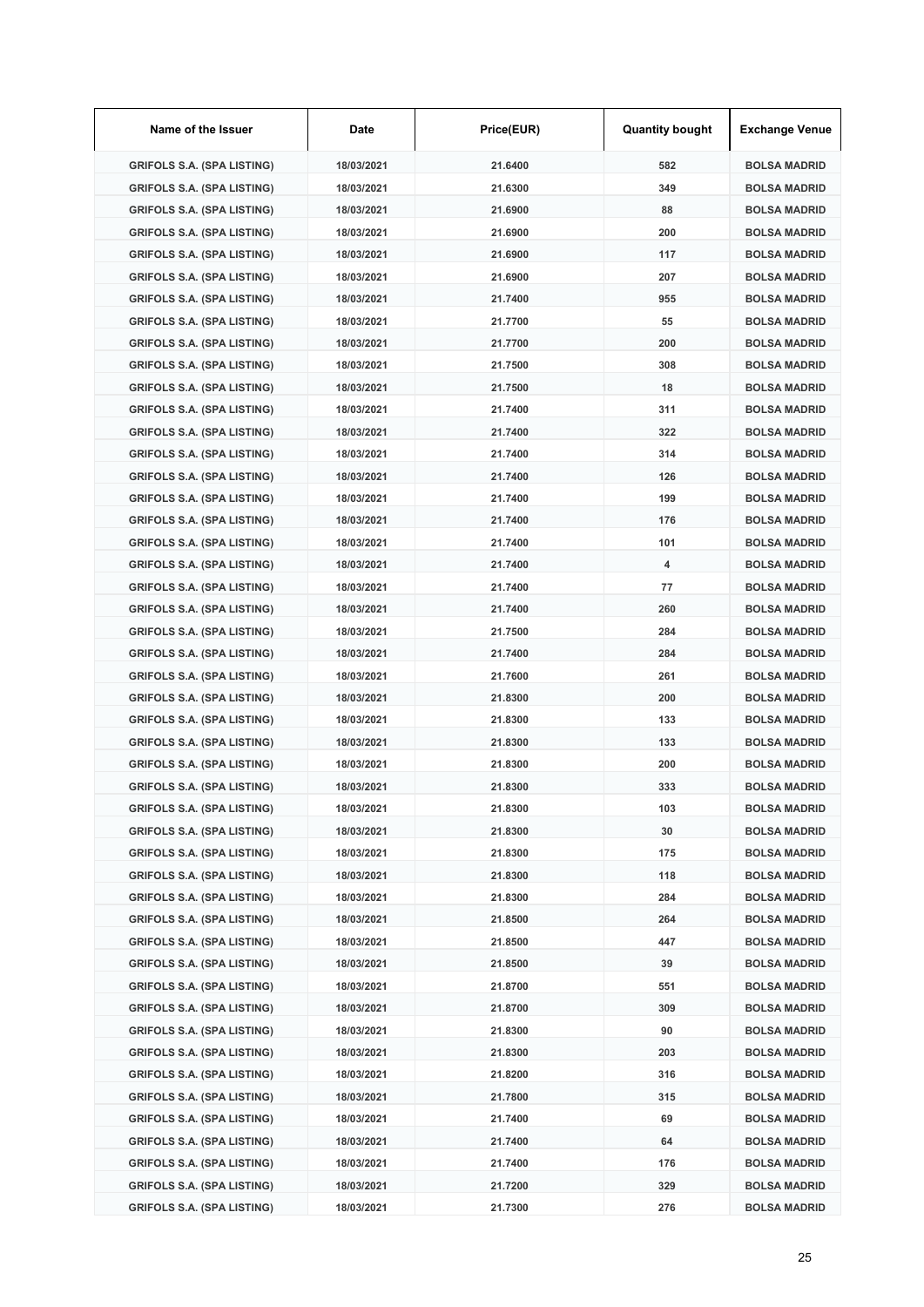| Name of the Issuer | Date | Price(EUR) | Quantity bought | Exchange Venue |
|---|---|---|---|---|
| GRIFOLS S.A. (SPA LISTING) | 18/03/2021 | 21.6400 | 582 | BOLSA MADRID |
| GRIFOLS S.A. (SPA LISTING) | 18/03/2021 | 21.6300 | 349 | BOLSA MADRID |
| GRIFOLS S.A. (SPA LISTING) | 18/03/2021 | 21.6900 | 88 | BOLSA MADRID |
| GRIFOLS S.A. (SPA LISTING) | 18/03/2021 | 21.6900 | 200 | BOLSA MADRID |
| GRIFOLS S.A. (SPA LISTING) | 18/03/2021 | 21.6900 | 117 | BOLSA MADRID |
| GRIFOLS S.A. (SPA LISTING) | 18/03/2021 | 21.6900 | 207 | BOLSA MADRID |
| GRIFOLS S.A. (SPA LISTING) | 18/03/2021 | 21.7400 | 955 | BOLSA MADRID |
| GRIFOLS S.A. (SPA LISTING) | 18/03/2021 | 21.7700 | 55 | BOLSA MADRID |
| GRIFOLS S.A. (SPA LISTING) | 18/03/2021 | 21.7700 | 200 | BOLSA MADRID |
| GRIFOLS S.A. (SPA LISTING) | 18/03/2021 | 21.7500 | 308 | BOLSA MADRID |
| GRIFOLS S.A. (SPA LISTING) | 18/03/2021 | 21.7500 | 18 | BOLSA MADRID |
| GRIFOLS S.A. (SPA LISTING) | 18/03/2021 | 21.7400 | 311 | BOLSA MADRID |
| GRIFOLS S.A. (SPA LISTING) | 18/03/2021 | 21.7400 | 322 | BOLSA MADRID |
| GRIFOLS S.A. (SPA LISTING) | 18/03/2021 | 21.7400 | 314 | BOLSA MADRID |
| GRIFOLS S.A. (SPA LISTING) | 18/03/2021 | 21.7400 | 126 | BOLSA MADRID |
| GRIFOLS S.A. (SPA LISTING) | 18/03/2021 | 21.7400 | 199 | BOLSA MADRID |
| GRIFOLS S.A. (SPA LISTING) | 18/03/2021 | 21.7400 | 176 | BOLSA MADRID |
| GRIFOLS S.A. (SPA LISTING) | 18/03/2021 | 21.7400 | 101 | BOLSA MADRID |
| GRIFOLS S.A. (SPA LISTING) | 18/03/2021 | 21.7400 | 4 | BOLSA MADRID |
| GRIFOLS S.A. (SPA LISTING) | 18/03/2021 | 21.7400 | 77 | BOLSA MADRID |
| GRIFOLS S.A. (SPA LISTING) | 18/03/2021 | 21.7400 | 260 | BOLSA MADRID |
| GRIFOLS S.A. (SPA LISTING) | 18/03/2021 | 21.7500 | 284 | BOLSA MADRID |
| GRIFOLS S.A. (SPA LISTING) | 18/03/2021 | 21.7400 | 284 | BOLSA MADRID |
| GRIFOLS S.A. (SPA LISTING) | 18/03/2021 | 21.7600 | 261 | BOLSA MADRID |
| GRIFOLS S.A. (SPA LISTING) | 18/03/2021 | 21.8300 | 200 | BOLSA MADRID |
| GRIFOLS S.A. (SPA LISTING) | 18/03/2021 | 21.8300 | 133 | BOLSA MADRID |
| GRIFOLS S.A. (SPA LISTING) | 18/03/2021 | 21.8300 | 133 | BOLSA MADRID |
| GRIFOLS S.A. (SPA LISTING) | 18/03/2021 | 21.8300 | 200 | BOLSA MADRID |
| GRIFOLS S.A. (SPA LISTING) | 18/03/2021 | 21.8300 | 333 | BOLSA MADRID |
| GRIFOLS S.A. (SPA LISTING) | 18/03/2021 | 21.8300 | 103 | BOLSA MADRID |
| GRIFOLS S.A. (SPA LISTING) | 18/03/2021 | 21.8300 | 30 | BOLSA MADRID |
| GRIFOLS S.A. (SPA LISTING) | 18/03/2021 | 21.8300 | 175 | BOLSA MADRID |
| GRIFOLS S.A. (SPA LISTING) | 18/03/2021 | 21.8300 | 118 | BOLSA MADRID |
| GRIFOLS S.A. (SPA LISTING) | 18/03/2021 | 21.8300 | 284 | BOLSA MADRID |
| GRIFOLS S.A. (SPA LISTING) | 18/03/2021 | 21.8500 | 264 | BOLSA MADRID |
| GRIFOLS S.A. (SPA LISTING) | 18/03/2021 | 21.8500 | 447 | BOLSA MADRID |
| GRIFOLS S.A. (SPA LISTING) | 18/03/2021 | 21.8500 | 39 | BOLSA MADRID |
| GRIFOLS S.A. (SPA LISTING) | 18/03/2021 | 21.8700 | 551 | BOLSA MADRID |
| GRIFOLS S.A. (SPA LISTING) | 18/03/2021 | 21.8700 | 309 | BOLSA MADRID |
| GRIFOLS S.A. (SPA LISTING) | 18/03/2021 | 21.8300 | 90 | BOLSA MADRID |
| GRIFOLS S.A. (SPA LISTING) | 18/03/2021 | 21.8300 | 203 | BOLSA MADRID |
| GRIFOLS S.A. (SPA LISTING) | 18/03/2021 | 21.8200 | 316 | BOLSA MADRID |
| GRIFOLS S.A. (SPA LISTING) | 18/03/2021 | 21.7800 | 315 | BOLSA MADRID |
| GRIFOLS S.A. (SPA LISTING) | 18/03/2021 | 21.7400 | 69 | BOLSA MADRID |
| GRIFOLS S.A. (SPA LISTING) | 18/03/2021 | 21.7400 | 64 | BOLSA MADRID |
| GRIFOLS S.A. (SPA LISTING) | 18/03/2021 | 21.7400 | 176 | BOLSA MADRID |
| GRIFOLS S.A. (SPA LISTING) | 18/03/2021 | 21.7200 | 329 | BOLSA MADRID |
| GRIFOLS S.A. (SPA LISTING) | 18/03/2021 | 21.7300 | 276 | BOLSA MADRID |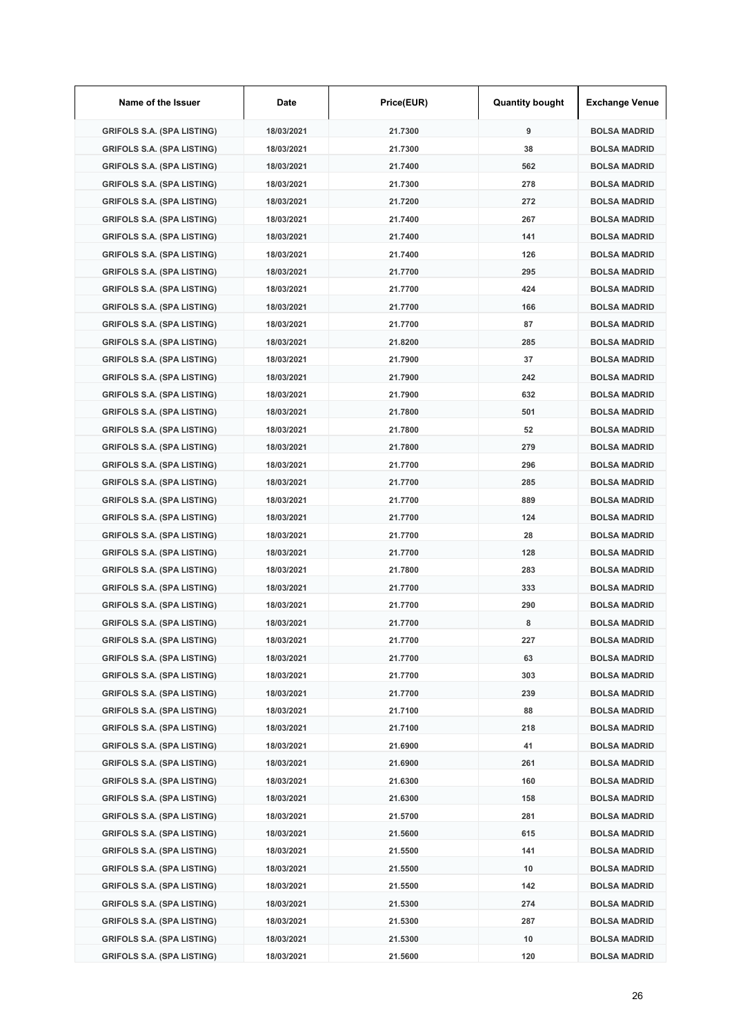| Name of the Issuer | Date | Price(EUR) | Quantity bought | Exchange Venue |
|---|---|---|---|---|
| GRIFOLS S.A. (SPA LISTING) | 18/03/2021 | 21.7300 | 9 | BOLSA MADRID |
| GRIFOLS S.A. (SPA LISTING) | 18/03/2021 | 21.7300 | 38 | BOLSA MADRID |
| GRIFOLS S.A. (SPA LISTING) | 18/03/2021 | 21.7400 | 562 | BOLSA MADRID |
| GRIFOLS S.A. (SPA LISTING) | 18/03/2021 | 21.7300 | 278 | BOLSA MADRID |
| GRIFOLS S.A. (SPA LISTING) | 18/03/2021 | 21.7200 | 272 | BOLSA MADRID |
| GRIFOLS S.A. (SPA LISTING) | 18/03/2021 | 21.7400 | 267 | BOLSA MADRID |
| GRIFOLS S.A. (SPA LISTING) | 18/03/2021 | 21.7400 | 141 | BOLSA MADRID |
| GRIFOLS S.A. (SPA LISTING) | 18/03/2021 | 21.7400 | 126 | BOLSA MADRID |
| GRIFOLS S.A. (SPA LISTING) | 18/03/2021 | 21.7700 | 295 | BOLSA MADRID |
| GRIFOLS S.A. (SPA LISTING) | 18/03/2021 | 21.7700 | 424 | BOLSA MADRID |
| GRIFOLS S.A. (SPA LISTING) | 18/03/2021 | 21.7700 | 166 | BOLSA MADRID |
| GRIFOLS S.A. (SPA LISTING) | 18/03/2021 | 21.7700 | 87 | BOLSA MADRID |
| GRIFOLS S.A. (SPA LISTING) | 18/03/2021 | 21.8200 | 285 | BOLSA MADRID |
| GRIFOLS S.A. (SPA LISTING) | 18/03/2021 | 21.7900 | 37 | BOLSA MADRID |
| GRIFOLS S.A. (SPA LISTING) | 18/03/2021 | 21.7900 | 242 | BOLSA MADRID |
| GRIFOLS S.A. (SPA LISTING) | 18/03/2021 | 21.7900 | 632 | BOLSA MADRID |
| GRIFOLS S.A. (SPA LISTING) | 18/03/2021 | 21.7800 | 501 | BOLSA MADRID |
| GRIFOLS S.A. (SPA LISTING) | 18/03/2021 | 21.7800 | 52 | BOLSA MADRID |
| GRIFOLS S.A. (SPA LISTING) | 18/03/2021 | 21.7800 | 279 | BOLSA MADRID |
| GRIFOLS S.A. (SPA LISTING) | 18/03/2021 | 21.7700 | 296 | BOLSA MADRID |
| GRIFOLS S.A. (SPA LISTING) | 18/03/2021 | 21.7700 | 285 | BOLSA MADRID |
| GRIFOLS S.A. (SPA LISTING) | 18/03/2021 | 21.7700 | 889 | BOLSA MADRID |
| GRIFOLS S.A. (SPA LISTING) | 18/03/2021 | 21.7700 | 124 | BOLSA MADRID |
| GRIFOLS S.A. (SPA LISTING) | 18/03/2021 | 21.7700 | 28 | BOLSA MADRID |
| GRIFOLS S.A. (SPA LISTING) | 18/03/2021 | 21.7700 | 128 | BOLSA MADRID |
| GRIFOLS S.A. (SPA LISTING) | 18/03/2021 | 21.7800 | 283 | BOLSA MADRID |
| GRIFOLS S.A. (SPA LISTING) | 18/03/2021 | 21.7700 | 333 | BOLSA MADRID |
| GRIFOLS S.A. (SPA LISTING) | 18/03/2021 | 21.7700 | 290 | BOLSA MADRID |
| GRIFOLS S.A. (SPA LISTING) | 18/03/2021 | 21.7700 | 8 | BOLSA MADRID |
| GRIFOLS S.A. (SPA LISTING) | 18/03/2021 | 21.7700 | 227 | BOLSA MADRID |
| GRIFOLS S.A. (SPA LISTING) | 18/03/2021 | 21.7700 | 63 | BOLSA MADRID |
| GRIFOLS S.A. (SPA LISTING) | 18/03/2021 | 21.7700 | 303 | BOLSA MADRID |
| GRIFOLS S.A. (SPA LISTING) | 18/03/2021 | 21.7700 | 239 | BOLSA MADRID |
| GRIFOLS S.A. (SPA LISTING) | 18/03/2021 | 21.7100 | 88 | BOLSA MADRID |
| GRIFOLS S.A. (SPA LISTING) | 18/03/2021 | 21.7100 | 218 | BOLSA MADRID |
| GRIFOLS S.A. (SPA LISTING) | 18/03/2021 | 21.6900 | 41 | BOLSA MADRID |
| GRIFOLS S.A. (SPA LISTING) | 18/03/2021 | 21.6900 | 261 | BOLSA MADRID |
| GRIFOLS S.A. (SPA LISTING) | 18/03/2021 | 21.6300 | 160 | BOLSA MADRID |
| GRIFOLS S.A. (SPA LISTING) | 18/03/2021 | 21.6300 | 158 | BOLSA MADRID |
| GRIFOLS S.A. (SPA LISTING) | 18/03/2021 | 21.5700 | 281 | BOLSA MADRID |
| GRIFOLS S.A. (SPA LISTING) | 18/03/2021 | 21.5600 | 615 | BOLSA MADRID |
| GRIFOLS S.A. (SPA LISTING) | 18/03/2021 | 21.5500 | 141 | BOLSA MADRID |
| GRIFOLS S.A. (SPA LISTING) | 18/03/2021 | 21.5500 | 10 | BOLSA MADRID |
| GRIFOLS S.A. (SPA LISTING) | 18/03/2021 | 21.5500 | 142 | BOLSA MADRID |
| GRIFOLS S.A. (SPA LISTING) | 18/03/2021 | 21.5300 | 274 | BOLSA MADRID |
| GRIFOLS S.A. (SPA LISTING) | 18/03/2021 | 21.5300 | 287 | BOLSA MADRID |
| GRIFOLS S.A. (SPA LISTING) | 18/03/2021 | 21.5300 | 10 | BOLSA MADRID |
| GRIFOLS S.A. (SPA LISTING) | 18/03/2021 | 21.5600 | 120 | BOLSA MADRID |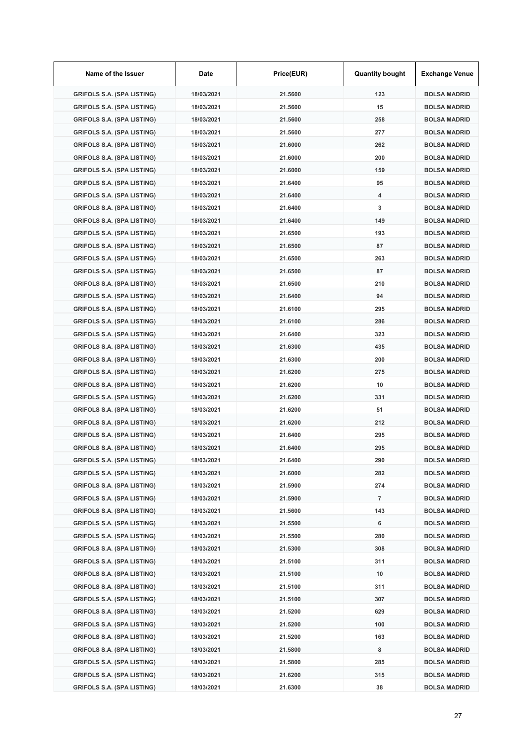| Name of the Issuer | Date | Price(EUR) | Quantity bought | Exchange Venue |
|---|---|---|---|---|
| GRIFOLS S.A. (SPA LISTING) | 18/03/2021 | 21.5600 | 123 | BOLSA MADRID |
| GRIFOLS S.A. (SPA LISTING) | 18/03/2021 | 21.5600 | 15 | BOLSA MADRID |
| GRIFOLS S.A. (SPA LISTING) | 18/03/2021 | 21.5600 | 258 | BOLSA MADRID |
| GRIFOLS S.A. (SPA LISTING) | 18/03/2021 | 21.5600 | 277 | BOLSA MADRID |
| GRIFOLS S.A. (SPA LISTING) | 18/03/2021 | 21.6000 | 262 | BOLSA MADRID |
| GRIFOLS S.A. (SPA LISTING) | 18/03/2021 | 21.6000 | 200 | BOLSA MADRID |
| GRIFOLS S.A. (SPA LISTING) | 18/03/2021 | 21.6000 | 159 | BOLSA MADRID |
| GRIFOLS S.A. (SPA LISTING) | 18/03/2021 | 21.6400 | 95 | BOLSA MADRID |
| GRIFOLS S.A. (SPA LISTING) | 18/03/2021 | 21.6400 | 4 | BOLSA MADRID |
| GRIFOLS S.A. (SPA LISTING) | 18/03/2021 | 21.6400 | 3 | BOLSA MADRID |
| GRIFOLS S.A. (SPA LISTING) | 18/03/2021 | 21.6400 | 149 | BOLSA MADRID |
| GRIFOLS S.A. (SPA LISTING) | 18/03/2021 | 21.6500 | 193 | BOLSA MADRID |
| GRIFOLS S.A. (SPA LISTING) | 18/03/2021 | 21.6500 | 87 | BOLSA MADRID |
| GRIFOLS S.A. (SPA LISTING) | 18/03/2021 | 21.6500 | 263 | BOLSA MADRID |
| GRIFOLS S.A. (SPA LISTING) | 18/03/2021 | 21.6500 | 87 | BOLSA MADRID |
| GRIFOLS S.A. (SPA LISTING) | 18/03/2021 | 21.6500 | 210 | BOLSA MADRID |
| GRIFOLS S.A. (SPA LISTING) | 18/03/2021 | 21.6400 | 94 | BOLSA MADRID |
| GRIFOLS S.A. (SPA LISTING) | 18/03/2021 | 21.6100 | 295 | BOLSA MADRID |
| GRIFOLS S.A. (SPA LISTING) | 18/03/2021 | 21.6100 | 286 | BOLSA MADRID |
| GRIFOLS S.A. (SPA LISTING) | 18/03/2021 | 21.6400 | 323 | BOLSA MADRID |
| GRIFOLS S.A. (SPA LISTING) | 18/03/2021 | 21.6300 | 435 | BOLSA MADRID |
| GRIFOLS S.A. (SPA LISTING) | 18/03/2021 | 21.6300 | 200 | BOLSA MADRID |
| GRIFOLS S.A. (SPA LISTING) | 18/03/2021 | 21.6200 | 275 | BOLSA MADRID |
| GRIFOLS S.A. (SPA LISTING) | 18/03/2021 | 21.6200 | 10 | BOLSA MADRID |
| GRIFOLS S.A. (SPA LISTING) | 18/03/2021 | 21.6200 | 331 | BOLSA MADRID |
| GRIFOLS S.A. (SPA LISTING) | 18/03/2021 | 21.6200 | 51 | BOLSA MADRID |
| GRIFOLS S.A. (SPA LISTING) | 18/03/2021 | 21.6200 | 212 | BOLSA MADRID |
| GRIFOLS S.A. (SPA LISTING) | 18/03/2021 | 21.6400 | 295 | BOLSA MADRID |
| GRIFOLS S.A. (SPA LISTING) | 18/03/2021 | 21.6400 | 295 | BOLSA MADRID |
| GRIFOLS S.A. (SPA LISTING) | 18/03/2021 | 21.6400 | 290 | BOLSA MADRID |
| GRIFOLS S.A. (SPA LISTING) | 18/03/2021 | 21.6000 | 282 | BOLSA MADRID |
| GRIFOLS S.A. (SPA LISTING) | 18/03/2021 | 21.5900 | 274 | BOLSA MADRID |
| GRIFOLS S.A. (SPA LISTING) | 18/03/2021 | 21.5900 | 7 | BOLSA MADRID |
| GRIFOLS S.A. (SPA LISTING) | 18/03/2021 | 21.5600 | 143 | BOLSA MADRID |
| GRIFOLS S.A. (SPA LISTING) | 18/03/2021 | 21.5500 | 6 | BOLSA MADRID |
| GRIFOLS S.A. (SPA LISTING) | 18/03/2021 | 21.5500 | 280 | BOLSA MADRID |
| GRIFOLS S.A. (SPA LISTING) | 18/03/2021 | 21.5300 | 308 | BOLSA MADRID |
| GRIFOLS S.A. (SPA LISTING) | 18/03/2021 | 21.5100 | 311 | BOLSA MADRID |
| GRIFOLS S.A. (SPA LISTING) | 18/03/2021 | 21.5100 | 10 | BOLSA MADRID |
| GRIFOLS S.A. (SPA LISTING) | 18/03/2021 | 21.5100 | 311 | BOLSA MADRID |
| GRIFOLS S.A. (SPA LISTING) | 18/03/2021 | 21.5100 | 307 | BOLSA MADRID |
| GRIFOLS S.A. (SPA LISTING) | 18/03/2021 | 21.5200 | 629 | BOLSA MADRID |
| GRIFOLS S.A. (SPA LISTING) | 18/03/2021 | 21.5200 | 100 | BOLSA MADRID |
| GRIFOLS S.A. (SPA LISTING) | 18/03/2021 | 21.5200 | 163 | BOLSA MADRID |
| GRIFOLS S.A. (SPA LISTING) | 18/03/2021 | 21.5800 | 8 | BOLSA MADRID |
| GRIFOLS S.A. (SPA LISTING) | 18/03/2021 | 21.5800 | 285 | BOLSA MADRID |
| GRIFOLS S.A. (SPA LISTING) | 18/03/2021 | 21.6200 | 315 | BOLSA MADRID |
| GRIFOLS S.A. (SPA LISTING) | 18/03/2021 | 21.6300 | 38 | BOLSA MADRID |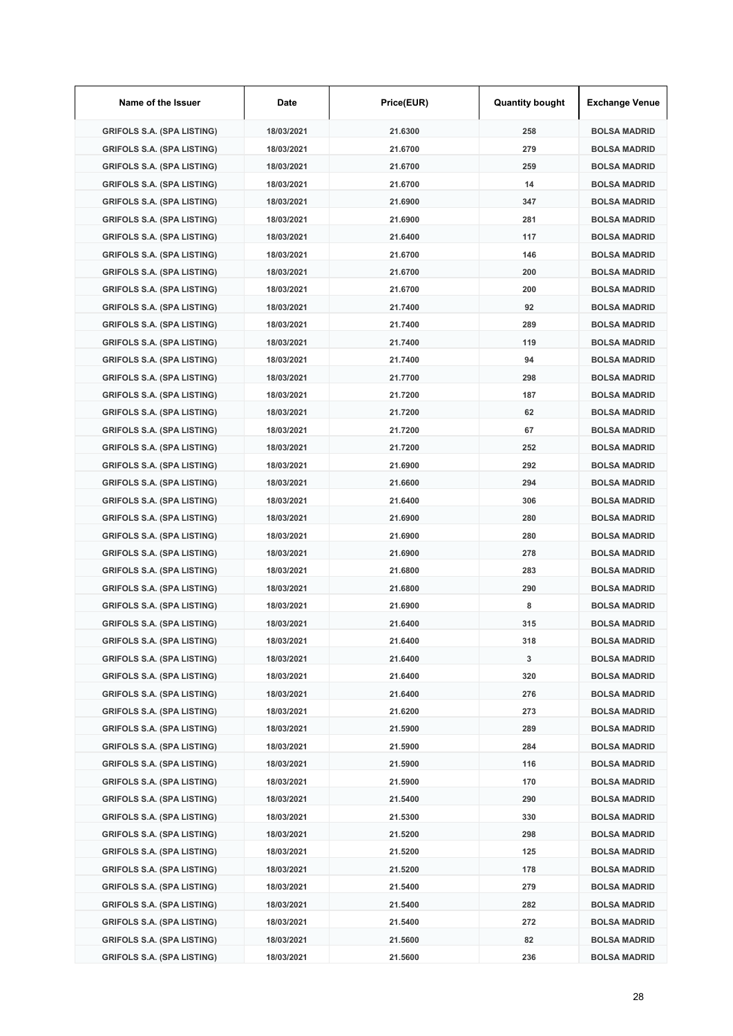| Name of the Issuer | Date | Price(EUR) | Quantity bought | Exchange Venue |
|---|---|---|---|---|
| GRIFOLS S.A. (SPA LISTING) | 18/03/2021 | 21.6300 | 258 | BOLSA MADRID |
| GRIFOLS S.A. (SPA LISTING) | 18/03/2021 | 21.6700 | 279 | BOLSA MADRID |
| GRIFOLS S.A. (SPA LISTING) | 18/03/2021 | 21.6700 | 259 | BOLSA MADRID |
| GRIFOLS S.A. (SPA LISTING) | 18/03/2021 | 21.6700 | 14 | BOLSA MADRID |
| GRIFOLS S.A. (SPA LISTING) | 18/03/2021 | 21.6900 | 347 | BOLSA MADRID |
| GRIFOLS S.A. (SPA LISTING) | 18/03/2021 | 21.6900 | 281 | BOLSA MADRID |
| GRIFOLS S.A. (SPA LISTING) | 18/03/2021 | 21.6400 | 117 | BOLSA MADRID |
| GRIFOLS S.A. (SPA LISTING) | 18/03/2021 | 21.6700 | 146 | BOLSA MADRID |
| GRIFOLS S.A. (SPA LISTING) | 18/03/2021 | 21.6700 | 200 | BOLSA MADRID |
| GRIFOLS S.A. (SPA LISTING) | 18/03/2021 | 21.6700 | 200 | BOLSA MADRID |
| GRIFOLS S.A. (SPA LISTING) | 18/03/2021 | 21.7400 | 92 | BOLSA MADRID |
| GRIFOLS S.A. (SPA LISTING) | 18/03/2021 | 21.7400 | 289 | BOLSA MADRID |
| GRIFOLS S.A. (SPA LISTING) | 18/03/2021 | 21.7400 | 119 | BOLSA MADRID |
| GRIFOLS S.A. (SPA LISTING) | 18/03/2021 | 21.7400 | 94 | BOLSA MADRID |
| GRIFOLS S.A. (SPA LISTING) | 18/03/2021 | 21.7700 | 298 | BOLSA MADRID |
| GRIFOLS S.A. (SPA LISTING) | 18/03/2021 | 21.7200 | 187 | BOLSA MADRID |
| GRIFOLS S.A. (SPA LISTING) | 18/03/2021 | 21.7200 | 62 | BOLSA MADRID |
| GRIFOLS S.A. (SPA LISTING) | 18/03/2021 | 21.7200 | 67 | BOLSA MADRID |
| GRIFOLS S.A. (SPA LISTING) | 18/03/2021 | 21.7200 | 252 | BOLSA MADRID |
| GRIFOLS S.A. (SPA LISTING) | 18/03/2021 | 21.6900 | 292 | BOLSA MADRID |
| GRIFOLS S.A. (SPA LISTING) | 18/03/2021 | 21.6600 | 294 | BOLSA MADRID |
| GRIFOLS S.A. (SPA LISTING) | 18/03/2021 | 21.6400 | 306 | BOLSA MADRID |
| GRIFOLS S.A. (SPA LISTING) | 18/03/2021 | 21.6900 | 280 | BOLSA MADRID |
| GRIFOLS S.A. (SPA LISTING) | 18/03/2021 | 21.6900 | 280 | BOLSA MADRID |
| GRIFOLS S.A. (SPA LISTING) | 18/03/2021 | 21.6900 | 278 | BOLSA MADRID |
| GRIFOLS S.A. (SPA LISTING) | 18/03/2021 | 21.6800 | 283 | BOLSA MADRID |
| GRIFOLS S.A. (SPA LISTING) | 18/03/2021 | 21.6800 | 290 | BOLSA MADRID |
| GRIFOLS S.A. (SPA LISTING) | 18/03/2021 | 21.6900 | 8 | BOLSA MADRID |
| GRIFOLS S.A. (SPA LISTING) | 18/03/2021 | 21.6400 | 315 | BOLSA MADRID |
| GRIFOLS S.A. (SPA LISTING) | 18/03/2021 | 21.6400 | 318 | BOLSA MADRID |
| GRIFOLS S.A. (SPA LISTING) | 18/03/2021 | 21.6400 | 3 | BOLSA MADRID |
| GRIFOLS S.A. (SPA LISTING) | 18/03/2021 | 21.6400 | 320 | BOLSA MADRID |
| GRIFOLS S.A. (SPA LISTING) | 18/03/2021 | 21.6400 | 276 | BOLSA MADRID |
| GRIFOLS S.A. (SPA LISTING) | 18/03/2021 | 21.6200 | 273 | BOLSA MADRID |
| GRIFOLS S.A. (SPA LISTING) | 18/03/2021 | 21.5900 | 289 | BOLSA MADRID |
| GRIFOLS S.A. (SPA LISTING) | 18/03/2021 | 21.5900 | 284 | BOLSA MADRID |
| GRIFOLS S.A. (SPA LISTING) | 18/03/2021 | 21.5900 | 116 | BOLSA MADRID |
| GRIFOLS S.A. (SPA LISTING) | 18/03/2021 | 21.5900 | 170 | BOLSA MADRID |
| GRIFOLS S.A. (SPA LISTING) | 18/03/2021 | 21.5400 | 290 | BOLSA MADRID |
| GRIFOLS S.A. (SPA LISTING) | 18/03/2021 | 21.5300 | 330 | BOLSA MADRID |
| GRIFOLS S.A. (SPA LISTING) | 18/03/2021 | 21.5200 | 298 | BOLSA MADRID |
| GRIFOLS S.A. (SPA LISTING) | 18/03/2021 | 21.5200 | 125 | BOLSA MADRID |
| GRIFOLS S.A. (SPA LISTING) | 18/03/2021 | 21.5200 | 178 | BOLSA MADRID |
| GRIFOLS S.A. (SPA LISTING) | 18/03/2021 | 21.5400 | 279 | BOLSA MADRID |
| GRIFOLS S.A. (SPA LISTING) | 18/03/2021 | 21.5400 | 282 | BOLSA MADRID |
| GRIFOLS S.A. (SPA LISTING) | 18/03/2021 | 21.5400 | 272 | BOLSA MADRID |
| GRIFOLS S.A. (SPA LISTING) | 18/03/2021 | 21.5600 | 82 | BOLSA MADRID |
| GRIFOLS S.A. (SPA LISTING) | 18/03/2021 | 21.5600 | 236 | BOLSA MADRID |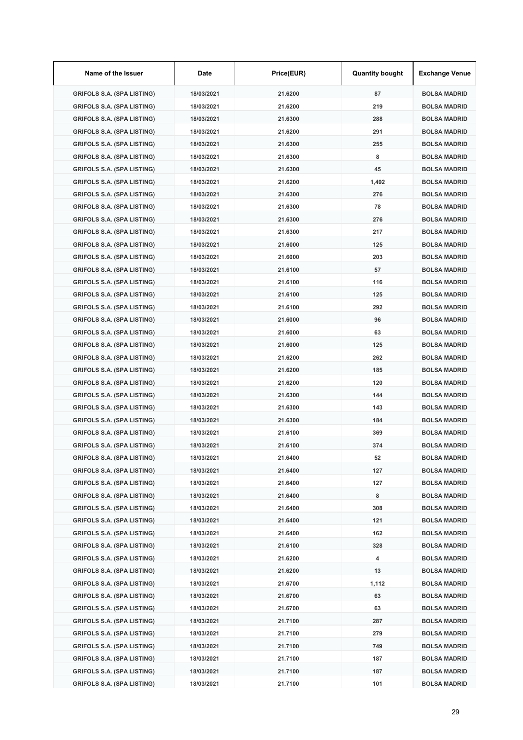| Name of the Issuer | Date | Price(EUR) | Quantity bought | Exchange Venue |
| --- | --- | --- | --- | --- |
| GRIFOLS S.A. (SPA LISTING) | 18/03/2021 | 21.6200 | 87 | BOLSA MADRID |
| GRIFOLS S.A. (SPA LISTING) | 18/03/2021 | 21.6200 | 219 | BOLSA MADRID |
| GRIFOLS S.A. (SPA LISTING) | 18/03/2021 | 21.6300 | 288 | BOLSA MADRID |
| GRIFOLS S.A. (SPA LISTING) | 18/03/2021 | 21.6200 | 291 | BOLSA MADRID |
| GRIFOLS S.A. (SPA LISTING) | 18/03/2021 | 21.6300 | 255 | BOLSA MADRID |
| GRIFOLS S.A. (SPA LISTING) | 18/03/2021 | 21.6300 | 8 | BOLSA MADRID |
| GRIFOLS S.A. (SPA LISTING) | 18/03/2021 | 21.6300 | 45 | BOLSA MADRID |
| GRIFOLS S.A. (SPA LISTING) | 18/03/2021 | 21.6200 | 1,492 | BOLSA MADRID |
| GRIFOLS S.A. (SPA LISTING) | 18/03/2021 | 21.6300 | 276 | BOLSA MADRID |
| GRIFOLS S.A. (SPA LISTING) | 18/03/2021 | 21.6300 | 78 | BOLSA MADRID |
| GRIFOLS S.A. (SPA LISTING) | 18/03/2021 | 21.6300 | 276 | BOLSA MADRID |
| GRIFOLS S.A. (SPA LISTING) | 18/03/2021 | 21.6300 | 217 | BOLSA MADRID |
| GRIFOLS S.A. (SPA LISTING) | 18/03/2021 | 21.6000 | 125 | BOLSA MADRID |
| GRIFOLS S.A. (SPA LISTING) | 18/03/2021 | 21.6000 | 203 | BOLSA MADRID |
| GRIFOLS S.A. (SPA LISTING) | 18/03/2021 | 21.6100 | 57 | BOLSA MADRID |
| GRIFOLS S.A. (SPA LISTING) | 18/03/2021 | 21.6100 | 116 | BOLSA MADRID |
| GRIFOLS S.A. (SPA LISTING) | 18/03/2021 | 21.6100 | 125 | BOLSA MADRID |
| GRIFOLS S.A. (SPA LISTING) | 18/03/2021 | 21.6100 | 292 | BOLSA MADRID |
| GRIFOLS S.A. (SPA LISTING) | 18/03/2021 | 21.6000 | 96 | BOLSA MADRID |
| GRIFOLS S.A. (SPA LISTING) | 18/03/2021 | 21.6000 | 63 | BOLSA MADRID |
| GRIFOLS S.A. (SPA LISTING) | 18/03/2021 | 21.6000 | 125 | BOLSA MADRID |
| GRIFOLS S.A. (SPA LISTING) | 18/03/2021 | 21.6200 | 262 | BOLSA MADRID |
| GRIFOLS S.A. (SPA LISTING) | 18/03/2021 | 21.6200 | 185 | BOLSA MADRID |
| GRIFOLS S.A. (SPA LISTING) | 18/03/2021 | 21.6200 | 120 | BOLSA MADRID |
| GRIFOLS S.A. (SPA LISTING) | 18/03/2021 | 21.6300 | 144 | BOLSA MADRID |
| GRIFOLS S.A. (SPA LISTING) | 18/03/2021 | 21.6300 | 143 | BOLSA MADRID |
| GRIFOLS S.A. (SPA LISTING) | 18/03/2021 | 21.6300 | 184 | BOLSA MADRID |
| GRIFOLS S.A. (SPA LISTING) | 18/03/2021 | 21.6100 | 369 | BOLSA MADRID |
| GRIFOLS S.A. (SPA LISTING) | 18/03/2021 | 21.6100 | 374 | BOLSA MADRID |
| GRIFOLS S.A. (SPA LISTING) | 18/03/2021 | 21.6400 | 52 | BOLSA MADRID |
| GRIFOLS S.A. (SPA LISTING) | 18/03/2021 | 21.6400 | 127 | BOLSA MADRID |
| GRIFOLS S.A. (SPA LISTING) | 18/03/2021 | 21.6400 | 127 | BOLSA MADRID |
| GRIFOLS S.A. (SPA LISTING) | 18/03/2021 | 21.6400 | 8 | BOLSA MADRID |
| GRIFOLS S.A. (SPA LISTING) | 18/03/2021 | 21.6400 | 308 | BOLSA MADRID |
| GRIFOLS S.A. (SPA LISTING) | 18/03/2021 | 21.6400 | 121 | BOLSA MADRID |
| GRIFOLS S.A. (SPA LISTING) | 18/03/2021 | 21.6400 | 162 | BOLSA MADRID |
| GRIFOLS S.A. (SPA LISTING) | 18/03/2021 | 21.6100 | 328 | BOLSA MADRID |
| GRIFOLS S.A. (SPA LISTING) | 18/03/2021 | 21.6200 | 4 | BOLSA MADRID |
| GRIFOLS S.A. (SPA LISTING) | 18/03/2021 | 21.6200 | 13 | BOLSA MADRID |
| GRIFOLS S.A. (SPA LISTING) | 18/03/2021 | 21.6700 | 1,112 | BOLSA MADRID |
| GRIFOLS S.A. (SPA LISTING) | 18/03/2021 | 21.6700 | 63 | BOLSA MADRID |
| GRIFOLS S.A. (SPA LISTING) | 18/03/2021 | 21.6700 | 63 | BOLSA MADRID |
| GRIFOLS S.A. (SPA LISTING) | 18/03/2021 | 21.7100 | 287 | BOLSA MADRID |
| GRIFOLS S.A. (SPA LISTING) | 18/03/2021 | 21.7100 | 279 | BOLSA MADRID |
| GRIFOLS S.A. (SPA LISTING) | 18/03/2021 | 21.7100 | 749 | BOLSA MADRID |
| GRIFOLS S.A. (SPA LISTING) | 18/03/2021 | 21.7100 | 187 | BOLSA MADRID |
| GRIFOLS S.A. (SPA LISTING) | 18/03/2021 | 21.7100 | 187 | BOLSA MADRID |
| GRIFOLS S.A. (SPA LISTING) | 18/03/2021 | 21.7100 | 101 | BOLSA MADRID |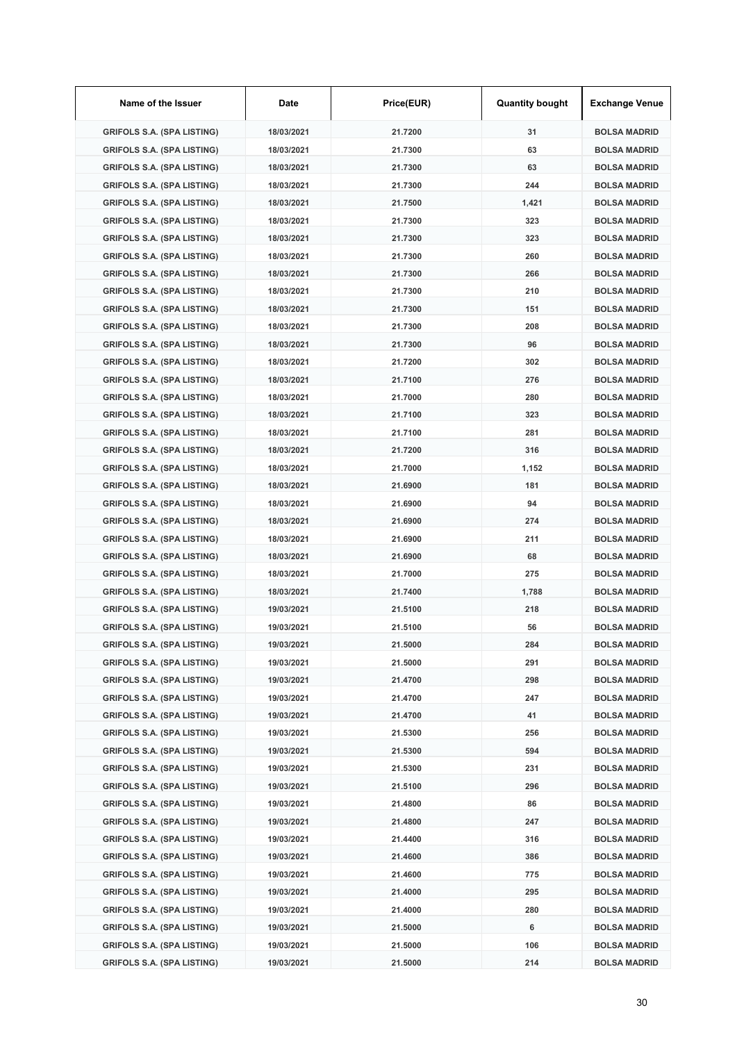| Name of the Issuer | Date | Price(EUR) | Quantity bought | Exchange Venue |
| --- | --- | --- | --- | --- |
| GRIFOLS S.A. (SPA LISTING) | 18/03/2021 | 21.7200 | 31 | BOLSA MADRID |
| GRIFOLS S.A. (SPA LISTING) | 18/03/2021 | 21.7300 | 63 | BOLSA MADRID |
| GRIFOLS S.A. (SPA LISTING) | 18/03/2021 | 21.7300 | 63 | BOLSA MADRID |
| GRIFOLS S.A. (SPA LISTING) | 18/03/2021 | 21.7300 | 244 | BOLSA MADRID |
| GRIFOLS S.A. (SPA LISTING) | 18/03/2021 | 21.7500 | 1,421 | BOLSA MADRID |
| GRIFOLS S.A. (SPA LISTING) | 18/03/2021 | 21.7300 | 323 | BOLSA MADRID |
| GRIFOLS S.A. (SPA LISTING) | 18/03/2021 | 21.7300 | 323 | BOLSA MADRID |
| GRIFOLS S.A. (SPA LISTING) | 18/03/2021 | 21.7300 | 260 | BOLSA MADRID |
| GRIFOLS S.A. (SPA LISTING) | 18/03/2021 | 21.7300 | 266 | BOLSA MADRID |
| GRIFOLS S.A. (SPA LISTING) | 18/03/2021 | 21.7300 | 210 | BOLSA MADRID |
| GRIFOLS S.A. (SPA LISTING) | 18/03/2021 | 21.7300 | 151 | BOLSA MADRID |
| GRIFOLS S.A. (SPA LISTING) | 18/03/2021 | 21.7300 | 208 | BOLSA MADRID |
| GRIFOLS S.A. (SPA LISTING) | 18/03/2021 | 21.7300 | 96 | BOLSA MADRID |
| GRIFOLS S.A. (SPA LISTING) | 18/03/2021 | 21.7200 | 302 | BOLSA MADRID |
| GRIFOLS S.A. (SPA LISTING) | 18/03/2021 | 21.7100 | 276 | BOLSA MADRID |
| GRIFOLS S.A. (SPA LISTING) | 18/03/2021 | 21.7000 | 280 | BOLSA MADRID |
| GRIFOLS S.A. (SPA LISTING) | 18/03/2021 | 21.7100 | 323 | BOLSA MADRID |
| GRIFOLS S.A. (SPA LISTING) | 18/03/2021 | 21.7100 | 281 | BOLSA MADRID |
| GRIFOLS S.A. (SPA LISTING) | 18/03/2021 | 21.7200 | 316 | BOLSA MADRID |
| GRIFOLS S.A. (SPA LISTING) | 18/03/2021 | 21.7000 | 1,152 | BOLSA MADRID |
| GRIFOLS S.A. (SPA LISTING) | 18/03/2021 | 21.6900 | 181 | BOLSA MADRID |
| GRIFOLS S.A. (SPA LISTING) | 18/03/2021 | 21.6900 | 94 | BOLSA MADRID |
| GRIFOLS S.A. (SPA LISTING) | 18/03/2021 | 21.6900 | 274 | BOLSA MADRID |
| GRIFOLS S.A. (SPA LISTING) | 18/03/2021 | 21.6900 | 211 | BOLSA MADRID |
| GRIFOLS S.A. (SPA LISTING) | 18/03/2021 | 21.6900 | 68 | BOLSA MADRID |
| GRIFOLS S.A. (SPA LISTING) | 18/03/2021 | 21.7000 | 275 | BOLSA MADRID |
| GRIFOLS S.A. (SPA LISTING) | 18/03/2021 | 21.7400 | 1,788 | BOLSA MADRID |
| GRIFOLS S.A. (SPA LISTING) | 19/03/2021 | 21.5100 | 218 | BOLSA MADRID |
| GRIFOLS S.A. (SPA LISTING) | 19/03/2021 | 21.5100 | 56 | BOLSA MADRID |
| GRIFOLS S.A. (SPA LISTING) | 19/03/2021 | 21.5000 | 284 | BOLSA MADRID |
| GRIFOLS S.A. (SPA LISTING) | 19/03/2021 | 21.5000 | 291 | BOLSA MADRID |
| GRIFOLS S.A. (SPA LISTING) | 19/03/2021 | 21.4700 | 298 | BOLSA MADRID |
| GRIFOLS S.A. (SPA LISTING) | 19/03/2021 | 21.4700 | 247 | BOLSA MADRID |
| GRIFOLS S.A. (SPA LISTING) | 19/03/2021 | 21.4700 | 41 | BOLSA MADRID |
| GRIFOLS S.A. (SPA LISTING) | 19/03/2021 | 21.5300 | 256 | BOLSA MADRID |
| GRIFOLS S.A. (SPA LISTING) | 19/03/2021 | 21.5300 | 594 | BOLSA MADRID |
| GRIFOLS S.A. (SPA LISTING) | 19/03/2021 | 21.5300 | 231 | BOLSA MADRID |
| GRIFOLS S.A. (SPA LISTING) | 19/03/2021 | 21.5100 | 296 | BOLSA MADRID |
| GRIFOLS S.A. (SPA LISTING) | 19/03/2021 | 21.4800 | 86 | BOLSA MADRID |
| GRIFOLS S.A. (SPA LISTING) | 19/03/2021 | 21.4800 | 247 | BOLSA MADRID |
| GRIFOLS S.A. (SPA LISTING) | 19/03/2021 | 21.4400 | 316 | BOLSA MADRID |
| GRIFOLS S.A. (SPA LISTING) | 19/03/2021 | 21.4600 | 386 | BOLSA MADRID |
| GRIFOLS S.A. (SPA LISTING) | 19/03/2021 | 21.4600 | 775 | BOLSA MADRID |
| GRIFOLS S.A. (SPA LISTING) | 19/03/2021 | 21.4000 | 295 | BOLSA MADRID |
| GRIFOLS S.A. (SPA LISTING) | 19/03/2021 | 21.4000 | 280 | BOLSA MADRID |
| GRIFOLS S.A. (SPA LISTING) | 19/03/2021 | 21.5000 | 6 | BOLSA MADRID |
| GRIFOLS S.A. (SPA LISTING) | 19/03/2021 | 21.5000 | 106 | BOLSA MADRID |
| GRIFOLS S.A. (SPA LISTING) | 19/03/2021 | 21.5000 | 214 | BOLSA MADRID |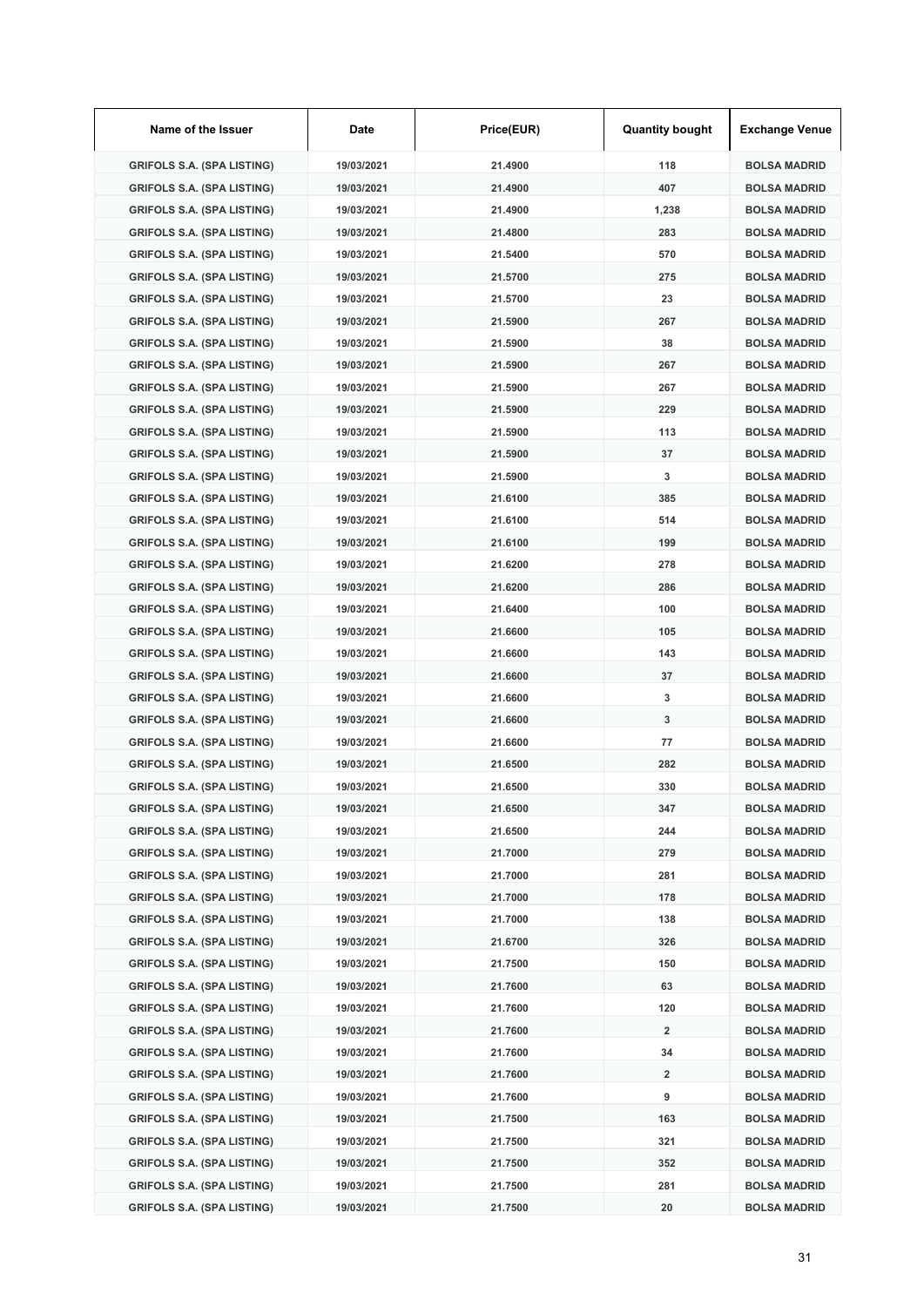| Name of the Issuer | Date | Price(EUR) | Quantity bought | Exchange Venue |
|---|---|---|---|---|
| GRIFOLS S.A. (SPA LISTING) | 19/03/2021 | 21.4900 | 118 | BOLSA MADRID |
| GRIFOLS S.A. (SPA LISTING) | 19/03/2021 | 21.4900 | 407 | BOLSA MADRID |
| GRIFOLS S.A. (SPA LISTING) | 19/03/2021 | 21.4900 | 1,238 | BOLSA MADRID |
| GRIFOLS S.A. (SPA LISTING) | 19/03/2021 | 21.4800 | 283 | BOLSA MADRID |
| GRIFOLS S.A. (SPA LISTING) | 19/03/2021 | 21.5400 | 570 | BOLSA MADRID |
| GRIFOLS S.A. (SPA LISTING) | 19/03/2021 | 21.5700 | 275 | BOLSA MADRID |
| GRIFOLS S.A. (SPA LISTING) | 19/03/2021 | 21.5700 | 23 | BOLSA MADRID |
| GRIFOLS S.A. (SPA LISTING) | 19/03/2021 | 21.5900 | 267 | BOLSA MADRID |
| GRIFOLS S.A. (SPA LISTING) | 19/03/2021 | 21.5900 | 38 | BOLSA MADRID |
| GRIFOLS S.A. (SPA LISTING) | 19/03/2021 | 21.5900 | 267 | BOLSA MADRID |
| GRIFOLS S.A. (SPA LISTING) | 19/03/2021 | 21.5900 | 267 | BOLSA MADRID |
| GRIFOLS S.A. (SPA LISTING) | 19/03/2021 | 21.5900 | 229 | BOLSA MADRID |
| GRIFOLS S.A. (SPA LISTING) | 19/03/2021 | 21.5900 | 113 | BOLSA MADRID |
| GRIFOLS S.A. (SPA LISTING) | 19/03/2021 | 21.5900 | 37 | BOLSA MADRID |
| GRIFOLS S.A. (SPA LISTING) | 19/03/2021 | 21.5900 | 3 | BOLSA MADRID |
| GRIFOLS S.A. (SPA LISTING) | 19/03/2021 | 21.6100 | 385 | BOLSA MADRID |
| GRIFOLS S.A. (SPA LISTING) | 19/03/2021 | 21.6100 | 514 | BOLSA MADRID |
| GRIFOLS S.A. (SPA LISTING) | 19/03/2021 | 21.6100 | 199 | BOLSA MADRID |
| GRIFOLS S.A. (SPA LISTING) | 19/03/2021 | 21.6200 | 278 | BOLSA MADRID |
| GRIFOLS S.A. (SPA LISTING) | 19/03/2021 | 21.6200 | 286 | BOLSA MADRID |
| GRIFOLS S.A. (SPA LISTING) | 19/03/2021 | 21.6400 | 100 | BOLSA MADRID |
| GRIFOLS S.A. (SPA LISTING) | 19/03/2021 | 21.6600 | 105 | BOLSA MADRID |
| GRIFOLS S.A. (SPA LISTING) | 19/03/2021 | 21.6600 | 143 | BOLSA MADRID |
| GRIFOLS S.A. (SPA LISTING) | 19/03/2021 | 21.6600 | 37 | BOLSA MADRID |
| GRIFOLS S.A. (SPA LISTING) | 19/03/2021 | 21.6600 | 3 | BOLSA MADRID |
| GRIFOLS S.A. (SPA LISTING) | 19/03/2021 | 21.6600 | 3 | BOLSA MADRID |
| GRIFOLS S.A. (SPA LISTING) | 19/03/2021 | 21.6600 | 77 | BOLSA MADRID |
| GRIFOLS S.A. (SPA LISTING) | 19/03/2021 | 21.6500 | 282 | BOLSA MADRID |
| GRIFOLS S.A. (SPA LISTING) | 19/03/2021 | 21.6500 | 330 | BOLSA MADRID |
| GRIFOLS S.A. (SPA LISTING) | 19/03/2021 | 21.6500 | 347 | BOLSA MADRID |
| GRIFOLS S.A. (SPA LISTING) | 19/03/2021 | 21.6500 | 244 | BOLSA MADRID |
| GRIFOLS S.A. (SPA LISTING) | 19/03/2021 | 21.7000 | 279 | BOLSA MADRID |
| GRIFOLS S.A. (SPA LISTING) | 19/03/2021 | 21.7000 | 281 | BOLSA MADRID |
| GRIFOLS S.A. (SPA LISTING) | 19/03/2021 | 21.7000 | 178 | BOLSA MADRID |
| GRIFOLS S.A. (SPA LISTING) | 19/03/2021 | 21.7000 | 138 | BOLSA MADRID |
| GRIFOLS S.A. (SPA LISTING) | 19/03/2021 | 21.6700 | 326 | BOLSA MADRID |
| GRIFOLS S.A. (SPA LISTING) | 19/03/2021 | 21.7500 | 150 | BOLSA MADRID |
| GRIFOLS S.A. (SPA LISTING) | 19/03/2021 | 21.7600 | 63 | BOLSA MADRID |
| GRIFOLS S.A. (SPA LISTING) | 19/03/2021 | 21.7600 | 120 | BOLSA MADRID |
| GRIFOLS S.A. (SPA LISTING) | 19/03/2021 | 21.7600 | 2 | BOLSA MADRID |
| GRIFOLS S.A. (SPA LISTING) | 19/03/2021 | 21.7600 | 34 | BOLSA MADRID |
| GRIFOLS S.A. (SPA LISTING) | 19/03/2021 | 21.7600 | 2 | BOLSA MADRID |
| GRIFOLS S.A. (SPA LISTING) | 19/03/2021 | 21.7600 | 9 | BOLSA MADRID |
| GRIFOLS S.A. (SPA LISTING) | 19/03/2021 | 21.7500 | 163 | BOLSA MADRID |
| GRIFOLS S.A. (SPA LISTING) | 19/03/2021 | 21.7500 | 321 | BOLSA MADRID |
| GRIFOLS S.A. (SPA LISTING) | 19/03/2021 | 21.7500 | 352 | BOLSA MADRID |
| GRIFOLS S.A. (SPA LISTING) | 19/03/2021 | 21.7500 | 281 | BOLSA MADRID |
| GRIFOLS S.A. (SPA LISTING) | 19/03/2021 | 21.7500 | 20 | BOLSA MADRID |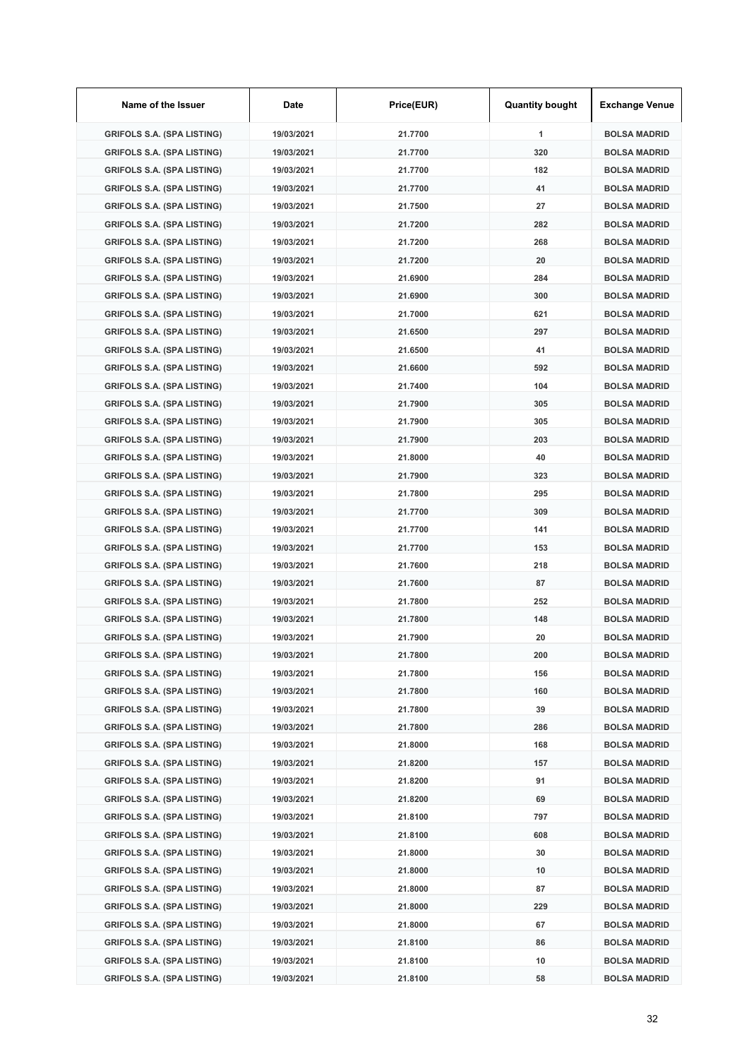| Name of the Issuer | Date | Price(EUR) | Quantity bought | Exchange Venue |
|---|---|---|---|---|
| GRIFOLS S.A. (SPA LISTING) | 19/03/2021 | 21.7700 | 1 | BOLSA MADRID |
| GRIFOLS S.A. (SPA LISTING) | 19/03/2021 | 21.7700 | 320 | BOLSA MADRID |
| GRIFOLS S.A. (SPA LISTING) | 19/03/2021 | 21.7700 | 182 | BOLSA MADRID |
| GRIFOLS S.A. (SPA LISTING) | 19/03/2021 | 21.7700 | 41 | BOLSA MADRID |
| GRIFOLS S.A. (SPA LISTING) | 19/03/2021 | 21.7500 | 27 | BOLSA MADRID |
| GRIFOLS S.A. (SPA LISTING) | 19/03/2021 | 21.7200 | 282 | BOLSA MADRID |
| GRIFOLS S.A. (SPA LISTING) | 19/03/2021 | 21.7200 | 268 | BOLSA MADRID |
| GRIFOLS S.A. (SPA LISTING) | 19/03/2021 | 21.7200 | 20 | BOLSA MADRID |
| GRIFOLS S.A. (SPA LISTING) | 19/03/2021 | 21.6900 | 284 | BOLSA MADRID |
| GRIFOLS S.A. (SPA LISTING) | 19/03/2021 | 21.6900 | 300 | BOLSA MADRID |
| GRIFOLS S.A. (SPA LISTING) | 19/03/2021 | 21.7000 | 621 | BOLSA MADRID |
| GRIFOLS S.A. (SPA LISTING) | 19/03/2021 | 21.6500 | 297 | BOLSA MADRID |
| GRIFOLS S.A. (SPA LISTING) | 19/03/2021 | 21.6500 | 41 | BOLSA MADRID |
| GRIFOLS S.A. (SPA LISTING) | 19/03/2021 | 21.6600 | 592 | BOLSA MADRID |
| GRIFOLS S.A. (SPA LISTING) | 19/03/2021 | 21.7400 | 104 | BOLSA MADRID |
| GRIFOLS S.A. (SPA LISTING) | 19/03/2021 | 21.7900 | 305 | BOLSA MADRID |
| GRIFOLS S.A. (SPA LISTING) | 19/03/2021 | 21.7900 | 305 | BOLSA MADRID |
| GRIFOLS S.A. (SPA LISTING) | 19/03/2021 | 21.7900 | 203 | BOLSA MADRID |
| GRIFOLS S.A. (SPA LISTING) | 19/03/2021 | 21.8000 | 40 | BOLSA MADRID |
| GRIFOLS S.A. (SPA LISTING) | 19/03/2021 | 21.7900 | 323 | BOLSA MADRID |
| GRIFOLS S.A. (SPA LISTING) | 19/03/2021 | 21.7800 | 295 | BOLSA MADRID |
| GRIFOLS S.A. (SPA LISTING) | 19/03/2021 | 21.7700 | 309 | BOLSA MADRID |
| GRIFOLS S.A. (SPA LISTING) | 19/03/2021 | 21.7700 | 141 | BOLSA MADRID |
| GRIFOLS S.A. (SPA LISTING) | 19/03/2021 | 21.7700 | 153 | BOLSA MADRID |
| GRIFOLS S.A. (SPA LISTING) | 19/03/2021 | 21.7600 | 218 | BOLSA MADRID |
| GRIFOLS S.A. (SPA LISTING) | 19/03/2021 | 21.7600 | 87 | BOLSA MADRID |
| GRIFOLS S.A. (SPA LISTING) | 19/03/2021 | 21.7800 | 252 | BOLSA MADRID |
| GRIFOLS S.A. (SPA LISTING) | 19/03/2021 | 21.7800 | 148 | BOLSA MADRID |
| GRIFOLS S.A. (SPA LISTING) | 19/03/2021 | 21.7900 | 20 | BOLSA MADRID |
| GRIFOLS S.A. (SPA LISTING) | 19/03/2021 | 21.7800 | 200 | BOLSA MADRID |
| GRIFOLS S.A. (SPA LISTING) | 19/03/2021 | 21.7800 | 156 | BOLSA MADRID |
| GRIFOLS S.A. (SPA LISTING) | 19/03/2021 | 21.7800 | 160 | BOLSA MADRID |
| GRIFOLS S.A. (SPA LISTING) | 19/03/2021 | 21.7800 | 39 | BOLSA MADRID |
| GRIFOLS S.A. (SPA LISTING) | 19/03/2021 | 21.7800 | 286 | BOLSA MADRID |
| GRIFOLS S.A. (SPA LISTING) | 19/03/2021 | 21.8000 | 168 | BOLSA MADRID |
| GRIFOLS S.A. (SPA LISTING) | 19/03/2021 | 21.8200 | 157 | BOLSA MADRID |
| GRIFOLS S.A. (SPA LISTING) | 19/03/2021 | 21.8200 | 91 | BOLSA MADRID |
| GRIFOLS S.A. (SPA LISTING) | 19/03/2021 | 21.8200 | 69 | BOLSA MADRID |
| GRIFOLS S.A. (SPA LISTING) | 19/03/2021 | 21.8100 | 797 | BOLSA MADRID |
| GRIFOLS S.A. (SPA LISTING) | 19/03/2021 | 21.8100 | 608 | BOLSA MADRID |
| GRIFOLS S.A. (SPA LISTING) | 19/03/2021 | 21.8000 | 30 | BOLSA MADRID |
| GRIFOLS S.A. (SPA LISTING) | 19/03/2021 | 21.8000 | 10 | BOLSA MADRID |
| GRIFOLS S.A. (SPA LISTING) | 19/03/2021 | 21.8000 | 87 | BOLSA MADRID |
| GRIFOLS S.A. (SPA LISTING) | 19/03/2021 | 21.8000 | 229 | BOLSA MADRID |
| GRIFOLS S.A. (SPA LISTING) | 19/03/2021 | 21.8000 | 67 | BOLSA MADRID |
| GRIFOLS S.A. (SPA LISTING) | 19/03/2021 | 21.8100 | 86 | BOLSA MADRID |
| GRIFOLS S.A. (SPA LISTING) | 19/03/2021 | 21.8100 | 10 | BOLSA MADRID |
| GRIFOLS S.A. (SPA LISTING) | 19/03/2021 | 21.8100 | 58 | BOLSA MADRID |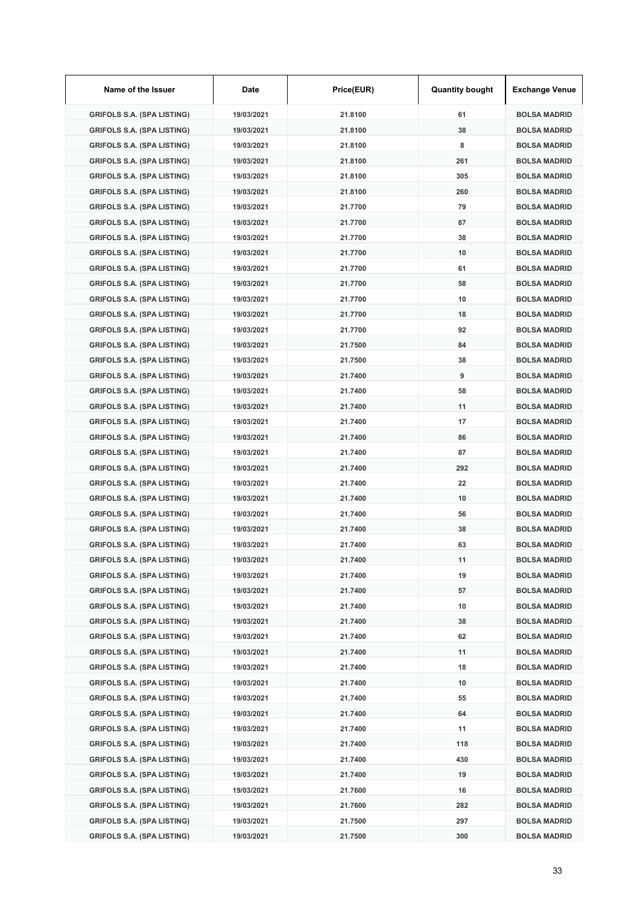| Name of the Issuer | Date | Price(EUR) | Quantity bought | Exchange Venue |
|---|---|---|---|---|
| GRIFOLS S.A. (SPA LISTING) | 19/03/2021 | 21.8100 | 61 | BOLSA MADRID |
| GRIFOLS S.A. (SPA LISTING) | 19/03/2021 | 21.8100 | 38 | BOLSA MADRID |
| GRIFOLS S.A. (SPA LISTING) | 19/03/2021 | 21.8100 | 8 | BOLSA MADRID |
| GRIFOLS S.A. (SPA LISTING) | 19/03/2021 | 21.8100 | 261 | BOLSA MADRID |
| GRIFOLS S.A. (SPA LISTING) | 19/03/2021 | 21.8100 | 305 | BOLSA MADRID |
| GRIFOLS S.A. (SPA LISTING) | 19/03/2021 | 21.8100 | 260 | BOLSA MADRID |
| GRIFOLS S.A. (SPA LISTING) | 19/03/2021 | 21.7700 | 79 | BOLSA MADRID |
| GRIFOLS S.A. (SPA LISTING) | 19/03/2021 | 21.7700 | 87 | BOLSA MADRID |
| GRIFOLS S.A. (SPA LISTING) | 19/03/2021 | 21.7700 | 38 | BOLSA MADRID |
| GRIFOLS S.A. (SPA LISTING) | 19/03/2021 | 21.7700 | 10 | BOLSA MADRID |
| GRIFOLS S.A. (SPA LISTING) | 19/03/2021 | 21.7700 | 61 | BOLSA MADRID |
| GRIFOLS S.A. (SPA LISTING) | 19/03/2021 | 21.7700 | 58 | BOLSA MADRID |
| GRIFOLS S.A. (SPA LISTING) | 19/03/2021 | 21.7700 | 10 | BOLSA MADRID |
| GRIFOLS S.A. (SPA LISTING) | 19/03/2021 | 21.7700 | 18 | BOLSA MADRID |
| GRIFOLS S.A. (SPA LISTING) | 19/03/2021 | 21.7700 | 92 | BOLSA MADRID |
| GRIFOLS S.A. (SPA LISTING) | 19/03/2021 | 21.7500 | 84 | BOLSA MADRID |
| GRIFOLS S.A. (SPA LISTING) | 19/03/2021 | 21.7500 | 38 | BOLSA MADRID |
| GRIFOLS S.A. (SPA LISTING) | 19/03/2021 | 21.7400 | 9 | BOLSA MADRID |
| GRIFOLS S.A. (SPA LISTING) | 19/03/2021 | 21.7400 | 58 | BOLSA MADRID |
| GRIFOLS S.A. (SPA LISTING) | 19/03/2021 | 21.7400 | 11 | BOLSA MADRID |
| GRIFOLS S.A. (SPA LISTING) | 19/03/2021 | 21.7400 | 17 | BOLSA MADRID |
| GRIFOLS S.A. (SPA LISTING) | 19/03/2021 | 21.7400 | 86 | BOLSA MADRID |
| GRIFOLS S.A. (SPA LISTING) | 19/03/2021 | 21.7400 | 87 | BOLSA MADRID |
| GRIFOLS S.A. (SPA LISTING) | 19/03/2021 | 21.7400 | 292 | BOLSA MADRID |
| GRIFOLS S.A. (SPA LISTING) | 19/03/2021 | 21.7400 | 22 | BOLSA MADRID |
| GRIFOLS S.A. (SPA LISTING) | 19/03/2021 | 21.7400 | 10 | BOLSA MADRID |
| GRIFOLS S.A. (SPA LISTING) | 19/03/2021 | 21.7400 | 56 | BOLSA MADRID |
| GRIFOLS S.A. (SPA LISTING) | 19/03/2021 | 21.7400 | 38 | BOLSA MADRID |
| GRIFOLS S.A. (SPA LISTING) | 19/03/2021 | 21.7400 | 63 | BOLSA MADRID |
| GRIFOLS S.A. (SPA LISTING) | 19/03/2021 | 21.7400 | 11 | BOLSA MADRID |
| GRIFOLS S.A. (SPA LISTING) | 19/03/2021 | 21.7400 | 19 | BOLSA MADRID |
| GRIFOLS S.A. (SPA LISTING) | 19/03/2021 | 21.7400 | 57 | BOLSA MADRID |
| GRIFOLS S.A. (SPA LISTING) | 19/03/2021 | 21.7400 | 10 | BOLSA MADRID |
| GRIFOLS S.A. (SPA LISTING) | 19/03/2021 | 21.7400 | 38 | BOLSA MADRID |
| GRIFOLS S.A. (SPA LISTING) | 19/03/2021 | 21.7400 | 62 | BOLSA MADRID |
| GRIFOLS S.A. (SPA LISTING) | 19/03/2021 | 21.7400 | 11 | BOLSA MADRID |
| GRIFOLS S.A. (SPA LISTING) | 19/03/2021 | 21.7400 | 18 | BOLSA MADRID |
| GRIFOLS S.A. (SPA LISTING) | 19/03/2021 | 21.7400 | 10 | BOLSA MADRID |
| GRIFOLS S.A. (SPA LISTING) | 19/03/2021 | 21.7400 | 55 | BOLSA MADRID |
| GRIFOLS S.A. (SPA LISTING) | 19/03/2021 | 21.7400 | 64 | BOLSA MADRID |
| GRIFOLS S.A. (SPA LISTING) | 19/03/2021 | 21.7400 | 11 | BOLSA MADRID |
| GRIFOLS S.A. (SPA LISTING) | 19/03/2021 | 21.7400 | 118 | BOLSA MADRID |
| GRIFOLS S.A. (SPA LISTING) | 19/03/2021 | 21.7400 | 430 | BOLSA MADRID |
| GRIFOLS S.A. (SPA LISTING) | 19/03/2021 | 21.7400 | 19 | BOLSA MADRID |
| GRIFOLS S.A. (SPA LISTING) | 19/03/2021 | 21.7600 | 16 | BOLSA MADRID |
| GRIFOLS S.A. (SPA LISTING) | 19/03/2021 | 21.7600 | 282 | BOLSA MADRID |
| GRIFOLS S.A. (SPA LISTING) | 19/03/2021 | 21.7500 | 297 | BOLSA MADRID |
| GRIFOLS S.A. (SPA LISTING) | 19/03/2021 | 21.7500 | 300 | BOLSA MADRID |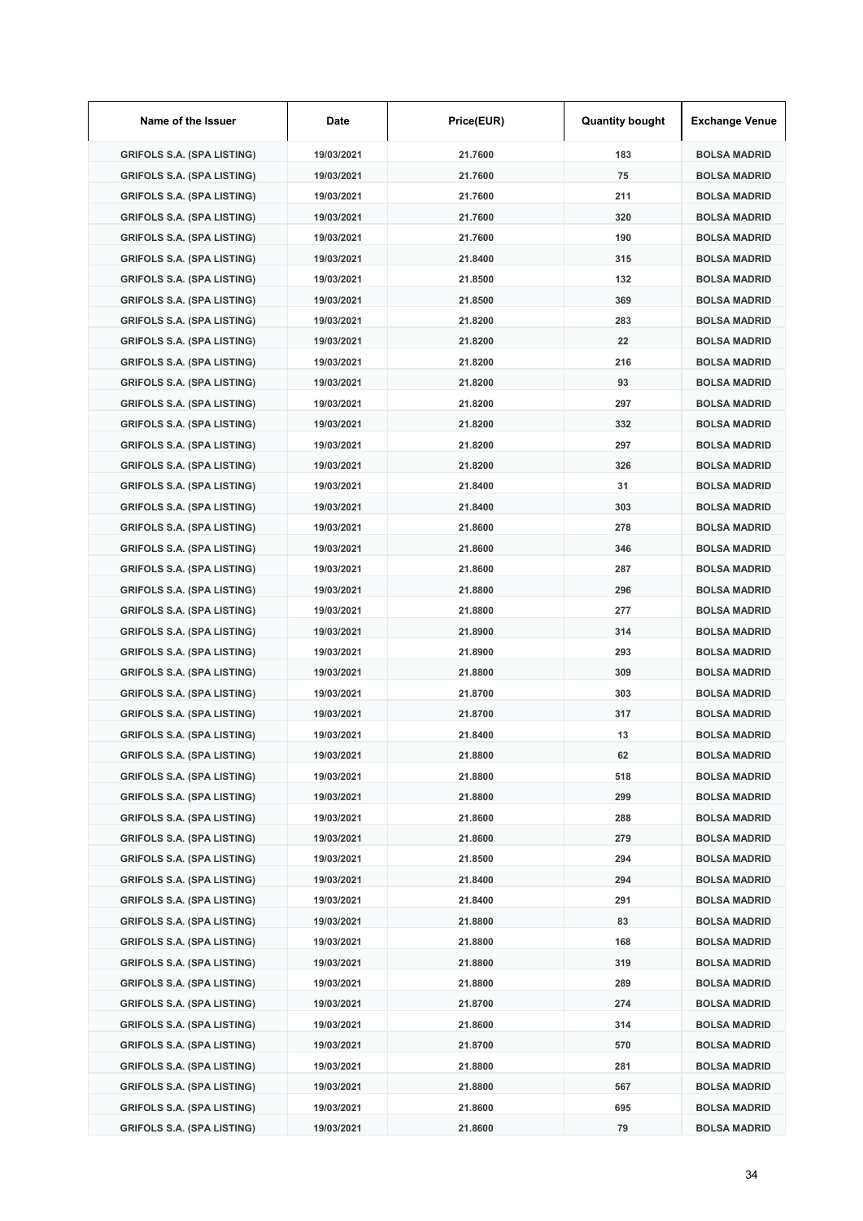| Name of the Issuer | Date | Price(EUR) | Quantity bought | Exchange Venue |
|---|---|---|---|---|
| GRIFOLS S.A. (SPA LISTING) | 19/03/2021 | 21.7600 | 183 | BOLSA MADRID |
| GRIFOLS S.A. (SPA LISTING) | 19/03/2021 | 21.7600 | 75 | BOLSA MADRID |
| GRIFOLS S.A. (SPA LISTING) | 19/03/2021 | 21.7600 | 211 | BOLSA MADRID |
| GRIFOLS S.A. (SPA LISTING) | 19/03/2021 | 21.7600 | 320 | BOLSA MADRID |
| GRIFOLS S.A. (SPA LISTING) | 19/03/2021 | 21.7600 | 190 | BOLSA MADRID |
| GRIFOLS S.A. (SPA LISTING) | 19/03/2021 | 21.8400 | 315 | BOLSA MADRID |
| GRIFOLS S.A. (SPA LISTING) | 19/03/2021 | 21.8500 | 132 | BOLSA MADRID |
| GRIFOLS S.A. (SPA LISTING) | 19/03/2021 | 21.8500 | 369 | BOLSA MADRID |
| GRIFOLS S.A. (SPA LISTING) | 19/03/2021 | 21.8200 | 283 | BOLSA MADRID |
| GRIFOLS S.A. (SPA LISTING) | 19/03/2021 | 21.8200 | 22 | BOLSA MADRID |
| GRIFOLS S.A. (SPA LISTING) | 19/03/2021 | 21.8200 | 216 | BOLSA MADRID |
| GRIFOLS S.A. (SPA LISTING) | 19/03/2021 | 21.8200 | 93 | BOLSA MADRID |
| GRIFOLS S.A. (SPA LISTING) | 19/03/2021 | 21.8200 | 297 | BOLSA MADRID |
| GRIFOLS S.A. (SPA LISTING) | 19/03/2021 | 21.8200 | 332 | BOLSA MADRID |
| GRIFOLS S.A. (SPA LISTING) | 19/03/2021 | 21.8200 | 297 | BOLSA MADRID |
| GRIFOLS S.A. (SPA LISTING) | 19/03/2021 | 21.8200 | 326 | BOLSA MADRID |
| GRIFOLS S.A. (SPA LISTING) | 19/03/2021 | 21.8400 | 31 | BOLSA MADRID |
| GRIFOLS S.A. (SPA LISTING) | 19/03/2021 | 21.8400 | 303 | BOLSA MADRID |
| GRIFOLS S.A. (SPA LISTING) | 19/03/2021 | 21.8600 | 278 | BOLSA MADRID |
| GRIFOLS S.A. (SPA LISTING) | 19/03/2021 | 21.8600 | 346 | BOLSA MADRID |
| GRIFOLS S.A. (SPA LISTING) | 19/03/2021 | 21.8600 | 287 | BOLSA MADRID |
| GRIFOLS S.A. (SPA LISTING) | 19/03/2021 | 21.8800 | 296 | BOLSA MADRID |
| GRIFOLS S.A. (SPA LISTING) | 19/03/2021 | 21.8800 | 277 | BOLSA MADRID |
| GRIFOLS S.A. (SPA LISTING) | 19/03/2021 | 21.8900 | 314 | BOLSA MADRID |
| GRIFOLS S.A. (SPA LISTING) | 19/03/2021 | 21.8900 | 293 | BOLSA MADRID |
| GRIFOLS S.A. (SPA LISTING) | 19/03/2021 | 21.8800 | 309 | BOLSA MADRID |
| GRIFOLS S.A. (SPA LISTING) | 19/03/2021 | 21.8700 | 303 | BOLSA MADRID |
| GRIFOLS S.A. (SPA LISTING) | 19/03/2021 | 21.8700 | 317 | BOLSA MADRID |
| GRIFOLS S.A. (SPA LISTING) | 19/03/2021 | 21.8400 | 13 | BOLSA MADRID |
| GRIFOLS S.A. (SPA LISTING) | 19/03/2021 | 21.8800 | 62 | BOLSA MADRID |
| GRIFOLS S.A. (SPA LISTING) | 19/03/2021 | 21.8800 | 518 | BOLSA MADRID |
| GRIFOLS S.A. (SPA LISTING) | 19/03/2021 | 21.8800 | 299 | BOLSA MADRID |
| GRIFOLS S.A. (SPA LISTING) | 19/03/2021 | 21.8600 | 288 | BOLSA MADRID |
| GRIFOLS S.A. (SPA LISTING) | 19/03/2021 | 21.8600 | 279 | BOLSA MADRID |
| GRIFOLS S.A. (SPA LISTING) | 19/03/2021 | 21.8500 | 294 | BOLSA MADRID |
| GRIFOLS S.A. (SPA LISTING) | 19/03/2021 | 21.8400 | 294 | BOLSA MADRID |
| GRIFOLS S.A. (SPA LISTING) | 19/03/2021 | 21.8400 | 291 | BOLSA MADRID |
| GRIFOLS S.A. (SPA LISTING) | 19/03/2021 | 21.8800 | 83 | BOLSA MADRID |
| GRIFOLS S.A. (SPA LISTING) | 19/03/2021 | 21.8800 | 168 | BOLSA MADRID |
| GRIFOLS S.A. (SPA LISTING) | 19/03/2021 | 21.8800 | 319 | BOLSA MADRID |
| GRIFOLS S.A. (SPA LISTING) | 19/03/2021 | 21.8800 | 289 | BOLSA MADRID |
| GRIFOLS S.A. (SPA LISTING) | 19/03/2021 | 21.8700 | 274 | BOLSA MADRID |
| GRIFOLS S.A. (SPA LISTING) | 19/03/2021 | 21.8600 | 314 | BOLSA MADRID |
| GRIFOLS S.A. (SPA LISTING) | 19/03/2021 | 21.8700 | 570 | BOLSA MADRID |
| GRIFOLS S.A. (SPA LISTING) | 19/03/2021 | 21.8800 | 281 | BOLSA MADRID |
| GRIFOLS S.A. (SPA LISTING) | 19/03/2021 | 21.8800 | 567 | BOLSA MADRID |
| GRIFOLS S.A. (SPA LISTING) | 19/03/2021 | 21.8600 | 695 | BOLSA MADRID |
| GRIFOLS S.A. (SPA LISTING) | 19/03/2021 | 21.8600 | 79 | BOLSA MADRID |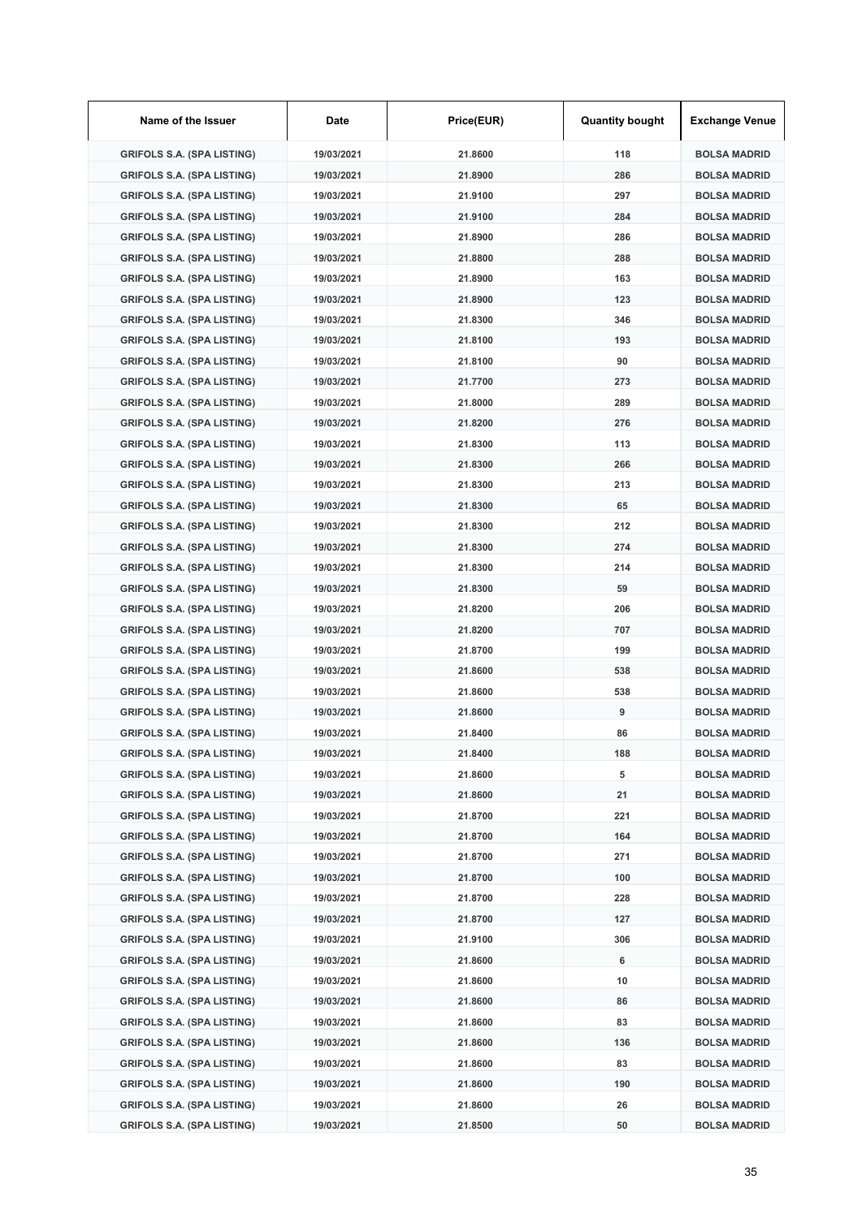| Name of the Issuer | Date | Price(EUR) | Quantity bought | Exchange Venue |
|---|---|---|---|---|
| GRIFOLS S.A. (SPA LISTING) | 19/03/2021 | 21.8600 | 118 | BOLSA MADRID |
| GRIFOLS S.A. (SPA LISTING) | 19/03/2021 | 21.8900 | 286 | BOLSA MADRID |
| GRIFOLS S.A. (SPA LISTING) | 19/03/2021 | 21.9100 | 297 | BOLSA MADRID |
| GRIFOLS S.A. (SPA LISTING) | 19/03/2021 | 21.9100 | 284 | BOLSA MADRID |
| GRIFOLS S.A. (SPA LISTING) | 19/03/2021 | 21.8900 | 286 | BOLSA MADRID |
| GRIFOLS S.A. (SPA LISTING) | 19/03/2021 | 21.8800 | 288 | BOLSA MADRID |
| GRIFOLS S.A. (SPA LISTING) | 19/03/2021 | 21.8900 | 163 | BOLSA MADRID |
| GRIFOLS S.A. (SPA LISTING) | 19/03/2021 | 21.8900 | 123 | BOLSA MADRID |
| GRIFOLS S.A. (SPA LISTING) | 19/03/2021 | 21.8300 | 346 | BOLSA MADRID |
| GRIFOLS S.A. (SPA LISTING) | 19/03/2021 | 21.8100 | 193 | BOLSA MADRID |
| GRIFOLS S.A. (SPA LISTING) | 19/03/2021 | 21.8100 | 90 | BOLSA MADRID |
| GRIFOLS S.A. (SPA LISTING) | 19/03/2021 | 21.7700 | 273 | BOLSA MADRID |
| GRIFOLS S.A. (SPA LISTING) | 19/03/2021 | 21.8000 | 289 | BOLSA MADRID |
| GRIFOLS S.A. (SPA LISTING) | 19/03/2021 | 21.8200 | 276 | BOLSA MADRID |
| GRIFOLS S.A. (SPA LISTING) | 19/03/2021 | 21.8300 | 113 | BOLSA MADRID |
| GRIFOLS S.A. (SPA LISTING) | 19/03/2021 | 21.8300 | 266 | BOLSA MADRID |
| GRIFOLS S.A. (SPA LISTING) | 19/03/2021 | 21.8300 | 213 | BOLSA MADRID |
| GRIFOLS S.A. (SPA LISTING) | 19/03/2021 | 21.8300 | 65 | BOLSA MADRID |
| GRIFOLS S.A. (SPA LISTING) | 19/03/2021 | 21.8300 | 212 | BOLSA MADRID |
| GRIFOLS S.A. (SPA LISTING) | 19/03/2021 | 21.8300 | 274 | BOLSA MADRID |
| GRIFOLS S.A. (SPA LISTING) | 19/03/2021 | 21.8300 | 214 | BOLSA MADRID |
| GRIFOLS S.A. (SPA LISTING) | 19/03/2021 | 21.8300 | 59 | BOLSA MADRID |
| GRIFOLS S.A. (SPA LISTING) | 19/03/2021 | 21.8200 | 206 | BOLSA MADRID |
| GRIFOLS S.A. (SPA LISTING) | 19/03/2021 | 21.8200 | 707 | BOLSA MADRID |
| GRIFOLS S.A. (SPA LISTING) | 19/03/2021 | 21.8700 | 199 | BOLSA MADRID |
| GRIFOLS S.A. (SPA LISTING) | 19/03/2021 | 21.8600 | 538 | BOLSA MADRID |
| GRIFOLS S.A. (SPA LISTING) | 19/03/2021 | 21.8600 | 538 | BOLSA MADRID |
| GRIFOLS S.A. (SPA LISTING) | 19/03/2021 | 21.8600 | 9 | BOLSA MADRID |
| GRIFOLS S.A. (SPA LISTING) | 19/03/2021 | 21.8400 | 86 | BOLSA MADRID |
| GRIFOLS S.A. (SPA LISTING) | 19/03/2021 | 21.8400 | 188 | BOLSA MADRID |
| GRIFOLS S.A. (SPA LISTING) | 19/03/2021 | 21.8600 | 5 | BOLSA MADRID |
| GRIFOLS S.A. (SPA LISTING) | 19/03/2021 | 21.8600 | 21 | BOLSA MADRID |
| GRIFOLS S.A. (SPA LISTING) | 19/03/2021 | 21.8700 | 221 | BOLSA MADRID |
| GRIFOLS S.A. (SPA LISTING) | 19/03/2021 | 21.8700 | 164 | BOLSA MADRID |
| GRIFOLS S.A. (SPA LISTING) | 19/03/2021 | 21.8700 | 271 | BOLSA MADRID |
| GRIFOLS S.A. (SPA LISTING) | 19/03/2021 | 21.8700 | 100 | BOLSA MADRID |
| GRIFOLS S.A. (SPA LISTING) | 19/03/2021 | 21.8700 | 228 | BOLSA MADRID |
| GRIFOLS S.A. (SPA LISTING) | 19/03/2021 | 21.8700 | 127 | BOLSA MADRID |
| GRIFOLS S.A. (SPA LISTING) | 19/03/2021 | 21.9100 | 306 | BOLSA MADRID |
| GRIFOLS S.A. (SPA LISTING) | 19/03/2021 | 21.8600 | 6 | BOLSA MADRID |
| GRIFOLS S.A. (SPA LISTING) | 19/03/2021 | 21.8600 | 10 | BOLSA MADRID |
| GRIFOLS S.A. (SPA LISTING) | 19/03/2021 | 21.8600 | 86 | BOLSA MADRID |
| GRIFOLS S.A. (SPA LISTING) | 19/03/2021 | 21.8600 | 83 | BOLSA MADRID |
| GRIFOLS S.A. (SPA LISTING) | 19/03/2021 | 21.8600 | 136 | BOLSA MADRID |
| GRIFOLS S.A. (SPA LISTING) | 19/03/2021 | 21.8600 | 83 | BOLSA MADRID |
| GRIFOLS S.A. (SPA LISTING) | 19/03/2021 | 21.8600 | 190 | BOLSA MADRID |
| GRIFOLS S.A. (SPA LISTING) | 19/03/2021 | 21.8600 | 26 | BOLSA MADRID |
| GRIFOLS S.A. (SPA LISTING) | 19/03/2021 | 21.8500 | 50 | BOLSA MADRID |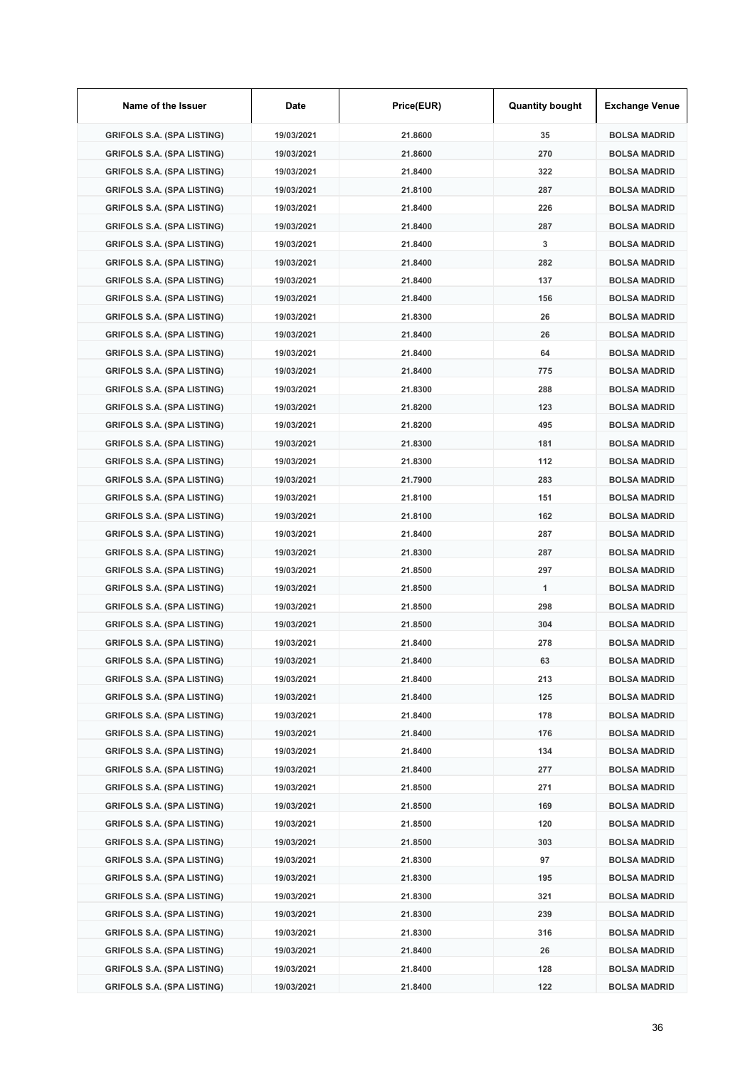| Name of the Issuer | Date | Price(EUR) | Quantity bought | Exchange Venue |
|---|---|---|---|---|
| GRIFOLS S.A. (SPA LISTING) | 19/03/2021 | 21.8600 | 35 | BOLSA MADRID |
| GRIFOLS S.A. (SPA LISTING) | 19/03/2021 | 21.8600 | 270 | BOLSA MADRID |
| GRIFOLS S.A. (SPA LISTING) | 19/03/2021 | 21.8400 | 322 | BOLSA MADRID |
| GRIFOLS S.A. (SPA LISTING) | 19/03/2021 | 21.8100 | 287 | BOLSA MADRID |
| GRIFOLS S.A. (SPA LISTING) | 19/03/2021 | 21.8400 | 226 | BOLSA MADRID |
| GRIFOLS S.A. (SPA LISTING) | 19/03/2021 | 21.8400 | 287 | BOLSA MADRID |
| GRIFOLS S.A. (SPA LISTING) | 19/03/2021 | 21.8400 | 3 | BOLSA MADRID |
| GRIFOLS S.A. (SPA LISTING) | 19/03/2021 | 21.8400 | 282 | BOLSA MADRID |
| GRIFOLS S.A. (SPA LISTING) | 19/03/2021 | 21.8400 | 137 | BOLSA MADRID |
| GRIFOLS S.A. (SPA LISTING) | 19/03/2021 | 21.8400 | 156 | BOLSA MADRID |
| GRIFOLS S.A. (SPA LISTING) | 19/03/2021 | 21.8300 | 26 | BOLSA MADRID |
| GRIFOLS S.A. (SPA LISTING) | 19/03/2021 | 21.8400 | 26 | BOLSA MADRID |
| GRIFOLS S.A. (SPA LISTING) | 19/03/2021 | 21.8400 | 64 | BOLSA MADRID |
| GRIFOLS S.A. (SPA LISTING) | 19/03/2021 | 21.8400 | 775 | BOLSA MADRID |
| GRIFOLS S.A. (SPA LISTING) | 19/03/2021 | 21.8300 | 288 | BOLSA MADRID |
| GRIFOLS S.A. (SPA LISTING) | 19/03/2021 | 21.8200 | 123 | BOLSA MADRID |
| GRIFOLS S.A. (SPA LISTING) | 19/03/2021 | 21.8200 | 495 | BOLSA MADRID |
| GRIFOLS S.A. (SPA LISTING) | 19/03/2021 | 21.8300 | 181 | BOLSA MADRID |
| GRIFOLS S.A. (SPA LISTING) | 19/03/2021 | 21.8300 | 112 | BOLSA MADRID |
| GRIFOLS S.A. (SPA LISTING) | 19/03/2021 | 21.7900 | 283 | BOLSA MADRID |
| GRIFOLS S.A. (SPA LISTING) | 19/03/2021 | 21.8100 | 151 | BOLSA MADRID |
| GRIFOLS S.A. (SPA LISTING) | 19/03/2021 | 21.8100 | 162 | BOLSA MADRID |
| GRIFOLS S.A. (SPA LISTING) | 19/03/2021 | 21.8400 | 287 | BOLSA MADRID |
| GRIFOLS S.A. (SPA LISTING) | 19/03/2021 | 21.8300 | 287 | BOLSA MADRID |
| GRIFOLS S.A. (SPA LISTING) | 19/03/2021 | 21.8500 | 297 | BOLSA MADRID |
| GRIFOLS S.A. (SPA LISTING) | 19/03/2021 | 21.8500 | 1 | BOLSA MADRID |
| GRIFOLS S.A. (SPA LISTING) | 19/03/2021 | 21.8500 | 298 | BOLSA MADRID |
| GRIFOLS S.A. (SPA LISTING) | 19/03/2021 | 21.8500 | 304 | BOLSA MADRID |
| GRIFOLS S.A. (SPA LISTING) | 19/03/2021 | 21.8400 | 278 | BOLSA MADRID |
| GRIFOLS S.A. (SPA LISTING) | 19/03/2021 | 21.8400 | 63 | BOLSA MADRID |
| GRIFOLS S.A. (SPA LISTING) | 19/03/2021 | 21.8400 | 213 | BOLSA MADRID |
| GRIFOLS S.A. (SPA LISTING) | 19/03/2021 | 21.8400 | 125 | BOLSA MADRID |
| GRIFOLS S.A. (SPA LISTING) | 19/03/2021 | 21.8400 | 178 | BOLSA MADRID |
| GRIFOLS S.A. (SPA LISTING) | 19/03/2021 | 21.8400 | 176 | BOLSA MADRID |
| GRIFOLS S.A. (SPA LISTING) | 19/03/2021 | 21.8400 | 134 | BOLSA MADRID |
| GRIFOLS S.A. (SPA LISTING) | 19/03/2021 | 21.8400 | 277 | BOLSA MADRID |
| GRIFOLS S.A. (SPA LISTING) | 19/03/2021 | 21.8500 | 271 | BOLSA MADRID |
| GRIFOLS S.A. (SPA LISTING) | 19/03/2021 | 21.8500 | 169 | BOLSA MADRID |
| GRIFOLS S.A. (SPA LISTING) | 19/03/2021 | 21.8500 | 120 | BOLSA MADRID |
| GRIFOLS S.A. (SPA LISTING) | 19/03/2021 | 21.8500 | 303 | BOLSA MADRID |
| GRIFOLS S.A. (SPA LISTING) | 19/03/2021 | 21.8300 | 97 | BOLSA MADRID |
| GRIFOLS S.A. (SPA LISTING) | 19/03/2021 | 21.8300 | 195 | BOLSA MADRID |
| GRIFOLS S.A. (SPA LISTING) | 19/03/2021 | 21.8300 | 321 | BOLSA MADRID |
| GRIFOLS S.A. (SPA LISTING) | 19/03/2021 | 21.8300 | 239 | BOLSA MADRID |
| GRIFOLS S.A. (SPA LISTING) | 19/03/2021 | 21.8300 | 316 | BOLSA MADRID |
| GRIFOLS S.A. (SPA LISTING) | 19/03/2021 | 21.8400 | 26 | BOLSA MADRID |
| GRIFOLS S.A. (SPA LISTING) | 19/03/2021 | 21.8400 | 128 | BOLSA MADRID |
| GRIFOLS S.A. (SPA LISTING) | 19/03/2021 | 21.8400 | 122 | BOLSA MADRID |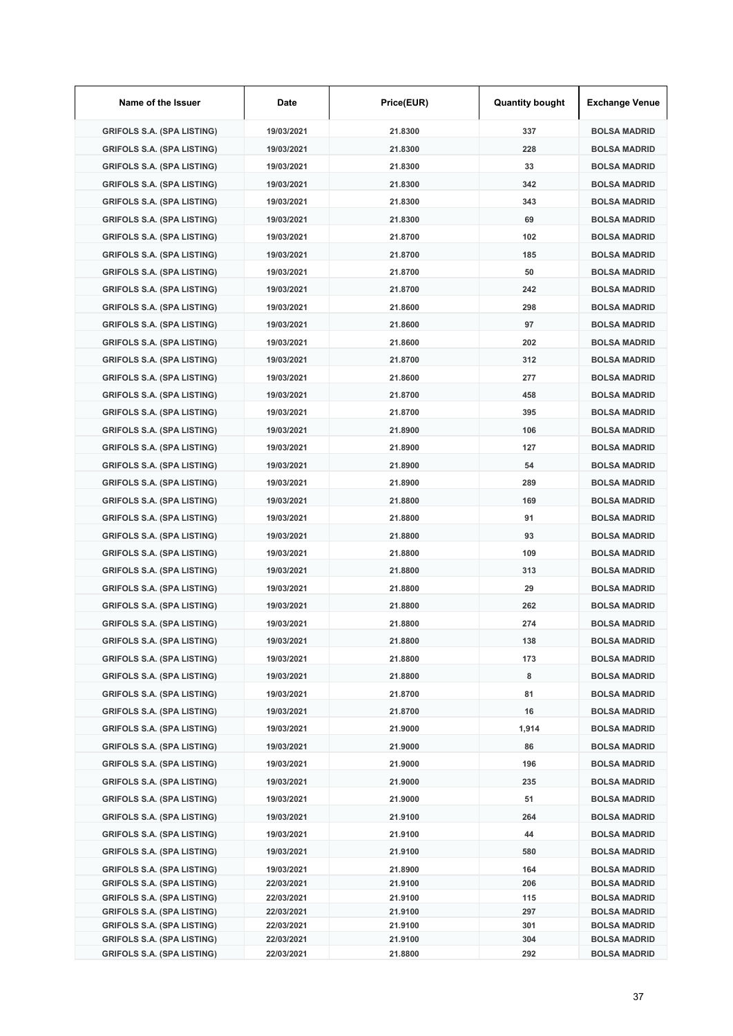| Name of the Issuer | Date | Price(EUR) | Quantity bought | Exchange Venue |
| --- | --- | --- | --- | --- |
| GRIFOLS S.A. (SPA LISTING) | 19/03/2021 | 21.8300 | 337 | BOLSA MADRID |
| GRIFOLS S.A. (SPA LISTING) | 19/03/2021 | 21.8300 | 228 | BOLSA MADRID |
| GRIFOLS S.A. (SPA LISTING) | 19/03/2021 | 21.8300 | 33 | BOLSA MADRID |
| GRIFOLS S.A. (SPA LISTING) | 19/03/2021 | 21.8300 | 342 | BOLSA MADRID |
| GRIFOLS S.A. (SPA LISTING) | 19/03/2021 | 21.8300 | 343 | BOLSA MADRID |
| GRIFOLS S.A. (SPA LISTING) | 19/03/2021 | 21.8300 | 69 | BOLSA MADRID |
| GRIFOLS S.A. (SPA LISTING) | 19/03/2021 | 21.8700 | 102 | BOLSA MADRID |
| GRIFOLS S.A. (SPA LISTING) | 19/03/2021 | 21.8700 | 185 | BOLSA MADRID |
| GRIFOLS S.A. (SPA LISTING) | 19/03/2021 | 21.8700 | 50 | BOLSA MADRID |
| GRIFOLS S.A. (SPA LISTING) | 19/03/2021 | 21.8700 | 242 | BOLSA MADRID |
| GRIFOLS S.A. (SPA LISTING) | 19/03/2021 | 21.8600 | 298 | BOLSA MADRID |
| GRIFOLS S.A. (SPA LISTING) | 19/03/2021 | 21.8600 | 97 | BOLSA MADRID |
| GRIFOLS S.A. (SPA LISTING) | 19/03/2021 | 21.8600 | 202 | BOLSA MADRID |
| GRIFOLS S.A. (SPA LISTING) | 19/03/2021 | 21.8700 | 312 | BOLSA MADRID |
| GRIFOLS S.A. (SPA LISTING) | 19/03/2021 | 21.8600 | 277 | BOLSA MADRID |
| GRIFOLS S.A. (SPA LISTING) | 19/03/2021 | 21.8700 | 458 | BOLSA MADRID |
| GRIFOLS S.A. (SPA LISTING) | 19/03/2021 | 21.8700 | 395 | BOLSA MADRID |
| GRIFOLS S.A. (SPA LISTING) | 19/03/2021 | 21.8900 | 106 | BOLSA MADRID |
| GRIFOLS S.A. (SPA LISTING) | 19/03/2021 | 21.8900 | 127 | BOLSA MADRID |
| GRIFOLS S.A. (SPA LISTING) | 19/03/2021 | 21.8900 | 54 | BOLSA MADRID |
| GRIFOLS S.A. (SPA LISTING) | 19/03/2021 | 21.8900 | 289 | BOLSA MADRID |
| GRIFOLS S.A. (SPA LISTING) | 19/03/2021 | 21.8800 | 169 | BOLSA MADRID |
| GRIFOLS S.A. (SPA LISTING) | 19/03/2021 | 21.8800 | 91 | BOLSA MADRID |
| GRIFOLS S.A. (SPA LISTING) | 19/03/2021 | 21.8800 | 93 | BOLSA MADRID |
| GRIFOLS S.A. (SPA LISTING) | 19/03/2021 | 21.8800 | 109 | BOLSA MADRID |
| GRIFOLS S.A. (SPA LISTING) | 19/03/2021 | 21.8800 | 313 | BOLSA MADRID |
| GRIFOLS S.A. (SPA LISTING) | 19/03/2021 | 21.8800 | 29 | BOLSA MADRID |
| GRIFOLS S.A. (SPA LISTING) | 19/03/2021 | 21.8800 | 262 | BOLSA MADRID |
| GRIFOLS S.A. (SPA LISTING) | 19/03/2021 | 21.8800 | 274 | BOLSA MADRID |
| GRIFOLS S.A. (SPA LISTING) | 19/03/2021 | 21.8800 | 138 | BOLSA MADRID |
| GRIFOLS S.A. (SPA LISTING) | 19/03/2021 | 21.8800 | 173 | BOLSA MADRID |
| GRIFOLS S.A. (SPA LISTING) | 19/03/2021 | 21.8800 | 8 | BOLSA MADRID |
| GRIFOLS S.A. (SPA LISTING) | 19/03/2021 | 21.8700 | 81 | BOLSA MADRID |
| GRIFOLS S.A. (SPA LISTING) | 19/03/2021 | 21.8700 | 16 | BOLSA MADRID |
| GRIFOLS S.A. (SPA LISTING) | 19/03/2021 | 21.9000 | 1,914 | BOLSA MADRID |
| GRIFOLS S.A. (SPA LISTING) | 19/03/2021 | 21.9000 | 86 | BOLSA MADRID |
| GRIFOLS S.A. (SPA LISTING) | 19/03/2021 | 21.9000 | 196 | BOLSA MADRID |
| GRIFOLS S.A. (SPA LISTING) | 19/03/2021 | 21.9000 | 235 | BOLSA MADRID |
| GRIFOLS S.A. (SPA LISTING) | 19/03/2021 | 21.9000 | 51 | BOLSA MADRID |
| GRIFOLS S.A. (SPA LISTING) | 19/03/2021 | 21.9100 | 264 | BOLSA MADRID |
| GRIFOLS S.A. (SPA LISTING) | 19/03/2021 | 21.9100 | 44 | BOLSA MADRID |
| GRIFOLS S.A. (SPA LISTING) | 19/03/2021 | 21.9100 | 580 | BOLSA MADRID |
| GRIFOLS S.A. (SPA LISTING) | 19/03/2021 | 21.8900 | 164 | BOLSA MADRID |
| GRIFOLS S.A. (SPA LISTING) | 22/03/2021 | 21.9100 | 206 | BOLSA MADRID |
| GRIFOLS S.A. (SPA LISTING) | 22/03/2021 | 21.9100 | 115 | BOLSA MADRID |
| GRIFOLS S.A. (SPA LISTING) | 22/03/2021 | 21.9100 | 297 | BOLSA MADRID |
| GRIFOLS S.A. (SPA LISTING) | 22/03/2021 | 21.9100 | 301 | BOLSA MADRID |
| GRIFOLS S.A. (SPA LISTING) | 22/03/2021 | 21.9100 | 304 | BOLSA MADRID |
| GRIFOLS S.A. (SPA LISTING) | 22/03/2021 | 21.8800 | 292 | BOLSA MADRID |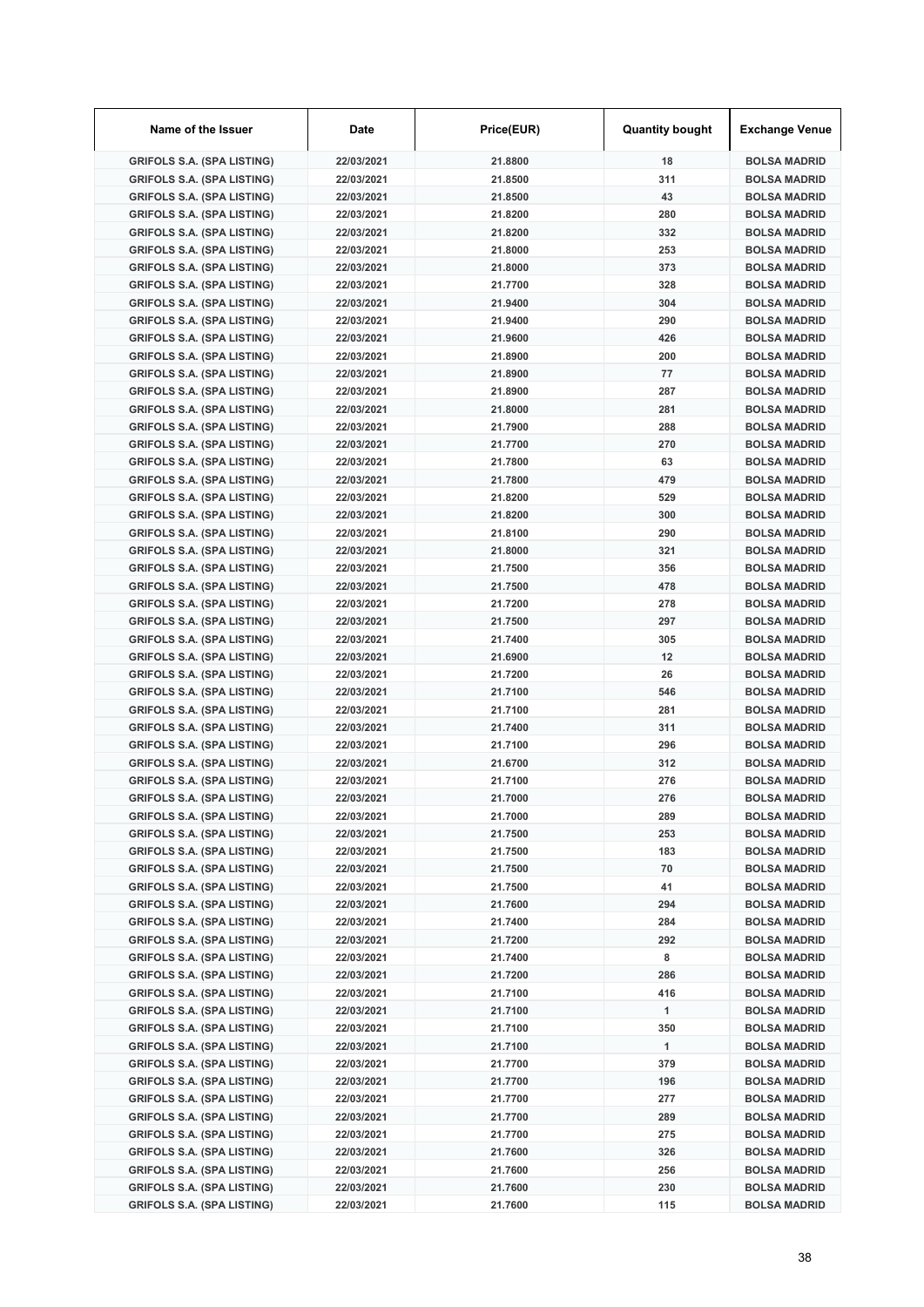| Name of the Issuer | Date | Price(EUR) | Quantity bought | Exchange Venue |
|---|---|---|---|---|
| GRIFOLS S.A. (SPA LISTING) | 22/03/2021 | 21.8800 | 18 | BOLSA MADRID |
| GRIFOLS S.A. (SPA LISTING) | 22/03/2021 | 21.8500 | 311 | BOLSA MADRID |
| GRIFOLS S.A. (SPA LISTING) | 22/03/2021 | 21.8500 | 43 | BOLSA MADRID |
| GRIFOLS S.A. (SPA LISTING) | 22/03/2021 | 21.8200 | 280 | BOLSA MADRID |
| GRIFOLS S.A. (SPA LISTING) | 22/03/2021 | 21.8200 | 332 | BOLSA MADRID |
| GRIFOLS S.A. (SPA LISTING) | 22/03/2021 | 21.8000 | 253 | BOLSA MADRID |
| GRIFOLS S.A. (SPA LISTING) | 22/03/2021 | 21.8000 | 373 | BOLSA MADRID |
| GRIFOLS S.A. (SPA LISTING) | 22/03/2021 | 21.7700 | 328 | BOLSA MADRID |
| GRIFOLS S.A. (SPA LISTING) | 22/03/2021 | 21.9400 | 304 | BOLSA MADRID |
| GRIFOLS S.A. (SPA LISTING) | 22/03/2021 | 21.9400 | 290 | BOLSA MADRID |
| GRIFOLS S.A. (SPA LISTING) | 22/03/2021 | 21.9600 | 426 | BOLSA MADRID |
| GRIFOLS S.A. (SPA LISTING) | 22/03/2021 | 21.8900 | 200 | BOLSA MADRID |
| GRIFOLS S.A. (SPA LISTING) | 22/03/2021 | 21.8900 | 77 | BOLSA MADRID |
| GRIFOLS S.A. (SPA LISTING) | 22/03/2021 | 21.8900 | 287 | BOLSA MADRID |
| GRIFOLS S.A. (SPA LISTING) | 22/03/2021 | 21.8000 | 281 | BOLSA MADRID |
| GRIFOLS S.A. (SPA LISTING) | 22/03/2021 | 21.7900 | 288 | BOLSA MADRID |
| GRIFOLS S.A. (SPA LISTING) | 22/03/2021 | 21.7700 | 270 | BOLSA MADRID |
| GRIFOLS S.A. (SPA LISTING) | 22/03/2021 | 21.7800 | 63 | BOLSA MADRID |
| GRIFOLS S.A. (SPA LISTING) | 22/03/2021 | 21.7800 | 479 | BOLSA MADRID |
| GRIFOLS S.A. (SPA LISTING) | 22/03/2021 | 21.8200 | 529 | BOLSA MADRID |
| GRIFOLS S.A. (SPA LISTING) | 22/03/2021 | 21.8200 | 300 | BOLSA MADRID |
| GRIFOLS S.A. (SPA LISTING) | 22/03/2021 | 21.8100 | 290 | BOLSA MADRID |
| GRIFOLS S.A. (SPA LISTING) | 22/03/2021 | 21.8000 | 321 | BOLSA MADRID |
| GRIFOLS S.A. (SPA LISTING) | 22/03/2021 | 21.7500 | 356 | BOLSA MADRID |
| GRIFOLS S.A. (SPA LISTING) | 22/03/2021 | 21.7500 | 478 | BOLSA MADRID |
| GRIFOLS S.A. (SPA LISTING) | 22/03/2021 | 21.7200 | 278 | BOLSA MADRID |
| GRIFOLS S.A. (SPA LISTING) | 22/03/2021 | 21.7500 | 297 | BOLSA MADRID |
| GRIFOLS S.A. (SPA LISTING) | 22/03/2021 | 21.7400 | 305 | BOLSA MADRID |
| GRIFOLS S.A. (SPA LISTING) | 22/03/2021 | 21.6900 | 12 | BOLSA MADRID |
| GRIFOLS S.A. (SPA LISTING) | 22/03/2021 | 21.7200 | 26 | BOLSA MADRID |
| GRIFOLS S.A. (SPA LISTING) | 22/03/2021 | 21.7100 | 546 | BOLSA MADRID |
| GRIFOLS S.A. (SPA LISTING) | 22/03/2021 | 21.7100 | 281 | BOLSA MADRID |
| GRIFOLS S.A. (SPA LISTING) | 22/03/2021 | 21.7400 | 311 | BOLSA MADRID |
| GRIFOLS S.A. (SPA LISTING) | 22/03/2021 | 21.7100 | 296 | BOLSA MADRID |
| GRIFOLS S.A. (SPA LISTING) | 22/03/2021 | 21.6700 | 312 | BOLSA MADRID |
| GRIFOLS S.A. (SPA LISTING) | 22/03/2021 | 21.7100 | 276 | BOLSA MADRID |
| GRIFOLS S.A. (SPA LISTING) | 22/03/2021 | 21.7000 | 276 | BOLSA MADRID |
| GRIFOLS S.A. (SPA LISTING) | 22/03/2021 | 21.7000 | 289 | BOLSA MADRID |
| GRIFOLS S.A. (SPA LISTING) | 22/03/2021 | 21.7500 | 253 | BOLSA MADRID |
| GRIFOLS S.A. (SPA LISTING) | 22/03/2021 | 21.7500 | 183 | BOLSA MADRID |
| GRIFOLS S.A. (SPA LISTING) | 22/03/2021 | 21.7500 | 70 | BOLSA MADRID |
| GRIFOLS S.A. (SPA LISTING) | 22/03/2021 | 21.7500 | 41 | BOLSA MADRID |
| GRIFOLS S.A. (SPA LISTING) | 22/03/2021 | 21.7600 | 294 | BOLSA MADRID |
| GRIFOLS S.A. (SPA LISTING) | 22/03/2021 | 21.7400 | 284 | BOLSA MADRID |
| GRIFOLS S.A. (SPA LISTING) | 22/03/2021 | 21.7200 | 292 | BOLSA MADRID |
| GRIFOLS S.A. (SPA LISTING) | 22/03/2021 | 21.7400 | 8 | BOLSA MADRID |
| GRIFOLS S.A. (SPA LISTING) | 22/03/2021 | 21.7200 | 286 | BOLSA MADRID |
| GRIFOLS S.A. (SPA LISTING) | 22/03/2021 | 21.7100 | 416 | BOLSA MADRID |
| GRIFOLS S.A. (SPA LISTING) | 22/03/2021 | 21.7100 | 1 | BOLSA MADRID |
| GRIFOLS S.A. (SPA LISTING) | 22/03/2021 | 21.7100 | 350 | BOLSA MADRID |
| GRIFOLS S.A. (SPA LISTING) | 22/03/2021 | 21.7100 | 1 | BOLSA MADRID |
| GRIFOLS S.A. (SPA LISTING) | 22/03/2021 | 21.7700 | 379 | BOLSA MADRID |
| GRIFOLS S.A. (SPA LISTING) | 22/03/2021 | 21.7700 | 196 | BOLSA MADRID |
| GRIFOLS S.A. (SPA LISTING) | 22/03/2021 | 21.7700 | 277 | BOLSA MADRID |
| GRIFOLS S.A. (SPA LISTING) | 22/03/2021 | 21.7700 | 289 | BOLSA MADRID |
| GRIFOLS S.A. (SPA LISTING) | 22/03/2021 | 21.7700 | 275 | BOLSA MADRID |
| GRIFOLS S.A. (SPA LISTING) | 22/03/2021 | 21.7600 | 326 | BOLSA MADRID |
| GRIFOLS S.A. (SPA LISTING) | 22/03/2021 | 21.7600 | 256 | BOLSA MADRID |
| GRIFOLS S.A. (SPA LISTING) | 22/03/2021 | 21.7600 | 230 | BOLSA MADRID |
| GRIFOLS S.A. (SPA LISTING) | 22/03/2021 | 21.7600 | 115 | BOLSA MADRID |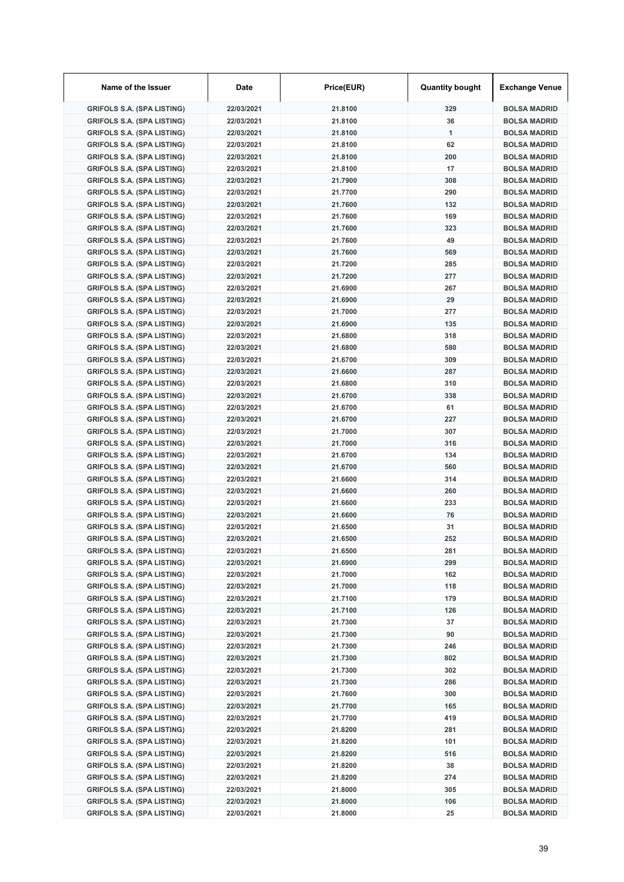| Name of the Issuer | Date | Price(EUR) | Quantity bought | Exchange Venue |
|---|---|---|---|---|
| GRIFOLS S.A. (SPA LISTING) | 22/03/2021 | 21.8100 | 329 | BOLSA MADRID |
| GRIFOLS S.A. (SPA LISTING) | 22/03/2021 | 21.8100 | 36 | BOLSA MADRID |
| GRIFOLS S.A. (SPA LISTING) | 22/03/2021 | 21.8100 | 1 | BOLSA MADRID |
| GRIFOLS S.A. (SPA LISTING) | 22/03/2021 | 21.8100 | 62 | BOLSA MADRID |
| GRIFOLS S.A. (SPA LISTING) | 22/03/2021 | 21.8100 | 200 | BOLSA MADRID |
| GRIFOLS S.A. (SPA LISTING) | 22/03/2021 | 21.8100 | 17 | BOLSA MADRID |
| GRIFOLS S.A. (SPA LISTING) | 22/03/2021 | 21.7900 | 308 | BOLSA MADRID |
| GRIFOLS S.A. (SPA LISTING) | 22/03/2021 | 21.7700 | 290 | BOLSA MADRID |
| GRIFOLS S.A. (SPA LISTING) | 22/03/2021 | 21.7600 | 132 | BOLSA MADRID |
| GRIFOLS S.A. (SPA LISTING) | 22/03/2021 | 21.7600 | 169 | BOLSA MADRID |
| GRIFOLS S.A. (SPA LISTING) | 22/03/2021 | 21.7600 | 323 | BOLSA MADRID |
| GRIFOLS S.A. (SPA LISTING) | 22/03/2021 | 21.7600 | 49 | BOLSA MADRID |
| GRIFOLS S.A. (SPA LISTING) | 22/03/2021 | 21.7600 | 569 | BOLSA MADRID |
| GRIFOLS S.A. (SPA LISTING) | 22/03/2021 | 21.7200 | 285 | BOLSA MADRID |
| GRIFOLS S.A. (SPA LISTING) | 22/03/2021 | 21.7200 | 277 | BOLSA MADRID |
| GRIFOLS S.A. (SPA LISTING) | 22/03/2021 | 21.6900 | 267 | BOLSA MADRID |
| GRIFOLS S.A. (SPA LISTING) | 22/03/2021 | 21.6900 | 29 | BOLSA MADRID |
| GRIFOLS S.A. (SPA LISTING) | 22/03/2021 | 21.7000 | 277 | BOLSA MADRID |
| GRIFOLS S.A. (SPA LISTING) | 22/03/2021 | 21.6900 | 135 | BOLSA MADRID |
| GRIFOLS S.A. (SPA LISTING) | 22/03/2021 | 21.6800 | 318 | BOLSA MADRID |
| GRIFOLS S.A. (SPA LISTING) | 22/03/2021 | 21.6800 | 580 | BOLSA MADRID |
| GRIFOLS S.A. (SPA LISTING) | 22/03/2021 | 21.6700 | 309 | BOLSA MADRID |
| GRIFOLS S.A. (SPA LISTING) | 22/03/2021 | 21.6600 | 287 | BOLSA MADRID |
| GRIFOLS S.A. (SPA LISTING) | 22/03/2021 | 21.6800 | 310 | BOLSA MADRID |
| GRIFOLS S.A. (SPA LISTING) | 22/03/2021 | 21.6700 | 338 | BOLSA MADRID |
| GRIFOLS S.A. (SPA LISTING) | 22/03/2021 | 21.6700 | 61 | BOLSA MADRID |
| GRIFOLS S.A. (SPA LISTING) | 22/03/2021 | 21.6700 | 227 | BOLSA MADRID |
| GRIFOLS S.A. (SPA LISTING) | 22/03/2021 | 21.7000 | 307 | BOLSA MADRID |
| GRIFOLS S.A. (SPA LISTING) | 22/03/2021 | 21.7000 | 316 | BOLSA MADRID |
| GRIFOLS S.A. (SPA LISTING) | 22/03/2021 | 21.6700 | 134 | BOLSA MADRID |
| GRIFOLS S.A. (SPA LISTING) | 22/03/2021 | 21.6700 | 560 | BOLSA MADRID |
| GRIFOLS S.A. (SPA LISTING) | 22/03/2021 | 21.6600 | 314 | BOLSA MADRID |
| GRIFOLS S.A. (SPA LISTING) | 22/03/2021 | 21.6600 | 260 | BOLSA MADRID |
| GRIFOLS S.A. (SPA LISTING) | 22/03/2021 | 21.6600 | 233 | BOLSA MADRID |
| GRIFOLS S.A. (SPA LISTING) | 22/03/2021 | 21.6600 | 76 | BOLSA MADRID |
| GRIFOLS S.A. (SPA LISTING) | 22/03/2021 | 21.6500 | 31 | BOLSA MADRID |
| GRIFOLS S.A. (SPA LISTING) | 22/03/2021 | 21.6500 | 252 | BOLSA MADRID |
| GRIFOLS S.A. (SPA LISTING) | 22/03/2021 | 21.6500 | 281 | BOLSA MADRID |
| GRIFOLS S.A. (SPA LISTING) | 22/03/2021 | 21.6900 | 299 | BOLSA MADRID |
| GRIFOLS S.A. (SPA LISTING) | 22/03/2021 | 21.7000 | 162 | BOLSA MADRID |
| GRIFOLS S.A. (SPA LISTING) | 22/03/2021 | 21.7000 | 118 | BOLSA MADRID |
| GRIFOLS S.A. (SPA LISTING) | 22/03/2021 | 21.7100 | 179 | BOLSA MADRID |
| GRIFOLS S.A. (SPA LISTING) | 22/03/2021 | 21.7100 | 126 | BOLSA MADRID |
| GRIFOLS S.A. (SPA LISTING) | 22/03/2021 | 21.7300 | 37 | BOLSA MADRID |
| GRIFOLS S.A. (SPA LISTING) | 22/03/2021 | 21.7300 | 90 | BOLSA MADRID |
| GRIFOLS S.A. (SPA LISTING) | 22/03/2021 | 21.7300 | 246 | BOLSA MADRID |
| GRIFOLS S.A. (SPA LISTING) | 22/03/2021 | 21.7300 | 802 | BOLSA MADRID |
| GRIFOLS S.A. (SPA LISTING) | 22/03/2021 | 21.7300 | 302 | BOLSA MADRID |
| GRIFOLS S.A. (SPA LISTING) | 22/03/2021 | 21.7300 | 286 | BOLSA MADRID |
| GRIFOLS S.A. (SPA LISTING) | 22/03/2021 | 21.7600 | 300 | BOLSA MADRID |
| GRIFOLS S.A. (SPA LISTING) | 22/03/2021 | 21.7700 | 165 | BOLSA MADRID |
| GRIFOLS S.A. (SPA LISTING) | 22/03/2021 | 21.7700 | 419 | BOLSA MADRID |
| GRIFOLS S.A. (SPA LISTING) | 22/03/2021 | 21.8200 | 281 | BOLSA MADRID |
| GRIFOLS S.A. (SPA LISTING) | 22/03/2021 | 21.8200 | 101 | BOLSA MADRID |
| GRIFOLS S.A. (SPA LISTING) | 22/03/2021 | 21.8200 | 516 | BOLSA MADRID |
| GRIFOLS S.A. (SPA LISTING) | 22/03/2021 | 21.8200 | 38 | BOLSA MADRID |
| GRIFOLS S.A. (SPA LISTING) | 22/03/2021 | 21.8200 | 274 | BOLSA MADRID |
| GRIFOLS S.A. (SPA LISTING) | 22/03/2021 | 21.8000 | 305 | BOLSA MADRID |
| GRIFOLS S.A. (SPA LISTING) | 22/03/2021 | 21.8000 | 106 | BOLSA MADRID |
| GRIFOLS S.A. (SPA LISTING) | 22/03/2021 | 21.8000 | 25 | BOLSA MADRID |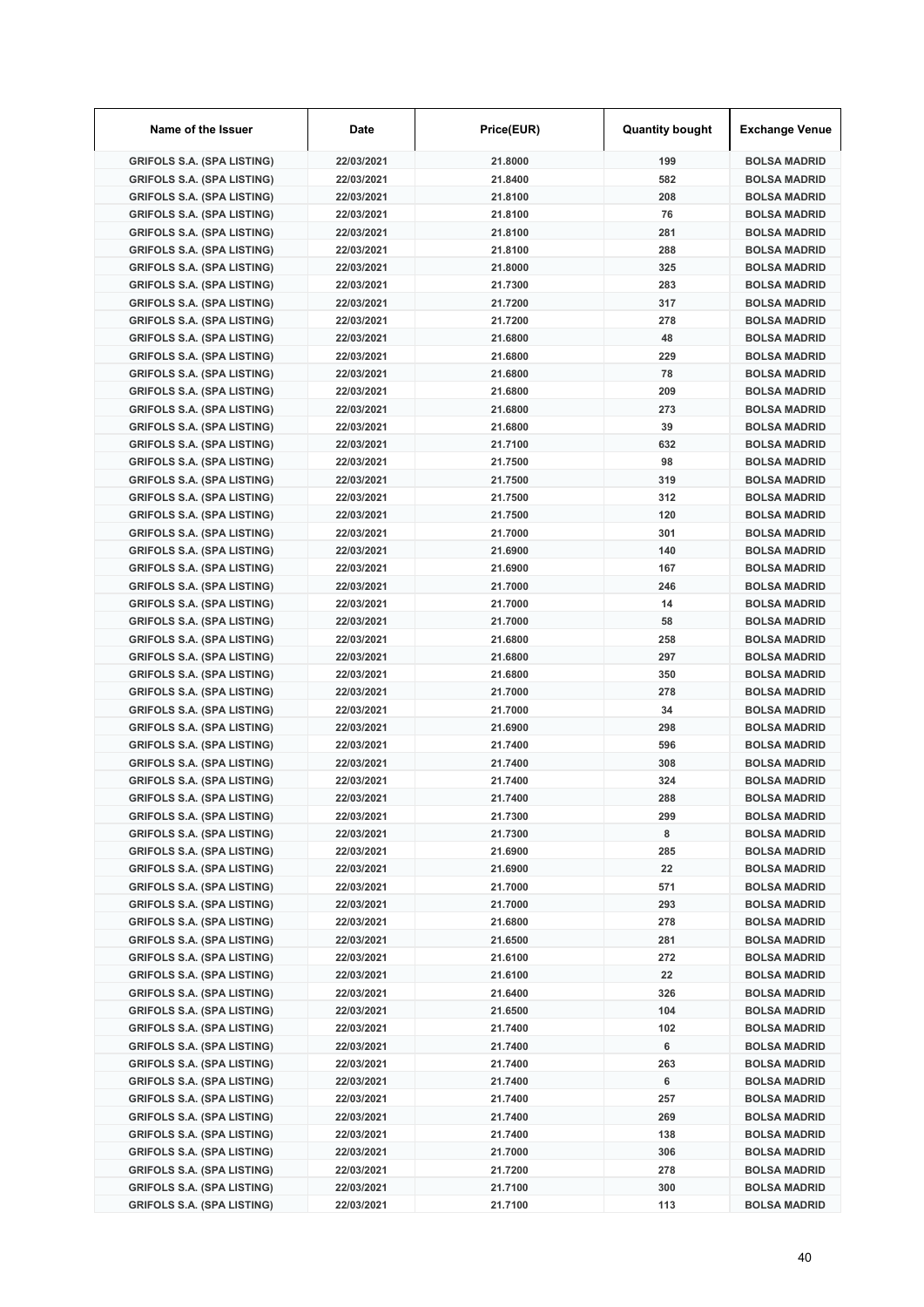| Name of the Issuer | Date | Price(EUR) | Quantity bought | Exchange Venue |
|---|---|---|---|---|
| GRIFOLS S.A. (SPA LISTING) | 22/03/2021 | 21.8000 | 199 | BOLSA MADRID |
| GRIFOLS S.A. (SPA LISTING) | 22/03/2021 | 21.8400 | 582 | BOLSA MADRID |
| GRIFOLS S.A. (SPA LISTING) | 22/03/2021 | 21.8100 | 208 | BOLSA MADRID |
| GRIFOLS S.A. (SPA LISTING) | 22/03/2021 | 21.8100 | 76 | BOLSA MADRID |
| GRIFOLS S.A. (SPA LISTING) | 22/03/2021 | 21.8100 | 281 | BOLSA MADRID |
| GRIFOLS S.A. (SPA LISTING) | 22/03/2021 | 21.8100 | 288 | BOLSA MADRID |
| GRIFOLS S.A. (SPA LISTING) | 22/03/2021 | 21.8000 | 325 | BOLSA MADRID |
| GRIFOLS S.A. (SPA LISTING) | 22/03/2021 | 21.7300 | 283 | BOLSA MADRID |
| GRIFOLS S.A. (SPA LISTING) | 22/03/2021 | 21.7200 | 317 | BOLSA MADRID |
| GRIFOLS S.A. (SPA LISTING) | 22/03/2021 | 21.7200 | 278 | BOLSA MADRID |
| GRIFOLS S.A. (SPA LISTING) | 22/03/2021 | 21.6800 | 48 | BOLSA MADRID |
| GRIFOLS S.A. (SPA LISTING) | 22/03/2021 | 21.6800 | 229 | BOLSA MADRID |
| GRIFOLS S.A. (SPA LISTING) | 22/03/2021 | 21.6800 | 78 | BOLSA MADRID |
| GRIFOLS S.A. (SPA LISTING) | 22/03/2021 | 21.6800 | 209 | BOLSA MADRID |
| GRIFOLS S.A. (SPA LISTING) | 22/03/2021 | 21.6800 | 273 | BOLSA MADRID |
| GRIFOLS S.A. (SPA LISTING) | 22/03/2021 | 21.6800 | 39 | BOLSA MADRID |
| GRIFOLS S.A. (SPA LISTING) | 22/03/2021 | 21.7100 | 632 | BOLSA MADRID |
| GRIFOLS S.A. (SPA LISTING) | 22/03/2021 | 21.7500 | 98 | BOLSA MADRID |
| GRIFOLS S.A. (SPA LISTING) | 22/03/2021 | 21.7500 | 319 | BOLSA MADRID |
| GRIFOLS S.A. (SPA LISTING) | 22/03/2021 | 21.7500 | 312 | BOLSA MADRID |
| GRIFOLS S.A. (SPA LISTING) | 22/03/2021 | 21.7500 | 120 | BOLSA MADRID |
| GRIFOLS S.A. (SPA LISTING) | 22/03/2021 | 21.7000 | 301 | BOLSA MADRID |
| GRIFOLS S.A. (SPA LISTING) | 22/03/2021 | 21.6900 | 140 | BOLSA MADRID |
| GRIFOLS S.A. (SPA LISTING) | 22/03/2021 | 21.6900 | 167 | BOLSA MADRID |
| GRIFOLS S.A. (SPA LISTING) | 22/03/2021 | 21.7000 | 246 | BOLSA MADRID |
| GRIFOLS S.A. (SPA LISTING) | 22/03/2021 | 21.7000 | 14 | BOLSA MADRID |
| GRIFOLS S.A. (SPA LISTING) | 22/03/2021 | 21.7000 | 58 | BOLSA MADRID |
| GRIFOLS S.A. (SPA LISTING) | 22/03/2021 | 21.6800 | 258 | BOLSA MADRID |
| GRIFOLS S.A. (SPA LISTING) | 22/03/2021 | 21.6800 | 297 | BOLSA MADRID |
| GRIFOLS S.A. (SPA LISTING) | 22/03/2021 | 21.6800 | 350 | BOLSA MADRID |
| GRIFOLS S.A. (SPA LISTING) | 22/03/2021 | 21.7000 | 278 | BOLSA MADRID |
| GRIFOLS S.A. (SPA LISTING) | 22/03/2021 | 21.7000 | 34 | BOLSA MADRID |
| GRIFOLS S.A. (SPA LISTING) | 22/03/2021 | 21.6900 | 298 | BOLSA MADRID |
| GRIFOLS S.A. (SPA LISTING) | 22/03/2021 | 21.7400 | 596 | BOLSA MADRID |
| GRIFOLS S.A. (SPA LISTING) | 22/03/2021 | 21.7400 | 308 | BOLSA MADRID |
| GRIFOLS S.A. (SPA LISTING) | 22/03/2021 | 21.7400 | 324 | BOLSA MADRID |
| GRIFOLS S.A. (SPA LISTING) | 22/03/2021 | 21.7400 | 288 | BOLSA MADRID |
| GRIFOLS S.A. (SPA LISTING) | 22/03/2021 | 21.7300 | 299 | BOLSA MADRID |
| GRIFOLS S.A. (SPA LISTING) | 22/03/2021 | 21.7300 | 8 | BOLSA MADRID |
| GRIFOLS S.A. (SPA LISTING) | 22/03/2021 | 21.6900 | 285 | BOLSA MADRID |
| GRIFOLS S.A. (SPA LISTING) | 22/03/2021 | 21.6900 | 22 | BOLSA MADRID |
| GRIFOLS S.A. (SPA LISTING) | 22/03/2021 | 21.7000 | 571 | BOLSA MADRID |
| GRIFOLS S.A. (SPA LISTING) | 22/03/2021 | 21.7000 | 293 | BOLSA MADRID |
| GRIFOLS S.A. (SPA LISTING) | 22/03/2021 | 21.6800 | 278 | BOLSA MADRID |
| GRIFOLS S.A. (SPA LISTING) | 22/03/2021 | 21.6500 | 281 | BOLSA MADRID |
| GRIFOLS S.A. (SPA LISTING) | 22/03/2021 | 21.6100 | 272 | BOLSA MADRID |
| GRIFOLS S.A. (SPA LISTING) | 22/03/2021 | 21.6100 | 22 | BOLSA MADRID |
| GRIFOLS S.A. (SPA LISTING) | 22/03/2021 | 21.6400 | 326 | BOLSA MADRID |
| GRIFOLS S.A. (SPA LISTING) | 22/03/2021 | 21.6500 | 104 | BOLSA MADRID |
| GRIFOLS S.A. (SPA LISTING) | 22/03/2021 | 21.7400 | 102 | BOLSA MADRID |
| GRIFOLS S.A. (SPA LISTING) | 22/03/2021 | 21.7400 | 6 | BOLSA MADRID |
| GRIFOLS S.A. (SPA LISTING) | 22/03/2021 | 21.7400 | 263 | BOLSA MADRID |
| GRIFOLS S.A. (SPA LISTING) | 22/03/2021 | 21.7400 | 6 | BOLSA MADRID |
| GRIFOLS S.A. (SPA LISTING) | 22/03/2021 | 21.7400 | 257 | BOLSA MADRID |
| GRIFOLS S.A. (SPA LISTING) | 22/03/2021 | 21.7400 | 269 | BOLSA MADRID |
| GRIFOLS S.A. (SPA LISTING) | 22/03/2021 | 21.7400 | 138 | BOLSA MADRID |
| GRIFOLS S.A. (SPA LISTING) | 22/03/2021 | 21.7000 | 306 | BOLSA MADRID |
| GRIFOLS S.A. (SPA LISTING) | 22/03/2021 | 21.7200 | 278 | BOLSA MADRID |
| GRIFOLS S.A. (SPA LISTING) | 22/03/2021 | 21.7100 | 300 | BOLSA MADRID |
| GRIFOLS S.A. (SPA LISTING) | 22/03/2021 | 21.7100 | 113 | BOLSA MADRID |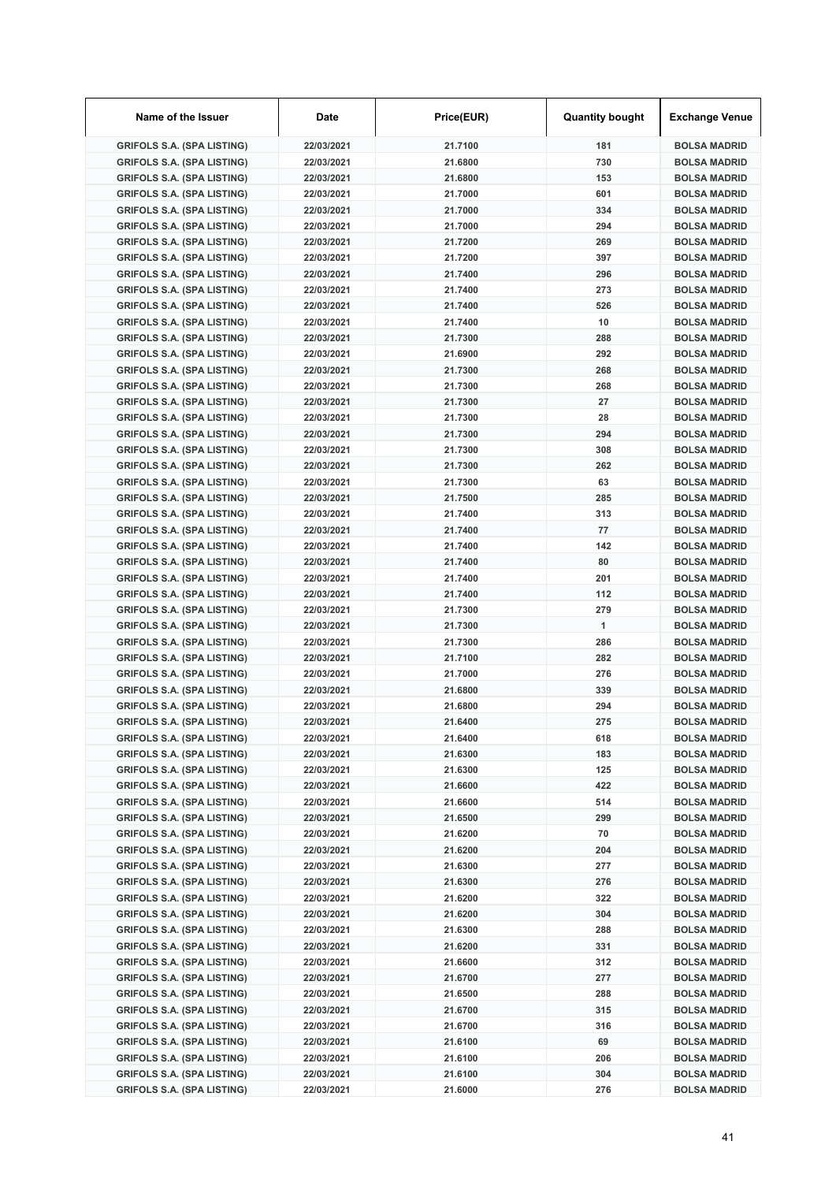| Name of the Issuer | Date | Price(EUR) | Quantity bought | Exchange Venue |
|---|---|---|---|---|
| GRIFOLS S.A. (SPA LISTING) | 22/03/2021 | 21.7100 | 181 | BOLSA MADRID |
| GRIFOLS S.A. (SPA LISTING) | 22/03/2021 | 21.6800 | 730 | BOLSA MADRID |
| GRIFOLS S.A. (SPA LISTING) | 22/03/2021 | 21.6800 | 153 | BOLSA MADRID |
| GRIFOLS S.A. (SPA LISTING) | 22/03/2021 | 21.7000 | 601 | BOLSA MADRID |
| GRIFOLS S.A. (SPA LISTING) | 22/03/2021 | 21.7000 | 334 | BOLSA MADRID |
| GRIFOLS S.A. (SPA LISTING) | 22/03/2021 | 21.7000 | 294 | BOLSA MADRID |
| GRIFOLS S.A. (SPA LISTING) | 22/03/2021 | 21.7200 | 269 | BOLSA MADRID |
| GRIFOLS S.A. (SPA LISTING) | 22/03/2021 | 21.7200 | 397 | BOLSA MADRID |
| GRIFOLS S.A. (SPA LISTING) | 22/03/2021 | 21.7400 | 296 | BOLSA MADRID |
| GRIFOLS S.A. (SPA LISTING) | 22/03/2021 | 21.7400 | 273 | BOLSA MADRID |
| GRIFOLS S.A. (SPA LISTING) | 22/03/2021 | 21.7400 | 526 | BOLSA MADRID |
| GRIFOLS S.A. (SPA LISTING) | 22/03/2021 | 21.7400 | 10 | BOLSA MADRID |
| GRIFOLS S.A. (SPA LISTING) | 22/03/2021 | 21.7300 | 288 | BOLSA MADRID |
| GRIFOLS S.A. (SPA LISTING) | 22/03/2021 | 21.6900 | 292 | BOLSA MADRID |
| GRIFOLS S.A. (SPA LISTING) | 22/03/2021 | 21.7300 | 268 | BOLSA MADRID |
| GRIFOLS S.A. (SPA LISTING) | 22/03/2021 | 21.7300 | 268 | BOLSA MADRID |
| GRIFOLS S.A. (SPA LISTING) | 22/03/2021 | 21.7300 | 27 | BOLSA MADRID |
| GRIFOLS S.A. (SPA LISTING) | 22/03/2021 | 21.7300 | 28 | BOLSA MADRID |
| GRIFOLS S.A. (SPA LISTING) | 22/03/2021 | 21.7300 | 294 | BOLSA MADRID |
| GRIFOLS S.A. (SPA LISTING) | 22/03/2021 | 21.7300 | 308 | BOLSA MADRID |
| GRIFOLS S.A. (SPA LISTING) | 22/03/2021 | 21.7300 | 262 | BOLSA MADRID |
| GRIFOLS S.A. (SPA LISTING) | 22/03/2021 | 21.7300 | 63 | BOLSA MADRID |
| GRIFOLS S.A. (SPA LISTING) | 22/03/2021 | 21.7500 | 285 | BOLSA MADRID |
| GRIFOLS S.A. (SPA LISTING) | 22/03/2021 | 21.7400 | 313 | BOLSA MADRID |
| GRIFOLS S.A. (SPA LISTING) | 22/03/2021 | 21.7400 | 77 | BOLSA MADRID |
| GRIFOLS S.A. (SPA LISTING) | 22/03/2021 | 21.7400 | 142 | BOLSA MADRID |
| GRIFOLS S.A. (SPA LISTING) | 22/03/2021 | 21.7400 | 80 | BOLSA MADRID |
| GRIFOLS S.A. (SPA LISTING) | 22/03/2021 | 21.7400 | 201 | BOLSA MADRID |
| GRIFOLS S.A. (SPA LISTING) | 22/03/2021 | 21.7400 | 112 | BOLSA MADRID |
| GRIFOLS S.A. (SPA LISTING) | 22/03/2021 | 21.7300 | 279 | BOLSA MADRID |
| GRIFOLS S.A. (SPA LISTING) | 22/03/2021 | 21.7300 | 1 | BOLSA MADRID |
| GRIFOLS S.A. (SPA LISTING) | 22/03/2021 | 21.7300 | 286 | BOLSA MADRID |
| GRIFOLS S.A. (SPA LISTING) | 22/03/2021 | 21.7100 | 282 | BOLSA MADRID |
| GRIFOLS S.A. (SPA LISTING) | 22/03/2021 | 21.7000 | 276 | BOLSA MADRID |
| GRIFOLS S.A. (SPA LISTING) | 22/03/2021 | 21.6800 | 339 | BOLSA MADRID |
| GRIFOLS S.A. (SPA LISTING) | 22/03/2021 | 21.6800 | 294 | BOLSA MADRID |
| GRIFOLS S.A. (SPA LISTING) | 22/03/2021 | 21.6400 | 275 | BOLSA MADRID |
| GRIFOLS S.A. (SPA LISTING) | 22/03/2021 | 21.6400 | 618 | BOLSA MADRID |
| GRIFOLS S.A. (SPA LISTING) | 22/03/2021 | 21.6300 | 183 | BOLSA MADRID |
| GRIFOLS S.A. (SPA LISTING) | 22/03/2021 | 21.6300 | 125 | BOLSA MADRID |
| GRIFOLS S.A. (SPA LISTING) | 22/03/2021 | 21.6600 | 422 | BOLSA MADRID |
| GRIFOLS S.A. (SPA LISTING) | 22/03/2021 | 21.6600 | 514 | BOLSA MADRID |
| GRIFOLS S.A. (SPA LISTING) | 22/03/2021 | 21.6500 | 299 | BOLSA MADRID |
| GRIFOLS S.A. (SPA LISTING) | 22/03/2021 | 21.6200 | 70 | BOLSA MADRID |
| GRIFOLS S.A. (SPA LISTING) | 22/03/2021 | 21.6200 | 204 | BOLSA MADRID |
| GRIFOLS S.A. (SPA LISTING) | 22/03/2021 | 21.6300 | 277 | BOLSA MADRID |
| GRIFOLS S.A. (SPA LISTING) | 22/03/2021 | 21.6300 | 276 | BOLSA MADRID |
| GRIFOLS S.A. (SPA LISTING) | 22/03/2021 | 21.6200 | 322 | BOLSA MADRID |
| GRIFOLS S.A. (SPA LISTING) | 22/03/2021 | 21.6200 | 304 | BOLSA MADRID |
| GRIFOLS S.A. (SPA LISTING) | 22/03/2021 | 21.6300 | 288 | BOLSA MADRID |
| GRIFOLS S.A. (SPA LISTING) | 22/03/2021 | 21.6200 | 331 | BOLSA MADRID |
| GRIFOLS S.A. (SPA LISTING) | 22/03/2021 | 21.6600 | 312 | BOLSA MADRID |
| GRIFOLS S.A. (SPA LISTING) | 22/03/2021 | 21.6700 | 277 | BOLSA MADRID |
| GRIFOLS S.A. (SPA LISTING) | 22/03/2021 | 21.6500 | 288 | BOLSA MADRID |
| GRIFOLS S.A. (SPA LISTING) | 22/03/2021 | 21.6700 | 315 | BOLSA MADRID |
| GRIFOLS S.A. (SPA LISTING) | 22/03/2021 | 21.6700 | 316 | BOLSA MADRID |
| GRIFOLS S.A. (SPA LISTING) | 22/03/2021 | 21.6100 | 69 | BOLSA MADRID |
| GRIFOLS S.A. (SPA LISTING) | 22/03/2021 | 21.6100 | 206 | BOLSA MADRID |
| GRIFOLS S.A. (SPA LISTING) | 22/03/2021 | 21.6100 | 304 | BOLSA MADRID |
| GRIFOLS S.A. (SPA LISTING) | 22/03/2021 | 21.6000 | 276 | BOLSA MADRID |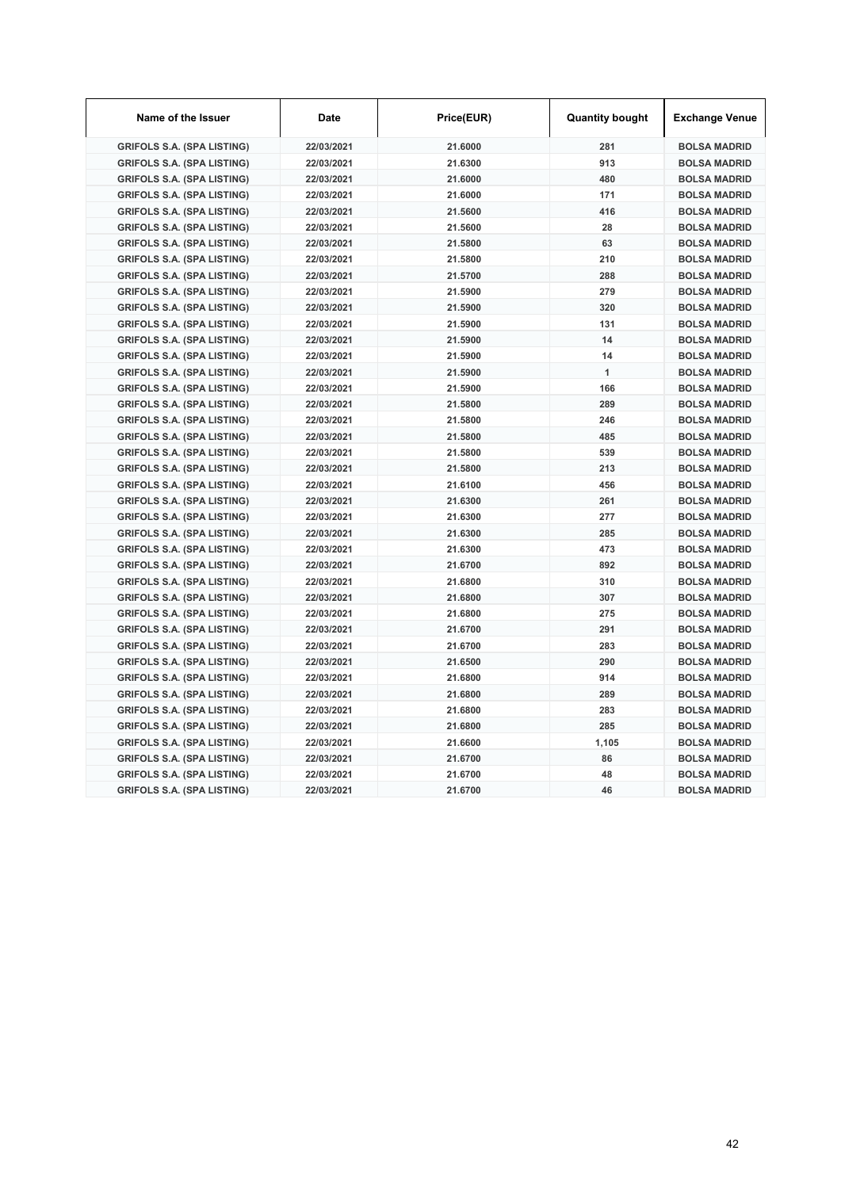| Name of the Issuer | Date | Price(EUR) | Quantity bought | Exchange Venue |
|---|---|---|---|---|
| GRIFOLS S.A. (SPA LISTING) | 22/03/2021 | 21.6000 | 281 | BOLSA MADRID |
| GRIFOLS S.A. (SPA LISTING) | 22/03/2021 | 21.6300 | 913 | BOLSA MADRID |
| GRIFOLS S.A. (SPA LISTING) | 22/03/2021 | 21.6000 | 480 | BOLSA MADRID |
| GRIFOLS S.A. (SPA LISTING) | 22/03/2021 | 21.6000 | 171 | BOLSA MADRID |
| GRIFOLS S.A. (SPA LISTING) | 22/03/2021 | 21.5600 | 416 | BOLSA MADRID |
| GRIFOLS S.A. (SPA LISTING) | 22/03/2021 | 21.5600 | 28 | BOLSA MADRID |
| GRIFOLS S.A. (SPA LISTING) | 22/03/2021 | 21.5800 | 63 | BOLSA MADRID |
| GRIFOLS S.A. (SPA LISTING) | 22/03/2021 | 21.5800 | 210 | BOLSA MADRID |
| GRIFOLS S.A. (SPA LISTING) | 22/03/2021 | 21.5700 | 288 | BOLSA MADRID |
| GRIFOLS S.A. (SPA LISTING) | 22/03/2021 | 21.5900 | 279 | BOLSA MADRID |
| GRIFOLS S.A. (SPA LISTING) | 22/03/2021 | 21.5900 | 320 | BOLSA MADRID |
| GRIFOLS S.A. (SPA LISTING) | 22/03/2021 | 21.5900 | 131 | BOLSA MADRID |
| GRIFOLS S.A. (SPA LISTING) | 22/03/2021 | 21.5900 | 14 | BOLSA MADRID |
| GRIFOLS S.A. (SPA LISTING) | 22/03/2021 | 21.5900 | 14 | BOLSA MADRID |
| GRIFOLS S.A. (SPA LISTING) | 22/03/2021 | 21.5900 | 1 | BOLSA MADRID |
| GRIFOLS S.A. (SPA LISTING) | 22/03/2021 | 21.5900 | 166 | BOLSA MADRID |
| GRIFOLS S.A. (SPA LISTING) | 22/03/2021 | 21.5800 | 289 | BOLSA MADRID |
| GRIFOLS S.A. (SPA LISTING) | 22/03/2021 | 21.5800 | 246 | BOLSA MADRID |
| GRIFOLS S.A. (SPA LISTING) | 22/03/2021 | 21.5800 | 485 | BOLSA MADRID |
| GRIFOLS S.A. (SPA LISTING) | 22/03/2021 | 21.5800 | 539 | BOLSA MADRID |
| GRIFOLS S.A. (SPA LISTING) | 22/03/2021 | 21.5800 | 213 | BOLSA MADRID |
| GRIFOLS S.A. (SPA LISTING) | 22/03/2021 | 21.6100 | 456 | BOLSA MADRID |
| GRIFOLS S.A. (SPA LISTING) | 22/03/2021 | 21.6300 | 261 | BOLSA MADRID |
| GRIFOLS S.A. (SPA LISTING) | 22/03/2021 | 21.6300 | 277 | BOLSA MADRID |
| GRIFOLS S.A. (SPA LISTING) | 22/03/2021 | 21.6300 | 285 | BOLSA MADRID |
| GRIFOLS S.A. (SPA LISTING) | 22/03/2021 | 21.6300 | 473 | BOLSA MADRID |
| GRIFOLS S.A. (SPA LISTING) | 22/03/2021 | 21.6700 | 892 | BOLSA MADRID |
| GRIFOLS S.A. (SPA LISTING) | 22/03/2021 | 21.6800 | 310 | BOLSA MADRID |
| GRIFOLS S.A. (SPA LISTING) | 22/03/2021 | 21.6800 | 307 | BOLSA MADRID |
| GRIFOLS S.A. (SPA LISTING) | 22/03/2021 | 21.6800 | 275 | BOLSA MADRID |
| GRIFOLS S.A. (SPA LISTING) | 22/03/2021 | 21.6700 | 291 | BOLSA MADRID |
| GRIFOLS S.A. (SPA LISTING) | 22/03/2021 | 21.6700 | 283 | BOLSA MADRID |
| GRIFOLS S.A. (SPA LISTING) | 22/03/2021 | 21.6500 | 290 | BOLSA MADRID |
| GRIFOLS S.A. (SPA LISTING) | 22/03/2021 | 21.6800 | 914 | BOLSA MADRID |
| GRIFOLS S.A. (SPA LISTING) | 22/03/2021 | 21.6800 | 289 | BOLSA MADRID |
| GRIFOLS S.A. (SPA LISTING) | 22/03/2021 | 21.6800 | 283 | BOLSA MADRID |
| GRIFOLS S.A. (SPA LISTING) | 22/03/2021 | 21.6800 | 285 | BOLSA MADRID |
| GRIFOLS S.A. (SPA LISTING) | 22/03/2021 | 21.6600 | 1,105 | BOLSA MADRID |
| GRIFOLS S.A. (SPA LISTING) | 22/03/2021 | 21.6700 | 86 | BOLSA MADRID |
| GRIFOLS S.A. (SPA LISTING) | 22/03/2021 | 21.6700 | 48 | BOLSA MADRID |
| GRIFOLS S.A. (SPA LISTING) | 22/03/2021 | 21.6700 | 46 | BOLSA MADRID |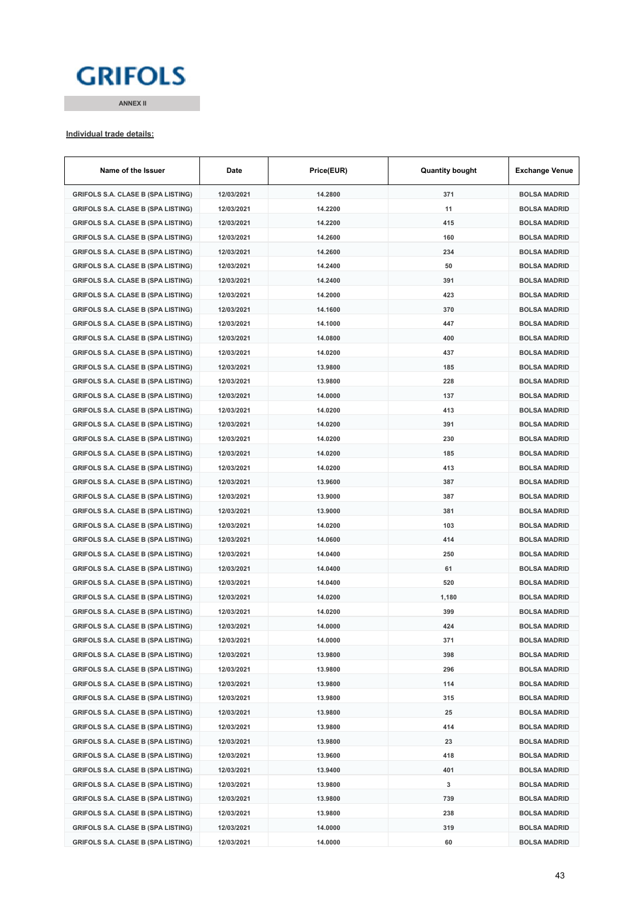GRIFOLS

ANNEX II

**Individual trade details:**

| Name of the Issuer | Date | Price(EUR) | Quantity bought | Exchange Venue |
|---|---|---|---|---|
| GRIFOLS S.A. CLASE B (SPA LISTING) | 12/03/2021 | 14.2800 | 371 | BOLSA MADRID |
| GRIFOLS S.A. CLASE B (SPA LISTING) | 12/03/2021 | 14.2200 | 11 | BOLSA MADRID |
| GRIFOLS S.A. CLASE B (SPA LISTING) | 12/03/2021 | 14.2200 | 415 | BOLSA MADRID |
| GRIFOLS S.A. CLASE B (SPA LISTING) | 12/03/2021 | 14.2600 | 160 | BOLSA MADRID |
| GRIFOLS S.A. CLASE B (SPA LISTING) | 12/03/2021 | 14.2600 | 234 | BOLSA MADRID |
| GRIFOLS S.A. CLASE B (SPA LISTING) | 12/03/2021 | 14.2400 | 50 | BOLSA MADRID |
| GRIFOLS S.A. CLASE B (SPA LISTING) | 12/03/2021 | 14.2400 | 391 | BOLSA MADRID |
| GRIFOLS S.A. CLASE B (SPA LISTING) | 12/03/2021 | 14.2000 | 423 | BOLSA MADRID |
| GRIFOLS S.A. CLASE B (SPA LISTING) | 12/03/2021 | 14.1600 | 370 | BOLSA MADRID |
| GRIFOLS S.A. CLASE B (SPA LISTING) | 12/03/2021 | 14.1000 | 447 | BOLSA MADRID |
| GRIFOLS S.A. CLASE B (SPA LISTING) | 12/03/2021 | 14.0800 | 400 | BOLSA MADRID |
| GRIFOLS S.A. CLASE B (SPA LISTING) | 12/03/2021 | 14.0200 | 437 | BOLSA MADRID |
| GRIFOLS S.A. CLASE B (SPA LISTING) | 12/03/2021 | 13.9800 | 185 | BOLSA MADRID |
| GRIFOLS S.A. CLASE B (SPA LISTING) | 12/03/2021 | 13.9800 | 228 | BOLSA MADRID |
| GRIFOLS S.A. CLASE B (SPA LISTING) | 12/03/2021 | 14.0000 | 137 | BOLSA MADRID |
| GRIFOLS S.A. CLASE B (SPA LISTING) | 12/03/2021 | 14.0200 | 413 | BOLSA MADRID |
| GRIFOLS S.A. CLASE B (SPA LISTING) | 12/03/2021 | 14.0200 | 391 | BOLSA MADRID |
| GRIFOLS S.A. CLASE B (SPA LISTING) | 12/03/2021 | 14.0200 | 230 | BOLSA MADRID |
| GRIFOLS S.A. CLASE B (SPA LISTING) | 12/03/2021 | 14.0200 | 185 | BOLSA MADRID |
| GRIFOLS S.A. CLASE B (SPA LISTING) | 12/03/2021 | 14.0200 | 413 | BOLSA MADRID |
| GRIFOLS S.A. CLASE B (SPA LISTING) | 12/03/2021 | 13.9600 | 387 | BOLSA MADRID |
| GRIFOLS S.A. CLASE B (SPA LISTING) | 12/03/2021 | 13.9000 | 387 | BOLSA MADRID |
| GRIFOLS S.A. CLASE B (SPA LISTING) | 12/03/2021 | 13.9000 | 381 | BOLSA MADRID |
| GRIFOLS S.A. CLASE B (SPA LISTING) | 12/03/2021 | 14.0200 | 103 | BOLSA MADRID |
| GRIFOLS S.A. CLASE B (SPA LISTING) | 12/03/2021 | 14.0600 | 414 | BOLSA MADRID |
| GRIFOLS S.A. CLASE B (SPA LISTING) | 12/03/2021 | 14.0400 | 250 | BOLSA MADRID |
| GRIFOLS S.A. CLASE B (SPA LISTING) | 12/03/2021 | 14.0400 | 61 | BOLSA MADRID |
| GRIFOLS S.A. CLASE B (SPA LISTING) | 12/03/2021 | 14.0400 | 520 | BOLSA MADRID |
| GRIFOLS S.A. CLASE B (SPA LISTING) | 12/03/2021 | 14.0200 | 1,180 | BOLSA MADRID |
| GRIFOLS S.A. CLASE B (SPA LISTING) | 12/03/2021 | 14.0200 | 399 | BOLSA MADRID |
| GRIFOLS S.A. CLASE B (SPA LISTING) | 12/03/2021 | 14.0000 | 424 | BOLSA MADRID |
| GRIFOLS S.A. CLASE B (SPA LISTING) | 12/03/2021 | 14.0000 | 371 | BOLSA MADRID |
| GRIFOLS S.A. CLASE B (SPA LISTING) | 12/03/2021 | 13.9800 | 398 | BOLSA MADRID |
| GRIFOLS S.A. CLASE B (SPA LISTING) | 12/03/2021 | 13.9800 | 296 | BOLSA MADRID |
| GRIFOLS S.A. CLASE B (SPA LISTING) | 12/03/2021 | 13.9800 | 114 | BOLSA MADRID |
| GRIFOLS S.A. CLASE B (SPA LISTING) | 12/03/2021 | 13.9800 | 315 | BOLSA MADRID |
| GRIFOLS S.A. CLASE B (SPA LISTING) | 12/03/2021 | 13.9800 | 25 | BOLSA MADRID |
| GRIFOLS S.A. CLASE B (SPA LISTING) | 12/03/2021 | 13.9800 | 414 | BOLSA MADRID |
| GRIFOLS S.A. CLASE B (SPA LISTING) | 12/03/2021 | 13.9800 | 23 | BOLSA MADRID |
| GRIFOLS S.A. CLASE B (SPA LISTING) | 12/03/2021 | 13.9600 | 418 | BOLSA MADRID |
| GRIFOLS S.A. CLASE B (SPA LISTING) | 12/03/2021 | 13.9400 | 401 | BOLSA MADRID |
| GRIFOLS S.A. CLASE B (SPA LISTING) | 12/03/2021 | 13.9800 | 3 | BOLSA MADRID |
| GRIFOLS S.A. CLASE B (SPA LISTING) | 12/03/2021 | 13.9800 | 739 | BOLSA MADRID |
| GRIFOLS S.A. CLASE B (SPA LISTING) | 12/03/2021 | 13.9800 | 238 | BOLSA MADRID |
| GRIFOLS S.A. CLASE B (SPA LISTING) | 12/03/2021 | 14.0000 | 319 | BOLSA MADRID |
| GRIFOLS S.A. CLASE B (SPA LISTING) | 12/03/2021 | 14.0000 | 60 | BOLSA MADRID |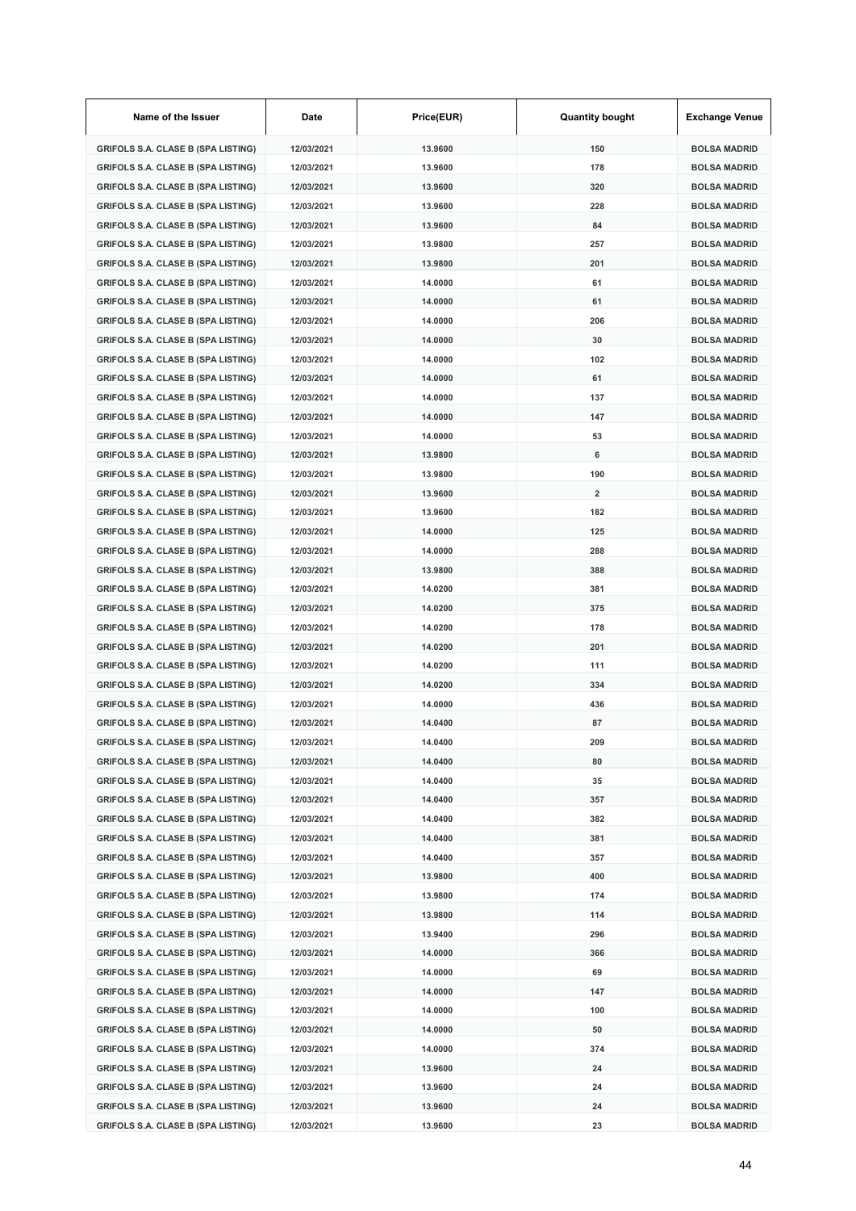| Name of the Issuer | Date | Price(EUR) | Quantity bought | Exchange Venue |
|---|---|---|---|---|
| GRIFOLS S.A. CLASE B (SPA LISTING) | 12/03/2021 | 13.9600 | 150 | BOLSA MADRID |
| GRIFOLS S.A. CLASE B (SPA LISTING) | 12/03/2021 | 13.9600 | 178 | BOLSA MADRID |
| GRIFOLS S.A. CLASE B (SPA LISTING) | 12/03/2021 | 13.9600 | 320 | BOLSA MADRID |
| GRIFOLS S.A. CLASE B (SPA LISTING) | 12/03/2021 | 13.9600 | 228 | BOLSA MADRID |
| GRIFOLS S.A. CLASE B (SPA LISTING) | 12/03/2021 | 13.9600 | 84 | BOLSA MADRID |
| GRIFOLS S.A. CLASE B (SPA LISTING) | 12/03/2021 | 13.9800 | 257 | BOLSA MADRID |
| GRIFOLS S.A. CLASE B (SPA LISTING) | 12/03/2021 | 13.9800 | 201 | BOLSA MADRID |
| GRIFOLS S.A. CLASE B (SPA LISTING) | 12/03/2021 | 14.0000 | 61 | BOLSA MADRID |
| GRIFOLS S.A. CLASE B (SPA LISTING) | 12/03/2021 | 14.0000 | 61 | BOLSA MADRID |
| GRIFOLS S.A. CLASE B (SPA LISTING) | 12/03/2021 | 14.0000 | 206 | BOLSA MADRID |
| GRIFOLS S.A. CLASE B (SPA LISTING) | 12/03/2021 | 14.0000 | 30 | BOLSA MADRID |
| GRIFOLS S.A. CLASE B (SPA LISTING) | 12/03/2021 | 14.0000 | 102 | BOLSA MADRID |
| GRIFOLS S.A. CLASE B (SPA LISTING) | 12/03/2021 | 14.0000 | 61 | BOLSA MADRID |
| GRIFOLS S.A. CLASE B (SPA LISTING) | 12/03/2021 | 14.0000 | 137 | BOLSA MADRID |
| GRIFOLS S.A. CLASE B (SPA LISTING) | 12/03/2021 | 14.0000 | 147 | BOLSA MADRID |
| GRIFOLS S.A. CLASE B (SPA LISTING) | 12/03/2021 | 14.0000 | 53 | BOLSA MADRID |
| GRIFOLS S.A. CLASE B (SPA LISTING) | 12/03/2021 | 13.9800 | 6 | BOLSA MADRID |
| GRIFOLS S.A. CLASE B (SPA LISTING) | 12/03/2021 | 13.9800 | 190 | BOLSA MADRID |
| GRIFOLS S.A. CLASE B (SPA LISTING) | 12/03/2021 | 13.9600 | 2 | BOLSA MADRID |
| GRIFOLS S.A. CLASE B (SPA LISTING) | 12/03/2021 | 13.9600 | 182 | BOLSA MADRID |
| GRIFOLS S.A. CLASE B (SPA LISTING) | 12/03/2021 | 14.0000 | 125 | BOLSA MADRID |
| GRIFOLS S.A. CLASE B (SPA LISTING) | 12/03/2021 | 14.0000 | 288 | BOLSA MADRID |
| GRIFOLS S.A. CLASE B (SPA LISTING) | 12/03/2021 | 13.9800 | 388 | BOLSA MADRID |
| GRIFOLS S.A. CLASE B (SPA LISTING) | 12/03/2021 | 14.0200 | 381 | BOLSA MADRID |
| GRIFOLS S.A. CLASE B (SPA LISTING) | 12/03/2021 | 14.0200 | 375 | BOLSA MADRID |
| GRIFOLS S.A. CLASE B (SPA LISTING) | 12/03/2021 | 14.0200 | 178 | BOLSA MADRID |
| GRIFOLS S.A. CLASE B (SPA LISTING) | 12/03/2021 | 14.0200 | 201 | BOLSA MADRID |
| GRIFOLS S.A. CLASE B (SPA LISTING) | 12/03/2021 | 14.0200 | 111 | BOLSA MADRID |
| GRIFOLS S.A. CLASE B (SPA LISTING) | 12/03/2021 | 14.0200 | 334 | BOLSA MADRID |
| GRIFOLS S.A. CLASE B (SPA LISTING) | 12/03/2021 | 14.0000 | 436 | BOLSA MADRID |
| GRIFOLS S.A. CLASE B (SPA LISTING) | 12/03/2021 | 14.0400 | 87 | BOLSA MADRID |
| GRIFOLS S.A. CLASE B (SPA LISTING) | 12/03/2021 | 14.0400 | 209 | BOLSA MADRID |
| GRIFOLS S.A. CLASE B (SPA LISTING) | 12/03/2021 | 14.0400 | 80 | BOLSA MADRID |
| GRIFOLS S.A. CLASE B (SPA LISTING) | 12/03/2021 | 14.0400 | 35 | BOLSA MADRID |
| GRIFOLS S.A. CLASE B (SPA LISTING) | 12/03/2021 | 14.0400 | 357 | BOLSA MADRID |
| GRIFOLS S.A. CLASE B (SPA LISTING) | 12/03/2021 | 14.0400 | 382 | BOLSA MADRID |
| GRIFOLS S.A. CLASE B (SPA LISTING) | 12/03/2021 | 14.0400 | 381 | BOLSA MADRID |
| GRIFOLS S.A. CLASE B (SPA LISTING) | 12/03/2021 | 14.0400 | 357 | BOLSA MADRID |
| GRIFOLS S.A. CLASE B (SPA LISTING) | 12/03/2021 | 13.9800 | 400 | BOLSA MADRID |
| GRIFOLS S.A. CLASE B (SPA LISTING) | 12/03/2021 | 13.9800 | 174 | BOLSA MADRID |
| GRIFOLS S.A. CLASE B (SPA LISTING) | 12/03/2021 | 13.9800 | 114 | BOLSA MADRID |
| GRIFOLS S.A. CLASE B (SPA LISTING) | 12/03/2021 | 13.9400 | 296 | BOLSA MADRID |
| GRIFOLS S.A. CLASE B (SPA LISTING) | 12/03/2021 | 14.0000 | 366 | BOLSA MADRID |
| GRIFOLS S.A. CLASE B (SPA LISTING) | 12/03/2021 | 14.0000 | 69 | BOLSA MADRID |
| GRIFOLS S.A. CLASE B (SPA LISTING) | 12/03/2021 | 14.0000 | 147 | BOLSA MADRID |
| GRIFOLS S.A. CLASE B (SPA LISTING) | 12/03/2021 | 14.0000 | 100 | BOLSA MADRID |
| GRIFOLS S.A. CLASE B (SPA LISTING) | 12/03/2021 | 14.0000 | 50 | BOLSA MADRID |
| GRIFOLS S.A. CLASE B (SPA LISTING) | 12/03/2021 | 14.0000 | 374 | BOLSA MADRID |
| GRIFOLS S.A. CLASE B (SPA LISTING) | 12/03/2021 | 13.9600 | 24 | BOLSA MADRID |
| GRIFOLS S.A. CLASE B (SPA LISTING) | 12/03/2021 | 13.9600 | 24 | BOLSA MADRID |
| GRIFOLS S.A. CLASE B (SPA LISTING) | 12/03/2021 | 13.9600 | 24 | BOLSA MADRID |
| GRIFOLS S.A. CLASE B (SPA LISTING) | 12/03/2021 | 13.9600 | 23 | BOLSA MADRID |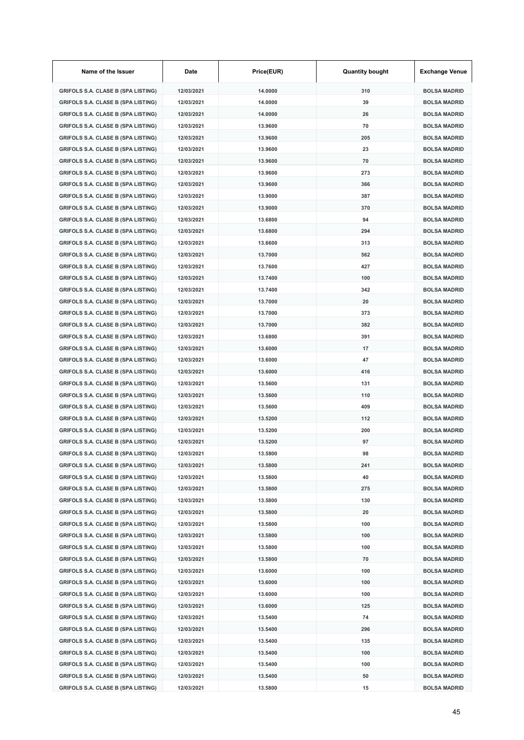| Name of the Issuer | Date | Price(EUR) | Quantity bought | Exchange Venue |
|---|---|---|---|---|
| GRIFOLS S.A. CLASE B (SPA LISTING) | 12/03/2021 | 14.0000 | 310 | BOLSA MADRID |
| GRIFOLS S.A. CLASE B (SPA LISTING) | 12/03/2021 | 14.0000 | 39 | BOLSA MADRID |
| GRIFOLS S.A. CLASE B (SPA LISTING) | 12/03/2021 | 14.0000 | 26 | BOLSA MADRID |
| GRIFOLS S.A. CLASE B (SPA LISTING) | 12/03/2021 | 13.9600 | 70 | BOLSA MADRID |
| GRIFOLS S.A. CLASE B (SPA LISTING) | 12/03/2021 | 13.9600 | 205 | BOLSA MADRID |
| GRIFOLS S.A. CLASE B (SPA LISTING) | 12/03/2021 | 13.9600 | 23 | BOLSA MADRID |
| GRIFOLS S.A. CLASE B (SPA LISTING) | 12/03/2021 | 13.9600 | 70 | BOLSA MADRID |
| GRIFOLS S.A. CLASE B (SPA LISTING) | 12/03/2021 | 13.9600 | 273 | BOLSA MADRID |
| GRIFOLS S.A. CLASE B (SPA LISTING) | 12/03/2021 | 13.9600 | 366 | BOLSA MADRID |
| GRIFOLS S.A. CLASE B (SPA LISTING) | 12/03/2021 | 13.9000 | 387 | BOLSA MADRID |
| GRIFOLS S.A. CLASE B (SPA LISTING) | 12/03/2021 | 13.9000 | 370 | BOLSA MADRID |
| GRIFOLS S.A. CLASE B (SPA LISTING) | 12/03/2021 | 13.6800 | 94 | BOLSA MADRID |
| GRIFOLS S.A. CLASE B (SPA LISTING) | 12/03/2021 | 13.6800 | 294 | BOLSA MADRID |
| GRIFOLS S.A. CLASE B (SPA LISTING) | 12/03/2021 | 13.6600 | 313 | BOLSA MADRID |
| GRIFOLS S.A. CLASE B (SPA LISTING) | 12/03/2021 | 13.7000 | 562 | BOLSA MADRID |
| GRIFOLS S.A. CLASE B (SPA LISTING) | 12/03/2021 | 13.7600 | 427 | BOLSA MADRID |
| GRIFOLS S.A. CLASE B (SPA LISTING) | 12/03/2021 | 13.7400 | 100 | BOLSA MADRID |
| GRIFOLS S.A. CLASE B (SPA LISTING) | 12/03/2021 | 13.7400 | 342 | BOLSA MADRID |
| GRIFOLS S.A. CLASE B (SPA LISTING) | 12/03/2021 | 13.7000 | 20 | BOLSA MADRID |
| GRIFOLS S.A. CLASE B (SPA LISTING) | 12/03/2021 | 13.7000 | 373 | BOLSA MADRID |
| GRIFOLS S.A. CLASE B (SPA LISTING) | 12/03/2021 | 13.7000 | 382 | BOLSA MADRID |
| GRIFOLS S.A. CLASE B (SPA LISTING) | 12/03/2021 | 13.6800 | 391 | BOLSA MADRID |
| GRIFOLS S.A. CLASE B (SPA LISTING) | 12/03/2021 | 13.6000 | 17 | BOLSA MADRID |
| GRIFOLS S.A. CLASE B (SPA LISTING) | 12/03/2021 | 13.6000 | 47 | BOLSA MADRID |
| GRIFOLS S.A. CLASE B (SPA LISTING) | 12/03/2021 | 13.6000 | 416 | BOLSA MADRID |
| GRIFOLS S.A. CLASE B (SPA LISTING) | 12/03/2021 | 13.5600 | 131 | BOLSA MADRID |
| GRIFOLS S.A. CLASE B (SPA LISTING) | 12/03/2021 | 13.5600 | 110 | BOLSA MADRID |
| GRIFOLS S.A. CLASE B (SPA LISTING) | 12/03/2021 | 13.5600 | 409 | BOLSA MADRID |
| GRIFOLS S.A. CLASE B (SPA LISTING) | 12/03/2021 | 13.5200 | 112 | BOLSA MADRID |
| GRIFOLS S.A. CLASE B (SPA LISTING) | 12/03/2021 | 13.5200 | 200 | BOLSA MADRID |
| GRIFOLS S.A. CLASE B (SPA LISTING) | 12/03/2021 | 13.5200 | 97 | BOLSA MADRID |
| GRIFOLS S.A. CLASE B (SPA LISTING) | 12/03/2021 | 13.5800 | 98 | BOLSA MADRID |
| GRIFOLS S.A. CLASE B (SPA LISTING) | 12/03/2021 | 13.5800 | 241 | BOLSA MADRID |
| GRIFOLS S.A. CLASE B (SPA LISTING) | 12/03/2021 | 13.5800 | 40 | BOLSA MADRID |
| GRIFOLS S.A. CLASE B (SPA LISTING) | 12/03/2021 | 13.5800 | 275 | BOLSA MADRID |
| GRIFOLS S.A. CLASE B (SPA LISTING) | 12/03/2021 | 13.5800 | 130 | BOLSA MADRID |
| GRIFOLS S.A. CLASE B (SPA LISTING) | 12/03/2021 | 13.5800 | 20 | BOLSA MADRID |
| GRIFOLS S.A. CLASE B (SPA LISTING) | 12/03/2021 | 13.5800 | 100 | BOLSA MADRID |
| GRIFOLS S.A. CLASE B (SPA LISTING) | 12/03/2021 | 13.5800 | 100 | BOLSA MADRID |
| GRIFOLS S.A. CLASE B (SPA LISTING) | 12/03/2021 | 13.5800 | 100 | BOLSA MADRID |
| GRIFOLS S.A. CLASE B (SPA LISTING) | 12/03/2021 | 13.5800 | 70 | BOLSA MADRID |
| GRIFOLS S.A. CLASE B (SPA LISTING) | 12/03/2021 | 13.6000 | 100 | BOLSA MADRID |
| GRIFOLS S.A. CLASE B (SPA LISTING) | 12/03/2021 | 13.6000 | 100 | BOLSA MADRID |
| GRIFOLS S.A. CLASE B (SPA LISTING) | 12/03/2021 | 13.6000 | 100 | BOLSA MADRID |
| GRIFOLS S.A. CLASE B (SPA LISTING) | 12/03/2021 | 13.6000 | 125 | BOLSA MADRID |
| GRIFOLS S.A. CLASE B (SPA LISTING) | 12/03/2021 | 13.5400 | 74 | BOLSA MADRID |
| GRIFOLS S.A. CLASE B (SPA LISTING) | 12/03/2021 | 13.5400 | 296 | BOLSA MADRID |
| GRIFOLS S.A. CLASE B (SPA LISTING) | 12/03/2021 | 13.5400 | 135 | BOLSA MADRID |
| GRIFOLS S.A. CLASE B (SPA LISTING) | 12/03/2021 | 13.5400 | 100 | BOLSA MADRID |
| GRIFOLS S.A. CLASE B (SPA LISTING) | 12/03/2021 | 13.5400 | 100 | BOLSA MADRID |
| GRIFOLS S.A. CLASE B (SPA LISTING) | 12/03/2021 | 13.5400 | 50 | BOLSA MADRID |
| GRIFOLS S.A. CLASE B (SPA LISTING) | 12/03/2021 | 13.5800 | 15 | BOLSA MADRID |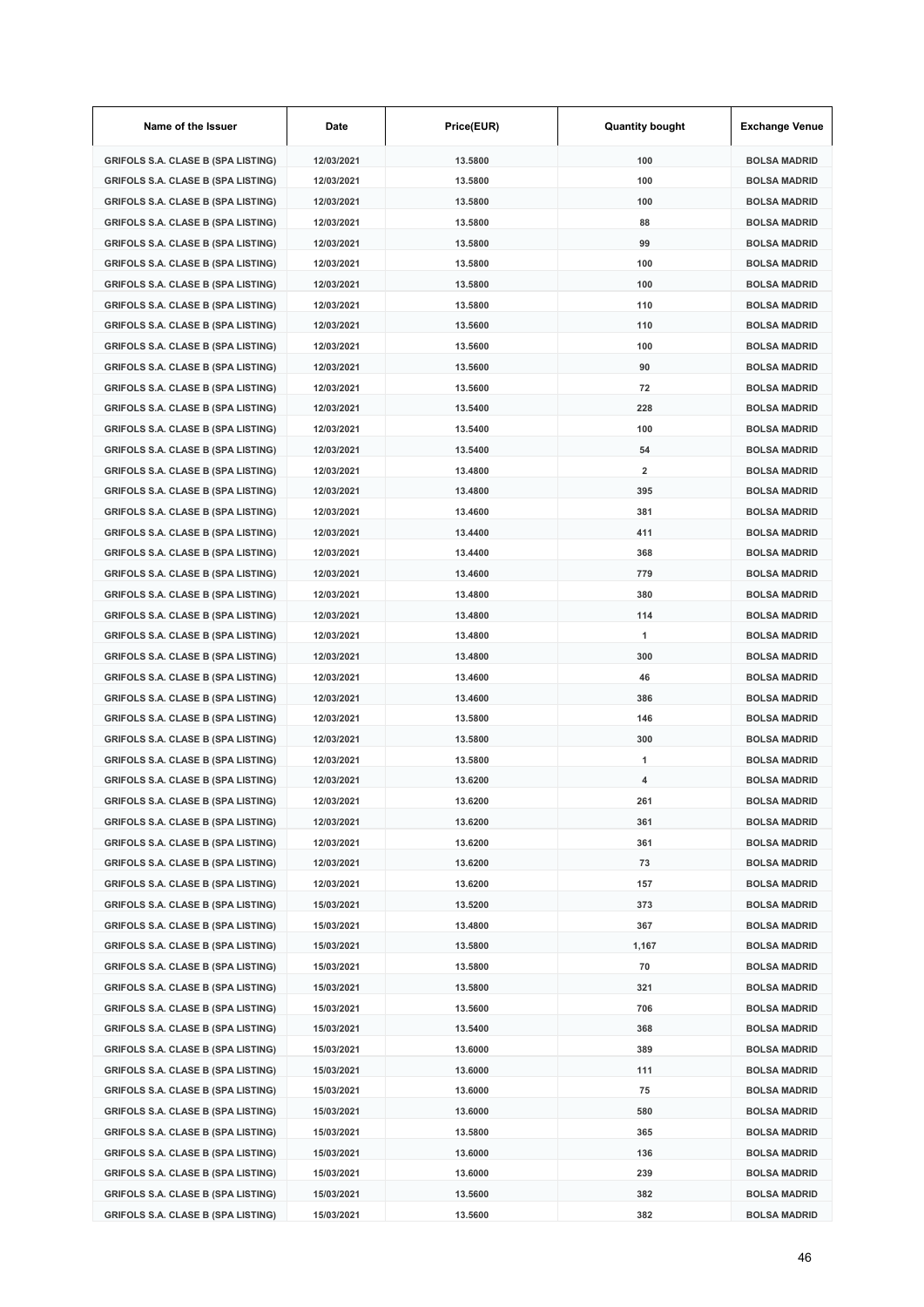| Name of the Issuer | Date | Price(EUR) | Quantity bought | Exchange Venue |
|---|---|---|---|---|
| GRIFOLS S.A. CLASE B (SPA LISTING) | 12/03/2021 | 13.5800 | 100 | BOLSA MADRID |
| GRIFOLS S.A. CLASE B (SPA LISTING) | 12/03/2021 | 13.5800 | 100 | BOLSA MADRID |
| GRIFOLS S.A. CLASE B (SPA LISTING) | 12/03/2021 | 13.5800 | 100 | BOLSA MADRID |
| GRIFOLS S.A. CLASE B (SPA LISTING) | 12/03/2021 | 13.5800 | 88 | BOLSA MADRID |
| GRIFOLS S.A. CLASE B (SPA LISTING) | 12/03/2021 | 13.5800 | 99 | BOLSA MADRID |
| GRIFOLS S.A. CLASE B (SPA LISTING) | 12/03/2021 | 13.5800 | 100 | BOLSA MADRID |
| GRIFOLS S.A. CLASE B (SPA LISTING) | 12/03/2021 | 13.5800 | 100 | BOLSA MADRID |
| GRIFOLS S.A. CLASE B (SPA LISTING) | 12/03/2021 | 13.5800 | 110 | BOLSA MADRID |
| GRIFOLS S.A. CLASE B (SPA LISTING) | 12/03/2021 | 13.5600 | 110 | BOLSA MADRID |
| GRIFOLS S.A. CLASE B (SPA LISTING) | 12/03/2021 | 13.5600 | 100 | BOLSA MADRID |
| GRIFOLS S.A. CLASE B (SPA LISTING) | 12/03/2021 | 13.5600 | 90 | BOLSA MADRID |
| GRIFOLS S.A. CLASE B (SPA LISTING) | 12/03/2021 | 13.5600 | 72 | BOLSA MADRID |
| GRIFOLS S.A. CLASE B (SPA LISTING) | 12/03/2021 | 13.5400 | 228 | BOLSA MADRID |
| GRIFOLS S.A. CLASE B (SPA LISTING) | 12/03/2021 | 13.5400 | 100 | BOLSA MADRID |
| GRIFOLS S.A. CLASE B (SPA LISTING) | 12/03/2021 | 13.5400 | 54 | BOLSA MADRID |
| GRIFOLS S.A. CLASE B (SPA LISTING) | 12/03/2021 | 13.4800 | 2 | BOLSA MADRID |
| GRIFOLS S.A. CLASE B (SPA LISTING) | 12/03/2021 | 13.4800 | 395 | BOLSA MADRID |
| GRIFOLS S.A. CLASE B (SPA LISTING) | 12/03/2021 | 13.4600 | 381 | BOLSA MADRID |
| GRIFOLS S.A. CLASE B (SPA LISTING) | 12/03/2021 | 13.4400 | 411 | BOLSA MADRID |
| GRIFOLS S.A. CLASE B (SPA LISTING) | 12/03/2021 | 13.4400 | 368 | BOLSA MADRID |
| GRIFOLS S.A. CLASE B (SPA LISTING) | 12/03/2021 | 13.4600 | 779 | BOLSA MADRID |
| GRIFOLS S.A. CLASE B (SPA LISTING) | 12/03/2021 | 13.4800 | 380 | BOLSA MADRID |
| GRIFOLS S.A. CLASE B (SPA LISTING) | 12/03/2021 | 13.4800 | 114 | BOLSA MADRID |
| GRIFOLS S.A. CLASE B (SPA LISTING) | 12/03/2021 | 13.4800 | 1 | BOLSA MADRID |
| GRIFOLS S.A. CLASE B (SPA LISTING) | 12/03/2021 | 13.4800 | 300 | BOLSA MADRID |
| GRIFOLS S.A. CLASE B (SPA LISTING) | 12/03/2021 | 13.4600 | 46 | BOLSA MADRID |
| GRIFOLS S.A. CLASE B (SPA LISTING) | 12/03/2021 | 13.4600 | 386 | BOLSA MADRID |
| GRIFOLS S.A. CLASE B (SPA LISTING) | 12/03/2021 | 13.5800 | 146 | BOLSA MADRID |
| GRIFOLS S.A. CLASE B (SPA LISTING) | 12/03/2021 | 13.5800 | 300 | BOLSA MADRID |
| GRIFOLS S.A. CLASE B (SPA LISTING) | 12/03/2021 | 13.5800 | 1 | BOLSA MADRID |
| GRIFOLS S.A. CLASE B (SPA LISTING) | 12/03/2021 | 13.6200 | 4 | BOLSA MADRID |
| GRIFOLS S.A. CLASE B (SPA LISTING) | 12/03/2021 | 13.6200 | 261 | BOLSA MADRID |
| GRIFOLS S.A. CLASE B (SPA LISTING) | 12/03/2021 | 13.6200 | 361 | BOLSA MADRID |
| GRIFOLS S.A. CLASE B (SPA LISTING) | 12/03/2021 | 13.6200 | 361 | BOLSA MADRID |
| GRIFOLS S.A. CLASE B (SPA LISTING) | 12/03/2021 | 13.6200 | 73 | BOLSA MADRID |
| GRIFOLS S.A. CLASE B (SPA LISTING) | 12/03/2021 | 13.6200 | 157 | BOLSA MADRID |
| GRIFOLS S.A. CLASE B (SPA LISTING) | 15/03/2021 | 13.5200 | 373 | BOLSA MADRID |
| GRIFOLS S.A. CLASE B (SPA LISTING) | 15/03/2021 | 13.4800 | 367 | BOLSA MADRID |
| GRIFOLS S.A. CLASE B (SPA LISTING) | 15/03/2021 | 13.5800 | 1,167 | BOLSA MADRID |
| GRIFOLS S.A. CLASE B (SPA LISTING) | 15/03/2021 | 13.5800 | 70 | BOLSA MADRID |
| GRIFOLS S.A. CLASE B (SPA LISTING) | 15/03/2021 | 13.5800 | 321 | BOLSA MADRID |
| GRIFOLS S.A. CLASE B (SPA LISTING) | 15/03/2021 | 13.5600 | 706 | BOLSA MADRID |
| GRIFOLS S.A. CLASE B (SPA LISTING) | 15/03/2021 | 13.5400 | 368 | BOLSA MADRID |
| GRIFOLS S.A. CLASE B (SPA LISTING) | 15/03/2021 | 13.6000 | 389 | BOLSA MADRID |
| GRIFOLS S.A. CLASE B (SPA LISTING) | 15/03/2021 | 13.6000 | 111 | BOLSA MADRID |
| GRIFOLS S.A. CLASE B (SPA LISTING) | 15/03/2021 | 13.6000 | 75 | BOLSA MADRID |
| GRIFOLS S.A. CLASE B (SPA LISTING) | 15/03/2021 | 13.6000 | 580 | BOLSA MADRID |
| GRIFOLS S.A. CLASE B (SPA LISTING) | 15/03/2021 | 13.5800 | 365 | BOLSA MADRID |
| GRIFOLS S.A. CLASE B (SPA LISTING) | 15/03/2021 | 13.6000 | 136 | BOLSA MADRID |
| GRIFOLS S.A. CLASE B (SPA LISTING) | 15/03/2021 | 13.6000 | 239 | BOLSA MADRID |
| GRIFOLS S.A. CLASE B (SPA LISTING) | 15/03/2021 | 13.5600 | 382 | BOLSA MADRID |
| GRIFOLS S.A. CLASE B (SPA LISTING) | 15/03/2021 | 13.5600 | 382 | BOLSA MADRID |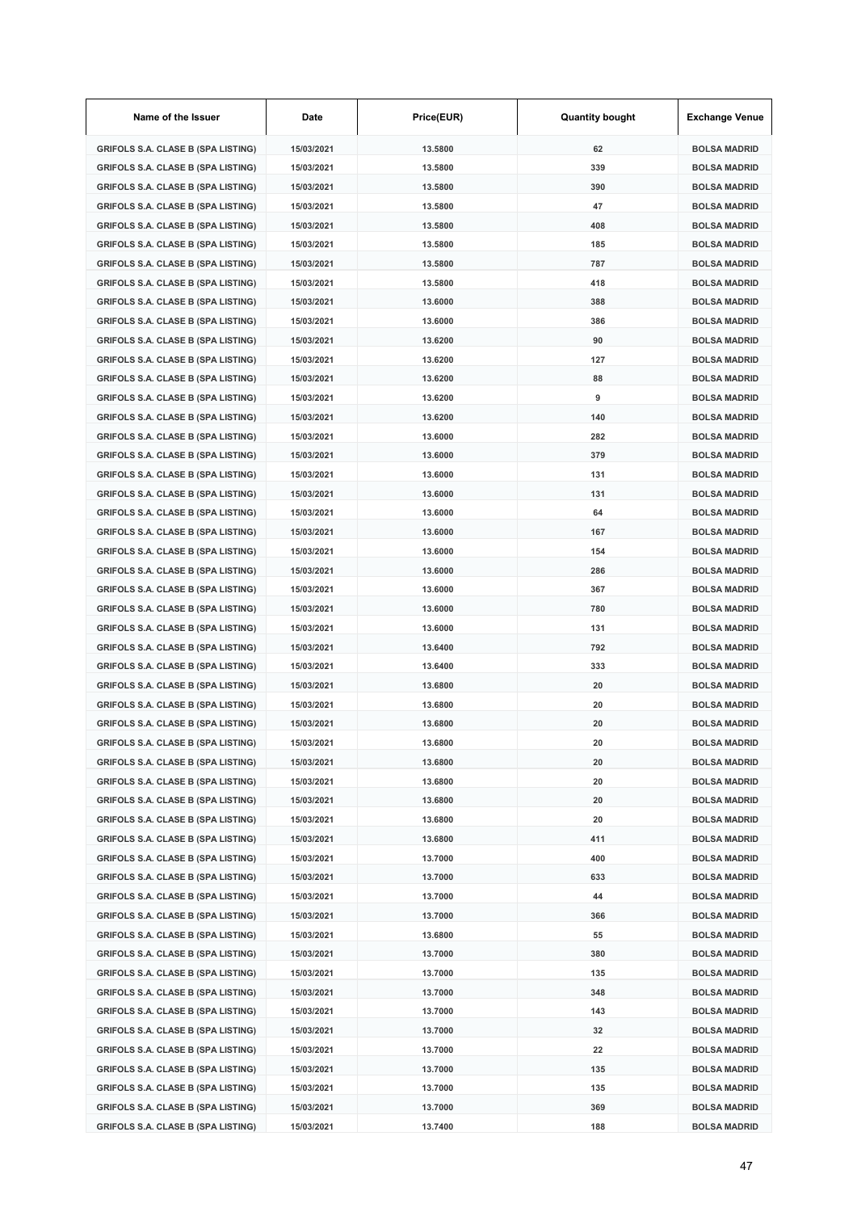| Name of the Issuer | Date | Price(EUR) | Quantity bought | Exchange Venue |
|---|---|---|---|---|
| GRIFOLS S.A. CLASE B (SPA LISTING) | 15/03/2021 | 13.5800 | 62 | BOLSA MADRID |
| GRIFOLS S.A. CLASE B (SPA LISTING) | 15/03/2021 | 13.5800 | 339 | BOLSA MADRID |
| GRIFOLS S.A. CLASE B (SPA LISTING) | 15/03/2021 | 13.5800 | 390 | BOLSA MADRID |
| GRIFOLS S.A. CLASE B (SPA LISTING) | 15/03/2021 | 13.5800 | 47 | BOLSA MADRID |
| GRIFOLS S.A. CLASE B (SPA LISTING) | 15/03/2021 | 13.5800 | 408 | BOLSA MADRID |
| GRIFOLS S.A. CLASE B (SPA LISTING) | 15/03/2021 | 13.5800 | 185 | BOLSA MADRID |
| GRIFOLS S.A. CLASE B (SPA LISTING) | 15/03/2021 | 13.5800 | 787 | BOLSA MADRID |
| GRIFOLS S.A. CLASE B (SPA LISTING) | 15/03/2021 | 13.5800 | 418 | BOLSA MADRID |
| GRIFOLS S.A. CLASE B (SPA LISTING) | 15/03/2021 | 13.6000 | 388 | BOLSA MADRID |
| GRIFOLS S.A. CLASE B (SPA LISTING) | 15/03/2021 | 13.6000 | 386 | BOLSA MADRID |
| GRIFOLS S.A. CLASE B (SPA LISTING) | 15/03/2021 | 13.6200 | 90 | BOLSA MADRID |
| GRIFOLS S.A. CLASE B (SPA LISTING) | 15/03/2021 | 13.6200 | 127 | BOLSA MADRID |
| GRIFOLS S.A. CLASE B (SPA LISTING) | 15/03/2021 | 13.6200 | 88 | BOLSA MADRID |
| GRIFOLS S.A. CLASE B (SPA LISTING) | 15/03/2021 | 13.6200 | 9 | BOLSA MADRID |
| GRIFOLS S.A. CLASE B (SPA LISTING) | 15/03/2021 | 13.6200 | 140 | BOLSA MADRID |
| GRIFOLS S.A. CLASE B (SPA LISTING) | 15/03/2021 | 13.6000 | 282 | BOLSA MADRID |
| GRIFOLS S.A. CLASE B (SPA LISTING) | 15/03/2021 | 13.6000 | 379 | BOLSA MADRID |
| GRIFOLS S.A. CLASE B (SPA LISTING) | 15/03/2021 | 13.6000 | 131 | BOLSA MADRID |
| GRIFOLS S.A. CLASE B (SPA LISTING) | 15/03/2021 | 13.6000 | 131 | BOLSA MADRID |
| GRIFOLS S.A. CLASE B (SPA LISTING) | 15/03/2021 | 13.6000 | 64 | BOLSA MADRID |
| GRIFOLS S.A. CLASE B (SPA LISTING) | 15/03/2021 | 13.6000 | 167 | BOLSA MADRID |
| GRIFOLS S.A. CLASE B (SPA LISTING) | 15/03/2021 | 13.6000 | 154 | BOLSA MADRID |
| GRIFOLS S.A. CLASE B (SPA LISTING) | 15/03/2021 | 13.6000 | 286 | BOLSA MADRID |
| GRIFOLS S.A. CLASE B (SPA LISTING) | 15/03/2021 | 13.6000 | 367 | BOLSA MADRID |
| GRIFOLS S.A. CLASE B (SPA LISTING) | 15/03/2021 | 13.6000 | 780 | BOLSA MADRID |
| GRIFOLS S.A. CLASE B (SPA LISTING) | 15/03/2021 | 13.6000 | 131 | BOLSA MADRID |
| GRIFOLS S.A. CLASE B (SPA LISTING) | 15/03/2021 | 13.6400 | 792 | BOLSA MADRID |
| GRIFOLS S.A. CLASE B (SPA LISTING) | 15/03/2021 | 13.6400 | 333 | BOLSA MADRID |
| GRIFOLS S.A. CLASE B (SPA LISTING) | 15/03/2021 | 13.6800 | 20 | BOLSA MADRID |
| GRIFOLS S.A. CLASE B (SPA LISTING) | 15/03/2021 | 13.6800 | 20 | BOLSA MADRID |
| GRIFOLS S.A. CLASE B (SPA LISTING) | 15/03/2021 | 13.6800 | 20 | BOLSA MADRID |
| GRIFOLS S.A. CLASE B (SPA LISTING) | 15/03/2021 | 13.6800 | 20 | BOLSA MADRID |
| GRIFOLS S.A. CLASE B (SPA LISTING) | 15/03/2021 | 13.6800 | 20 | BOLSA MADRID |
| GRIFOLS S.A. CLASE B (SPA LISTING) | 15/03/2021 | 13.6800 | 20 | BOLSA MADRID |
| GRIFOLS S.A. CLASE B (SPA LISTING) | 15/03/2021 | 13.6800 | 20 | BOLSA MADRID |
| GRIFOLS S.A. CLASE B (SPA LISTING) | 15/03/2021 | 13.6800 | 20 | BOLSA MADRID |
| GRIFOLS S.A. CLASE B (SPA LISTING) | 15/03/2021 | 13.6800 | 411 | BOLSA MADRID |
| GRIFOLS S.A. CLASE B (SPA LISTING) | 15/03/2021 | 13.7000 | 400 | BOLSA MADRID |
| GRIFOLS S.A. CLASE B (SPA LISTING) | 15/03/2021 | 13.7000 | 633 | BOLSA MADRID |
| GRIFOLS S.A. CLASE B (SPA LISTING) | 15/03/2021 | 13.7000 | 44 | BOLSA MADRID |
| GRIFOLS S.A. CLASE B (SPA LISTING) | 15/03/2021 | 13.7000 | 366 | BOLSA MADRID |
| GRIFOLS S.A. CLASE B (SPA LISTING) | 15/03/2021 | 13.6800 | 55 | BOLSA MADRID |
| GRIFOLS S.A. CLASE B (SPA LISTING) | 15/03/2021 | 13.7000 | 380 | BOLSA MADRID |
| GRIFOLS S.A. CLASE B (SPA LISTING) | 15/03/2021 | 13.7000 | 135 | BOLSA MADRID |
| GRIFOLS S.A. CLASE B (SPA LISTING) | 15/03/2021 | 13.7000 | 348 | BOLSA MADRID |
| GRIFOLS S.A. CLASE B (SPA LISTING) | 15/03/2021 | 13.7000 | 143 | BOLSA MADRID |
| GRIFOLS S.A. CLASE B (SPA LISTING) | 15/03/2021 | 13.7000 | 32 | BOLSA MADRID |
| GRIFOLS S.A. CLASE B (SPA LISTING) | 15/03/2021 | 13.7000 | 22 | BOLSA MADRID |
| GRIFOLS S.A. CLASE B (SPA LISTING) | 15/03/2021 | 13.7000 | 135 | BOLSA MADRID |
| GRIFOLS S.A. CLASE B (SPA LISTING) | 15/03/2021 | 13.7000 | 135 | BOLSA MADRID |
| GRIFOLS S.A. CLASE B (SPA LISTING) | 15/03/2021 | 13.7000 | 369 | BOLSA MADRID |
| GRIFOLS S.A. CLASE B (SPA LISTING) | 15/03/2021 | 13.7400 | 188 | BOLSA MADRID |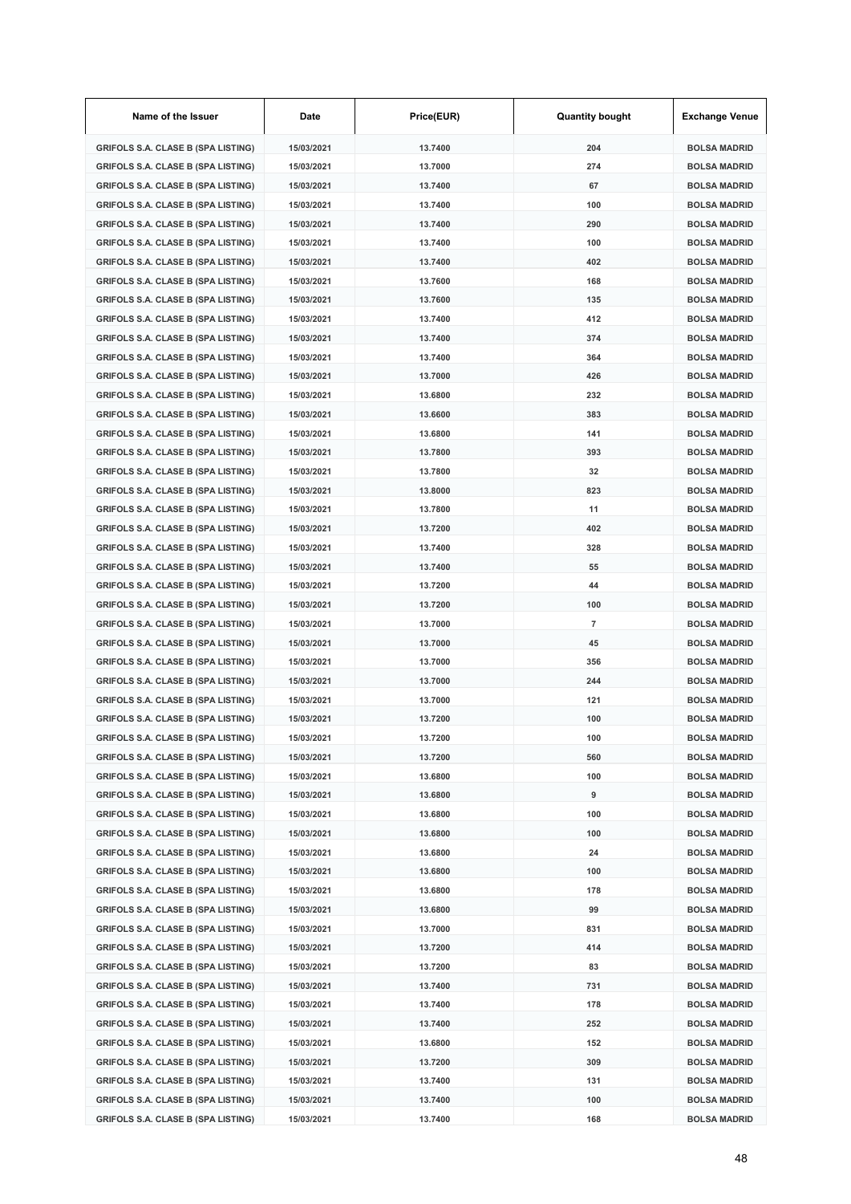| Name of the Issuer | Date | Price(EUR) | Quantity bought | Exchange Venue |
|---|---|---|---|---|
| GRIFOLS S.A. CLASE B (SPA LISTING) | 15/03/2021 | 13.7400 | 204 | BOLSA MADRID |
| GRIFOLS S.A. CLASE B (SPA LISTING) | 15/03/2021 | 13.7000 | 274 | BOLSA MADRID |
| GRIFOLS S.A. CLASE B (SPA LISTING) | 15/03/2021 | 13.7400 | 67 | BOLSA MADRID |
| GRIFOLS S.A. CLASE B (SPA LISTING) | 15/03/2021 | 13.7400 | 100 | BOLSA MADRID |
| GRIFOLS S.A. CLASE B (SPA LISTING) | 15/03/2021 | 13.7400 | 290 | BOLSA MADRID |
| GRIFOLS S.A. CLASE B (SPA LISTING) | 15/03/2021 | 13.7400 | 100 | BOLSA MADRID |
| GRIFOLS S.A. CLASE B (SPA LISTING) | 15/03/2021 | 13.7400 | 402 | BOLSA MADRID |
| GRIFOLS S.A. CLASE B (SPA LISTING) | 15/03/2021 | 13.7600 | 168 | BOLSA MADRID |
| GRIFOLS S.A. CLASE B (SPA LISTING) | 15/03/2021 | 13.7600 | 135 | BOLSA MADRID |
| GRIFOLS S.A. CLASE B (SPA LISTING) | 15/03/2021 | 13.7400 | 412 | BOLSA MADRID |
| GRIFOLS S.A. CLASE B (SPA LISTING) | 15/03/2021 | 13.7400 | 374 | BOLSA MADRID |
| GRIFOLS S.A. CLASE B (SPA LISTING) | 15/03/2021 | 13.7400 | 364 | BOLSA MADRID |
| GRIFOLS S.A. CLASE B (SPA LISTING) | 15/03/2021 | 13.7000 | 426 | BOLSA MADRID |
| GRIFOLS S.A. CLASE B (SPA LISTING) | 15/03/2021 | 13.6800 | 232 | BOLSA MADRID |
| GRIFOLS S.A. CLASE B (SPA LISTING) | 15/03/2021 | 13.6600 | 383 | BOLSA MADRID |
| GRIFOLS S.A. CLASE B (SPA LISTING) | 15/03/2021 | 13.6800 | 141 | BOLSA MADRID |
| GRIFOLS S.A. CLASE B (SPA LISTING) | 15/03/2021 | 13.7800 | 393 | BOLSA MADRID |
| GRIFOLS S.A. CLASE B (SPA LISTING) | 15/03/2021 | 13.7800 | 32 | BOLSA MADRID |
| GRIFOLS S.A. CLASE B (SPA LISTING) | 15/03/2021 | 13.8000 | 823 | BOLSA MADRID |
| GRIFOLS S.A. CLASE B (SPA LISTING) | 15/03/2021 | 13.7800 | 11 | BOLSA MADRID |
| GRIFOLS S.A. CLASE B (SPA LISTING) | 15/03/2021 | 13.7200 | 402 | BOLSA MADRID |
| GRIFOLS S.A. CLASE B (SPA LISTING) | 15/03/2021 | 13.7400 | 328 | BOLSA MADRID |
| GRIFOLS S.A. CLASE B (SPA LISTING) | 15/03/2021 | 13.7400 | 55 | BOLSA MADRID |
| GRIFOLS S.A. CLASE B (SPA LISTING) | 15/03/2021 | 13.7200 | 44 | BOLSA MADRID |
| GRIFOLS S.A. CLASE B (SPA LISTING) | 15/03/2021 | 13.7200 | 100 | BOLSA MADRID |
| GRIFOLS S.A. CLASE B (SPA LISTING) | 15/03/2021 | 13.7000 | 7 | BOLSA MADRID |
| GRIFOLS S.A. CLASE B (SPA LISTING) | 15/03/2021 | 13.7000 | 45 | BOLSA MADRID |
| GRIFOLS S.A. CLASE B (SPA LISTING) | 15/03/2021 | 13.7000 | 356 | BOLSA MADRID |
| GRIFOLS S.A. CLASE B (SPA LISTING) | 15/03/2021 | 13.7000 | 244 | BOLSA MADRID |
| GRIFOLS S.A. CLASE B (SPA LISTING) | 15/03/2021 | 13.7000 | 121 | BOLSA MADRID |
| GRIFOLS S.A. CLASE B (SPA LISTING) | 15/03/2021 | 13.7200 | 100 | BOLSA MADRID |
| GRIFOLS S.A. CLASE B (SPA LISTING) | 15/03/2021 | 13.7200 | 100 | BOLSA MADRID |
| GRIFOLS S.A. CLASE B (SPA LISTING) | 15/03/2021 | 13.7200 | 560 | BOLSA MADRID |
| GRIFOLS S.A. CLASE B (SPA LISTING) | 15/03/2021 | 13.6800 | 100 | BOLSA MADRID |
| GRIFOLS S.A. CLASE B (SPA LISTING) | 15/03/2021 | 13.6800 | 9 | BOLSA MADRID |
| GRIFOLS S.A. CLASE B (SPA LISTING) | 15/03/2021 | 13.6800 | 100 | BOLSA MADRID |
| GRIFOLS S.A. CLASE B (SPA LISTING) | 15/03/2021 | 13.6800 | 100 | BOLSA MADRID |
| GRIFOLS S.A. CLASE B (SPA LISTING) | 15/03/2021 | 13.6800 | 24 | BOLSA MADRID |
| GRIFOLS S.A. CLASE B (SPA LISTING) | 15/03/2021 | 13.6800 | 100 | BOLSA MADRID |
| GRIFOLS S.A. CLASE B (SPA LISTING) | 15/03/2021 | 13.6800 | 178 | BOLSA MADRID |
| GRIFOLS S.A. CLASE B (SPA LISTING) | 15/03/2021 | 13.6800 | 99 | BOLSA MADRID |
| GRIFOLS S.A. CLASE B (SPA LISTING) | 15/03/2021 | 13.7000 | 831 | BOLSA MADRID |
| GRIFOLS S.A. CLASE B (SPA LISTING) | 15/03/2021 | 13.7200 | 414 | BOLSA MADRID |
| GRIFOLS S.A. CLASE B (SPA LISTING) | 15/03/2021 | 13.7200 | 83 | BOLSA MADRID |
| GRIFOLS S.A. CLASE B (SPA LISTING) | 15/03/2021 | 13.7400 | 731 | BOLSA MADRID |
| GRIFOLS S.A. CLASE B (SPA LISTING) | 15/03/2021 | 13.7400 | 178 | BOLSA MADRID |
| GRIFOLS S.A. CLASE B (SPA LISTING) | 15/03/2021 | 13.7400 | 252 | BOLSA MADRID |
| GRIFOLS S.A. CLASE B (SPA LISTING) | 15/03/2021 | 13.6800 | 152 | BOLSA MADRID |
| GRIFOLS S.A. CLASE B (SPA LISTING) | 15/03/2021 | 13.7200 | 309 | BOLSA MADRID |
| GRIFOLS S.A. CLASE B (SPA LISTING) | 15/03/2021 | 13.7400 | 131 | BOLSA MADRID |
| GRIFOLS S.A. CLASE B (SPA LISTING) | 15/03/2021 | 13.7400 | 100 | BOLSA MADRID |
| GRIFOLS S.A. CLASE B (SPA LISTING) | 15/03/2021 | 13.7400 | 168 | BOLSA MADRID |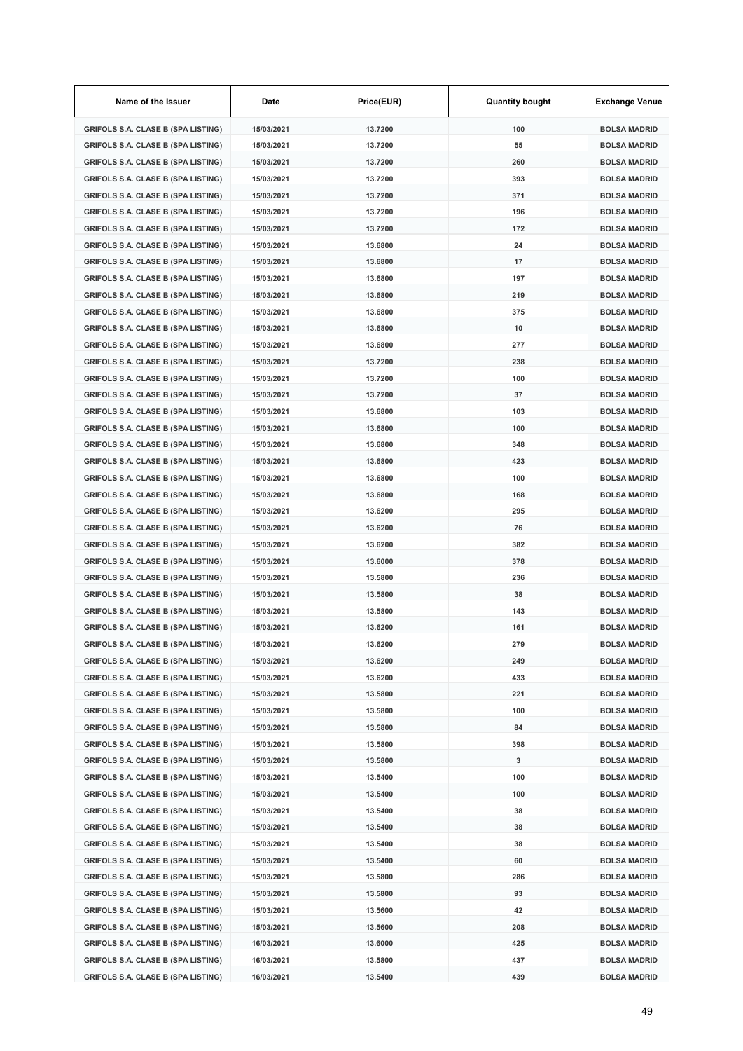| Name of the Issuer | Date | Price(EUR) | Quantity bought | Exchange Venue |
|---|---|---|---|---|
| GRIFOLS S.A. CLASE B (SPA LISTING) | 15/03/2021 | 13.7200 | 100 | BOLSA MADRID |
| GRIFOLS S.A. CLASE B (SPA LISTING) | 15/03/2021 | 13.7200 | 55 | BOLSA MADRID |
| GRIFOLS S.A. CLASE B (SPA LISTING) | 15/03/2021 | 13.7200 | 260 | BOLSA MADRID |
| GRIFOLS S.A. CLASE B (SPA LISTING) | 15/03/2021 | 13.7200 | 393 | BOLSA MADRID |
| GRIFOLS S.A. CLASE B (SPA LISTING) | 15/03/2021 | 13.7200 | 371 | BOLSA MADRID |
| GRIFOLS S.A. CLASE B (SPA LISTING) | 15/03/2021 | 13.7200 | 196 | BOLSA MADRID |
| GRIFOLS S.A. CLASE B (SPA LISTING) | 15/03/2021 | 13.7200 | 172 | BOLSA MADRID |
| GRIFOLS S.A. CLASE B (SPA LISTING) | 15/03/2021 | 13.6800 | 24 | BOLSA MADRID |
| GRIFOLS S.A. CLASE B (SPA LISTING) | 15/03/2021 | 13.6800 | 17 | BOLSA MADRID |
| GRIFOLS S.A. CLASE B (SPA LISTING) | 15/03/2021 | 13.6800 | 197 | BOLSA MADRID |
| GRIFOLS S.A. CLASE B (SPA LISTING) | 15/03/2021 | 13.6800 | 219 | BOLSA MADRID |
| GRIFOLS S.A. CLASE B (SPA LISTING) | 15/03/2021 | 13.6800 | 375 | BOLSA MADRID |
| GRIFOLS S.A. CLASE B (SPA LISTING) | 15/03/2021 | 13.6800 | 10 | BOLSA MADRID |
| GRIFOLS S.A. CLASE B (SPA LISTING) | 15/03/2021 | 13.6800 | 277 | BOLSA MADRID |
| GRIFOLS S.A. CLASE B (SPA LISTING) | 15/03/2021 | 13.7200 | 238 | BOLSA MADRID |
| GRIFOLS S.A. CLASE B (SPA LISTING) | 15/03/2021 | 13.7200 | 100 | BOLSA MADRID |
| GRIFOLS S.A. CLASE B (SPA LISTING) | 15/03/2021 | 13.7200 | 37 | BOLSA MADRID |
| GRIFOLS S.A. CLASE B (SPA LISTING) | 15/03/2021 | 13.6800 | 103 | BOLSA MADRID |
| GRIFOLS S.A. CLASE B (SPA LISTING) | 15/03/2021 | 13.6800 | 100 | BOLSA MADRID |
| GRIFOLS S.A. CLASE B (SPA LISTING) | 15/03/2021 | 13.6800 | 348 | BOLSA MADRID |
| GRIFOLS S.A. CLASE B (SPA LISTING) | 15/03/2021 | 13.6800 | 423 | BOLSA MADRID |
| GRIFOLS S.A. CLASE B (SPA LISTING) | 15/03/2021 | 13.6800 | 100 | BOLSA MADRID |
| GRIFOLS S.A. CLASE B (SPA LISTING) | 15/03/2021 | 13.6800 | 168 | BOLSA MADRID |
| GRIFOLS S.A. CLASE B (SPA LISTING) | 15/03/2021 | 13.6200 | 295 | BOLSA MADRID |
| GRIFOLS S.A. CLASE B (SPA LISTING) | 15/03/2021 | 13.6200 | 76 | BOLSA MADRID |
| GRIFOLS S.A. CLASE B (SPA LISTING) | 15/03/2021 | 13.6200 | 382 | BOLSA MADRID |
| GRIFOLS S.A. CLASE B (SPA LISTING) | 15/03/2021 | 13.6000 | 378 | BOLSA MADRID |
| GRIFOLS S.A. CLASE B (SPA LISTING) | 15/03/2021 | 13.5800 | 236 | BOLSA MADRID |
| GRIFOLS S.A. CLASE B (SPA LISTING) | 15/03/2021 | 13.5800 | 38 | BOLSA MADRID |
| GRIFOLS S.A. CLASE B (SPA LISTING) | 15/03/2021 | 13.5800 | 143 | BOLSA MADRID |
| GRIFOLS S.A. CLASE B (SPA LISTING) | 15/03/2021 | 13.6200 | 161 | BOLSA MADRID |
| GRIFOLS S.A. CLASE B (SPA LISTING) | 15/03/2021 | 13.6200 | 279 | BOLSA MADRID |
| GRIFOLS S.A. CLASE B (SPA LISTING) | 15/03/2021 | 13.6200 | 249 | BOLSA MADRID |
| GRIFOLS S.A. CLASE B (SPA LISTING) | 15/03/2021 | 13.6200 | 433 | BOLSA MADRID |
| GRIFOLS S.A. CLASE B (SPA LISTING) | 15/03/2021 | 13.5800 | 221 | BOLSA MADRID |
| GRIFOLS S.A. CLASE B (SPA LISTING) | 15/03/2021 | 13.5800 | 100 | BOLSA MADRID |
| GRIFOLS S.A. CLASE B (SPA LISTING) | 15/03/2021 | 13.5800 | 84 | BOLSA MADRID |
| GRIFOLS S.A. CLASE B (SPA LISTING) | 15/03/2021 | 13.5800 | 398 | BOLSA MADRID |
| GRIFOLS S.A. CLASE B (SPA LISTING) | 15/03/2021 | 13.5800 | 3 | BOLSA MADRID |
| GRIFOLS S.A. CLASE B (SPA LISTING) | 15/03/2021 | 13.5400 | 100 | BOLSA MADRID |
| GRIFOLS S.A. CLASE B (SPA LISTING) | 15/03/2021 | 13.5400 | 100 | BOLSA MADRID |
| GRIFOLS S.A. CLASE B (SPA LISTING) | 15/03/2021 | 13.5400 | 38 | BOLSA MADRID |
| GRIFOLS S.A. CLASE B (SPA LISTING) | 15/03/2021 | 13.5400 | 38 | BOLSA MADRID |
| GRIFOLS S.A. CLASE B (SPA LISTING) | 15/03/2021 | 13.5400 | 38 | BOLSA MADRID |
| GRIFOLS S.A. CLASE B (SPA LISTING) | 15/03/2021 | 13.5400 | 60 | BOLSA MADRID |
| GRIFOLS S.A. CLASE B (SPA LISTING) | 15/03/2021 | 13.5800 | 286 | BOLSA MADRID |
| GRIFOLS S.A. CLASE B (SPA LISTING) | 15/03/2021 | 13.5800 | 93 | BOLSA MADRID |
| GRIFOLS S.A. CLASE B (SPA LISTING) | 15/03/2021 | 13.5600 | 42 | BOLSA MADRID |
| GRIFOLS S.A. CLASE B (SPA LISTING) | 15/03/2021 | 13.5600 | 208 | BOLSA MADRID |
| GRIFOLS S.A. CLASE B (SPA LISTING) | 16/03/2021 | 13.6000 | 425 | BOLSA MADRID |
| GRIFOLS S.A. CLASE B (SPA LISTING) | 16/03/2021 | 13.5800 | 437 | BOLSA MADRID |
| GRIFOLS S.A. CLASE B (SPA LISTING) | 16/03/2021 | 13.5400 | 439 | BOLSA MADRID |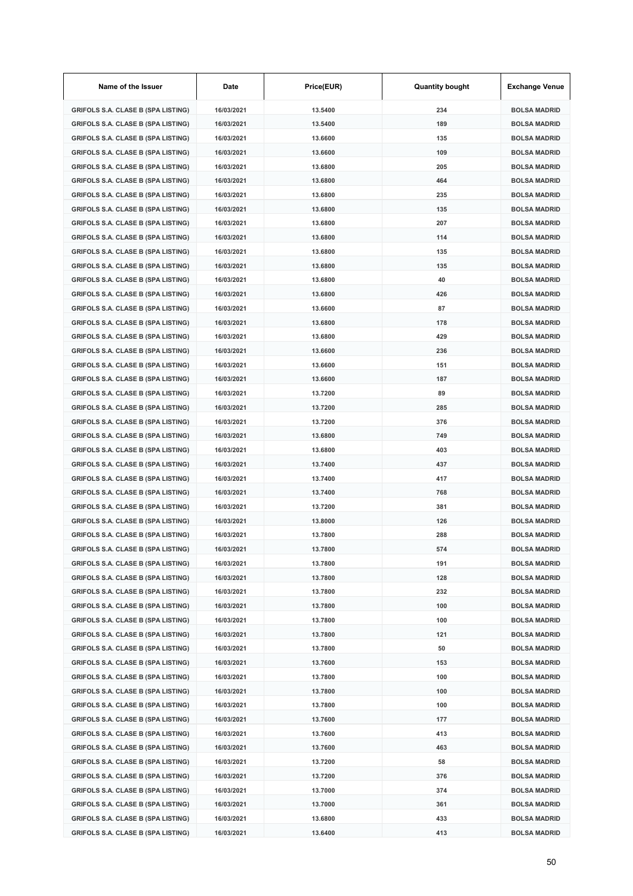| Name of the Issuer | Date | Price(EUR) | Quantity bought | Exchange Venue |
|---|---|---|---|---|
| GRIFOLS S.A. CLASE B (SPA LISTING) | 16/03/2021 | 13.5400 | 234 | BOLSA MADRID |
| GRIFOLS S.A. CLASE B (SPA LISTING) | 16/03/2021 | 13.5400 | 189 | BOLSA MADRID |
| GRIFOLS S.A. CLASE B (SPA LISTING) | 16/03/2021 | 13.6600 | 135 | BOLSA MADRID |
| GRIFOLS S.A. CLASE B (SPA LISTING) | 16/03/2021 | 13.6600 | 109 | BOLSA MADRID |
| GRIFOLS S.A. CLASE B (SPA LISTING) | 16/03/2021 | 13.6800 | 205 | BOLSA MADRID |
| GRIFOLS S.A. CLASE B (SPA LISTING) | 16/03/2021 | 13.6800 | 464 | BOLSA MADRID |
| GRIFOLS S.A. CLASE B (SPA LISTING) | 16/03/2021 | 13.6800 | 235 | BOLSA MADRID |
| GRIFOLS S.A. CLASE B (SPA LISTING) | 16/03/2021 | 13.6800 | 135 | BOLSA MADRID |
| GRIFOLS S.A. CLASE B (SPA LISTING) | 16/03/2021 | 13.6800 | 207 | BOLSA MADRID |
| GRIFOLS S.A. CLASE B (SPA LISTING) | 16/03/2021 | 13.6800 | 114 | BOLSA MADRID |
| GRIFOLS S.A. CLASE B (SPA LISTING) | 16/03/2021 | 13.6800 | 135 | BOLSA MADRID |
| GRIFOLS S.A. CLASE B (SPA LISTING) | 16/03/2021 | 13.6800 | 135 | BOLSA MADRID |
| GRIFOLS S.A. CLASE B (SPA LISTING) | 16/03/2021 | 13.6800 | 40 | BOLSA MADRID |
| GRIFOLS S.A. CLASE B (SPA LISTING) | 16/03/2021 | 13.6800 | 426 | BOLSA MADRID |
| GRIFOLS S.A. CLASE B (SPA LISTING) | 16/03/2021 | 13.6600 | 87 | BOLSA MADRID |
| GRIFOLS S.A. CLASE B (SPA LISTING) | 16/03/2021 | 13.6800 | 178 | BOLSA MADRID |
| GRIFOLS S.A. CLASE B (SPA LISTING) | 16/03/2021 | 13.6800 | 429 | BOLSA MADRID |
| GRIFOLS S.A. CLASE B (SPA LISTING) | 16/03/2021 | 13.6600 | 236 | BOLSA MADRID |
| GRIFOLS S.A. CLASE B (SPA LISTING) | 16/03/2021 | 13.6600 | 151 | BOLSA MADRID |
| GRIFOLS S.A. CLASE B (SPA LISTING) | 16/03/2021 | 13.6600 | 187 | BOLSA MADRID |
| GRIFOLS S.A. CLASE B (SPA LISTING) | 16/03/2021 | 13.7200 | 89 | BOLSA MADRID |
| GRIFOLS S.A. CLASE B (SPA LISTING) | 16/03/2021 | 13.7200 | 285 | BOLSA MADRID |
| GRIFOLS S.A. CLASE B (SPA LISTING) | 16/03/2021 | 13.7200 | 376 | BOLSA MADRID |
| GRIFOLS S.A. CLASE B (SPA LISTING) | 16/03/2021 | 13.6800 | 749 | BOLSA MADRID |
| GRIFOLS S.A. CLASE B (SPA LISTING) | 16/03/2021 | 13.6800 | 403 | BOLSA MADRID |
| GRIFOLS S.A. CLASE B (SPA LISTING) | 16/03/2021 | 13.7400 | 437 | BOLSA MADRID |
| GRIFOLS S.A. CLASE B (SPA LISTING) | 16/03/2021 | 13.7400 | 417 | BOLSA MADRID |
| GRIFOLS S.A. CLASE B (SPA LISTING) | 16/03/2021 | 13.7400 | 768 | BOLSA MADRID |
| GRIFOLS S.A. CLASE B (SPA LISTING) | 16/03/2021 | 13.7200 | 381 | BOLSA MADRID |
| GRIFOLS S.A. CLASE B (SPA LISTING) | 16/03/2021 | 13.8000 | 126 | BOLSA MADRID |
| GRIFOLS S.A. CLASE B (SPA LISTING) | 16/03/2021 | 13.7800 | 288 | BOLSA MADRID |
| GRIFOLS S.A. CLASE B (SPA LISTING) | 16/03/2021 | 13.7800 | 574 | BOLSA MADRID |
| GRIFOLS S.A. CLASE B (SPA LISTING) | 16/03/2021 | 13.7800 | 191 | BOLSA MADRID |
| GRIFOLS S.A. CLASE B (SPA LISTING) | 16/03/2021 | 13.7800 | 128 | BOLSA MADRID |
| GRIFOLS S.A. CLASE B (SPA LISTING) | 16/03/2021 | 13.7800 | 232 | BOLSA MADRID |
| GRIFOLS S.A. CLASE B (SPA LISTING) | 16/03/2021 | 13.7800 | 100 | BOLSA MADRID |
| GRIFOLS S.A. CLASE B (SPA LISTING) | 16/03/2021 | 13.7800 | 100 | BOLSA MADRID |
| GRIFOLS S.A. CLASE B (SPA LISTING) | 16/03/2021 | 13.7800 | 121 | BOLSA MADRID |
| GRIFOLS S.A. CLASE B (SPA LISTING) | 16/03/2021 | 13.7800 | 50 | BOLSA MADRID |
| GRIFOLS S.A. CLASE B (SPA LISTING) | 16/03/2021 | 13.7600 | 153 | BOLSA MADRID |
| GRIFOLS S.A. CLASE B (SPA LISTING) | 16/03/2021 | 13.7800 | 100 | BOLSA MADRID |
| GRIFOLS S.A. CLASE B (SPA LISTING) | 16/03/2021 | 13.7800 | 100 | BOLSA MADRID |
| GRIFOLS S.A. CLASE B (SPA LISTING) | 16/03/2021 | 13.7800 | 100 | BOLSA MADRID |
| GRIFOLS S.A. CLASE B (SPA LISTING) | 16/03/2021 | 13.7600 | 177 | BOLSA MADRID |
| GRIFOLS S.A. CLASE B (SPA LISTING) | 16/03/2021 | 13.7600 | 413 | BOLSA MADRID |
| GRIFOLS S.A. CLASE B (SPA LISTING) | 16/03/2021 | 13.7600 | 463 | BOLSA MADRID |
| GRIFOLS S.A. CLASE B (SPA LISTING) | 16/03/2021 | 13.7200 | 58 | BOLSA MADRID |
| GRIFOLS S.A. CLASE B (SPA LISTING) | 16/03/2021 | 13.7200 | 376 | BOLSA MADRID |
| GRIFOLS S.A. CLASE B (SPA LISTING) | 16/03/2021 | 13.7000 | 374 | BOLSA MADRID |
| GRIFOLS S.A. CLASE B (SPA LISTING) | 16/03/2021 | 13.7000 | 361 | BOLSA MADRID |
| GRIFOLS S.A. CLASE B (SPA LISTING) | 16/03/2021 | 13.6800 | 433 | BOLSA MADRID |
| GRIFOLS S.A. CLASE B (SPA LISTING) | 16/03/2021 | 13.6400 | 413 | BOLSA MADRID |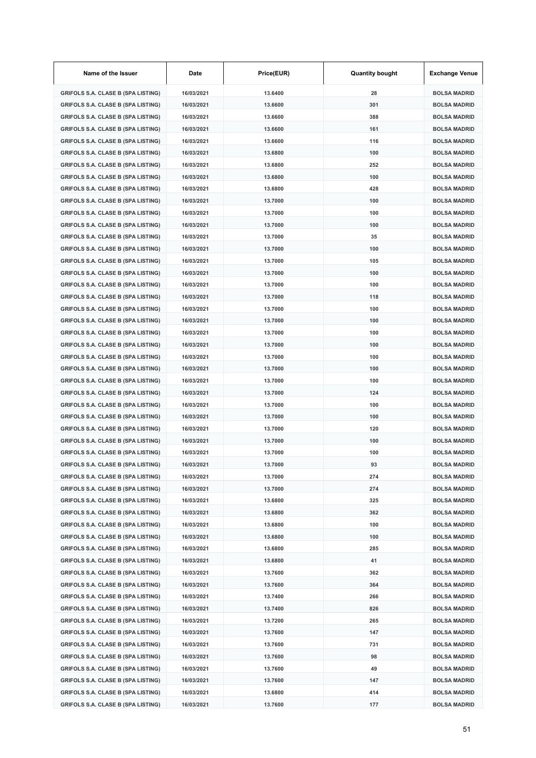| Name of the Issuer | Date | Price(EUR) | Quantity bought | Exchange Venue |
|---|---|---|---|---|
| GRIFOLS S.A. CLASE B (SPA LISTING) | 16/03/2021 | 13.6400 | 28 | BOLSA MADRID |
| GRIFOLS S.A. CLASE B (SPA LISTING) | 16/03/2021 | 13.6600 | 301 | BOLSA MADRID |
| GRIFOLS S.A. CLASE B (SPA LISTING) | 16/03/2021 | 13.6600 | 388 | BOLSA MADRID |
| GRIFOLS S.A. CLASE B (SPA LISTING) | 16/03/2021 | 13.6600 | 161 | BOLSA MADRID |
| GRIFOLS S.A. CLASE B (SPA LISTING) | 16/03/2021 | 13.6600 | 116 | BOLSA MADRID |
| GRIFOLS S.A. CLASE B (SPA LISTING) | 16/03/2021 | 13.6800 | 100 | BOLSA MADRID |
| GRIFOLS S.A. CLASE B (SPA LISTING) | 16/03/2021 | 13.6800 | 252 | BOLSA MADRID |
| GRIFOLS S.A. CLASE B (SPA LISTING) | 16/03/2021 | 13.6800 | 100 | BOLSA MADRID |
| GRIFOLS S.A. CLASE B (SPA LISTING) | 16/03/2021 | 13.6800 | 428 | BOLSA MADRID |
| GRIFOLS S.A. CLASE B (SPA LISTING) | 16/03/2021 | 13.7000 | 100 | BOLSA MADRID |
| GRIFOLS S.A. CLASE B (SPA LISTING) | 16/03/2021 | 13.7000 | 100 | BOLSA MADRID |
| GRIFOLS S.A. CLASE B (SPA LISTING) | 16/03/2021 | 13.7000 | 100 | BOLSA MADRID |
| GRIFOLS S.A. CLASE B (SPA LISTING) | 16/03/2021 | 13.7000 | 35 | BOLSA MADRID |
| GRIFOLS S.A. CLASE B (SPA LISTING) | 16/03/2021 | 13.7000 | 100 | BOLSA MADRID |
| GRIFOLS S.A. CLASE B (SPA LISTING) | 16/03/2021 | 13.7000 | 105 | BOLSA MADRID |
| GRIFOLS S.A. CLASE B (SPA LISTING) | 16/03/2021 | 13.7000 | 100 | BOLSA MADRID |
| GRIFOLS S.A. CLASE B (SPA LISTING) | 16/03/2021 | 13.7000 | 100 | BOLSA MADRID |
| GRIFOLS S.A. CLASE B (SPA LISTING) | 16/03/2021 | 13.7000 | 118 | BOLSA MADRID |
| GRIFOLS S.A. CLASE B (SPA LISTING) | 16/03/2021 | 13.7000 | 100 | BOLSA MADRID |
| GRIFOLS S.A. CLASE B (SPA LISTING) | 16/03/2021 | 13.7000 | 100 | BOLSA MADRID |
| GRIFOLS S.A. CLASE B (SPA LISTING) | 16/03/2021 | 13.7000 | 100 | BOLSA MADRID |
| GRIFOLS S.A. CLASE B (SPA LISTING) | 16/03/2021 | 13.7000 | 100 | BOLSA MADRID |
| GRIFOLS S.A. CLASE B (SPA LISTING) | 16/03/2021 | 13.7000 | 100 | BOLSA MADRID |
| GRIFOLS S.A. CLASE B (SPA LISTING) | 16/03/2021 | 13.7000 | 100 | BOLSA MADRID |
| GRIFOLS S.A. CLASE B (SPA LISTING) | 16/03/2021 | 13.7000 | 100 | BOLSA MADRID |
| GRIFOLS S.A. CLASE B (SPA LISTING) | 16/03/2021 | 13.7000 | 124 | BOLSA MADRID |
| GRIFOLS S.A. CLASE B (SPA LISTING) | 16/03/2021 | 13.7000 | 100 | BOLSA MADRID |
| GRIFOLS S.A. CLASE B (SPA LISTING) | 16/03/2021 | 13.7000 | 100 | BOLSA MADRID |
| GRIFOLS S.A. CLASE B (SPA LISTING) | 16/03/2021 | 13.7000 | 120 | BOLSA MADRID |
| GRIFOLS S.A. CLASE B (SPA LISTING) | 16/03/2021 | 13.7000 | 100 | BOLSA MADRID |
| GRIFOLS S.A. CLASE B (SPA LISTING) | 16/03/2021 | 13.7000 | 100 | BOLSA MADRID |
| GRIFOLS S.A. CLASE B (SPA LISTING) | 16/03/2021 | 13.7000 | 93 | BOLSA MADRID |
| GRIFOLS S.A. CLASE B (SPA LISTING) | 16/03/2021 | 13.7000 | 274 | BOLSA MADRID |
| GRIFOLS S.A. CLASE B (SPA LISTING) | 16/03/2021 | 13.7000 | 274 | BOLSA MADRID |
| GRIFOLS S.A. CLASE B (SPA LISTING) | 16/03/2021 | 13.6800 | 325 | BOLSA MADRID |
| GRIFOLS S.A. CLASE B (SPA LISTING) | 16/03/2021 | 13.6800 | 362 | BOLSA MADRID |
| GRIFOLS S.A. CLASE B (SPA LISTING) | 16/03/2021 | 13.6800 | 100 | BOLSA MADRID |
| GRIFOLS S.A. CLASE B (SPA LISTING) | 16/03/2021 | 13.6800 | 100 | BOLSA MADRID |
| GRIFOLS S.A. CLASE B (SPA LISTING) | 16/03/2021 | 13.6800 | 285 | BOLSA MADRID |
| GRIFOLS S.A. CLASE B (SPA LISTING) | 16/03/2021 | 13.6800 | 41 | BOLSA MADRID |
| GRIFOLS S.A. CLASE B (SPA LISTING) | 16/03/2021 | 13.7600 | 362 | BOLSA MADRID |
| GRIFOLS S.A. CLASE B (SPA LISTING) | 16/03/2021 | 13.7600 | 364 | BOLSA MADRID |
| GRIFOLS S.A. CLASE B (SPA LISTING) | 16/03/2021 | 13.7400 | 266 | BOLSA MADRID |
| GRIFOLS S.A. CLASE B (SPA LISTING) | 16/03/2021 | 13.7400 | 826 | BOLSA MADRID |
| GRIFOLS S.A. CLASE B (SPA LISTING) | 16/03/2021 | 13.7200 | 265 | BOLSA MADRID |
| GRIFOLS S.A. CLASE B (SPA LISTING) | 16/03/2021 | 13.7600 | 147 | BOLSA MADRID |
| GRIFOLS S.A. CLASE B (SPA LISTING) | 16/03/2021 | 13.7600 | 731 | BOLSA MADRID |
| GRIFOLS S.A. CLASE B (SPA LISTING) | 16/03/2021 | 13.7600 | 98 | BOLSA MADRID |
| GRIFOLS S.A. CLASE B (SPA LISTING) | 16/03/2021 | 13.7600 | 49 | BOLSA MADRID |
| GRIFOLS S.A. CLASE B (SPA LISTING) | 16/03/2021 | 13.7600 | 147 | BOLSA MADRID |
| GRIFOLS S.A. CLASE B (SPA LISTING) | 16/03/2021 | 13.6800 | 414 | BOLSA MADRID |
| GRIFOLS S.A. CLASE B (SPA LISTING) | 16/03/2021 | 13.7600 | 177 | BOLSA MADRID |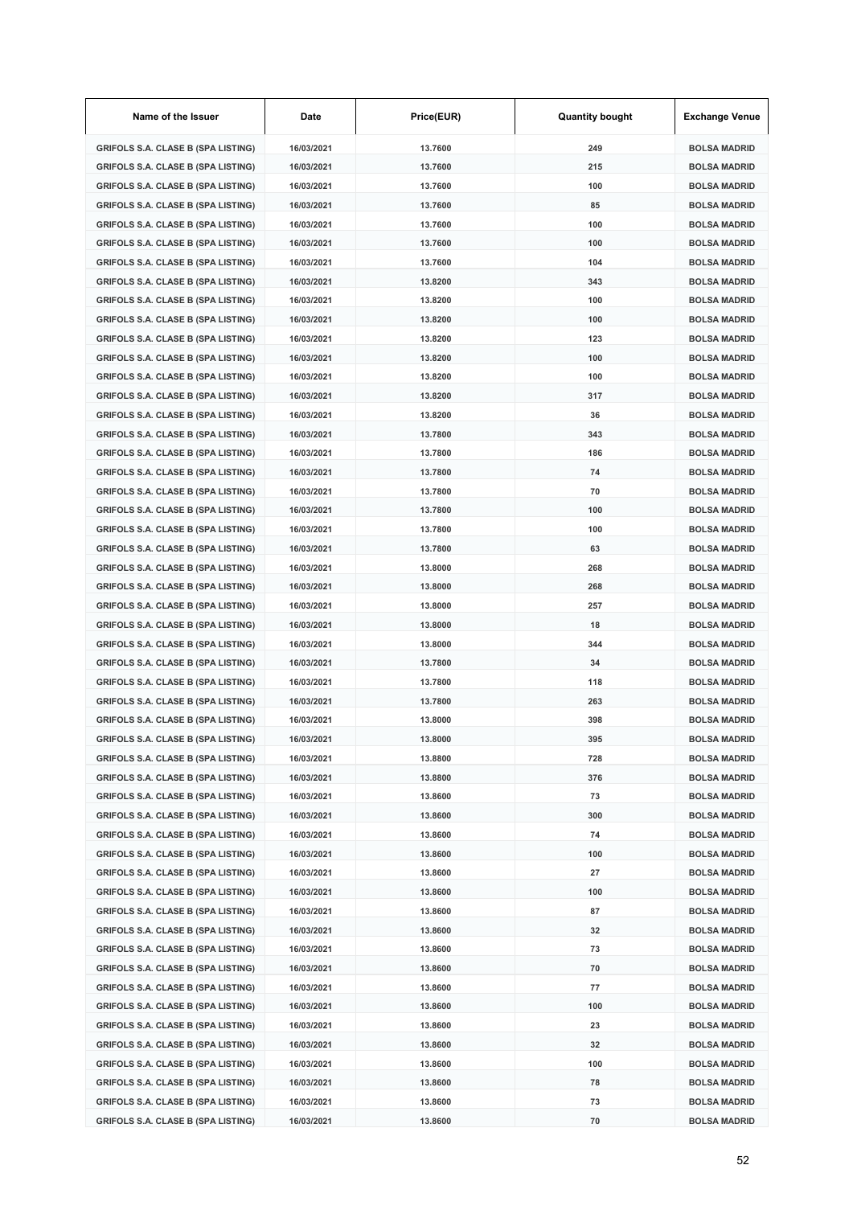| Name of the Issuer | Date | Price(EUR) | Quantity bought | Exchange Venue |
|---|---|---|---|---|
| GRIFOLS S.A. CLASE B (SPA LISTING) | 16/03/2021 | 13.7600 | 249 | BOLSA MADRID |
| GRIFOLS S.A. CLASE B (SPA LISTING) | 16/03/2021 | 13.7600 | 215 | BOLSA MADRID |
| GRIFOLS S.A. CLASE B (SPA LISTING) | 16/03/2021 | 13.7600 | 100 | BOLSA MADRID |
| GRIFOLS S.A. CLASE B (SPA LISTING) | 16/03/2021 | 13.7600 | 85 | BOLSA MADRID |
| GRIFOLS S.A. CLASE B (SPA LISTING) | 16/03/2021 | 13.7600 | 100 | BOLSA MADRID |
| GRIFOLS S.A. CLASE B (SPA LISTING) | 16/03/2021 | 13.7600 | 100 | BOLSA MADRID |
| GRIFOLS S.A. CLASE B (SPA LISTING) | 16/03/2021 | 13.7600 | 104 | BOLSA MADRID |
| GRIFOLS S.A. CLASE B (SPA LISTING) | 16/03/2021 | 13.8200 | 343 | BOLSA MADRID |
| GRIFOLS S.A. CLASE B (SPA LISTING) | 16/03/2021 | 13.8200 | 100 | BOLSA MADRID |
| GRIFOLS S.A. CLASE B (SPA LISTING) | 16/03/2021 | 13.8200 | 100 | BOLSA MADRID |
| GRIFOLS S.A. CLASE B (SPA LISTING) | 16/03/2021 | 13.8200 | 123 | BOLSA MADRID |
| GRIFOLS S.A. CLASE B (SPA LISTING) | 16/03/2021 | 13.8200 | 100 | BOLSA MADRID |
| GRIFOLS S.A. CLASE B (SPA LISTING) | 16/03/2021 | 13.8200 | 100 | BOLSA MADRID |
| GRIFOLS S.A. CLASE B (SPA LISTING) | 16/03/2021 | 13.8200 | 317 | BOLSA MADRID |
| GRIFOLS S.A. CLASE B (SPA LISTING) | 16/03/2021 | 13.8200 | 36 | BOLSA MADRID |
| GRIFOLS S.A. CLASE B (SPA LISTING) | 16/03/2021 | 13.7800 | 343 | BOLSA MADRID |
| GRIFOLS S.A. CLASE B (SPA LISTING) | 16/03/2021 | 13.7800 | 186 | BOLSA MADRID |
| GRIFOLS S.A. CLASE B (SPA LISTING) | 16/03/2021 | 13.7800 | 74 | BOLSA MADRID |
| GRIFOLS S.A. CLASE B (SPA LISTING) | 16/03/2021 | 13.7800 | 70 | BOLSA MADRID |
| GRIFOLS S.A. CLASE B (SPA LISTING) | 16/03/2021 | 13.7800 | 100 | BOLSA MADRID |
| GRIFOLS S.A. CLASE B (SPA LISTING) | 16/03/2021 | 13.7800 | 100 | BOLSA MADRID |
| GRIFOLS S.A. CLASE B (SPA LISTING) | 16/03/2021 | 13.7800 | 63 | BOLSA MADRID |
| GRIFOLS S.A. CLASE B (SPA LISTING) | 16/03/2021 | 13.8000 | 268 | BOLSA MADRID |
| GRIFOLS S.A. CLASE B (SPA LISTING) | 16/03/2021 | 13.8000 | 268 | BOLSA MADRID |
| GRIFOLS S.A. CLASE B (SPA LISTING) | 16/03/2021 | 13.8000 | 257 | BOLSA MADRID |
| GRIFOLS S.A. CLASE B (SPA LISTING) | 16/03/2021 | 13.8000 | 18 | BOLSA MADRID |
| GRIFOLS S.A. CLASE B (SPA LISTING) | 16/03/2021 | 13.8000 | 344 | BOLSA MADRID |
| GRIFOLS S.A. CLASE B (SPA LISTING) | 16/03/2021 | 13.7800 | 34 | BOLSA MADRID |
| GRIFOLS S.A. CLASE B (SPA LISTING) | 16/03/2021 | 13.7800 | 118 | BOLSA MADRID |
| GRIFOLS S.A. CLASE B (SPA LISTING) | 16/03/2021 | 13.7800 | 263 | BOLSA MADRID |
| GRIFOLS S.A. CLASE B (SPA LISTING) | 16/03/2021 | 13.8000 | 398 | BOLSA MADRID |
| GRIFOLS S.A. CLASE B (SPA LISTING) | 16/03/2021 | 13.8000 | 395 | BOLSA MADRID |
| GRIFOLS S.A. CLASE B (SPA LISTING) | 16/03/2021 | 13.8800 | 728 | BOLSA MADRID |
| GRIFOLS S.A. CLASE B (SPA LISTING) | 16/03/2021 | 13.8800 | 376 | BOLSA MADRID |
| GRIFOLS S.A. CLASE B (SPA LISTING) | 16/03/2021 | 13.8600 | 73 | BOLSA MADRID |
| GRIFOLS S.A. CLASE B (SPA LISTING) | 16/03/2021 | 13.8600 | 300 | BOLSA MADRID |
| GRIFOLS S.A. CLASE B (SPA LISTING) | 16/03/2021 | 13.8600 | 74 | BOLSA MADRID |
| GRIFOLS S.A. CLASE B (SPA LISTING) | 16/03/2021 | 13.8600 | 100 | BOLSA MADRID |
| GRIFOLS S.A. CLASE B (SPA LISTING) | 16/03/2021 | 13.8600 | 27 | BOLSA MADRID |
| GRIFOLS S.A. CLASE B (SPA LISTING) | 16/03/2021 | 13.8600 | 100 | BOLSA MADRID |
| GRIFOLS S.A. CLASE B (SPA LISTING) | 16/03/2021 | 13.8600 | 87 | BOLSA MADRID |
| GRIFOLS S.A. CLASE B (SPA LISTING) | 16/03/2021 | 13.8600 | 32 | BOLSA MADRID |
| GRIFOLS S.A. CLASE B (SPA LISTING) | 16/03/2021 | 13.8600 | 73 | BOLSA MADRID |
| GRIFOLS S.A. CLASE B (SPA LISTING) | 16/03/2021 | 13.8600 | 70 | BOLSA MADRID |
| GRIFOLS S.A. CLASE B (SPA LISTING) | 16/03/2021 | 13.8600 | 77 | BOLSA MADRID |
| GRIFOLS S.A. CLASE B (SPA LISTING) | 16/03/2021 | 13.8600 | 100 | BOLSA MADRID |
| GRIFOLS S.A. CLASE B (SPA LISTING) | 16/03/2021 | 13.8600 | 23 | BOLSA MADRID |
| GRIFOLS S.A. CLASE B (SPA LISTING) | 16/03/2021 | 13.8600 | 32 | BOLSA MADRID |
| GRIFOLS S.A. CLASE B (SPA LISTING) | 16/03/2021 | 13.8600 | 100 | BOLSA MADRID |
| GRIFOLS S.A. CLASE B (SPA LISTING) | 16/03/2021 | 13.8600 | 78 | BOLSA MADRID |
| GRIFOLS S.A. CLASE B (SPA LISTING) | 16/03/2021 | 13.8600 | 73 | BOLSA MADRID |
| GRIFOLS S.A. CLASE B (SPA LISTING) | 16/03/2021 | 13.8600 | 70 | BOLSA MADRID |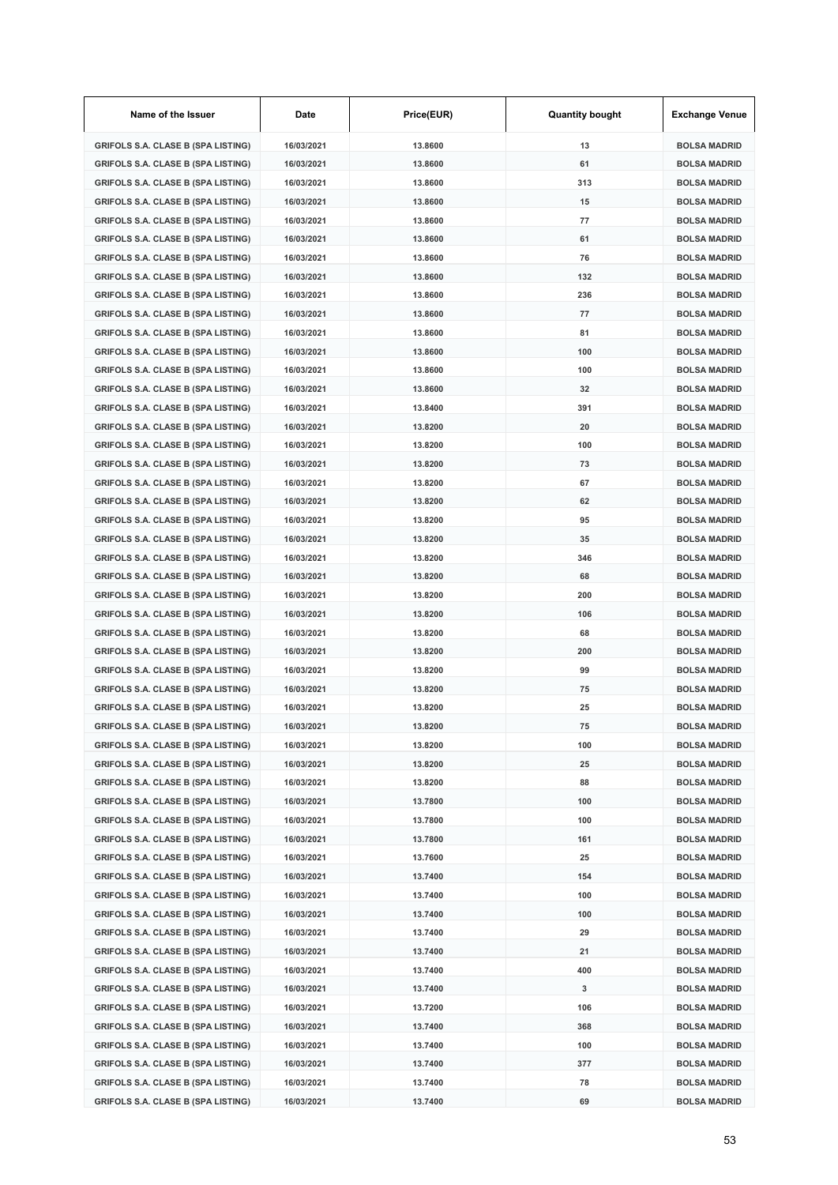| Name of the Issuer | Date | Price(EUR) | Quantity bought | Exchange Venue |
|---|---|---|---|---|
| GRIFOLS S.A. CLASE B (SPA LISTING) | 16/03/2021 | 13.8600 | 13 | BOLSA MADRID |
| GRIFOLS S.A. CLASE B (SPA LISTING) | 16/03/2021 | 13.8600 | 61 | BOLSA MADRID |
| GRIFOLS S.A. CLASE B (SPA LISTING) | 16/03/2021 | 13.8600 | 313 | BOLSA MADRID |
| GRIFOLS S.A. CLASE B (SPA LISTING) | 16/03/2021 | 13.8600 | 15 | BOLSA MADRID |
| GRIFOLS S.A. CLASE B (SPA LISTING) | 16/03/2021 | 13.8600 | 77 | BOLSA MADRID |
| GRIFOLS S.A. CLASE B (SPA LISTING) | 16/03/2021 | 13.8600 | 61 | BOLSA MADRID |
| GRIFOLS S.A. CLASE B (SPA LISTING) | 16/03/2021 | 13.8600 | 76 | BOLSA MADRID |
| GRIFOLS S.A. CLASE B (SPA LISTING) | 16/03/2021 | 13.8600 | 132 | BOLSA MADRID |
| GRIFOLS S.A. CLASE B (SPA LISTING) | 16/03/2021 | 13.8600 | 236 | BOLSA MADRID |
| GRIFOLS S.A. CLASE B (SPA LISTING) | 16/03/2021 | 13.8600 | 77 | BOLSA MADRID |
| GRIFOLS S.A. CLASE B (SPA LISTING) | 16/03/2021 | 13.8600 | 81 | BOLSA MADRID |
| GRIFOLS S.A. CLASE B (SPA LISTING) | 16/03/2021 | 13.8600 | 100 | BOLSA MADRID |
| GRIFOLS S.A. CLASE B (SPA LISTING) | 16/03/2021 | 13.8600 | 100 | BOLSA MADRID |
| GRIFOLS S.A. CLASE B (SPA LISTING) | 16/03/2021 | 13.8600 | 32 | BOLSA MADRID |
| GRIFOLS S.A. CLASE B (SPA LISTING) | 16/03/2021 | 13.8400 | 391 | BOLSA MADRID |
| GRIFOLS S.A. CLASE B (SPA LISTING) | 16/03/2021 | 13.8200 | 20 | BOLSA MADRID |
| GRIFOLS S.A. CLASE B (SPA LISTING) | 16/03/2021 | 13.8200 | 100 | BOLSA MADRID |
| GRIFOLS S.A. CLASE B (SPA LISTING) | 16/03/2021 | 13.8200 | 73 | BOLSA MADRID |
| GRIFOLS S.A. CLASE B (SPA LISTING) | 16/03/2021 | 13.8200 | 67 | BOLSA MADRID |
| GRIFOLS S.A. CLASE B (SPA LISTING) | 16/03/2021 | 13.8200 | 62 | BOLSA MADRID |
| GRIFOLS S.A. CLASE B (SPA LISTING) | 16/03/2021 | 13.8200 | 95 | BOLSA MADRID |
| GRIFOLS S.A. CLASE B (SPA LISTING) | 16/03/2021 | 13.8200 | 35 | BOLSA MADRID |
| GRIFOLS S.A. CLASE B (SPA LISTING) | 16/03/2021 | 13.8200 | 346 | BOLSA MADRID |
| GRIFOLS S.A. CLASE B (SPA LISTING) | 16/03/2021 | 13.8200 | 68 | BOLSA MADRID |
| GRIFOLS S.A. CLASE B (SPA LISTING) | 16/03/2021 | 13.8200 | 200 | BOLSA MADRID |
| GRIFOLS S.A. CLASE B (SPA LISTING) | 16/03/2021 | 13.8200 | 106 | BOLSA MADRID |
| GRIFOLS S.A. CLASE B (SPA LISTING) | 16/03/2021 | 13.8200 | 68 | BOLSA MADRID |
| GRIFOLS S.A. CLASE B (SPA LISTING) | 16/03/2021 | 13.8200 | 200 | BOLSA MADRID |
| GRIFOLS S.A. CLASE B (SPA LISTING) | 16/03/2021 | 13.8200 | 99 | BOLSA MADRID |
| GRIFOLS S.A. CLASE B (SPA LISTING) | 16/03/2021 | 13.8200 | 75 | BOLSA MADRID |
| GRIFOLS S.A. CLASE B (SPA LISTING) | 16/03/2021 | 13.8200 | 25 | BOLSA MADRID |
| GRIFOLS S.A. CLASE B (SPA LISTING) | 16/03/2021 | 13.8200 | 75 | BOLSA MADRID |
| GRIFOLS S.A. CLASE B (SPA LISTING) | 16/03/2021 | 13.8200 | 100 | BOLSA MADRID |
| GRIFOLS S.A. CLASE B (SPA LISTING) | 16/03/2021 | 13.8200 | 25 | BOLSA MADRID |
| GRIFOLS S.A. CLASE B (SPA LISTING) | 16/03/2021 | 13.8200 | 88 | BOLSA MADRID |
| GRIFOLS S.A. CLASE B (SPA LISTING) | 16/03/2021 | 13.7800 | 100 | BOLSA MADRID |
| GRIFOLS S.A. CLASE B (SPA LISTING) | 16/03/2021 | 13.7800 | 100 | BOLSA MADRID |
| GRIFOLS S.A. CLASE B (SPA LISTING) | 16/03/2021 | 13.7800 | 161 | BOLSA MADRID |
| GRIFOLS S.A. CLASE B (SPA LISTING) | 16/03/2021 | 13.7600 | 25 | BOLSA MADRID |
| GRIFOLS S.A. CLASE B (SPA LISTING) | 16/03/2021 | 13.7400 | 154 | BOLSA MADRID |
| GRIFOLS S.A. CLASE B (SPA LISTING) | 16/03/2021 | 13.7400 | 100 | BOLSA MADRID |
| GRIFOLS S.A. CLASE B (SPA LISTING) | 16/03/2021 | 13.7400 | 100 | BOLSA MADRID |
| GRIFOLS S.A. CLASE B (SPA LISTING) | 16/03/2021 | 13.7400 | 29 | BOLSA MADRID |
| GRIFOLS S.A. CLASE B (SPA LISTING) | 16/03/2021 | 13.7400 | 21 | BOLSA MADRID |
| GRIFOLS S.A. CLASE B (SPA LISTING) | 16/03/2021 | 13.7400 | 400 | BOLSA MADRID |
| GRIFOLS S.A. CLASE B (SPA LISTING) | 16/03/2021 | 13.7400 | 3 | BOLSA MADRID |
| GRIFOLS S.A. CLASE B (SPA LISTING) | 16/03/2021 | 13.7200 | 106 | BOLSA MADRID |
| GRIFOLS S.A. CLASE B (SPA LISTING) | 16/03/2021 | 13.7400 | 368 | BOLSA MADRID |
| GRIFOLS S.A. CLASE B (SPA LISTING) | 16/03/2021 | 13.7400 | 100 | BOLSA MADRID |
| GRIFOLS S.A. CLASE B (SPA LISTING) | 16/03/2021 | 13.7400 | 377 | BOLSA MADRID |
| GRIFOLS S.A. CLASE B (SPA LISTING) | 16/03/2021 | 13.7400 | 78 | BOLSA MADRID |
| GRIFOLS S.A. CLASE B (SPA LISTING) | 16/03/2021 | 13.7400 | 69 | BOLSA MADRID |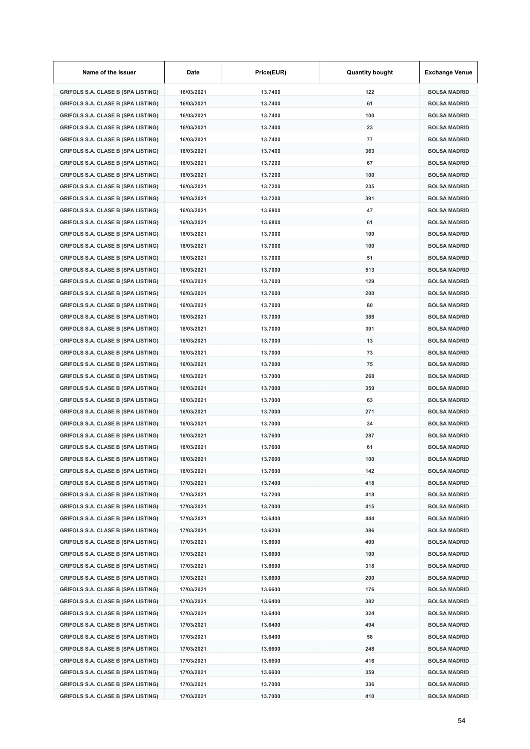| Name of the Issuer | Date | Price(EUR) | Quantity bought | Exchange Venue |
|---|---|---|---|---|
| GRIFOLS S.A. CLASE B (SPA LISTING) | 16/03/2021 | 13.7400 | 122 | BOLSA MADRID |
| GRIFOLS S.A. CLASE B (SPA LISTING) | 16/03/2021 | 13.7400 | 61 | BOLSA MADRID |
| GRIFOLS S.A. CLASE B (SPA LISTING) | 16/03/2021 | 13.7400 | 100 | BOLSA MADRID |
| GRIFOLS S.A. CLASE B (SPA LISTING) | 16/03/2021 | 13.7400 | 23 | BOLSA MADRID |
| GRIFOLS S.A. CLASE B (SPA LISTING) | 16/03/2021 | 13.7400 | 77 | BOLSA MADRID |
| GRIFOLS S.A. CLASE B (SPA LISTING) | 16/03/2021 | 13.7400 | 363 | BOLSA MADRID |
| GRIFOLS S.A. CLASE B (SPA LISTING) | 16/03/2021 | 13.7200 | 67 | BOLSA MADRID |
| GRIFOLS S.A. CLASE B (SPA LISTING) | 16/03/2021 | 13.7200 | 100 | BOLSA MADRID |
| GRIFOLS S.A. CLASE B (SPA LISTING) | 16/03/2021 | 13.7200 | 235 | BOLSA MADRID |
| GRIFOLS S.A. CLASE B (SPA LISTING) | 16/03/2021 | 13.7200 | 391 | BOLSA MADRID |
| GRIFOLS S.A. CLASE B (SPA LISTING) | 16/03/2021 | 13.6800 | 47 | BOLSA MADRID |
| GRIFOLS S.A. CLASE B (SPA LISTING) | 16/03/2021 | 13.6800 | 61 | BOLSA MADRID |
| GRIFOLS S.A. CLASE B (SPA LISTING) | 16/03/2021 | 13.7000 | 100 | BOLSA MADRID |
| GRIFOLS S.A. CLASE B (SPA LISTING) | 16/03/2021 | 13.7000 | 100 | BOLSA MADRID |
| GRIFOLS S.A. CLASE B (SPA LISTING) | 16/03/2021 | 13.7000 | 51 | BOLSA MADRID |
| GRIFOLS S.A. CLASE B (SPA LISTING) | 16/03/2021 | 13.7000 | 513 | BOLSA MADRID |
| GRIFOLS S.A. CLASE B (SPA LISTING) | 16/03/2021 | 13.7000 | 129 | BOLSA MADRID |
| GRIFOLS S.A. CLASE B (SPA LISTING) | 16/03/2021 | 13.7000 | 200 | BOLSA MADRID |
| GRIFOLS S.A. CLASE B (SPA LISTING) | 16/03/2021 | 13.7000 | 80 | BOLSA MADRID |
| GRIFOLS S.A. CLASE B (SPA LISTING) | 16/03/2021 | 13.7000 | 388 | BOLSA MADRID |
| GRIFOLS S.A. CLASE B (SPA LISTING) | 16/03/2021 | 13.7000 | 391 | BOLSA MADRID |
| GRIFOLS S.A. CLASE B (SPA LISTING) | 16/03/2021 | 13.7000 | 13 | BOLSA MADRID |
| GRIFOLS S.A. CLASE B (SPA LISTING) | 16/03/2021 | 13.7000 | 73 | BOLSA MADRID |
| GRIFOLS S.A. CLASE B (SPA LISTING) | 16/03/2021 | 13.7000 | 75 | BOLSA MADRID |
| GRIFOLS S.A. CLASE B (SPA LISTING) | 16/03/2021 | 13.7000 | 268 | BOLSA MADRID |
| GRIFOLS S.A. CLASE B (SPA LISTING) | 16/03/2021 | 13.7000 | 359 | BOLSA MADRID |
| GRIFOLS S.A. CLASE B (SPA LISTING) | 16/03/2021 | 13.7000 | 63 | BOLSA MADRID |
| GRIFOLS S.A. CLASE B (SPA LISTING) | 16/03/2021 | 13.7000 | 271 | BOLSA MADRID |
| GRIFOLS S.A. CLASE B (SPA LISTING) | 16/03/2021 | 13.7000 | 34 | BOLSA MADRID |
| GRIFOLS S.A. CLASE B (SPA LISTING) | 16/03/2021 | 13.7600 | 287 | BOLSA MADRID |
| GRIFOLS S.A. CLASE B (SPA LISTING) | 16/03/2021 | 13.7600 | 61 | BOLSA MADRID |
| GRIFOLS S.A. CLASE B (SPA LISTING) | 16/03/2021 | 13.7600 | 100 | BOLSA MADRID |
| GRIFOLS S.A. CLASE B (SPA LISTING) | 16/03/2021 | 13.7600 | 142 | BOLSA MADRID |
| GRIFOLS S.A. CLASE B (SPA LISTING) | 17/03/2021 | 13.7400 | 418 | BOLSA MADRID |
| GRIFOLS S.A. CLASE B (SPA LISTING) | 17/03/2021 | 13.7200 | 418 | BOLSA MADRID |
| GRIFOLS S.A. CLASE B (SPA LISTING) | 17/03/2021 | 13.7000 | 415 | BOLSA MADRID |
| GRIFOLS S.A. CLASE B (SPA LISTING) | 17/03/2021 | 13.6400 | 444 | BOLSA MADRID |
| GRIFOLS S.A. CLASE B (SPA LISTING) | 17/03/2021 | 13.6200 | 386 | BOLSA MADRID |
| GRIFOLS S.A. CLASE B (SPA LISTING) | 17/03/2021 | 13.6600 | 400 | BOLSA MADRID |
| GRIFOLS S.A. CLASE B (SPA LISTING) | 17/03/2021 | 13.6600 | 100 | BOLSA MADRID |
| GRIFOLS S.A. CLASE B (SPA LISTING) | 17/03/2021 | 13.6600 | 318 | BOLSA MADRID |
| GRIFOLS S.A. CLASE B (SPA LISTING) | 17/03/2021 | 13.6600 | 200 | BOLSA MADRID |
| GRIFOLS S.A. CLASE B (SPA LISTING) | 17/03/2021 | 13.6600 | 176 | BOLSA MADRID |
| GRIFOLS S.A. CLASE B (SPA LISTING) | 17/03/2021 | 13.6400 | 382 | BOLSA MADRID |
| GRIFOLS S.A. CLASE B (SPA LISTING) | 17/03/2021 | 13.6400 | 324 | BOLSA MADRID |
| GRIFOLS S.A. CLASE B (SPA LISTING) | 17/03/2021 | 13.6400 | 494 | BOLSA MADRID |
| GRIFOLS S.A. CLASE B (SPA LISTING) | 17/03/2021 | 13.6400 | 58 | BOLSA MADRID |
| GRIFOLS S.A. CLASE B (SPA LISTING) | 17/03/2021 | 13.6600 | 248 | BOLSA MADRID |
| GRIFOLS S.A. CLASE B (SPA LISTING) | 17/03/2021 | 13.6600 | 416 | BOLSA MADRID |
| GRIFOLS S.A. CLASE B (SPA LISTING) | 17/03/2021 | 13.6600 | 359 | BOLSA MADRID |
| GRIFOLS S.A. CLASE B (SPA LISTING) | 17/03/2021 | 13.7000 | 336 | BOLSA MADRID |
| GRIFOLS S.A. CLASE B (SPA LISTING) | 17/03/2021 | 13.7000 | 410 | BOLSA MADRID |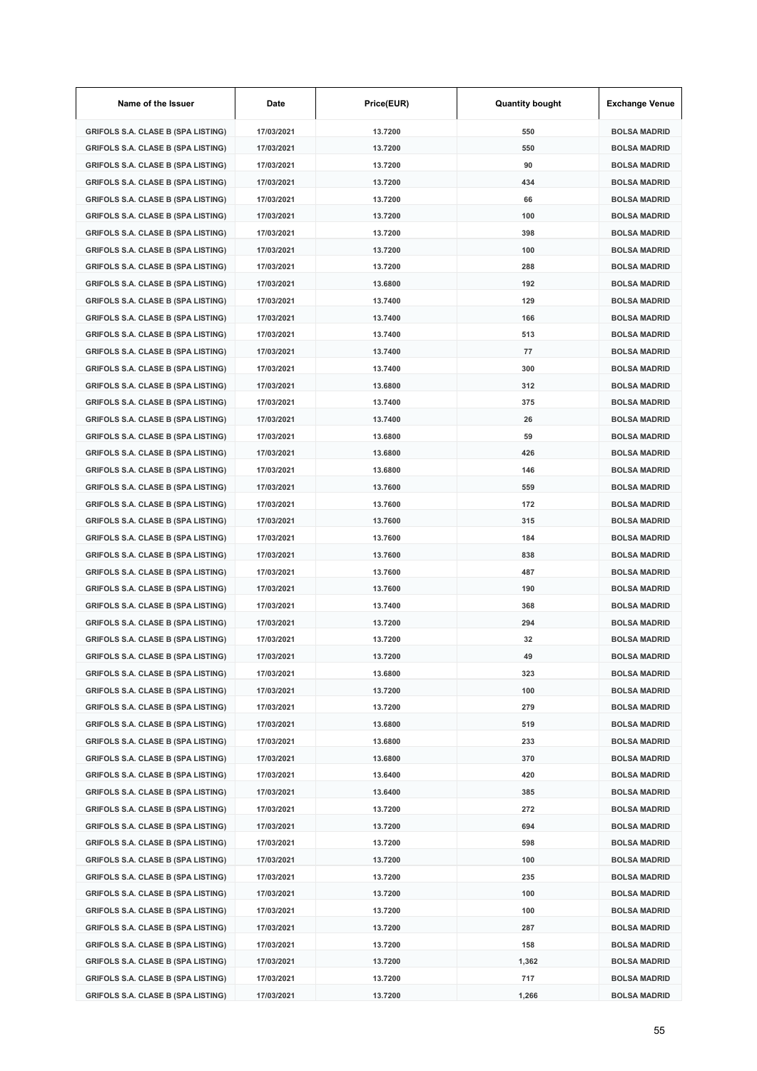| Name of the Issuer | Date | Price(EUR) | Quantity bought | Exchange Venue |
|---|---|---|---|---|
| GRIFOLS S.A. CLASE B (SPA LISTING) | 17/03/2021 | 13.7200 | 550 | BOLSA MADRID |
| GRIFOLS S.A. CLASE B (SPA LISTING) | 17/03/2021 | 13.7200 | 550 | BOLSA MADRID |
| GRIFOLS S.A. CLASE B (SPA LISTING) | 17/03/2021 | 13.7200 | 90 | BOLSA MADRID |
| GRIFOLS S.A. CLASE B (SPA LISTING) | 17/03/2021 | 13.7200 | 434 | BOLSA MADRID |
| GRIFOLS S.A. CLASE B (SPA LISTING) | 17/03/2021 | 13.7200 | 66 | BOLSA MADRID |
| GRIFOLS S.A. CLASE B (SPA LISTING) | 17/03/2021 | 13.7200 | 100 | BOLSA MADRID |
| GRIFOLS S.A. CLASE B (SPA LISTING) | 17/03/2021 | 13.7200 | 398 | BOLSA MADRID |
| GRIFOLS S.A. CLASE B (SPA LISTING) | 17/03/2021 | 13.7200 | 100 | BOLSA MADRID |
| GRIFOLS S.A. CLASE B (SPA LISTING) | 17/03/2021 | 13.7200 | 288 | BOLSA MADRID |
| GRIFOLS S.A. CLASE B (SPA LISTING) | 17/03/2021 | 13.6800 | 192 | BOLSA MADRID |
| GRIFOLS S.A. CLASE B (SPA LISTING) | 17/03/2021 | 13.7400 | 129 | BOLSA MADRID |
| GRIFOLS S.A. CLASE B (SPA LISTING) | 17/03/2021 | 13.7400 | 166 | BOLSA MADRID |
| GRIFOLS S.A. CLASE B (SPA LISTING) | 17/03/2021 | 13.7400 | 513 | BOLSA MADRID |
| GRIFOLS S.A. CLASE B (SPA LISTING) | 17/03/2021 | 13.7400 | 77 | BOLSA MADRID |
| GRIFOLS S.A. CLASE B (SPA LISTING) | 17/03/2021 | 13.7400 | 300 | BOLSA MADRID |
| GRIFOLS S.A. CLASE B (SPA LISTING) | 17/03/2021 | 13.6800 | 312 | BOLSA MADRID |
| GRIFOLS S.A. CLASE B (SPA LISTING) | 17/03/2021 | 13.7400 | 375 | BOLSA MADRID |
| GRIFOLS S.A. CLASE B (SPA LISTING) | 17/03/2021 | 13.7400 | 26 | BOLSA MADRID |
| GRIFOLS S.A. CLASE B (SPA LISTING) | 17/03/2021 | 13.6800 | 59 | BOLSA MADRID |
| GRIFOLS S.A. CLASE B (SPA LISTING) | 17/03/2021 | 13.6800 | 426 | BOLSA MADRID |
| GRIFOLS S.A. CLASE B (SPA LISTING) | 17/03/2021 | 13.6800 | 146 | BOLSA MADRID |
| GRIFOLS S.A. CLASE B (SPA LISTING) | 17/03/2021 | 13.7600 | 559 | BOLSA MADRID |
| GRIFOLS S.A. CLASE B (SPA LISTING) | 17/03/2021 | 13.7600 | 172 | BOLSA MADRID |
| GRIFOLS S.A. CLASE B (SPA LISTING) | 17/03/2021 | 13.7600 | 315 | BOLSA MADRID |
| GRIFOLS S.A. CLASE B (SPA LISTING) | 17/03/2021 | 13.7600 | 184 | BOLSA MADRID |
| GRIFOLS S.A. CLASE B (SPA LISTING) | 17/03/2021 | 13.7600 | 838 | BOLSA MADRID |
| GRIFOLS S.A. CLASE B (SPA LISTING) | 17/03/2021 | 13.7600 | 487 | BOLSA MADRID |
| GRIFOLS S.A. CLASE B (SPA LISTING) | 17/03/2021 | 13.7600 | 190 | BOLSA MADRID |
| GRIFOLS S.A. CLASE B (SPA LISTING) | 17/03/2021 | 13.7400 | 368 | BOLSA MADRID |
| GRIFOLS S.A. CLASE B (SPA LISTING) | 17/03/2021 | 13.7200 | 294 | BOLSA MADRID |
| GRIFOLS S.A. CLASE B (SPA LISTING) | 17/03/2021 | 13.7200 | 32 | BOLSA MADRID |
| GRIFOLS S.A. CLASE B (SPA LISTING) | 17/03/2021 | 13.7200 | 49 | BOLSA MADRID |
| GRIFOLS S.A. CLASE B (SPA LISTING) | 17/03/2021 | 13.6800 | 323 | BOLSA MADRID |
| GRIFOLS S.A. CLASE B (SPA LISTING) | 17/03/2021 | 13.7200 | 100 | BOLSA MADRID |
| GRIFOLS S.A. CLASE B (SPA LISTING) | 17/03/2021 | 13.7200 | 279 | BOLSA MADRID |
| GRIFOLS S.A. CLASE B (SPA LISTING) | 17/03/2021 | 13.6800 | 519 | BOLSA MADRID |
| GRIFOLS S.A. CLASE B (SPA LISTING) | 17/03/2021 | 13.6800 | 233 | BOLSA MADRID |
| GRIFOLS S.A. CLASE B (SPA LISTING) | 17/03/2021 | 13.6800 | 370 | BOLSA MADRID |
| GRIFOLS S.A. CLASE B (SPA LISTING) | 17/03/2021 | 13.6400 | 420 | BOLSA MADRID |
| GRIFOLS S.A. CLASE B (SPA LISTING) | 17/03/2021 | 13.6400 | 385 | BOLSA MADRID |
| GRIFOLS S.A. CLASE B (SPA LISTING) | 17/03/2021 | 13.7200 | 272 | BOLSA MADRID |
| GRIFOLS S.A. CLASE B (SPA LISTING) | 17/03/2021 | 13.7200 | 694 | BOLSA MADRID |
| GRIFOLS S.A. CLASE B (SPA LISTING) | 17/03/2021 | 13.7200 | 598 | BOLSA MADRID |
| GRIFOLS S.A. CLASE B (SPA LISTING) | 17/03/2021 | 13.7200 | 100 | BOLSA MADRID |
| GRIFOLS S.A. CLASE B (SPA LISTING) | 17/03/2021 | 13.7200 | 235 | BOLSA MADRID |
| GRIFOLS S.A. CLASE B (SPA LISTING) | 17/03/2021 | 13.7200 | 100 | BOLSA MADRID |
| GRIFOLS S.A. CLASE B (SPA LISTING) | 17/03/2021 | 13.7200 | 100 | BOLSA MADRID |
| GRIFOLS S.A. CLASE B (SPA LISTING) | 17/03/2021 | 13.7200 | 287 | BOLSA MADRID |
| GRIFOLS S.A. CLASE B (SPA LISTING) | 17/03/2021 | 13.7200 | 158 | BOLSA MADRID |
| GRIFOLS S.A. CLASE B (SPA LISTING) | 17/03/2021 | 13.7200 | 1,362 | BOLSA MADRID |
| GRIFOLS S.A. CLASE B (SPA LISTING) | 17/03/2021 | 13.7200 | 717 | BOLSA MADRID |
| GRIFOLS S.A. CLASE B (SPA LISTING) | 17/03/2021 | 13.7200 | 1,266 | BOLSA MADRID |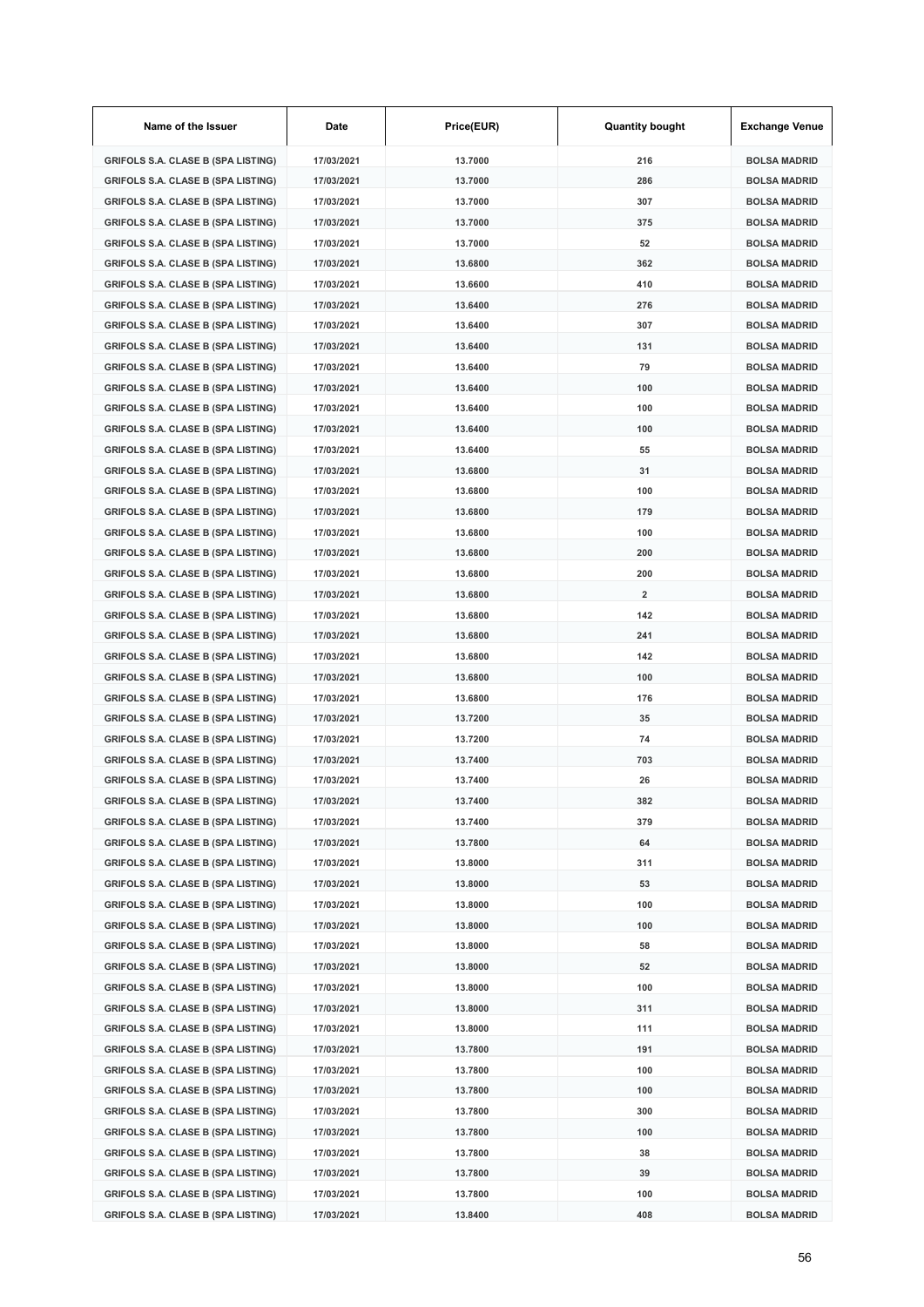| Name of the Issuer | Date | Price(EUR) | Quantity bought | Exchange Venue |
| --- | --- | --- | --- | --- |
| GRIFOLS S.A. CLASE B (SPA LISTING) | 17/03/2021 | 13.7000 | 216 | BOLSA MADRID |
| GRIFOLS S.A. CLASE B (SPA LISTING) | 17/03/2021 | 13.7000 | 286 | BOLSA MADRID |
| GRIFOLS S.A. CLASE B (SPA LISTING) | 17/03/2021 | 13.7000 | 307 | BOLSA MADRID |
| GRIFOLS S.A. CLASE B (SPA LISTING) | 17/03/2021 | 13.7000 | 375 | BOLSA MADRID |
| GRIFOLS S.A. CLASE B (SPA LISTING) | 17/03/2021 | 13.7000 | 52 | BOLSA MADRID |
| GRIFOLS S.A. CLASE B (SPA LISTING) | 17/03/2021 | 13.6800 | 362 | BOLSA MADRID |
| GRIFOLS S.A. CLASE B (SPA LISTING) | 17/03/2021 | 13.6600 | 410 | BOLSA MADRID |
| GRIFOLS S.A. CLASE B (SPA LISTING) | 17/03/2021 | 13.6400 | 276 | BOLSA MADRID |
| GRIFOLS S.A. CLASE B (SPA LISTING) | 17/03/2021 | 13.6400 | 307 | BOLSA MADRID |
| GRIFOLS S.A. CLASE B (SPA LISTING) | 17/03/2021 | 13.6400 | 131 | BOLSA MADRID |
| GRIFOLS S.A. CLASE B (SPA LISTING) | 17/03/2021 | 13.6400 | 79 | BOLSA MADRID |
| GRIFOLS S.A. CLASE B (SPA LISTING) | 17/03/2021 | 13.6400 | 100 | BOLSA MADRID |
| GRIFOLS S.A. CLASE B (SPA LISTING) | 17/03/2021 | 13.6400 | 100 | BOLSA MADRID |
| GRIFOLS S.A. CLASE B (SPA LISTING) | 17/03/2021 | 13.6400 | 100 | BOLSA MADRID |
| GRIFOLS S.A. CLASE B (SPA LISTING) | 17/03/2021 | 13.6400 | 55 | BOLSA MADRID |
| GRIFOLS S.A. CLASE B (SPA LISTING) | 17/03/2021 | 13.6800 | 31 | BOLSA MADRID |
| GRIFOLS S.A. CLASE B (SPA LISTING) | 17/03/2021 | 13.6800 | 100 | BOLSA MADRID |
| GRIFOLS S.A. CLASE B (SPA LISTING) | 17/03/2021 | 13.6800 | 179 | BOLSA MADRID |
| GRIFOLS S.A. CLASE B (SPA LISTING) | 17/03/2021 | 13.6800 | 100 | BOLSA MADRID |
| GRIFOLS S.A. CLASE B (SPA LISTING) | 17/03/2021 | 13.6800 | 200 | BOLSA MADRID |
| GRIFOLS S.A. CLASE B (SPA LISTING) | 17/03/2021 | 13.6800 | 200 | BOLSA MADRID |
| GRIFOLS S.A. CLASE B (SPA LISTING) | 17/03/2021 | 13.6800 | 2 | BOLSA MADRID |
| GRIFOLS S.A. CLASE B (SPA LISTING) | 17/03/2021 | 13.6800 | 142 | BOLSA MADRID |
| GRIFOLS S.A. CLASE B (SPA LISTING) | 17/03/2021 | 13.6800 | 241 | BOLSA MADRID |
| GRIFOLS S.A. CLASE B (SPA LISTING) | 17/03/2021 | 13.6800 | 142 | BOLSA MADRID |
| GRIFOLS S.A. CLASE B (SPA LISTING) | 17/03/2021 | 13.6800 | 100 | BOLSA MADRID |
| GRIFOLS S.A. CLASE B (SPA LISTING) | 17/03/2021 | 13.6800 | 176 | BOLSA MADRID |
| GRIFOLS S.A. CLASE B (SPA LISTING) | 17/03/2021 | 13.7200 | 35 | BOLSA MADRID |
| GRIFOLS S.A. CLASE B (SPA LISTING) | 17/03/2021 | 13.7200 | 74 | BOLSA MADRID |
| GRIFOLS S.A. CLASE B (SPA LISTING) | 17/03/2021 | 13.7400 | 703 | BOLSA MADRID |
| GRIFOLS S.A. CLASE B (SPA LISTING) | 17/03/2021 | 13.7400 | 26 | BOLSA MADRID |
| GRIFOLS S.A. CLASE B (SPA LISTING) | 17/03/2021 | 13.7400 | 382 | BOLSA MADRID |
| GRIFOLS S.A. CLASE B (SPA LISTING) | 17/03/2021 | 13.7400 | 379 | BOLSA MADRID |
| GRIFOLS S.A. CLASE B (SPA LISTING) | 17/03/2021 | 13.7800 | 64 | BOLSA MADRID |
| GRIFOLS S.A. CLASE B (SPA LISTING) | 17/03/2021 | 13.8000 | 311 | BOLSA MADRID |
| GRIFOLS S.A. CLASE B (SPA LISTING) | 17/03/2021 | 13.8000 | 53 | BOLSA MADRID |
| GRIFOLS S.A. CLASE B (SPA LISTING) | 17/03/2021 | 13.8000 | 100 | BOLSA MADRID |
| GRIFOLS S.A. CLASE B (SPA LISTING) | 17/03/2021 | 13.8000 | 100 | BOLSA MADRID |
| GRIFOLS S.A. CLASE B (SPA LISTING) | 17/03/2021 | 13.8000 | 58 | BOLSA MADRID |
| GRIFOLS S.A. CLASE B (SPA LISTING) | 17/03/2021 | 13.8000 | 52 | BOLSA MADRID |
| GRIFOLS S.A. CLASE B (SPA LISTING) | 17/03/2021 | 13.8000 | 100 | BOLSA MADRID |
| GRIFOLS S.A. CLASE B (SPA LISTING) | 17/03/2021 | 13.8000 | 311 | BOLSA MADRID |
| GRIFOLS S.A. CLASE B (SPA LISTING) | 17/03/2021 | 13.8000 | 111 | BOLSA MADRID |
| GRIFOLS S.A. CLASE B (SPA LISTING) | 17/03/2021 | 13.7800 | 191 | BOLSA MADRID |
| GRIFOLS S.A. CLASE B (SPA LISTING) | 17/03/2021 | 13.7800 | 100 | BOLSA MADRID |
| GRIFOLS S.A. CLASE B (SPA LISTING) | 17/03/2021 | 13.7800 | 100 | BOLSA MADRID |
| GRIFOLS S.A. CLASE B (SPA LISTING) | 17/03/2021 | 13.7800 | 300 | BOLSA MADRID |
| GRIFOLS S.A. CLASE B (SPA LISTING) | 17/03/2021 | 13.7800 | 100 | BOLSA MADRID |
| GRIFOLS S.A. CLASE B (SPA LISTING) | 17/03/2021 | 13.7800 | 38 | BOLSA MADRID |
| GRIFOLS S.A. CLASE B (SPA LISTING) | 17/03/2021 | 13.7800 | 39 | BOLSA MADRID |
| GRIFOLS S.A. CLASE B (SPA LISTING) | 17/03/2021 | 13.7800 | 100 | BOLSA MADRID |
| GRIFOLS S.A. CLASE B (SPA LISTING) | 17/03/2021 | 13.8400 | 408 | BOLSA MADRID |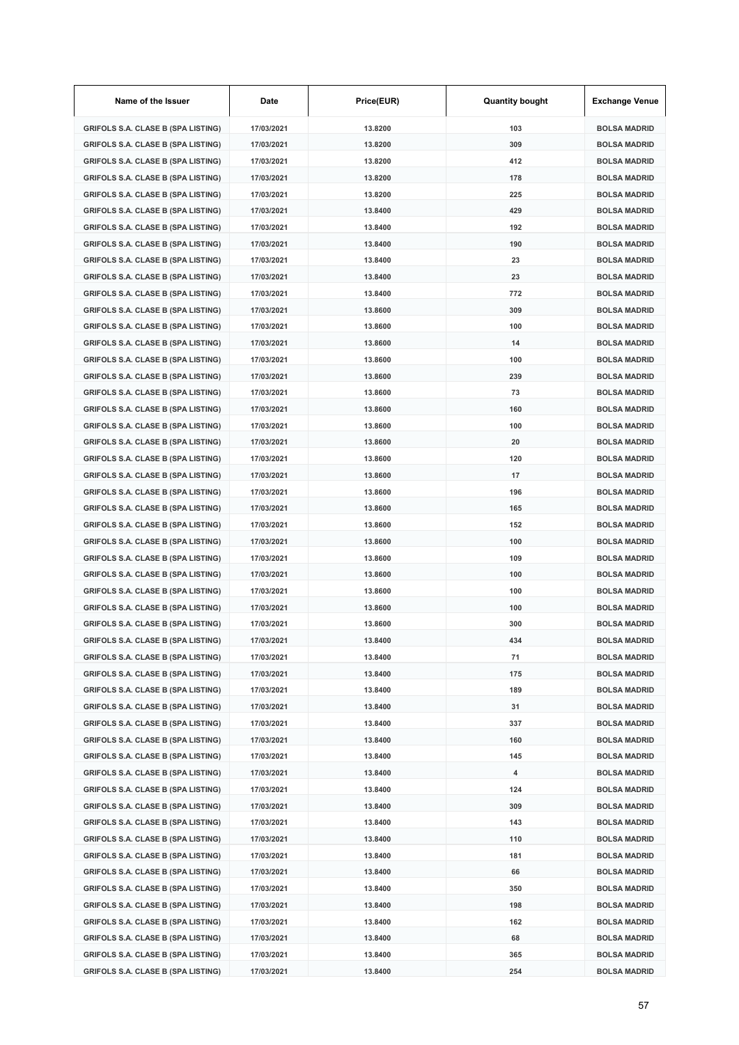| Name of the Issuer | Date | Price(EUR) | Quantity bought | Exchange Venue |
|---|---|---|---|---|
| GRIFOLS S.A. CLASE B (SPA LISTING) | 17/03/2021 | 13.8200 | 103 | BOLSA MADRID |
| GRIFOLS S.A. CLASE B (SPA LISTING) | 17/03/2021 | 13.8200 | 309 | BOLSA MADRID |
| GRIFOLS S.A. CLASE B (SPA LISTING) | 17/03/2021 | 13.8200 | 412 | BOLSA MADRID |
| GRIFOLS S.A. CLASE B (SPA LISTING) | 17/03/2021 | 13.8200 | 178 | BOLSA MADRID |
| GRIFOLS S.A. CLASE B (SPA LISTING) | 17/03/2021 | 13.8200 | 225 | BOLSA MADRID |
| GRIFOLS S.A. CLASE B (SPA LISTING) | 17/03/2021 | 13.8400 | 429 | BOLSA MADRID |
| GRIFOLS S.A. CLASE B (SPA LISTING) | 17/03/2021 | 13.8400 | 192 | BOLSA MADRID |
| GRIFOLS S.A. CLASE B (SPA LISTING) | 17/03/2021 | 13.8400 | 190 | BOLSA MADRID |
| GRIFOLS S.A. CLASE B (SPA LISTING) | 17/03/2021 | 13.8400 | 23 | BOLSA MADRID |
| GRIFOLS S.A. CLASE B (SPA LISTING) | 17/03/2021 | 13.8400 | 23 | BOLSA MADRID |
| GRIFOLS S.A. CLASE B (SPA LISTING) | 17/03/2021 | 13.8400 | 772 | BOLSA MADRID |
| GRIFOLS S.A. CLASE B (SPA LISTING) | 17/03/2021 | 13.8600 | 309 | BOLSA MADRID |
| GRIFOLS S.A. CLASE B (SPA LISTING) | 17/03/2021 | 13.8600 | 100 | BOLSA MADRID |
| GRIFOLS S.A. CLASE B (SPA LISTING) | 17/03/2021 | 13.8600 | 14 | BOLSA MADRID |
| GRIFOLS S.A. CLASE B (SPA LISTING) | 17/03/2021 | 13.8600 | 100 | BOLSA MADRID |
| GRIFOLS S.A. CLASE B (SPA LISTING) | 17/03/2021 | 13.8600 | 239 | BOLSA MADRID |
| GRIFOLS S.A. CLASE B (SPA LISTING) | 17/03/2021 | 13.8600 | 73 | BOLSA MADRID |
| GRIFOLS S.A. CLASE B (SPA LISTING) | 17/03/2021 | 13.8600 | 160 | BOLSA MADRID |
| GRIFOLS S.A. CLASE B (SPA LISTING) | 17/03/2021 | 13.8600 | 100 | BOLSA MADRID |
| GRIFOLS S.A. CLASE B (SPA LISTING) | 17/03/2021 | 13.8600 | 20 | BOLSA MADRID |
| GRIFOLS S.A. CLASE B (SPA LISTING) | 17/03/2021 | 13.8600 | 120 | BOLSA MADRID |
| GRIFOLS S.A. CLASE B (SPA LISTING) | 17/03/2021 | 13.8600 | 17 | BOLSA MADRID |
| GRIFOLS S.A. CLASE B (SPA LISTING) | 17/03/2021 | 13.8600 | 196 | BOLSA MADRID |
| GRIFOLS S.A. CLASE B (SPA LISTING) | 17/03/2021 | 13.8600 | 165 | BOLSA MADRID |
| GRIFOLS S.A. CLASE B (SPA LISTING) | 17/03/2021 | 13.8600 | 152 | BOLSA MADRID |
| GRIFOLS S.A. CLASE B (SPA LISTING) | 17/03/2021 | 13.8600 | 100 | BOLSA MADRID |
| GRIFOLS S.A. CLASE B (SPA LISTING) | 17/03/2021 | 13.8600 | 109 | BOLSA MADRID |
| GRIFOLS S.A. CLASE B (SPA LISTING) | 17/03/2021 | 13.8600 | 100 | BOLSA MADRID |
| GRIFOLS S.A. CLASE B (SPA LISTING) | 17/03/2021 | 13.8600 | 100 | BOLSA MADRID |
| GRIFOLS S.A. CLASE B (SPA LISTING) | 17/03/2021 | 13.8600 | 100 | BOLSA MADRID |
| GRIFOLS S.A. CLASE B (SPA LISTING) | 17/03/2021 | 13.8600 | 300 | BOLSA MADRID |
| GRIFOLS S.A. CLASE B (SPA LISTING) | 17/03/2021 | 13.8400 | 434 | BOLSA MADRID |
| GRIFOLS S.A. CLASE B (SPA LISTING) | 17/03/2021 | 13.8400 | 71 | BOLSA MADRID |
| GRIFOLS S.A. CLASE B (SPA LISTING) | 17/03/2021 | 13.8400 | 175 | BOLSA MADRID |
| GRIFOLS S.A. CLASE B (SPA LISTING) | 17/03/2021 | 13.8400 | 189 | BOLSA MADRID |
| GRIFOLS S.A. CLASE B (SPA LISTING) | 17/03/2021 | 13.8400 | 31 | BOLSA MADRID |
| GRIFOLS S.A. CLASE B (SPA LISTING) | 17/03/2021 | 13.8400 | 337 | BOLSA MADRID |
| GRIFOLS S.A. CLASE B (SPA LISTING) | 17/03/2021 | 13.8400 | 160 | BOLSA MADRID |
| GRIFOLS S.A. CLASE B (SPA LISTING) | 17/03/2021 | 13.8400 | 145 | BOLSA MADRID |
| GRIFOLS S.A. CLASE B (SPA LISTING) | 17/03/2021 | 13.8400 | 4 | BOLSA MADRID |
| GRIFOLS S.A. CLASE B (SPA LISTING) | 17/03/2021 | 13.8400 | 124 | BOLSA MADRID |
| GRIFOLS S.A. CLASE B (SPA LISTING) | 17/03/2021 | 13.8400 | 309 | BOLSA MADRID |
| GRIFOLS S.A. CLASE B (SPA LISTING) | 17/03/2021 | 13.8400 | 143 | BOLSA MADRID |
| GRIFOLS S.A. CLASE B (SPA LISTING) | 17/03/2021 | 13.8400 | 110 | BOLSA MADRID |
| GRIFOLS S.A. CLASE B (SPA LISTING) | 17/03/2021 | 13.8400 | 181 | BOLSA MADRID |
| GRIFOLS S.A. CLASE B (SPA LISTING) | 17/03/2021 | 13.8400 | 66 | BOLSA MADRID |
| GRIFOLS S.A. CLASE B (SPA LISTING) | 17/03/2021 | 13.8400 | 350 | BOLSA MADRID |
| GRIFOLS S.A. CLASE B (SPA LISTING) | 17/03/2021 | 13.8400 | 198 | BOLSA MADRID |
| GRIFOLS S.A. CLASE B (SPA LISTING) | 17/03/2021 | 13.8400 | 162 | BOLSA MADRID |
| GRIFOLS S.A. CLASE B (SPA LISTING) | 17/03/2021 | 13.8400 | 68 | BOLSA MADRID |
| GRIFOLS S.A. CLASE B (SPA LISTING) | 17/03/2021 | 13.8400 | 365 | BOLSA MADRID |
| GRIFOLS S.A. CLASE B (SPA LISTING) | 17/03/2021 | 13.8400 | 254 | BOLSA MADRID |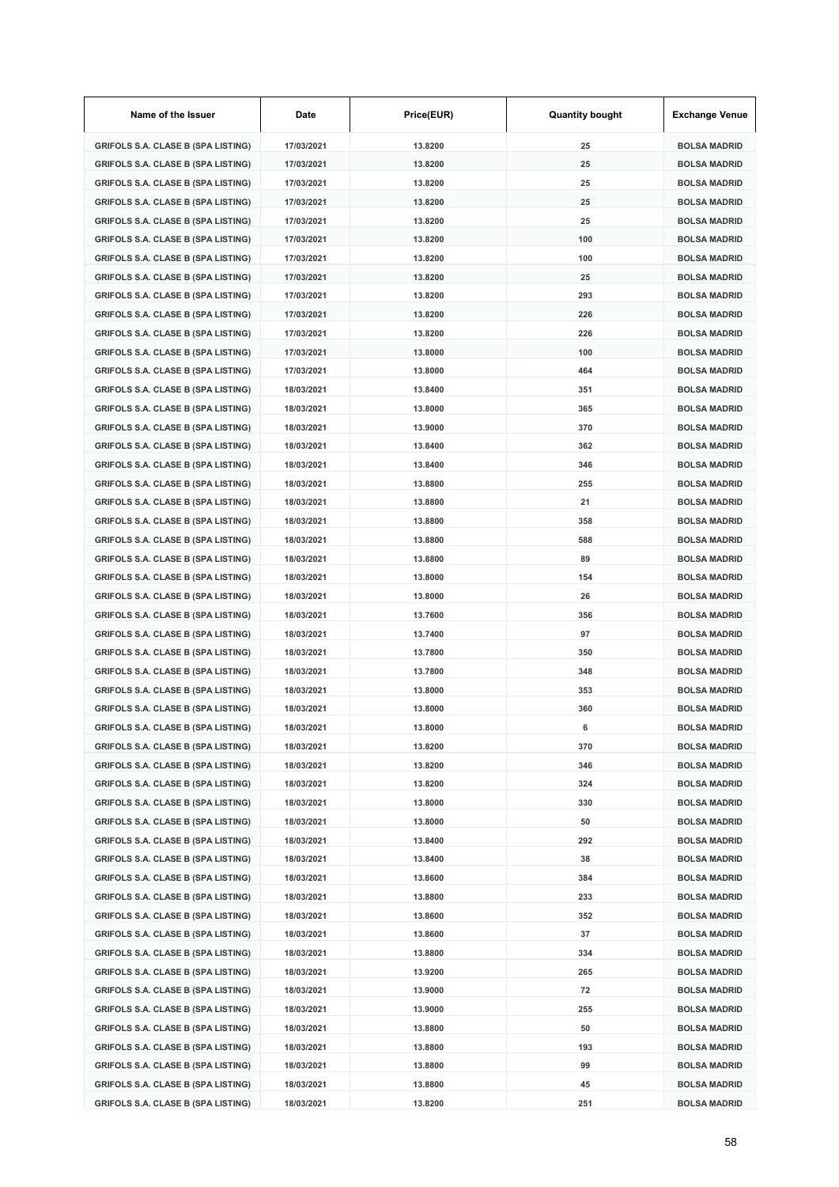| Name of the Issuer | Date | Price(EUR) | Quantity bought | Exchange Venue |
|---|---|---|---|---|
| GRIFOLS S.A. CLASE B (SPA LISTING) | 17/03/2021 | 13.8200 | 25 | BOLSA MADRID |
| GRIFOLS S.A. CLASE B (SPA LISTING) | 17/03/2021 | 13.8200 | 25 | BOLSA MADRID |
| GRIFOLS S.A. CLASE B (SPA LISTING) | 17/03/2021 | 13.8200 | 25 | BOLSA MADRID |
| GRIFOLS S.A. CLASE B (SPA LISTING) | 17/03/2021 | 13.8200 | 25 | BOLSA MADRID |
| GRIFOLS S.A. CLASE B (SPA LISTING) | 17/03/2021 | 13.8200 | 25 | BOLSA MADRID |
| GRIFOLS S.A. CLASE B (SPA LISTING) | 17/03/2021 | 13.8200 | 100 | BOLSA MADRID |
| GRIFOLS S.A. CLASE B (SPA LISTING) | 17/03/2021 | 13.8200 | 100 | BOLSA MADRID |
| GRIFOLS S.A. CLASE B (SPA LISTING) | 17/03/2021 | 13.8200 | 25 | BOLSA MADRID |
| GRIFOLS S.A. CLASE B (SPA LISTING) | 17/03/2021 | 13.8200 | 293 | BOLSA MADRID |
| GRIFOLS S.A. CLASE B (SPA LISTING) | 17/03/2021 | 13.8200 | 226 | BOLSA MADRID |
| GRIFOLS S.A. CLASE B (SPA LISTING) | 17/03/2021 | 13.8200 | 226 | BOLSA MADRID |
| GRIFOLS S.A. CLASE B (SPA LISTING) | 17/03/2021 | 13.8000 | 100 | BOLSA MADRID |
| GRIFOLS S.A. CLASE B (SPA LISTING) | 17/03/2021 | 13.8000 | 464 | BOLSA MADRID |
| GRIFOLS S.A. CLASE B (SPA LISTING) | 18/03/2021 | 13.8400 | 351 | BOLSA MADRID |
| GRIFOLS S.A. CLASE B (SPA LISTING) | 18/03/2021 | 13.8000 | 365 | BOLSA MADRID |
| GRIFOLS S.A. CLASE B (SPA LISTING) | 18/03/2021 | 13.9000 | 370 | BOLSA MADRID |
| GRIFOLS S.A. CLASE B (SPA LISTING) | 18/03/2021 | 13.8400 | 362 | BOLSA MADRID |
| GRIFOLS S.A. CLASE B (SPA LISTING) | 18/03/2021 | 13.8400 | 346 | BOLSA MADRID |
| GRIFOLS S.A. CLASE B (SPA LISTING) | 18/03/2021 | 13.8800 | 255 | BOLSA MADRID |
| GRIFOLS S.A. CLASE B (SPA LISTING) | 18/03/2021 | 13.8800 | 21 | BOLSA MADRID |
| GRIFOLS S.A. CLASE B (SPA LISTING) | 18/03/2021 | 13.8800 | 358 | BOLSA MADRID |
| GRIFOLS S.A. CLASE B (SPA LISTING) | 18/03/2021 | 13.8800 | 588 | BOLSA MADRID |
| GRIFOLS S.A. CLASE B (SPA LISTING) | 18/03/2021 | 13.8800 | 89 | BOLSA MADRID |
| GRIFOLS S.A. CLASE B (SPA LISTING) | 18/03/2021 | 13.8000 | 154 | BOLSA MADRID |
| GRIFOLS S.A. CLASE B (SPA LISTING) | 18/03/2021 | 13.8000 | 26 | BOLSA MADRID |
| GRIFOLS S.A. CLASE B (SPA LISTING) | 18/03/2021 | 13.7600 | 356 | BOLSA MADRID |
| GRIFOLS S.A. CLASE B (SPA LISTING) | 18/03/2021 | 13.7400 | 97 | BOLSA MADRID |
| GRIFOLS S.A. CLASE B (SPA LISTING) | 18/03/2021 | 13.7800 | 350 | BOLSA MADRID |
| GRIFOLS S.A. CLASE B (SPA LISTING) | 18/03/2021 | 13.7800 | 348 | BOLSA MADRID |
| GRIFOLS S.A. CLASE B (SPA LISTING) | 18/03/2021 | 13.8000 | 353 | BOLSA MADRID |
| GRIFOLS S.A. CLASE B (SPA LISTING) | 18/03/2021 | 13.8000 | 360 | BOLSA MADRID |
| GRIFOLS S.A. CLASE B (SPA LISTING) | 18/03/2021 | 13.8000 | 6 | BOLSA MADRID |
| GRIFOLS S.A. CLASE B (SPA LISTING) | 18/03/2021 | 13.8200 | 370 | BOLSA MADRID |
| GRIFOLS S.A. CLASE B (SPA LISTING) | 18/03/2021 | 13.8200 | 346 | BOLSA MADRID |
| GRIFOLS S.A. CLASE B (SPA LISTING) | 18/03/2021 | 13.8200 | 324 | BOLSA MADRID |
| GRIFOLS S.A. CLASE B (SPA LISTING) | 18/03/2021 | 13.8000 | 330 | BOLSA MADRID |
| GRIFOLS S.A. CLASE B (SPA LISTING) | 18/03/2021 | 13.8000 | 50 | BOLSA MADRID |
| GRIFOLS S.A. CLASE B (SPA LISTING) | 18/03/2021 | 13.8400 | 292 | BOLSA MADRID |
| GRIFOLS S.A. CLASE B (SPA LISTING) | 18/03/2021 | 13.8400 | 38 | BOLSA MADRID |
| GRIFOLS S.A. CLASE B (SPA LISTING) | 18/03/2021 | 13.8600 | 384 | BOLSA MADRID |
| GRIFOLS S.A. CLASE B (SPA LISTING) | 18/03/2021 | 13.8800 | 233 | BOLSA MADRID |
| GRIFOLS S.A. CLASE B (SPA LISTING) | 18/03/2021 | 13.8600 | 352 | BOLSA MADRID |
| GRIFOLS S.A. CLASE B (SPA LISTING) | 18/03/2021 | 13.8600 | 37 | BOLSA MADRID |
| GRIFOLS S.A. CLASE B (SPA LISTING) | 18/03/2021 | 13.8800 | 334 | BOLSA MADRID |
| GRIFOLS S.A. CLASE B (SPA LISTING) | 18/03/2021 | 13.9200 | 265 | BOLSA MADRID |
| GRIFOLS S.A. CLASE B (SPA LISTING) | 18/03/2021 | 13.9000 | 72 | BOLSA MADRID |
| GRIFOLS S.A. CLASE B (SPA LISTING) | 18/03/2021 | 13.9000 | 255 | BOLSA MADRID |
| GRIFOLS S.A. CLASE B (SPA LISTING) | 18/03/2021 | 13.8800 | 50 | BOLSA MADRID |
| GRIFOLS S.A. CLASE B (SPA LISTING) | 18/03/2021 | 13.8800 | 193 | BOLSA MADRID |
| GRIFOLS S.A. CLASE B (SPA LISTING) | 18/03/2021 | 13.8800 | 99 | BOLSA MADRID |
| GRIFOLS S.A. CLASE B (SPA LISTING) | 18/03/2021 | 13.8800 | 45 | BOLSA MADRID |
| GRIFOLS S.A. CLASE B (SPA LISTING) | 18/03/2021 | 13.8200 | 251 | BOLSA MADRID |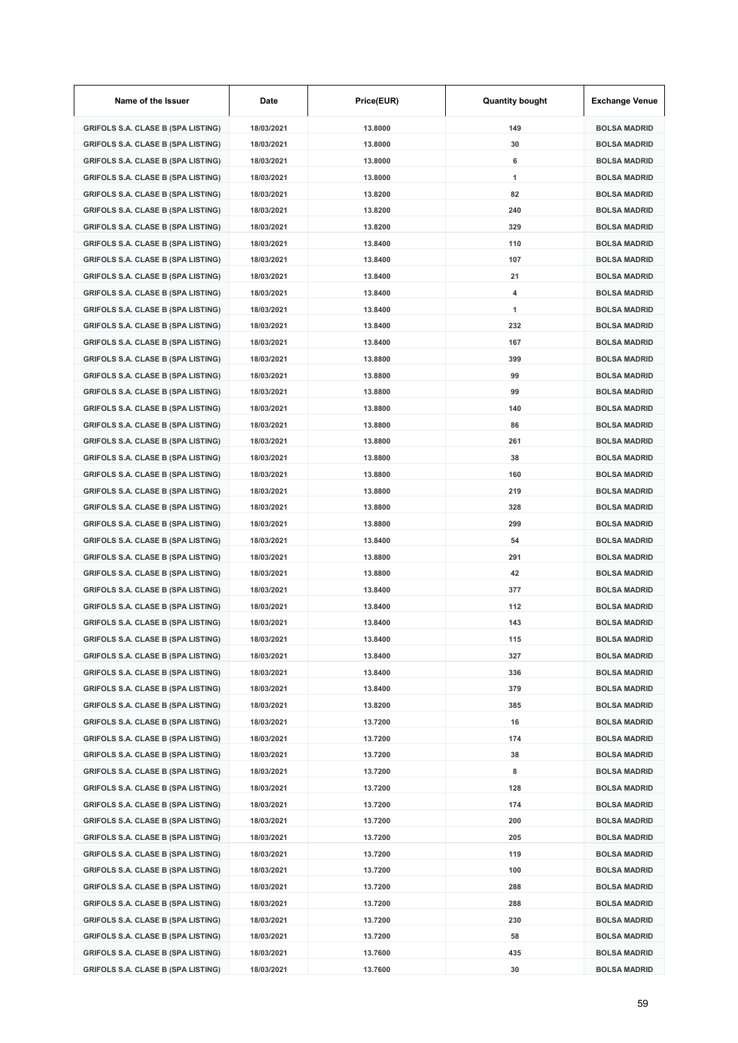| Name of the Issuer | Date | Price(EUR) | Quantity bought | Exchange Venue |
|---|---|---|---|---|
| GRIFOLS S.A. CLASE B (SPA LISTING) | 18/03/2021 | 13.8000 | 149 | BOLSA MADRID |
| GRIFOLS S.A. CLASE B (SPA LISTING) | 18/03/2021 | 13.8000 | 30 | BOLSA MADRID |
| GRIFOLS S.A. CLASE B (SPA LISTING) | 18/03/2021 | 13.8000 | 6 | BOLSA MADRID |
| GRIFOLS S.A. CLASE B (SPA LISTING) | 18/03/2021 | 13.8000 | 1 | BOLSA MADRID |
| GRIFOLS S.A. CLASE B (SPA LISTING) | 18/03/2021 | 13.8200 | 82 | BOLSA MADRID |
| GRIFOLS S.A. CLASE B (SPA LISTING) | 18/03/2021 | 13.8200 | 240 | BOLSA MADRID |
| GRIFOLS S.A. CLASE B (SPA LISTING) | 18/03/2021 | 13.8200 | 329 | BOLSA MADRID |
| GRIFOLS S.A. CLASE B (SPA LISTING) | 18/03/2021 | 13.8400 | 110 | BOLSA MADRID |
| GRIFOLS S.A. CLASE B (SPA LISTING) | 18/03/2021 | 13.8400 | 107 | BOLSA MADRID |
| GRIFOLS S.A. CLASE B (SPA LISTING) | 18/03/2021 | 13.8400 | 21 | BOLSA MADRID |
| GRIFOLS S.A. CLASE B (SPA LISTING) | 18/03/2021 | 13.8400 | 4 | BOLSA MADRID |
| GRIFOLS S.A. CLASE B (SPA LISTING) | 18/03/2021 | 13.8400 | 1 | BOLSA MADRID |
| GRIFOLS S.A. CLASE B (SPA LISTING) | 18/03/2021 | 13.8400 | 232 | BOLSA MADRID |
| GRIFOLS S.A. CLASE B (SPA LISTING) | 18/03/2021 | 13.8400 | 167 | BOLSA MADRID |
| GRIFOLS S.A. CLASE B (SPA LISTING) | 18/03/2021 | 13.8800 | 399 | BOLSA MADRID |
| GRIFOLS S.A. CLASE B (SPA LISTING) | 18/03/2021 | 13.8800 | 99 | BOLSA MADRID |
| GRIFOLS S.A. CLASE B (SPA LISTING) | 18/03/2021 | 13.8800 | 99 | BOLSA MADRID |
| GRIFOLS S.A. CLASE B (SPA LISTING) | 18/03/2021 | 13.8800 | 140 | BOLSA MADRID |
| GRIFOLS S.A. CLASE B (SPA LISTING) | 18/03/2021 | 13.8800 | 86 | BOLSA MADRID |
| GRIFOLS S.A. CLASE B (SPA LISTING) | 18/03/2021 | 13.8800 | 261 | BOLSA MADRID |
| GRIFOLS S.A. CLASE B (SPA LISTING) | 18/03/2021 | 13.8800 | 38 | BOLSA MADRID |
| GRIFOLS S.A. CLASE B (SPA LISTING) | 18/03/2021 | 13.8800 | 160 | BOLSA MADRID |
| GRIFOLS S.A. CLASE B (SPA LISTING) | 18/03/2021 | 13.8800 | 219 | BOLSA MADRID |
| GRIFOLS S.A. CLASE B (SPA LISTING) | 18/03/2021 | 13.8800 | 328 | BOLSA MADRID |
| GRIFOLS S.A. CLASE B (SPA LISTING) | 18/03/2021 | 13.8800 | 299 | BOLSA MADRID |
| GRIFOLS S.A. CLASE B (SPA LISTING) | 18/03/2021 | 13.8400 | 54 | BOLSA MADRID |
| GRIFOLS S.A. CLASE B (SPA LISTING) | 18/03/2021 | 13.8800 | 291 | BOLSA MADRID |
| GRIFOLS S.A. CLASE B (SPA LISTING) | 18/03/2021 | 13.8800 | 42 | BOLSA MADRID |
| GRIFOLS S.A. CLASE B (SPA LISTING) | 18/03/2021 | 13.8400 | 377 | BOLSA MADRID |
| GRIFOLS S.A. CLASE B (SPA LISTING) | 18/03/2021 | 13.8400 | 112 | BOLSA MADRID |
| GRIFOLS S.A. CLASE B (SPA LISTING) | 18/03/2021 | 13.8400 | 143 | BOLSA MADRID |
| GRIFOLS S.A. CLASE B (SPA LISTING) | 18/03/2021 | 13.8400 | 115 | BOLSA MADRID |
| GRIFOLS S.A. CLASE B (SPA LISTING) | 18/03/2021 | 13.8400 | 327 | BOLSA MADRID |
| GRIFOLS S.A. CLASE B (SPA LISTING) | 18/03/2021 | 13.8400 | 336 | BOLSA MADRID |
| GRIFOLS S.A. CLASE B (SPA LISTING) | 18/03/2021 | 13.8400 | 379 | BOLSA MADRID |
| GRIFOLS S.A. CLASE B (SPA LISTING) | 18/03/2021 | 13.8200 | 385 | BOLSA MADRID |
| GRIFOLS S.A. CLASE B (SPA LISTING) | 18/03/2021 | 13.7200 | 16 | BOLSA MADRID |
| GRIFOLS S.A. CLASE B (SPA LISTING) | 18/03/2021 | 13.7200 | 174 | BOLSA MADRID |
| GRIFOLS S.A. CLASE B (SPA LISTING) | 18/03/2021 | 13.7200 | 38 | BOLSA MADRID |
| GRIFOLS S.A. CLASE B (SPA LISTING) | 18/03/2021 | 13.7200 | 8 | BOLSA MADRID |
| GRIFOLS S.A. CLASE B (SPA LISTING) | 18/03/2021 | 13.7200 | 128 | BOLSA MADRID |
| GRIFOLS S.A. CLASE B (SPA LISTING) | 18/03/2021 | 13.7200 | 174 | BOLSA MADRID |
| GRIFOLS S.A. CLASE B (SPA LISTING) | 18/03/2021 | 13.7200 | 200 | BOLSA MADRID |
| GRIFOLS S.A. CLASE B (SPA LISTING) | 18/03/2021 | 13.7200 | 205 | BOLSA MADRID |
| GRIFOLS S.A. CLASE B (SPA LISTING) | 18/03/2021 | 13.7200 | 119 | BOLSA MADRID |
| GRIFOLS S.A. CLASE B (SPA LISTING) | 18/03/2021 | 13.7200 | 100 | BOLSA MADRID |
| GRIFOLS S.A. CLASE B (SPA LISTING) | 18/03/2021 | 13.7200 | 288 | BOLSA MADRID |
| GRIFOLS S.A. CLASE B (SPA LISTING) | 18/03/2021 | 13.7200 | 288 | BOLSA MADRID |
| GRIFOLS S.A. CLASE B (SPA LISTING) | 18/03/2021 | 13.7200 | 230 | BOLSA MADRID |
| GRIFOLS S.A. CLASE B (SPA LISTING) | 18/03/2021 | 13.7200 | 58 | BOLSA MADRID |
| GRIFOLS S.A. CLASE B (SPA LISTING) | 18/03/2021 | 13.7600 | 435 | BOLSA MADRID |
| GRIFOLS S.A. CLASE B (SPA LISTING) | 18/03/2021 | 13.7600 | 30 | BOLSA MADRID |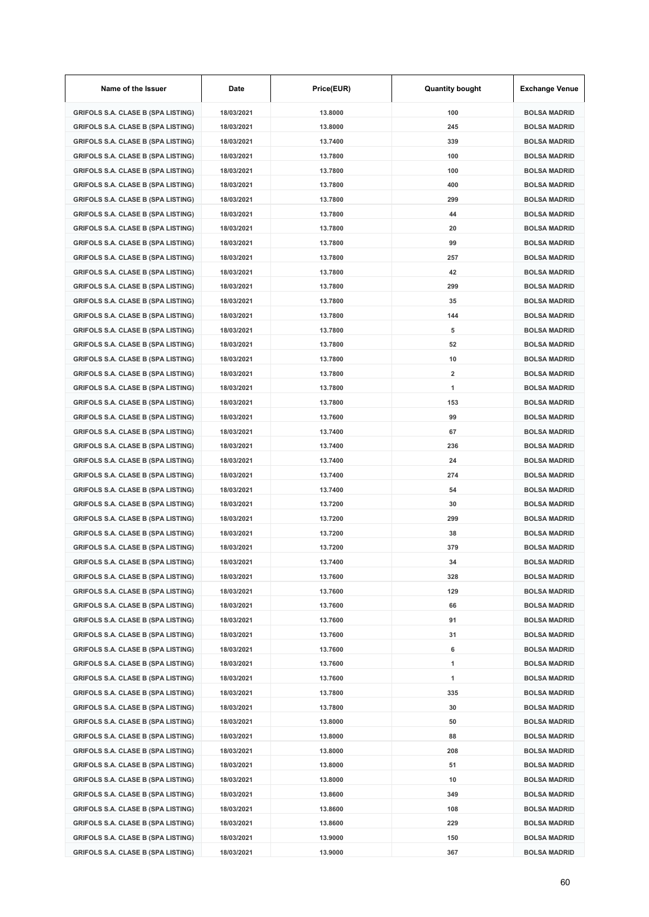| Name of the Issuer | Date | Price(EUR) | Quantity bought | Exchange Venue |
| --- | --- | --- | --- | --- |
| GRIFOLS S.A. CLASE B (SPA LISTING) | 18/03/2021 | 13.8000 | 100 | BOLSA MADRID |
| GRIFOLS S.A. CLASE B (SPA LISTING) | 18/03/2021 | 13.8000 | 245 | BOLSA MADRID |
| GRIFOLS S.A. CLASE B (SPA LISTING) | 18/03/2021 | 13.7400 | 339 | BOLSA MADRID |
| GRIFOLS S.A. CLASE B (SPA LISTING) | 18/03/2021 | 13.7800 | 100 | BOLSA MADRID |
| GRIFOLS S.A. CLASE B (SPA LISTING) | 18/03/2021 | 13.7800 | 100 | BOLSA MADRID |
| GRIFOLS S.A. CLASE B (SPA LISTING) | 18/03/2021 | 13.7800 | 400 | BOLSA MADRID |
| GRIFOLS S.A. CLASE B (SPA LISTING) | 18/03/2021 | 13.7800 | 299 | BOLSA MADRID |
| GRIFOLS S.A. CLASE B (SPA LISTING) | 18/03/2021 | 13.7800 | 44 | BOLSA MADRID |
| GRIFOLS S.A. CLASE B (SPA LISTING) | 18/03/2021 | 13.7800 | 20 | BOLSA MADRID |
| GRIFOLS S.A. CLASE B (SPA LISTING) | 18/03/2021 | 13.7800 | 99 | BOLSA MADRID |
| GRIFOLS S.A. CLASE B (SPA LISTING) | 18/03/2021 | 13.7800 | 257 | BOLSA MADRID |
| GRIFOLS S.A. CLASE B (SPA LISTING) | 18/03/2021 | 13.7800 | 42 | BOLSA MADRID |
| GRIFOLS S.A. CLASE B (SPA LISTING) | 18/03/2021 | 13.7800 | 299 | BOLSA MADRID |
| GRIFOLS S.A. CLASE B (SPA LISTING) | 18/03/2021 | 13.7800 | 35 | BOLSA MADRID |
| GRIFOLS S.A. CLASE B (SPA LISTING) | 18/03/2021 | 13.7800 | 144 | BOLSA MADRID |
| GRIFOLS S.A. CLASE B (SPA LISTING) | 18/03/2021 | 13.7800 | 5 | BOLSA MADRID |
| GRIFOLS S.A. CLASE B (SPA LISTING) | 18/03/2021 | 13.7800 | 52 | BOLSA MADRID |
| GRIFOLS S.A. CLASE B (SPA LISTING) | 18/03/2021 | 13.7800 | 10 | BOLSA MADRID |
| GRIFOLS S.A. CLASE B (SPA LISTING) | 18/03/2021 | 13.7800 | 2 | BOLSA MADRID |
| GRIFOLS S.A. CLASE B (SPA LISTING) | 18/03/2021 | 13.7800 | 1 | BOLSA MADRID |
| GRIFOLS S.A. CLASE B (SPA LISTING) | 18/03/2021 | 13.7800 | 153 | BOLSA MADRID |
| GRIFOLS S.A. CLASE B (SPA LISTING) | 18/03/2021 | 13.7600 | 99 | BOLSA MADRID |
| GRIFOLS S.A. CLASE B (SPA LISTING) | 18/03/2021 | 13.7400 | 67 | BOLSA MADRID |
| GRIFOLS S.A. CLASE B (SPA LISTING) | 18/03/2021 | 13.7400 | 236 | BOLSA MADRID |
| GRIFOLS S.A. CLASE B (SPA LISTING) | 18/03/2021 | 13.7400 | 24 | BOLSA MADRID |
| GRIFOLS S.A. CLASE B (SPA LISTING) | 18/03/2021 | 13.7400 | 274 | BOLSA MADRID |
| GRIFOLS S.A. CLASE B (SPA LISTING) | 18/03/2021 | 13.7400 | 54 | BOLSA MADRID |
| GRIFOLS S.A. CLASE B (SPA LISTING) | 18/03/2021 | 13.7200 | 30 | BOLSA MADRID |
| GRIFOLS S.A. CLASE B (SPA LISTING) | 18/03/2021 | 13.7200 | 299 | BOLSA MADRID |
| GRIFOLS S.A. CLASE B (SPA LISTING) | 18/03/2021 | 13.7200 | 38 | BOLSA MADRID |
| GRIFOLS S.A. CLASE B (SPA LISTING) | 18/03/2021 | 13.7200 | 379 | BOLSA MADRID |
| GRIFOLS S.A. CLASE B (SPA LISTING) | 18/03/2021 | 13.7400 | 34 | BOLSA MADRID |
| GRIFOLS S.A. CLASE B (SPA LISTING) | 18/03/2021 | 13.7600 | 328 | BOLSA MADRID |
| GRIFOLS S.A. CLASE B (SPA LISTING) | 18/03/2021 | 13.7600 | 129 | BOLSA MADRID |
| GRIFOLS S.A. CLASE B (SPA LISTING) | 18/03/2021 | 13.7600 | 66 | BOLSA MADRID |
| GRIFOLS S.A. CLASE B (SPA LISTING) | 18/03/2021 | 13.7600 | 91 | BOLSA MADRID |
| GRIFOLS S.A. CLASE B (SPA LISTING) | 18/03/2021 | 13.7600 | 31 | BOLSA MADRID |
| GRIFOLS S.A. CLASE B (SPA LISTING) | 18/03/2021 | 13.7600 | 6 | BOLSA MADRID |
| GRIFOLS S.A. CLASE B (SPA LISTING) | 18/03/2021 | 13.7600 | 1 | BOLSA MADRID |
| GRIFOLS S.A. CLASE B (SPA LISTING) | 18/03/2021 | 13.7600 | 1 | BOLSA MADRID |
| GRIFOLS S.A. CLASE B (SPA LISTING) | 18/03/2021 | 13.7800 | 335 | BOLSA MADRID |
| GRIFOLS S.A. CLASE B (SPA LISTING) | 18/03/2021 | 13.7800 | 30 | BOLSA MADRID |
| GRIFOLS S.A. CLASE B (SPA LISTING) | 18/03/2021 | 13.8000 | 50 | BOLSA MADRID |
| GRIFOLS S.A. CLASE B (SPA LISTING) | 18/03/2021 | 13.8000 | 88 | BOLSA MADRID |
| GRIFOLS S.A. CLASE B (SPA LISTING) | 18/03/2021 | 13.8000 | 208 | BOLSA MADRID |
| GRIFOLS S.A. CLASE B (SPA LISTING) | 18/03/2021 | 13.8000 | 51 | BOLSA MADRID |
| GRIFOLS S.A. CLASE B (SPA LISTING) | 18/03/2021 | 13.8000 | 10 | BOLSA MADRID |
| GRIFOLS S.A. CLASE B (SPA LISTING) | 18/03/2021 | 13.8600 | 349 | BOLSA MADRID |
| GRIFOLS S.A. CLASE B (SPA LISTING) | 18/03/2021 | 13.8600 | 108 | BOLSA MADRID |
| GRIFOLS S.A. CLASE B (SPA LISTING) | 18/03/2021 | 13.8600 | 229 | BOLSA MADRID |
| GRIFOLS S.A. CLASE B (SPA LISTING) | 18/03/2021 | 13.9000 | 150 | BOLSA MADRID |
| GRIFOLS S.A. CLASE B (SPA LISTING) | 18/03/2021 | 13.9000 | 367 | BOLSA MADRID |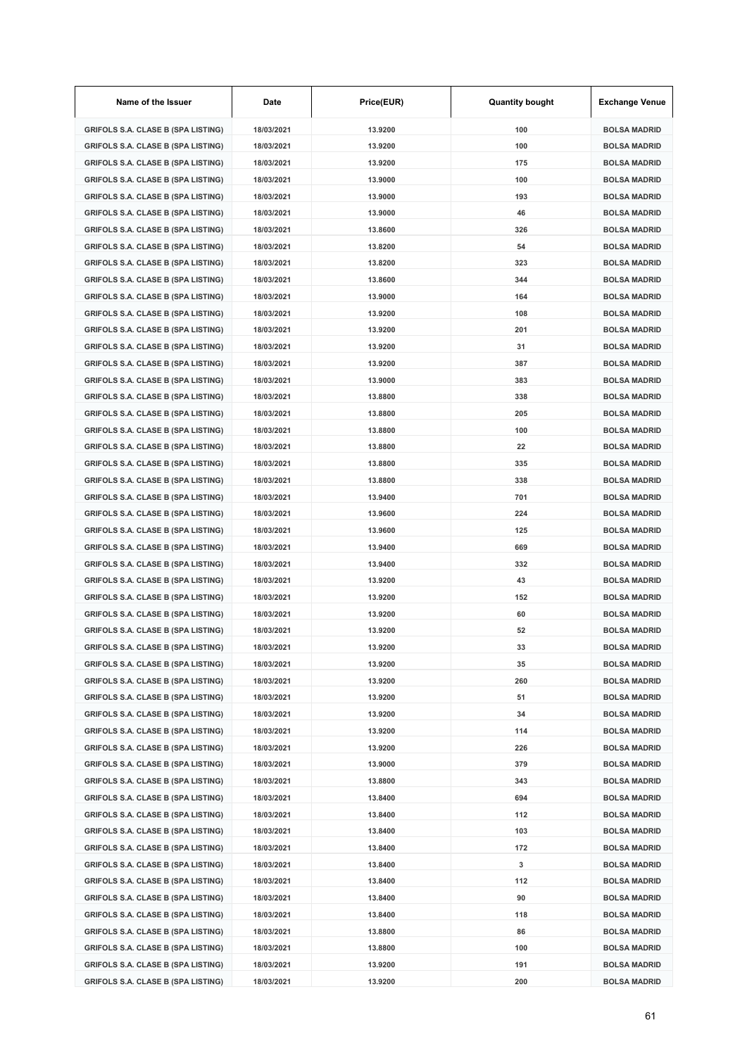| Name of the Issuer | Date | Price(EUR) | Quantity bought | Exchange Venue |
|---|---|---|---|---|
| GRIFOLS S.A. CLASE B (SPA LISTING) | 18/03/2021 | 13.9200 | 100 | BOLSA MADRID |
| GRIFOLS S.A. CLASE B (SPA LISTING) | 18/03/2021 | 13.9200 | 100 | BOLSA MADRID |
| GRIFOLS S.A. CLASE B (SPA LISTING) | 18/03/2021 | 13.9200 | 175 | BOLSA MADRID |
| GRIFOLS S.A. CLASE B (SPA LISTING) | 18/03/2021 | 13.9000 | 100 | BOLSA MADRID |
| GRIFOLS S.A. CLASE B (SPA LISTING) | 18/03/2021 | 13.9000 | 193 | BOLSA MADRID |
| GRIFOLS S.A. CLASE B (SPA LISTING) | 18/03/2021 | 13.9000 | 46 | BOLSA MADRID |
| GRIFOLS S.A. CLASE B (SPA LISTING) | 18/03/2021 | 13.8600 | 326 | BOLSA MADRID |
| GRIFOLS S.A. CLASE B (SPA LISTING) | 18/03/2021 | 13.8200 | 54 | BOLSA MADRID |
| GRIFOLS S.A. CLASE B (SPA LISTING) | 18/03/2021 | 13.8200 | 323 | BOLSA MADRID |
| GRIFOLS S.A. CLASE B (SPA LISTING) | 18/03/2021 | 13.8600 | 344 | BOLSA MADRID |
| GRIFOLS S.A. CLASE B (SPA LISTING) | 18/03/2021 | 13.9000 | 164 | BOLSA MADRID |
| GRIFOLS S.A. CLASE B (SPA LISTING) | 18/03/2021 | 13.9200 | 108 | BOLSA MADRID |
| GRIFOLS S.A. CLASE B (SPA LISTING) | 18/03/2021 | 13.9200 | 201 | BOLSA MADRID |
| GRIFOLS S.A. CLASE B (SPA LISTING) | 18/03/2021 | 13.9200 | 31 | BOLSA MADRID |
| GRIFOLS S.A. CLASE B (SPA LISTING) | 18/03/2021 | 13.9200 | 387 | BOLSA MADRID |
| GRIFOLS S.A. CLASE B (SPA LISTING) | 18/03/2021 | 13.9000 | 383 | BOLSA MADRID |
| GRIFOLS S.A. CLASE B (SPA LISTING) | 18/03/2021 | 13.8800 | 338 | BOLSA MADRID |
| GRIFOLS S.A. CLASE B (SPA LISTING) | 18/03/2021 | 13.8800 | 205 | BOLSA MADRID |
| GRIFOLS S.A. CLASE B (SPA LISTING) | 18/03/2021 | 13.8800 | 100 | BOLSA MADRID |
| GRIFOLS S.A. CLASE B (SPA LISTING) | 18/03/2021 | 13.8800 | 22 | BOLSA MADRID |
| GRIFOLS S.A. CLASE B (SPA LISTING) | 18/03/2021 | 13.8800 | 335 | BOLSA MADRID |
| GRIFOLS S.A. CLASE B (SPA LISTING) | 18/03/2021 | 13.8800 | 338 | BOLSA MADRID |
| GRIFOLS S.A. CLASE B (SPA LISTING) | 18/03/2021 | 13.9400 | 701 | BOLSA MADRID |
| GRIFOLS S.A. CLASE B (SPA LISTING) | 18/03/2021 | 13.9600 | 224 | BOLSA MADRID |
| GRIFOLS S.A. CLASE B (SPA LISTING) | 18/03/2021 | 13.9600 | 125 | BOLSA MADRID |
| GRIFOLS S.A. CLASE B (SPA LISTING) | 18/03/2021 | 13.9400 | 669 | BOLSA MADRID |
| GRIFOLS S.A. CLASE B (SPA LISTING) | 18/03/2021 | 13.9400 | 332 | BOLSA MADRID |
| GRIFOLS S.A. CLASE B (SPA LISTING) | 18/03/2021 | 13.9200 | 43 | BOLSA MADRID |
| GRIFOLS S.A. CLASE B (SPA LISTING) | 18/03/2021 | 13.9200 | 152 | BOLSA MADRID |
| GRIFOLS S.A. CLASE B (SPA LISTING) | 18/03/2021 | 13.9200 | 60 | BOLSA MADRID |
| GRIFOLS S.A. CLASE B (SPA LISTING) | 18/03/2021 | 13.9200 | 52 | BOLSA MADRID |
| GRIFOLS S.A. CLASE B (SPA LISTING) | 18/03/2021 | 13.9200 | 33 | BOLSA MADRID |
| GRIFOLS S.A. CLASE B (SPA LISTING) | 18/03/2021 | 13.9200 | 35 | BOLSA MADRID |
| GRIFOLS S.A. CLASE B (SPA LISTING) | 18/03/2021 | 13.9200 | 260 | BOLSA MADRID |
| GRIFOLS S.A. CLASE B (SPA LISTING) | 18/03/2021 | 13.9200 | 51 | BOLSA MADRID |
| GRIFOLS S.A. CLASE B (SPA LISTING) | 18/03/2021 | 13.9200 | 34 | BOLSA MADRID |
| GRIFOLS S.A. CLASE B (SPA LISTING) | 18/03/2021 | 13.9200 | 114 | BOLSA MADRID |
| GRIFOLS S.A. CLASE B (SPA LISTING) | 18/03/2021 | 13.9200 | 226 | BOLSA MADRID |
| GRIFOLS S.A. CLASE B (SPA LISTING) | 18/03/2021 | 13.9000 | 379 | BOLSA MADRID |
| GRIFOLS S.A. CLASE B (SPA LISTING) | 18/03/2021 | 13.8800 | 343 | BOLSA MADRID |
| GRIFOLS S.A. CLASE B (SPA LISTING) | 18/03/2021 | 13.8400 | 694 | BOLSA MADRID |
| GRIFOLS S.A. CLASE B (SPA LISTING) | 18/03/2021 | 13.8400 | 112 | BOLSA MADRID |
| GRIFOLS S.A. CLASE B (SPA LISTING) | 18/03/2021 | 13.8400 | 103 | BOLSA MADRID |
| GRIFOLS S.A. CLASE B (SPA LISTING) | 18/03/2021 | 13.8400 | 172 | BOLSA MADRID |
| GRIFOLS S.A. CLASE B (SPA LISTING) | 18/03/2021 | 13.8400 | 3 | BOLSA MADRID |
| GRIFOLS S.A. CLASE B (SPA LISTING) | 18/03/2021 | 13.8400 | 112 | BOLSA MADRID |
| GRIFOLS S.A. CLASE B (SPA LISTING) | 18/03/2021 | 13.8400 | 90 | BOLSA MADRID |
| GRIFOLS S.A. CLASE B (SPA LISTING) | 18/03/2021 | 13.8400 | 118 | BOLSA MADRID |
| GRIFOLS S.A. CLASE B (SPA LISTING) | 18/03/2021 | 13.8800 | 86 | BOLSA MADRID |
| GRIFOLS S.A. CLASE B (SPA LISTING) | 18/03/2021 | 13.8800 | 100 | BOLSA MADRID |
| GRIFOLS S.A. CLASE B (SPA LISTING) | 18/03/2021 | 13.9200 | 191 | BOLSA MADRID |
| GRIFOLS S.A. CLASE B (SPA LISTING) | 18/03/2021 | 13.9200 | 200 | BOLSA MADRID |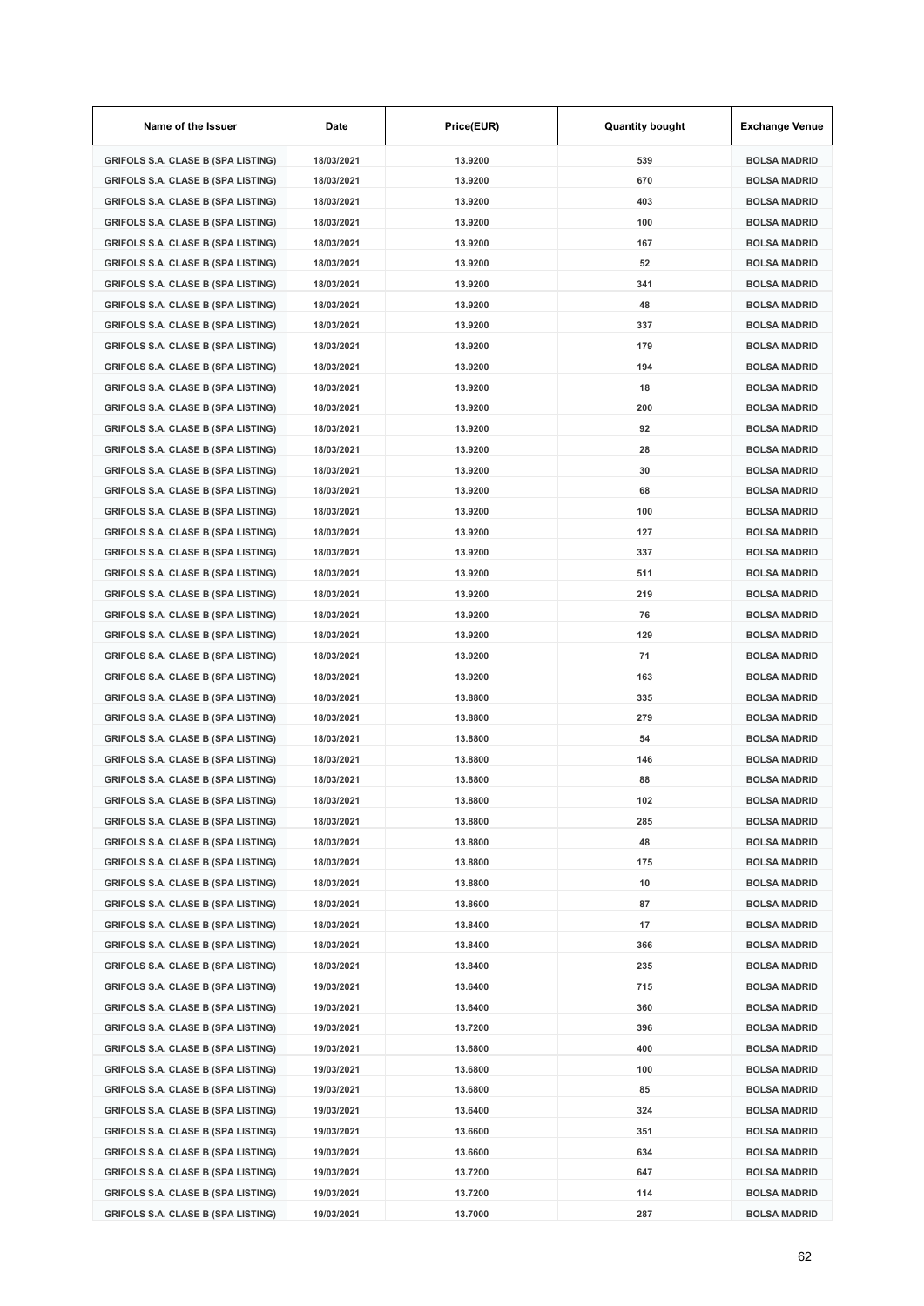| Name of the Issuer | Date | Price(EUR) | Quantity bought | Exchange Venue |
|---|---|---|---|---|
| GRIFOLS S.A. CLASE B (SPA LISTING) | 18/03/2021 | 13.9200 | 539 | BOLSA MADRID |
| GRIFOLS S.A. CLASE B (SPA LISTING) | 18/03/2021 | 13.9200 | 670 | BOLSA MADRID |
| GRIFOLS S.A. CLASE B (SPA LISTING) | 18/03/2021 | 13.9200 | 403 | BOLSA MADRID |
| GRIFOLS S.A. CLASE B (SPA LISTING) | 18/03/2021 | 13.9200 | 100 | BOLSA MADRID |
| GRIFOLS S.A. CLASE B (SPA LISTING) | 18/03/2021 | 13.9200 | 167 | BOLSA MADRID |
| GRIFOLS S.A. CLASE B (SPA LISTING) | 18/03/2021 | 13.9200 | 52 | BOLSA MADRID |
| GRIFOLS S.A. CLASE B (SPA LISTING) | 18/03/2021 | 13.9200 | 341 | BOLSA MADRID |
| GRIFOLS S.A. CLASE B (SPA LISTING) | 18/03/2021 | 13.9200 | 48 | BOLSA MADRID |
| GRIFOLS S.A. CLASE B (SPA LISTING) | 18/03/2021 | 13.9200 | 337 | BOLSA MADRID |
| GRIFOLS S.A. CLASE B (SPA LISTING) | 18/03/2021 | 13.9200 | 179 | BOLSA MADRID |
| GRIFOLS S.A. CLASE B (SPA LISTING) | 18/03/2021 | 13.9200 | 194 | BOLSA MADRID |
| GRIFOLS S.A. CLASE B (SPA LISTING) | 18/03/2021 | 13.9200 | 18 | BOLSA MADRID |
| GRIFOLS S.A. CLASE B (SPA LISTING) | 18/03/2021 | 13.9200 | 200 | BOLSA MADRID |
| GRIFOLS S.A. CLASE B (SPA LISTING) | 18/03/2021 | 13.9200 | 92 | BOLSA MADRID |
| GRIFOLS S.A. CLASE B (SPA LISTING) | 18/03/2021 | 13.9200 | 28 | BOLSA MADRID |
| GRIFOLS S.A. CLASE B (SPA LISTING) | 18/03/2021 | 13.9200 | 30 | BOLSA MADRID |
| GRIFOLS S.A. CLASE B (SPA LISTING) | 18/03/2021 | 13.9200 | 68 | BOLSA MADRID |
| GRIFOLS S.A. CLASE B (SPA LISTING) | 18/03/2021 | 13.9200 | 100 | BOLSA MADRID |
| GRIFOLS S.A. CLASE B (SPA LISTING) | 18/03/2021 | 13.9200 | 127 | BOLSA MADRID |
| GRIFOLS S.A. CLASE B (SPA LISTING) | 18/03/2021 | 13.9200 | 337 | BOLSA MADRID |
| GRIFOLS S.A. CLASE B (SPA LISTING) | 18/03/2021 | 13.9200 | 511 | BOLSA MADRID |
| GRIFOLS S.A. CLASE B (SPA LISTING) | 18/03/2021 | 13.9200 | 219 | BOLSA MADRID |
| GRIFOLS S.A. CLASE B (SPA LISTING) | 18/03/2021 | 13.9200 | 76 | BOLSA MADRID |
| GRIFOLS S.A. CLASE B (SPA LISTING) | 18/03/2021 | 13.9200 | 129 | BOLSA MADRID |
| GRIFOLS S.A. CLASE B (SPA LISTING) | 18/03/2021 | 13.9200 | 71 | BOLSA MADRID |
| GRIFOLS S.A. CLASE B (SPA LISTING) | 18/03/2021 | 13.9200 | 163 | BOLSA MADRID |
| GRIFOLS S.A. CLASE B (SPA LISTING) | 18/03/2021 | 13.8800 | 335 | BOLSA MADRID |
| GRIFOLS S.A. CLASE B (SPA LISTING) | 18/03/2021 | 13.8800 | 279 | BOLSA MADRID |
| GRIFOLS S.A. CLASE B (SPA LISTING) | 18/03/2021 | 13.8800 | 54 | BOLSA MADRID |
| GRIFOLS S.A. CLASE B (SPA LISTING) | 18/03/2021 | 13.8800 | 146 | BOLSA MADRID |
| GRIFOLS S.A. CLASE B (SPA LISTING) | 18/03/2021 | 13.8800 | 88 | BOLSA MADRID |
| GRIFOLS S.A. CLASE B (SPA LISTING) | 18/03/2021 | 13.8800 | 102 | BOLSA MADRID |
| GRIFOLS S.A. CLASE B (SPA LISTING) | 18/03/2021 | 13.8800 | 285 | BOLSA MADRID |
| GRIFOLS S.A. CLASE B (SPA LISTING) | 18/03/2021 | 13.8800 | 48 | BOLSA MADRID |
| GRIFOLS S.A. CLASE B (SPA LISTING) | 18/03/2021 | 13.8800 | 175 | BOLSA MADRID |
| GRIFOLS S.A. CLASE B (SPA LISTING) | 18/03/2021 | 13.8800 | 10 | BOLSA MADRID |
| GRIFOLS S.A. CLASE B (SPA LISTING) | 18/03/2021 | 13.8600 | 87 | BOLSA MADRID |
| GRIFOLS S.A. CLASE B (SPA LISTING) | 18/03/2021 | 13.8400 | 17 | BOLSA MADRID |
| GRIFOLS S.A. CLASE B (SPA LISTING) | 18/03/2021 | 13.8400 | 366 | BOLSA MADRID |
| GRIFOLS S.A. CLASE B (SPA LISTING) | 18/03/2021 | 13.8400 | 235 | BOLSA MADRID |
| GRIFOLS S.A. CLASE B (SPA LISTING) | 19/03/2021 | 13.6400 | 715 | BOLSA MADRID |
| GRIFOLS S.A. CLASE B (SPA LISTING) | 19/03/2021 | 13.6400 | 360 | BOLSA MADRID |
| GRIFOLS S.A. CLASE B (SPA LISTING) | 19/03/2021 | 13.7200 | 396 | BOLSA MADRID |
| GRIFOLS S.A. CLASE B (SPA LISTING) | 19/03/2021 | 13.6800 | 400 | BOLSA MADRID |
| GRIFOLS S.A. CLASE B (SPA LISTING) | 19/03/2021 | 13.6800 | 100 | BOLSA MADRID |
| GRIFOLS S.A. CLASE B (SPA LISTING) | 19/03/2021 | 13.6800 | 85 | BOLSA MADRID |
| GRIFOLS S.A. CLASE B (SPA LISTING) | 19/03/2021 | 13.6400 | 324 | BOLSA MADRID |
| GRIFOLS S.A. CLASE B (SPA LISTING) | 19/03/2021 | 13.6600 | 351 | BOLSA MADRID |
| GRIFOLS S.A. CLASE B (SPA LISTING) | 19/03/2021 | 13.6600 | 634 | BOLSA MADRID |
| GRIFOLS S.A. CLASE B (SPA LISTING) | 19/03/2021 | 13.7200 | 647 | BOLSA MADRID |
| GRIFOLS S.A. CLASE B (SPA LISTING) | 19/03/2021 | 13.7200 | 114 | BOLSA MADRID |
| GRIFOLS S.A. CLASE B (SPA LISTING) | 19/03/2021 | 13.7000 | 287 | BOLSA MADRID |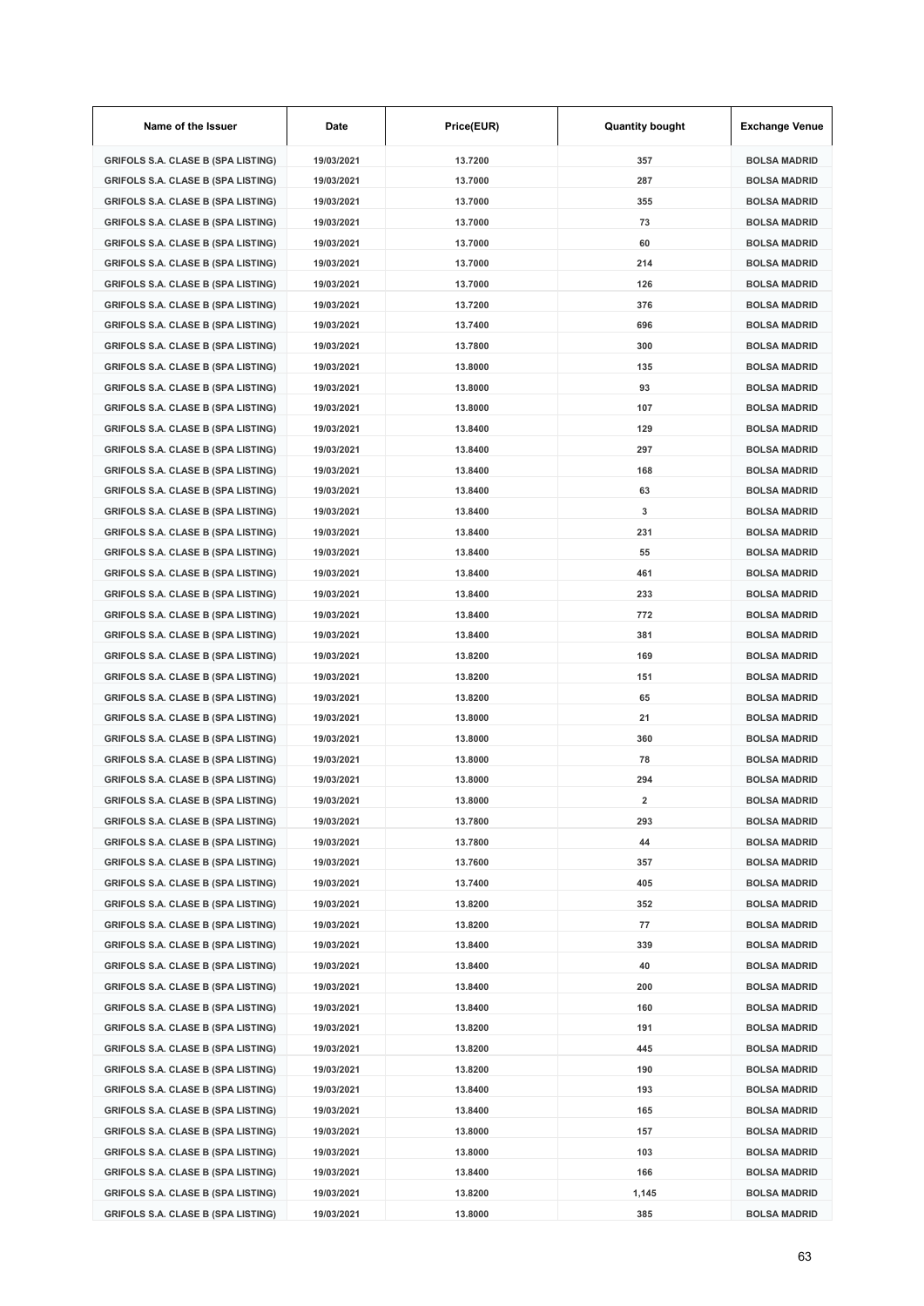| Name of the Issuer | Date | Price(EUR) | Quantity bought | Exchange Venue |
|---|---|---|---|---|
| GRIFOLS S.A. CLASE B (SPA LISTING) | 19/03/2021 | 13.7200 | 357 | BOLSA MADRID |
| GRIFOLS S.A. CLASE B (SPA LISTING) | 19/03/2021 | 13.7000 | 287 | BOLSA MADRID |
| GRIFOLS S.A. CLASE B (SPA LISTING) | 19/03/2021 | 13.7000 | 355 | BOLSA MADRID |
| GRIFOLS S.A. CLASE B (SPA LISTING) | 19/03/2021 | 13.7000 | 73 | BOLSA MADRID |
| GRIFOLS S.A. CLASE B (SPA LISTING) | 19/03/2021 | 13.7000 | 60 | BOLSA MADRID |
| GRIFOLS S.A. CLASE B (SPA LISTING) | 19/03/2021 | 13.7000 | 214 | BOLSA MADRID |
| GRIFOLS S.A. CLASE B (SPA LISTING) | 19/03/2021 | 13.7000 | 126 | BOLSA MADRID |
| GRIFOLS S.A. CLASE B (SPA LISTING) | 19/03/2021 | 13.7200 | 376 | BOLSA MADRID |
| GRIFOLS S.A. CLASE B (SPA LISTING) | 19/03/2021 | 13.7400 | 696 | BOLSA MADRID |
| GRIFOLS S.A. CLASE B (SPA LISTING) | 19/03/2021 | 13.7800 | 300 | BOLSA MADRID |
| GRIFOLS S.A. CLASE B (SPA LISTING) | 19/03/2021 | 13.8000 | 135 | BOLSA MADRID |
| GRIFOLS S.A. CLASE B (SPA LISTING) | 19/03/2021 | 13.8000 | 93 | BOLSA MADRID |
| GRIFOLS S.A. CLASE B (SPA LISTING) | 19/03/2021 | 13.8000 | 107 | BOLSA MADRID |
| GRIFOLS S.A. CLASE B (SPA LISTING) | 19/03/2021 | 13.8400 | 129 | BOLSA MADRID |
| GRIFOLS S.A. CLASE B (SPA LISTING) | 19/03/2021 | 13.8400 | 297 | BOLSA MADRID |
| GRIFOLS S.A. CLASE B (SPA LISTING) | 19/03/2021 | 13.8400 | 168 | BOLSA MADRID |
| GRIFOLS S.A. CLASE B (SPA LISTING) | 19/03/2021 | 13.8400 | 63 | BOLSA MADRID |
| GRIFOLS S.A. CLASE B (SPA LISTING) | 19/03/2021 | 13.8400 | 3 | BOLSA MADRID |
| GRIFOLS S.A. CLASE B (SPA LISTING) | 19/03/2021 | 13.8400 | 231 | BOLSA MADRID |
| GRIFOLS S.A. CLASE B (SPA LISTING) | 19/03/2021 | 13.8400 | 55 | BOLSA MADRID |
| GRIFOLS S.A. CLASE B (SPA LISTING) | 19/03/2021 | 13.8400 | 461 | BOLSA MADRID |
| GRIFOLS S.A. CLASE B (SPA LISTING) | 19/03/2021 | 13.8400 | 233 | BOLSA MADRID |
| GRIFOLS S.A. CLASE B (SPA LISTING) | 19/03/2021 | 13.8400 | 772 | BOLSA MADRID |
| GRIFOLS S.A. CLASE B (SPA LISTING) | 19/03/2021 | 13.8400 | 381 | BOLSA MADRID |
| GRIFOLS S.A. CLASE B (SPA LISTING) | 19/03/2021 | 13.8200 | 169 | BOLSA MADRID |
| GRIFOLS S.A. CLASE B (SPA LISTING) | 19/03/2021 | 13.8200 | 151 | BOLSA MADRID |
| GRIFOLS S.A. CLASE B (SPA LISTING) | 19/03/2021 | 13.8200 | 65 | BOLSA MADRID |
| GRIFOLS S.A. CLASE B (SPA LISTING) | 19/03/2021 | 13.8000 | 21 | BOLSA MADRID |
| GRIFOLS S.A. CLASE B (SPA LISTING) | 19/03/2021 | 13.8000 | 360 | BOLSA MADRID |
| GRIFOLS S.A. CLASE B (SPA LISTING) | 19/03/2021 | 13.8000 | 78 | BOLSA MADRID |
| GRIFOLS S.A. CLASE B (SPA LISTING) | 19/03/2021 | 13.8000 | 294 | BOLSA MADRID |
| GRIFOLS S.A. CLASE B (SPA LISTING) | 19/03/2021 | 13.8000 | 2 | BOLSA MADRID |
| GRIFOLS S.A. CLASE B (SPA LISTING) | 19/03/2021 | 13.7800 | 293 | BOLSA MADRID |
| GRIFOLS S.A. CLASE B (SPA LISTING) | 19/03/2021 | 13.7800 | 44 | BOLSA MADRID |
| GRIFOLS S.A. CLASE B (SPA LISTING) | 19/03/2021 | 13.7600 | 357 | BOLSA MADRID |
| GRIFOLS S.A. CLASE B (SPA LISTING) | 19/03/2021 | 13.7400 | 405 | BOLSA MADRID |
| GRIFOLS S.A. CLASE B (SPA LISTING) | 19/03/2021 | 13.8200 | 352 | BOLSA MADRID |
| GRIFOLS S.A. CLASE B (SPA LISTING) | 19/03/2021 | 13.8200 | 77 | BOLSA MADRID |
| GRIFOLS S.A. CLASE B (SPA LISTING) | 19/03/2021 | 13.8400 | 339 | BOLSA MADRID |
| GRIFOLS S.A. CLASE B (SPA LISTING) | 19/03/2021 | 13.8400 | 40 | BOLSA MADRID |
| GRIFOLS S.A. CLASE B (SPA LISTING) | 19/03/2021 | 13.8400 | 200 | BOLSA MADRID |
| GRIFOLS S.A. CLASE B (SPA LISTING) | 19/03/2021 | 13.8400 | 160 | BOLSA MADRID |
| GRIFOLS S.A. CLASE B (SPA LISTING) | 19/03/2021 | 13.8200 | 191 | BOLSA MADRID |
| GRIFOLS S.A. CLASE B (SPA LISTING) | 19/03/2021 | 13.8200 | 445 | BOLSA MADRID |
| GRIFOLS S.A. CLASE B (SPA LISTING) | 19/03/2021 | 13.8200 | 190 | BOLSA MADRID |
| GRIFOLS S.A. CLASE B (SPA LISTING) | 19/03/2021 | 13.8400 | 193 | BOLSA MADRID |
| GRIFOLS S.A. CLASE B (SPA LISTING) | 19/03/2021 | 13.8400 | 165 | BOLSA MADRID |
| GRIFOLS S.A. CLASE B (SPA LISTING) | 19/03/2021 | 13.8000 | 157 | BOLSA MADRID |
| GRIFOLS S.A. CLASE B (SPA LISTING) | 19/03/2021 | 13.8000 | 103 | BOLSA MADRID |
| GRIFOLS S.A. CLASE B (SPA LISTING) | 19/03/2021 | 13.8400 | 166 | BOLSA MADRID |
| GRIFOLS S.A. CLASE B (SPA LISTING) | 19/03/2021 | 13.8200 | 1,145 | BOLSA MADRID |
| GRIFOLS S.A. CLASE B (SPA LISTING) | 19/03/2021 | 13.8000 | 385 | BOLSA MADRID |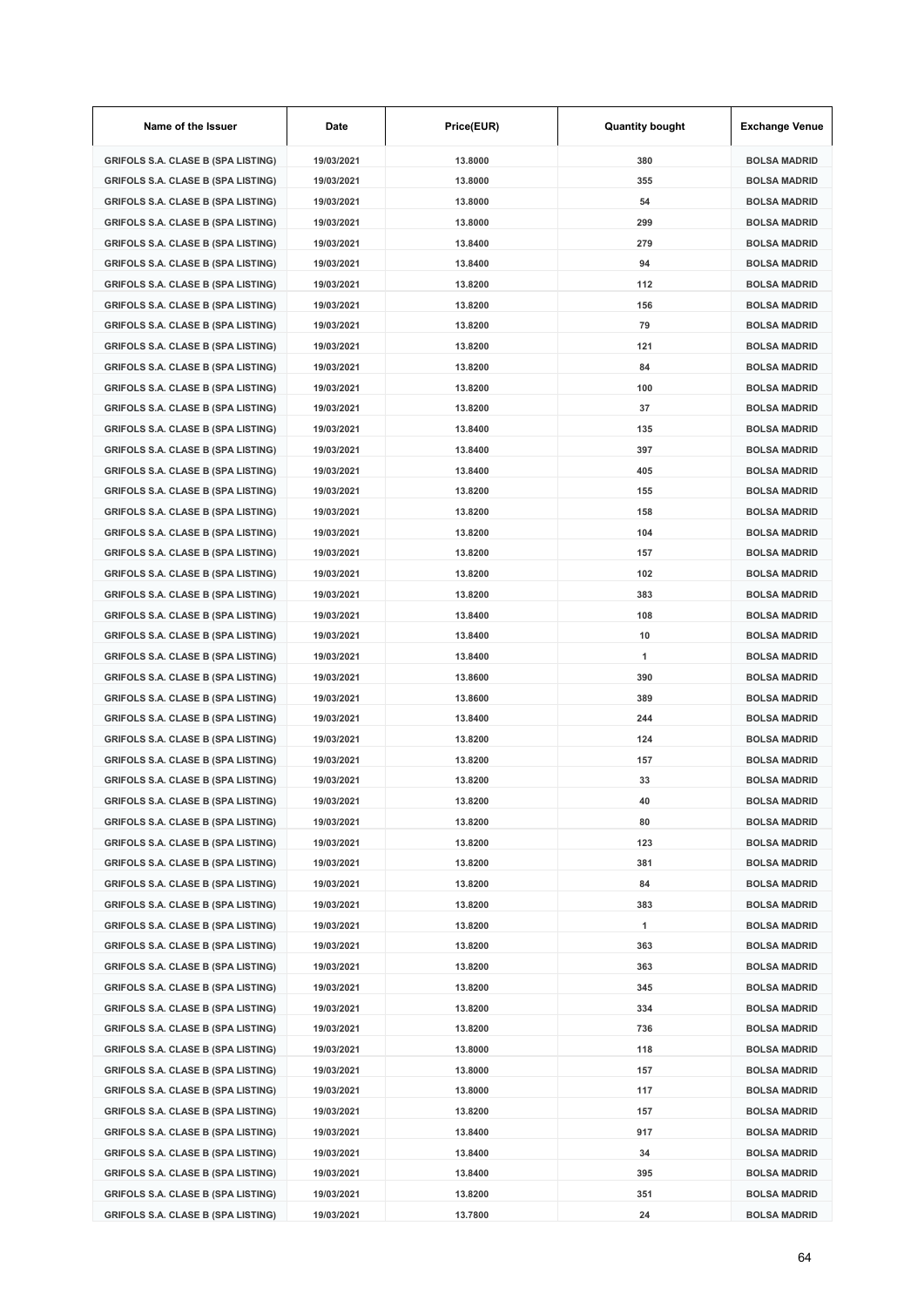| Name of the Issuer | Date | Price(EUR) | Quantity bought | Exchange Venue |
|---|---|---|---|---|
| GRIFOLS S.A. CLASE B (SPA LISTING) | 19/03/2021 | 13.8000 | 380 | BOLSA MADRID |
| GRIFOLS S.A. CLASE B (SPA LISTING) | 19/03/2021 | 13.8000 | 355 | BOLSA MADRID |
| GRIFOLS S.A. CLASE B (SPA LISTING) | 19/03/2021 | 13.8000 | 54 | BOLSA MADRID |
| GRIFOLS S.A. CLASE B (SPA LISTING) | 19/03/2021 | 13.8000 | 299 | BOLSA MADRID |
| GRIFOLS S.A. CLASE B (SPA LISTING) | 19/03/2021 | 13.8400 | 279 | BOLSA MADRID |
| GRIFOLS S.A. CLASE B (SPA LISTING) | 19/03/2021 | 13.8400 | 94 | BOLSA MADRID |
| GRIFOLS S.A. CLASE B (SPA LISTING) | 19/03/2021 | 13.8200 | 112 | BOLSA MADRID |
| GRIFOLS S.A. CLASE B (SPA LISTING) | 19/03/2021 | 13.8200 | 156 | BOLSA MADRID |
| GRIFOLS S.A. CLASE B (SPA LISTING) | 19/03/2021 | 13.8200 | 79 | BOLSA MADRID |
| GRIFOLS S.A. CLASE B (SPA LISTING) | 19/03/2021 | 13.8200 | 121 | BOLSA MADRID |
| GRIFOLS S.A. CLASE B (SPA LISTING) | 19/03/2021 | 13.8200 | 84 | BOLSA MADRID |
| GRIFOLS S.A. CLASE B (SPA LISTING) | 19/03/2021 | 13.8200 | 100 | BOLSA MADRID |
| GRIFOLS S.A. CLASE B (SPA LISTING) | 19/03/2021 | 13.8200 | 37 | BOLSA MADRID |
| GRIFOLS S.A. CLASE B (SPA LISTING) | 19/03/2021 | 13.8400 | 135 | BOLSA MADRID |
| GRIFOLS S.A. CLASE B (SPA LISTING) | 19/03/2021 | 13.8400 | 397 | BOLSA MADRID |
| GRIFOLS S.A. CLASE B (SPA LISTING) | 19/03/2021 | 13.8400 | 405 | BOLSA MADRID |
| GRIFOLS S.A. CLASE B (SPA LISTING) | 19/03/2021 | 13.8200 | 155 | BOLSA MADRID |
| GRIFOLS S.A. CLASE B (SPA LISTING) | 19/03/2021 | 13.8200 | 158 | BOLSA MADRID |
| GRIFOLS S.A. CLASE B (SPA LISTING) | 19/03/2021 | 13.8200 | 104 | BOLSA MADRID |
| GRIFOLS S.A. CLASE B (SPA LISTING) | 19/03/2021 | 13.8200 | 157 | BOLSA MADRID |
| GRIFOLS S.A. CLASE B (SPA LISTING) | 19/03/2021 | 13.8200 | 102 | BOLSA MADRID |
| GRIFOLS S.A. CLASE B (SPA LISTING) | 19/03/2021 | 13.8200 | 383 | BOLSA MADRID |
| GRIFOLS S.A. CLASE B (SPA LISTING) | 19/03/2021 | 13.8400 | 108 | BOLSA MADRID |
| GRIFOLS S.A. CLASE B (SPA LISTING) | 19/03/2021 | 13.8400 | 10 | BOLSA MADRID |
| GRIFOLS S.A. CLASE B (SPA LISTING) | 19/03/2021 | 13.8400 | 1 | BOLSA MADRID |
| GRIFOLS S.A. CLASE B (SPA LISTING) | 19/03/2021 | 13.8600 | 390 | BOLSA MADRID |
| GRIFOLS S.A. CLASE B (SPA LISTING) | 19/03/2021 | 13.8600 | 389 | BOLSA MADRID |
| GRIFOLS S.A. CLASE B (SPA LISTING) | 19/03/2021 | 13.8400 | 244 | BOLSA MADRID |
| GRIFOLS S.A. CLASE B (SPA LISTING) | 19/03/2021 | 13.8200 | 124 | BOLSA MADRID |
| GRIFOLS S.A. CLASE B (SPA LISTING) | 19/03/2021 | 13.8200 | 157 | BOLSA MADRID |
| GRIFOLS S.A. CLASE B (SPA LISTING) | 19/03/2021 | 13.8200 | 33 | BOLSA MADRID |
| GRIFOLS S.A. CLASE B (SPA LISTING) | 19/03/2021 | 13.8200 | 40 | BOLSA MADRID |
| GRIFOLS S.A. CLASE B (SPA LISTING) | 19/03/2021 | 13.8200 | 80 | BOLSA MADRID |
| GRIFOLS S.A. CLASE B (SPA LISTING) | 19/03/2021 | 13.8200 | 123 | BOLSA MADRID |
| GRIFOLS S.A. CLASE B (SPA LISTING) | 19/03/2021 | 13.8200 | 381 | BOLSA MADRID |
| GRIFOLS S.A. CLASE B (SPA LISTING) | 19/03/2021 | 13.8200 | 84 | BOLSA MADRID |
| GRIFOLS S.A. CLASE B (SPA LISTING) | 19/03/2021 | 13.8200 | 383 | BOLSA MADRID |
| GRIFOLS S.A. CLASE B (SPA LISTING) | 19/03/2021 | 13.8200 | 1 | BOLSA MADRID |
| GRIFOLS S.A. CLASE B (SPA LISTING) | 19/03/2021 | 13.8200 | 363 | BOLSA MADRID |
| GRIFOLS S.A. CLASE B (SPA LISTING) | 19/03/2021 | 13.8200 | 363 | BOLSA MADRID |
| GRIFOLS S.A. CLASE B (SPA LISTING) | 19/03/2021 | 13.8200 | 345 | BOLSA MADRID |
| GRIFOLS S.A. CLASE B (SPA LISTING) | 19/03/2021 | 13.8200 | 334 | BOLSA MADRID |
| GRIFOLS S.A. CLASE B (SPA LISTING) | 19/03/2021 | 13.8200 | 736 | BOLSA MADRID |
| GRIFOLS S.A. CLASE B (SPA LISTING) | 19/03/2021 | 13.8000 | 118 | BOLSA MADRID |
| GRIFOLS S.A. CLASE B (SPA LISTING) | 19/03/2021 | 13.8000 | 157 | BOLSA MADRID |
| GRIFOLS S.A. CLASE B (SPA LISTING) | 19/03/2021 | 13.8000 | 117 | BOLSA MADRID |
| GRIFOLS S.A. CLASE B (SPA LISTING) | 19/03/2021 | 13.8200 | 157 | BOLSA MADRID |
| GRIFOLS S.A. CLASE B (SPA LISTING) | 19/03/2021 | 13.8400 | 917 | BOLSA MADRID |
| GRIFOLS S.A. CLASE B (SPA LISTING) | 19/03/2021 | 13.8400 | 34 | BOLSA MADRID |
| GRIFOLS S.A. CLASE B (SPA LISTING) | 19/03/2021 | 13.8400 | 395 | BOLSA MADRID |
| GRIFOLS S.A. CLASE B (SPA LISTING) | 19/03/2021 | 13.8200 | 351 | BOLSA MADRID |
| GRIFOLS S.A. CLASE B (SPA LISTING) | 19/03/2021 | 13.7800 | 24 | BOLSA MADRID |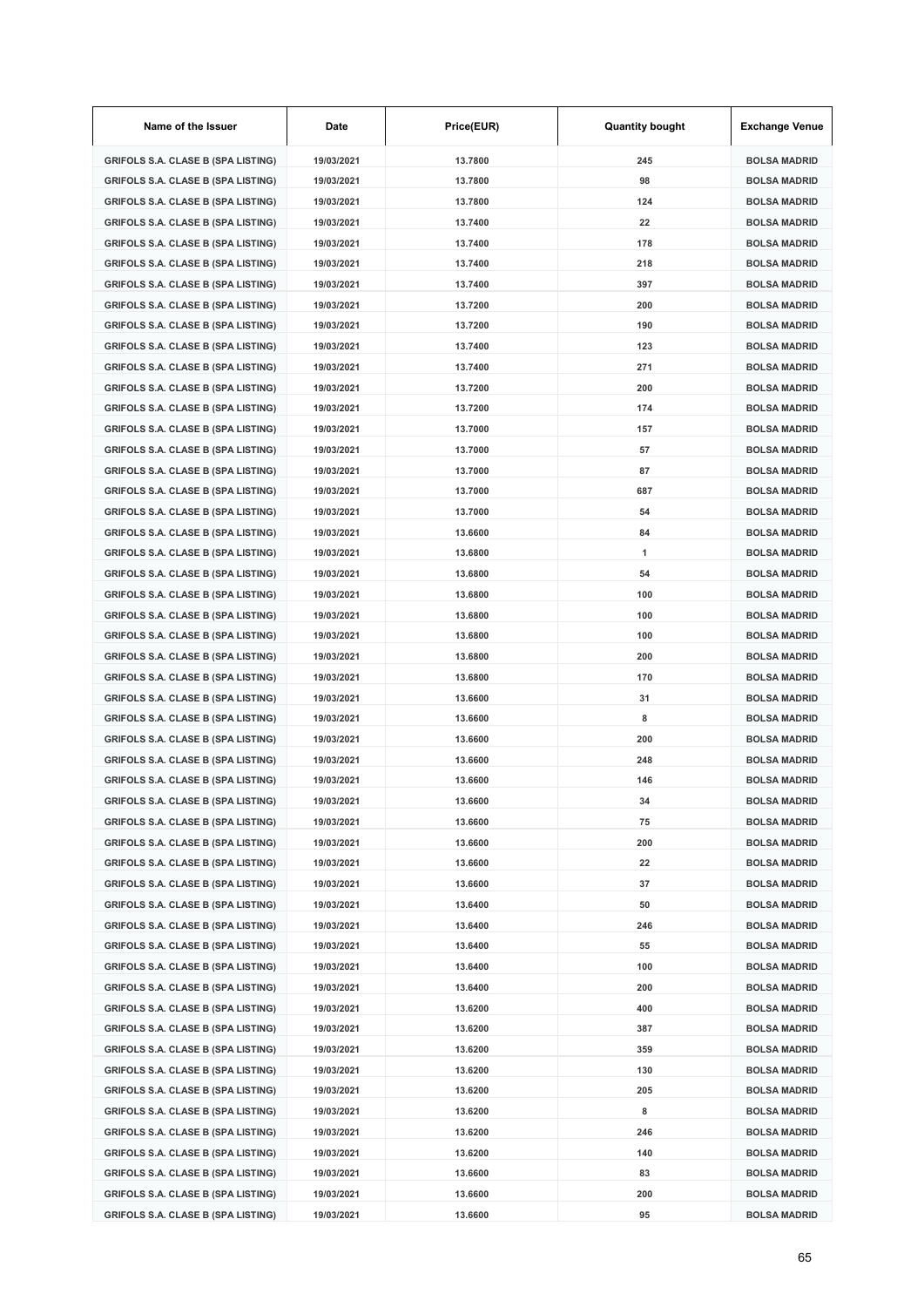| Name of the Issuer | Date | Price(EUR) | Quantity bought | Exchange Venue |
|---|---|---|---|---|
| GRIFOLS S.A. CLASE B (SPA LISTING) | 19/03/2021 | 13.7800 | 245 | BOLSA MADRID |
| GRIFOLS S.A. CLASE B (SPA LISTING) | 19/03/2021 | 13.7800 | 98 | BOLSA MADRID |
| GRIFOLS S.A. CLASE B (SPA LISTING) | 19/03/2021 | 13.7800 | 124 | BOLSA MADRID |
| GRIFOLS S.A. CLASE B (SPA LISTING) | 19/03/2021 | 13.7400 | 22 | BOLSA MADRID |
| GRIFOLS S.A. CLASE B (SPA LISTING) | 19/03/2021 | 13.7400 | 178 | BOLSA MADRID |
| GRIFOLS S.A. CLASE B (SPA LISTING) | 19/03/2021 | 13.7400 | 218 | BOLSA MADRID |
| GRIFOLS S.A. CLASE B (SPA LISTING) | 19/03/2021 | 13.7400 | 397 | BOLSA MADRID |
| GRIFOLS S.A. CLASE B (SPA LISTING) | 19/03/2021 | 13.7200 | 200 | BOLSA MADRID |
| GRIFOLS S.A. CLASE B (SPA LISTING) | 19/03/2021 | 13.7200 | 190 | BOLSA MADRID |
| GRIFOLS S.A. CLASE B (SPA LISTING) | 19/03/2021 | 13.7400 | 123 | BOLSA MADRID |
| GRIFOLS S.A. CLASE B (SPA LISTING) | 19/03/2021 | 13.7400 | 271 | BOLSA MADRID |
| GRIFOLS S.A. CLASE B (SPA LISTING) | 19/03/2021 | 13.7200 | 200 | BOLSA MADRID |
| GRIFOLS S.A. CLASE B (SPA LISTING) | 19/03/2021 | 13.7200 | 174 | BOLSA MADRID |
| GRIFOLS S.A. CLASE B (SPA LISTING) | 19/03/2021 | 13.7000 | 157 | BOLSA MADRID |
| GRIFOLS S.A. CLASE B (SPA LISTING) | 19/03/2021 | 13.7000 | 57 | BOLSA MADRID |
| GRIFOLS S.A. CLASE B (SPA LISTING) | 19/03/2021 | 13.7000 | 87 | BOLSA MADRID |
| GRIFOLS S.A. CLASE B (SPA LISTING) | 19/03/2021 | 13.7000 | 687 | BOLSA MADRID |
| GRIFOLS S.A. CLASE B (SPA LISTING) | 19/03/2021 | 13.7000 | 54 | BOLSA MADRID |
| GRIFOLS S.A. CLASE B (SPA LISTING) | 19/03/2021 | 13.6600 | 84 | BOLSA MADRID |
| GRIFOLS S.A. CLASE B (SPA LISTING) | 19/03/2021 | 13.6800 | 1 | BOLSA MADRID |
| GRIFOLS S.A. CLASE B (SPA LISTING) | 19/03/2021 | 13.6800 | 54 | BOLSA MADRID |
| GRIFOLS S.A. CLASE B (SPA LISTING) | 19/03/2021 | 13.6800 | 100 | BOLSA MADRID |
| GRIFOLS S.A. CLASE B (SPA LISTING) | 19/03/2021 | 13.6800 | 100 | BOLSA MADRID |
| GRIFOLS S.A. CLASE B (SPA LISTING) | 19/03/2021 | 13.6800 | 100 | BOLSA MADRID |
| GRIFOLS S.A. CLASE B (SPA LISTING) | 19/03/2021 | 13.6800 | 200 | BOLSA MADRID |
| GRIFOLS S.A. CLASE B (SPA LISTING) | 19/03/2021 | 13.6800 | 170 | BOLSA MADRID |
| GRIFOLS S.A. CLASE B (SPA LISTING) | 19/03/2021 | 13.6600 | 31 | BOLSA MADRID |
| GRIFOLS S.A. CLASE B (SPA LISTING) | 19/03/2021 | 13.6600 | 8 | BOLSA MADRID |
| GRIFOLS S.A. CLASE B (SPA LISTING) | 19/03/2021 | 13.6600 | 200 | BOLSA MADRID |
| GRIFOLS S.A. CLASE B (SPA LISTING) | 19/03/2021 | 13.6600 | 248 | BOLSA MADRID |
| GRIFOLS S.A. CLASE B (SPA LISTING) | 19/03/2021 | 13.6600 | 146 | BOLSA MADRID |
| GRIFOLS S.A. CLASE B (SPA LISTING) | 19/03/2021 | 13.6600 | 34 | BOLSA MADRID |
| GRIFOLS S.A. CLASE B (SPA LISTING) | 19/03/2021 | 13.6600 | 75 | BOLSA MADRID |
| GRIFOLS S.A. CLASE B (SPA LISTING) | 19/03/2021 | 13.6600 | 200 | BOLSA MADRID |
| GRIFOLS S.A. CLASE B (SPA LISTING) | 19/03/2021 | 13.6600 | 22 | BOLSA MADRID |
| GRIFOLS S.A. CLASE B (SPA LISTING) | 19/03/2021 | 13.6600 | 37 | BOLSA MADRID |
| GRIFOLS S.A. CLASE B (SPA LISTING) | 19/03/2021 | 13.6400 | 50 | BOLSA MADRID |
| GRIFOLS S.A. CLASE B (SPA LISTING) | 19/03/2021 | 13.6400 | 246 | BOLSA MADRID |
| GRIFOLS S.A. CLASE B (SPA LISTING) | 19/03/2021 | 13.6400 | 55 | BOLSA MADRID |
| GRIFOLS S.A. CLASE B (SPA LISTING) | 19/03/2021 | 13.6400 | 100 | BOLSA MADRID |
| GRIFOLS S.A. CLASE B (SPA LISTING) | 19/03/2021 | 13.6400 | 200 | BOLSA MADRID |
| GRIFOLS S.A. CLASE B (SPA LISTING) | 19/03/2021 | 13.6200 | 400 | BOLSA MADRID |
| GRIFOLS S.A. CLASE B (SPA LISTING) | 19/03/2021 | 13.6200 | 387 | BOLSA MADRID |
| GRIFOLS S.A. CLASE B (SPA LISTING) | 19/03/2021 | 13.6200 | 359 | BOLSA MADRID |
| GRIFOLS S.A. CLASE B (SPA LISTING) | 19/03/2021 | 13.6200 | 130 | BOLSA MADRID |
| GRIFOLS S.A. CLASE B (SPA LISTING) | 19/03/2021 | 13.6200 | 205 | BOLSA MADRID |
| GRIFOLS S.A. CLASE B (SPA LISTING) | 19/03/2021 | 13.6200 | 8 | BOLSA MADRID |
| GRIFOLS S.A. CLASE B (SPA LISTING) | 19/03/2021 | 13.6200 | 246 | BOLSA MADRID |
| GRIFOLS S.A. CLASE B (SPA LISTING) | 19/03/2021 | 13.6200 | 140 | BOLSA MADRID |
| GRIFOLS S.A. CLASE B (SPA LISTING) | 19/03/2021 | 13.6600 | 83 | BOLSA MADRID |
| GRIFOLS S.A. CLASE B (SPA LISTING) | 19/03/2021 | 13.6600 | 200 | BOLSA MADRID |
| GRIFOLS S.A. CLASE B (SPA LISTING) | 19/03/2021 | 13.6600 | 95 | BOLSA MADRID |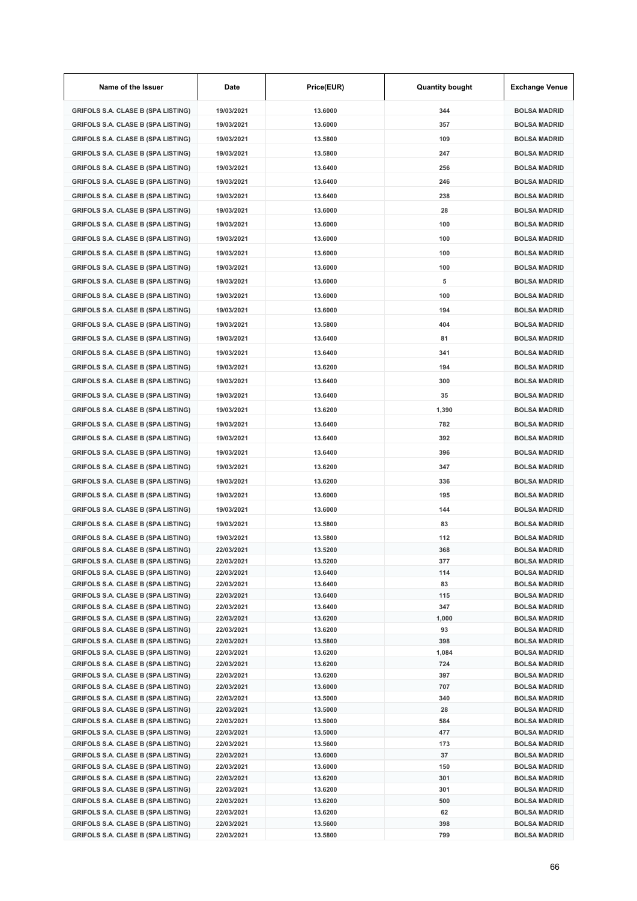| Name of the Issuer | Date | Price(EUR) | Quantity bought | Exchange Venue |
|---|---|---|---|---|
| GRIFOLS S.A. CLASE B (SPA LISTING) | 19/03/2021 | 13.6000 | 344 | BOLSA MADRID |
| GRIFOLS S.A. CLASE B (SPA LISTING) | 19/03/2021 | 13.6000 | 357 | BOLSA MADRID |
| GRIFOLS S.A. CLASE B (SPA LISTING) | 19/03/2021 | 13.5800 | 109 | BOLSA MADRID |
| GRIFOLS S.A. CLASE B (SPA LISTING) | 19/03/2021 | 13.5800 | 247 | BOLSA MADRID |
| GRIFOLS S.A. CLASE B (SPA LISTING) | 19/03/2021 | 13.6400 | 256 | BOLSA MADRID |
| GRIFOLS S.A. CLASE B (SPA LISTING) | 19/03/2021 | 13.6400 | 246 | BOLSA MADRID |
| GRIFOLS S.A. CLASE B (SPA LISTING) | 19/03/2021 | 13.6400 | 238 | BOLSA MADRID |
| GRIFOLS S.A. CLASE B (SPA LISTING) | 19/03/2021 | 13.6000 | 28 | BOLSA MADRID |
| GRIFOLS S.A. CLASE B (SPA LISTING) | 19/03/2021 | 13.6000 | 100 | BOLSA MADRID |
| GRIFOLS S.A. CLASE B (SPA LISTING) | 19/03/2021 | 13.6000 | 100 | BOLSA MADRID |
| GRIFOLS S.A. CLASE B (SPA LISTING) | 19/03/2021 | 13.6000 | 100 | BOLSA MADRID |
| GRIFOLS S.A. CLASE B (SPA LISTING) | 19/03/2021 | 13.6000 | 100 | BOLSA MADRID |
| GRIFOLS S.A. CLASE B (SPA LISTING) | 19/03/2021 | 13.6000 | 5 | BOLSA MADRID |
| GRIFOLS S.A. CLASE B (SPA LISTING) | 19/03/2021 | 13.6000 | 100 | BOLSA MADRID |
| GRIFOLS S.A. CLASE B (SPA LISTING) | 19/03/2021 | 13.6000 | 194 | BOLSA MADRID |
| GRIFOLS S.A. CLASE B (SPA LISTING) | 19/03/2021 | 13.5800 | 404 | BOLSA MADRID |
| GRIFOLS S.A. CLASE B (SPA LISTING) | 19/03/2021 | 13.6400 | 81 | BOLSA MADRID |
| GRIFOLS S.A. CLASE B (SPA LISTING) | 19/03/2021 | 13.6400 | 341 | BOLSA MADRID |
| GRIFOLS S.A. CLASE B (SPA LISTING) | 19/03/2021 | 13.6200 | 194 | BOLSA MADRID |
| GRIFOLS S.A. CLASE B (SPA LISTING) | 19/03/2021 | 13.6400 | 300 | BOLSA MADRID |
| GRIFOLS S.A. CLASE B (SPA LISTING) | 19/03/2021 | 13.6400 | 35 | BOLSA MADRID |
| GRIFOLS S.A. CLASE B (SPA LISTING) | 19/03/2021 | 13.6200 | 1,390 | BOLSA MADRID |
| GRIFOLS S.A. CLASE B (SPA LISTING) | 19/03/2021 | 13.6400 | 782 | BOLSA MADRID |
| GRIFOLS S.A. CLASE B (SPA LISTING) | 19/03/2021 | 13.6400 | 392 | BOLSA MADRID |
| GRIFOLS S.A. CLASE B (SPA LISTING) | 19/03/2021 | 13.6400 | 396 | BOLSA MADRID |
| GRIFOLS S.A. CLASE B (SPA LISTING) | 19/03/2021 | 13.6200 | 347 | BOLSA MADRID |
| GRIFOLS S.A. CLASE B (SPA LISTING) | 19/03/2021 | 13.6200 | 336 | BOLSA MADRID |
| GRIFOLS S.A. CLASE B (SPA LISTING) | 19/03/2021 | 13.6000 | 195 | BOLSA MADRID |
| GRIFOLS S.A. CLASE B (SPA LISTING) | 19/03/2021 | 13.6000 | 144 | BOLSA MADRID |
| GRIFOLS S.A. CLASE B (SPA LISTING) | 19/03/2021 | 13.5800 | 83 | BOLSA MADRID |
| GRIFOLS S.A. CLASE B (SPA LISTING) | 19/03/2021 | 13.5800 | 112 | BOLSA MADRID |
| GRIFOLS S.A. CLASE B (SPA LISTING) | 22/03/2021 | 13.5200 | 368 | BOLSA MADRID |
| GRIFOLS S.A. CLASE B (SPA LISTING) | 22/03/2021 | 13.5200 | 377 | BOLSA MADRID |
| GRIFOLS S.A. CLASE B (SPA LISTING) | 22/03/2021 | 13.6400 | 114 | BOLSA MADRID |
| GRIFOLS S.A. CLASE B (SPA LISTING) | 22/03/2021 | 13.6400 | 83 | BOLSA MADRID |
| GRIFOLS S.A. CLASE B (SPA LISTING) | 22/03/2021 | 13.6400 | 115 | BOLSA MADRID |
| GRIFOLS S.A. CLASE B (SPA LISTING) | 22/03/2021 | 13.6400 | 347 | BOLSA MADRID |
| GRIFOLS S.A. CLASE B (SPA LISTING) | 22/03/2021 | 13.6200 | 1,000 | BOLSA MADRID |
| GRIFOLS S.A. CLASE B (SPA LISTING) | 22/03/2021 | 13.6200 | 93 | BOLSA MADRID |
| GRIFOLS S.A. CLASE B (SPA LISTING) | 22/03/2021 | 13.5800 | 398 | BOLSA MADRID |
| GRIFOLS S.A. CLASE B (SPA LISTING) | 22/03/2021 | 13.6200 | 1,084 | BOLSA MADRID |
| GRIFOLS S.A. CLASE B (SPA LISTING) | 22/03/2021 | 13.6200 | 724 | BOLSA MADRID |
| GRIFOLS S.A. CLASE B (SPA LISTING) | 22/03/2021 | 13.6200 | 397 | BOLSA MADRID |
| GRIFOLS S.A. CLASE B (SPA LISTING) | 22/03/2021 | 13.6000 | 707 | BOLSA MADRID |
| GRIFOLS S.A. CLASE B (SPA LISTING) | 22/03/2021 | 13.5000 | 340 | BOLSA MADRID |
| GRIFOLS S.A. CLASE B (SPA LISTING) | 22/03/2021 | 13.5000 | 28 | BOLSA MADRID |
| GRIFOLS S.A. CLASE B (SPA LISTING) | 22/03/2021 | 13.5000 | 584 | BOLSA MADRID |
| GRIFOLS S.A. CLASE B (SPA LISTING) | 22/03/2021 | 13.5000 | 477 | BOLSA MADRID |
| GRIFOLS S.A. CLASE B (SPA LISTING) | 22/03/2021 | 13.5600 | 173 | BOLSA MADRID |
| GRIFOLS S.A. CLASE B (SPA LISTING) | 22/03/2021 | 13.6000 | 37 | BOLSA MADRID |
| GRIFOLS S.A. CLASE B (SPA LISTING) | 22/03/2021 | 13.6000 | 150 | BOLSA MADRID |
| GRIFOLS S.A. CLASE B (SPA LISTING) | 22/03/2021 | 13.6200 | 301 | BOLSA MADRID |
| GRIFOLS S.A. CLASE B (SPA LISTING) | 22/03/2021 | 13.6200 | 301 | BOLSA MADRID |
| GRIFOLS S.A. CLASE B (SPA LISTING) | 22/03/2021 | 13.6200 | 500 | BOLSA MADRID |
| GRIFOLS S.A. CLASE B (SPA LISTING) | 22/03/2021 | 13.6200 | 62 | BOLSA MADRID |
| GRIFOLS S.A. CLASE B (SPA LISTING) | 22/03/2021 | 13.5600 | 398 | BOLSA MADRID |
| GRIFOLS S.A. CLASE B (SPA LISTING) | 22/03/2021 | 13.5800 | 799 | BOLSA MADRID |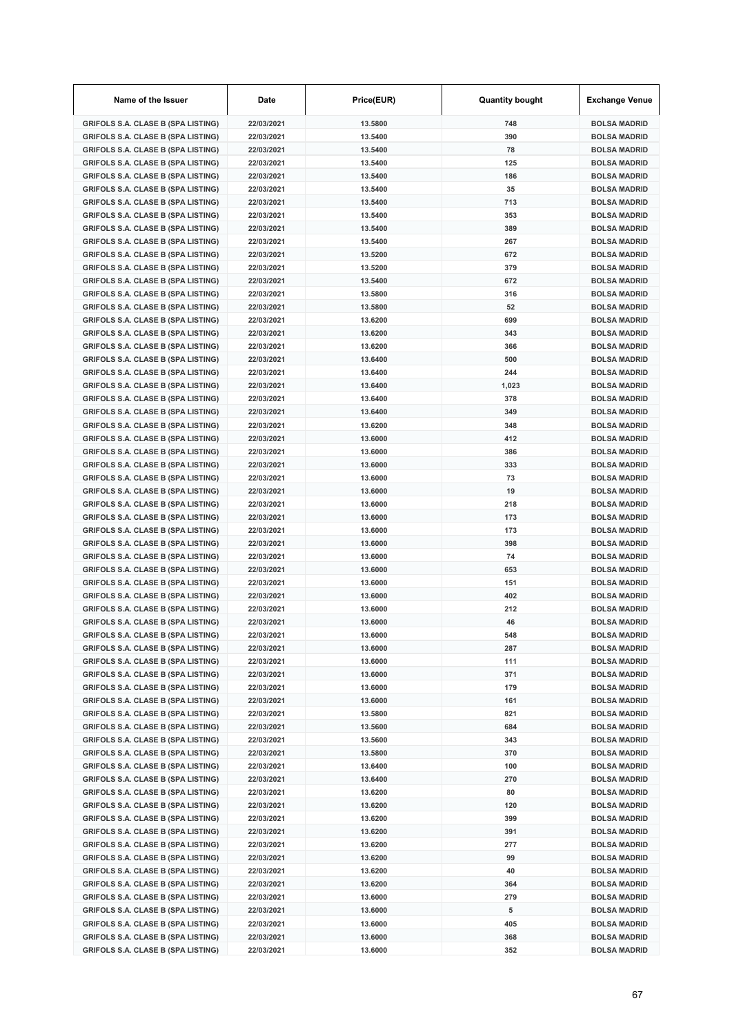| Name of the Issuer | Date | Price(EUR) | Quantity bought | Exchange Venue |
| --- | --- | --- | --- | --- |
| GRIFOLS S.A. CLASE B (SPA LISTING) | 22/03/2021 | 13.5800 | 748 | BOLSA MADRID |
| GRIFOLS S.A. CLASE B (SPA LISTING) | 22/03/2021 | 13.5400 | 390 | BOLSA MADRID |
| GRIFOLS S.A. CLASE B (SPA LISTING) | 22/03/2021 | 13.5400 | 78 | BOLSA MADRID |
| GRIFOLS S.A. CLASE B (SPA LISTING) | 22/03/2021 | 13.5400 | 125 | BOLSA MADRID |
| GRIFOLS S.A. CLASE B (SPA LISTING) | 22/03/2021 | 13.5400 | 186 | BOLSA MADRID |
| GRIFOLS S.A. CLASE B (SPA LISTING) | 22/03/2021 | 13.5400 | 35 | BOLSA MADRID |
| GRIFOLS S.A. CLASE B (SPA LISTING) | 22/03/2021 | 13.5400 | 713 | BOLSA MADRID |
| GRIFOLS S.A. CLASE B (SPA LISTING) | 22/03/2021 | 13.5400 | 353 | BOLSA MADRID |
| GRIFOLS S.A. CLASE B (SPA LISTING) | 22/03/2021 | 13.5400 | 389 | BOLSA MADRID |
| GRIFOLS S.A. CLASE B (SPA LISTING) | 22/03/2021 | 13.5400 | 267 | BOLSA MADRID |
| GRIFOLS S.A. CLASE B (SPA LISTING) | 22/03/2021 | 13.5200 | 672 | BOLSA MADRID |
| GRIFOLS S.A. CLASE B (SPA LISTING) | 22/03/2021 | 13.5200 | 379 | BOLSA MADRID |
| GRIFOLS S.A. CLASE B (SPA LISTING) | 22/03/2021 | 13.5400 | 672 | BOLSA MADRID |
| GRIFOLS S.A. CLASE B (SPA LISTING) | 22/03/2021 | 13.5800 | 316 | BOLSA MADRID |
| GRIFOLS S.A. CLASE B (SPA LISTING) | 22/03/2021 | 13.5800 | 52 | BOLSA MADRID |
| GRIFOLS S.A. CLASE B (SPA LISTING) | 22/03/2021 | 13.6200 | 699 | BOLSA MADRID |
| GRIFOLS S.A. CLASE B (SPA LISTING) | 22/03/2021 | 13.6200 | 343 | BOLSA MADRID |
| GRIFOLS S.A. CLASE B (SPA LISTING) | 22/03/2021 | 13.6200 | 366 | BOLSA MADRID |
| GRIFOLS S.A. CLASE B (SPA LISTING) | 22/03/2021 | 13.6400 | 500 | BOLSA MADRID |
| GRIFOLS S.A. CLASE B (SPA LISTING) | 22/03/2021 | 13.6400 | 244 | BOLSA MADRID |
| GRIFOLS S.A. CLASE B (SPA LISTING) | 22/03/2021 | 13.6400 | 1,023 | BOLSA MADRID |
| GRIFOLS S.A. CLASE B (SPA LISTING) | 22/03/2021 | 13.6400 | 378 | BOLSA MADRID |
| GRIFOLS S.A. CLASE B (SPA LISTING) | 22/03/2021 | 13.6400 | 349 | BOLSA MADRID |
| GRIFOLS S.A. CLASE B (SPA LISTING) | 22/03/2021 | 13.6200 | 348 | BOLSA MADRID |
| GRIFOLS S.A. CLASE B (SPA LISTING) | 22/03/2021 | 13.6000 | 412 | BOLSA MADRID |
| GRIFOLS S.A. CLASE B (SPA LISTING) | 22/03/2021 | 13.6000 | 386 | BOLSA MADRID |
| GRIFOLS S.A. CLASE B (SPA LISTING) | 22/03/2021 | 13.6000 | 333 | BOLSA MADRID |
| GRIFOLS S.A. CLASE B (SPA LISTING) | 22/03/2021 | 13.6000 | 73 | BOLSA MADRID |
| GRIFOLS S.A. CLASE B (SPA LISTING) | 22/03/2021 | 13.6000 | 19 | BOLSA MADRID |
| GRIFOLS S.A. CLASE B (SPA LISTING) | 22/03/2021 | 13.6000 | 218 | BOLSA MADRID |
| GRIFOLS S.A. CLASE B (SPA LISTING) | 22/03/2021 | 13.6000 | 173 | BOLSA MADRID |
| GRIFOLS S.A. CLASE B (SPA LISTING) | 22/03/2021 | 13.6000 | 173 | BOLSA MADRID |
| GRIFOLS S.A. CLASE B (SPA LISTING) | 22/03/2021 | 13.6000 | 398 | BOLSA MADRID |
| GRIFOLS S.A. CLASE B (SPA LISTING) | 22/03/2021 | 13.6000 | 74 | BOLSA MADRID |
| GRIFOLS S.A. CLASE B (SPA LISTING) | 22/03/2021 | 13.6000 | 653 | BOLSA MADRID |
| GRIFOLS S.A. CLASE B (SPA LISTING) | 22/03/2021 | 13.6000 | 151 | BOLSA MADRID |
| GRIFOLS S.A. CLASE B (SPA LISTING) | 22/03/2021 | 13.6000 | 402 | BOLSA MADRID |
| GRIFOLS S.A. CLASE B (SPA LISTING) | 22/03/2021 | 13.6000 | 212 | BOLSA MADRID |
| GRIFOLS S.A. CLASE B (SPA LISTING) | 22/03/2021 | 13.6000 | 46 | BOLSA MADRID |
| GRIFOLS S.A. CLASE B (SPA LISTING) | 22/03/2021 | 13.6000 | 548 | BOLSA MADRID |
| GRIFOLS S.A. CLASE B (SPA LISTING) | 22/03/2021 | 13.6000 | 287 | BOLSA MADRID |
| GRIFOLS S.A. CLASE B (SPA LISTING) | 22/03/2021 | 13.6000 | 111 | BOLSA MADRID |
| GRIFOLS S.A. CLASE B (SPA LISTING) | 22/03/2021 | 13.6000 | 371 | BOLSA MADRID |
| GRIFOLS S.A. CLASE B (SPA LISTING) | 22/03/2021 | 13.6000 | 179 | BOLSA MADRID |
| GRIFOLS S.A. CLASE B (SPA LISTING) | 22/03/2021 | 13.6000 | 161 | BOLSA MADRID |
| GRIFOLS S.A. CLASE B (SPA LISTING) | 22/03/2021 | 13.5800 | 821 | BOLSA MADRID |
| GRIFOLS S.A. CLASE B (SPA LISTING) | 22/03/2021 | 13.5600 | 684 | BOLSA MADRID |
| GRIFOLS S.A. CLASE B (SPA LISTING) | 22/03/2021 | 13.5600 | 343 | BOLSA MADRID |
| GRIFOLS S.A. CLASE B (SPA LISTING) | 22/03/2021 | 13.5800 | 370 | BOLSA MADRID |
| GRIFOLS S.A. CLASE B (SPA LISTING) | 22/03/2021 | 13.6400 | 100 | BOLSA MADRID |
| GRIFOLS S.A. CLASE B (SPA LISTING) | 22/03/2021 | 13.6400 | 270 | BOLSA MADRID |
| GRIFOLS S.A. CLASE B (SPA LISTING) | 22/03/2021 | 13.6200 | 80 | BOLSA MADRID |
| GRIFOLS S.A. CLASE B (SPA LISTING) | 22/03/2021 | 13.6200 | 120 | BOLSA MADRID |
| GRIFOLS S.A. CLASE B (SPA LISTING) | 22/03/2021 | 13.6200 | 399 | BOLSA MADRID |
| GRIFOLS S.A. CLASE B (SPA LISTING) | 22/03/2021 | 13.6200 | 391 | BOLSA MADRID |
| GRIFOLS S.A. CLASE B (SPA LISTING) | 22/03/2021 | 13.6200 | 277 | BOLSA MADRID |
| GRIFOLS S.A. CLASE B (SPA LISTING) | 22/03/2021 | 13.6200 | 99 | BOLSA MADRID |
| GRIFOLS S.A. CLASE B (SPA LISTING) | 22/03/2021 | 13.6200 | 40 | BOLSA MADRID |
| GRIFOLS S.A. CLASE B (SPA LISTING) | 22/03/2021 | 13.6200 | 364 | BOLSA MADRID |
| GRIFOLS S.A. CLASE B (SPA LISTING) | 22/03/2021 | 13.6000 | 279 | BOLSA MADRID |
| GRIFOLS S.A. CLASE B (SPA LISTING) | 22/03/2021 | 13.6000 | 5 | BOLSA MADRID |
| GRIFOLS S.A. CLASE B (SPA LISTING) | 22/03/2021 | 13.6000 | 405 | BOLSA MADRID |
| GRIFOLS S.A. CLASE B (SPA LISTING) | 22/03/2021 | 13.6000 | 368 | BOLSA MADRID |
| GRIFOLS S.A. CLASE B (SPA LISTING) | 22/03/2021 | 13.6000 | 352 | BOLSA MADRID |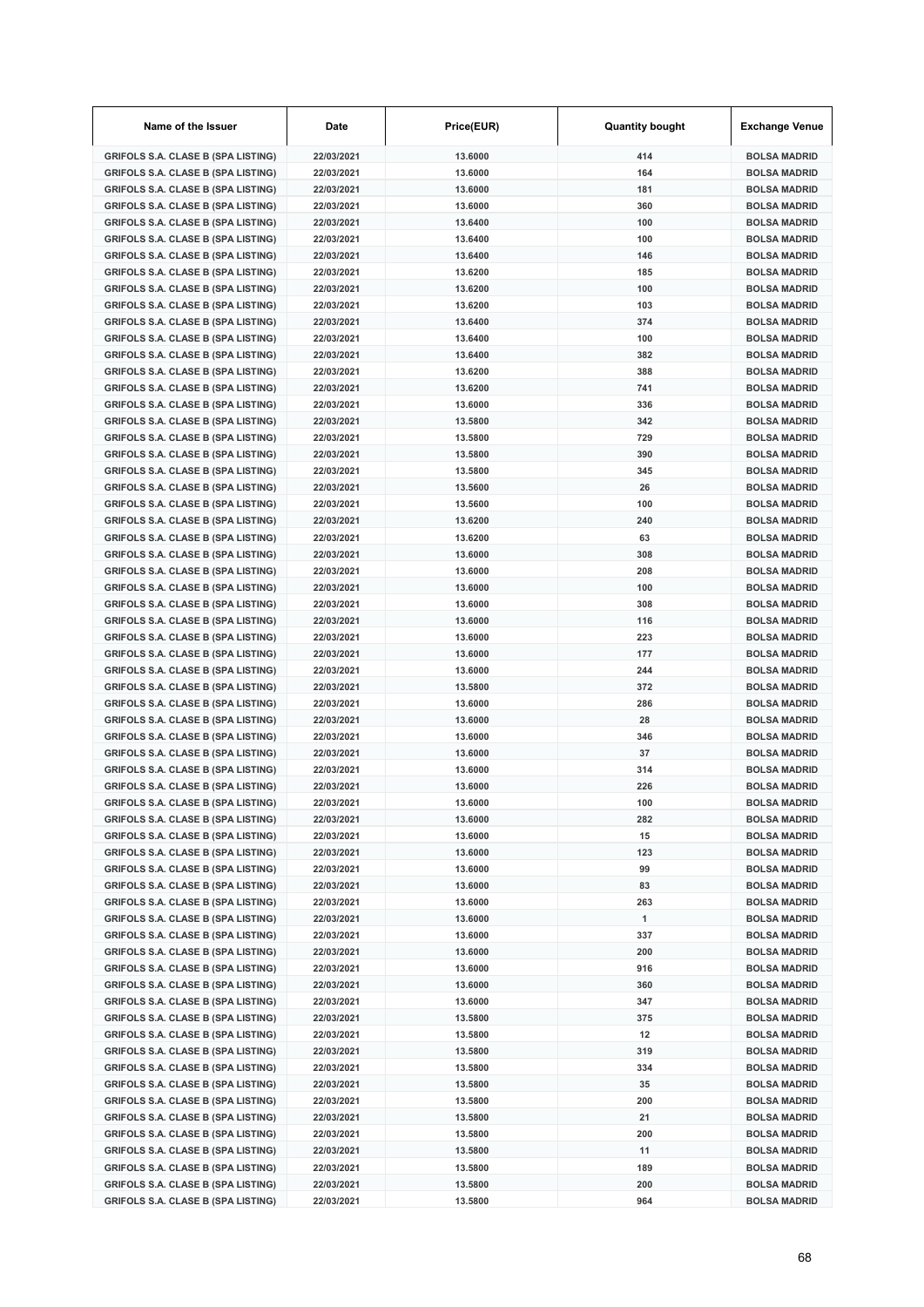| Name of the Issuer | Date | Price(EUR) | Quantity bought | Exchange Venue |
|---|---|---|---|---|
| GRIFOLS S.A. CLASE B (SPA LISTING) | 22/03/2021 | 13.6000 | 414 | BOLSA MADRID |
| GRIFOLS S.A. CLASE B (SPA LISTING) | 22/03/2021 | 13.6000 | 164 | BOLSA MADRID |
| GRIFOLS S.A. CLASE B (SPA LISTING) | 22/03/2021 | 13.6000 | 181 | BOLSA MADRID |
| GRIFOLS S.A. CLASE B (SPA LISTING) | 22/03/2021 | 13.6000 | 360 | BOLSA MADRID |
| GRIFOLS S.A. CLASE B (SPA LISTING) | 22/03/2021 | 13.6400 | 100 | BOLSA MADRID |
| GRIFOLS S.A. CLASE B (SPA LISTING) | 22/03/2021 | 13.6400 | 100 | BOLSA MADRID |
| GRIFOLS S.A. CLASE B (SPA LISTING) | 22/03/2021 | 13.6400 | 146 | BOLSA MADRID |
| GRIFOLS S.A. CLASE B (SPA LISTING) | 22/03/2021 | 13.6200 | 185 | BOLSA MADRID |
| GRIFOLS S.A. CLASE B (SPA LISTING) | 22/03/2021 | 13.6200 | 100 | BOLSA MADRID |
| GRIFOLS S.A. CLASE B (SPA LISTING) | 22/03/2021 | 13.6200 | 103 | BOLSA MADRID |
| GRIFOLS S.A. CLASE B (SPA LISTING) | 22/03/2021 | 13.6400 | 374 | BOLSA MADRID |
| GRIFOLS S.A. CLASE B (SPA LISTING) | 22/03/2021 | 13.6400 | 100 | BOLSA MADRID |
| GRIFOLS S.A. CLASE B (SPA LISTING) | 22/03/2021 | 13.6400 | 382 | BOLSA MADRID |
| GRIFOLS S.A. CLASE B (SPA LISTING) | 22/03/2021 | 13.6200 | 388 | BOLSA MADRID |
| GRIFOLS S.A. CLASE B (SPA LISTING) | 22/03/2021 | 13.6200 | 741 | BOLSA MADRID |
| GRIFOLS S.A. CLASE B (SPA LISTING) | 22/03/2021 | 13.6000 | 336 | BOLSA MADRID |
| GRIFOLS S.A. CLASE B (SPA LISTING) | 22/03/2021 | 13.5800 | 342 | BOLSA MADRID |
| GRIFOLS S.A. CLASE B (SPA LISTING) | 22/03/2021 | 13.5800 | 729 | BOLSA MADRID |
| GRIFOLS S.A. CLASE B (SPA LISTING) | 22/03/2021 | 13.5800 | 390 | BOLSA MADRID |
| GRIFOLS S.A. CLASE B (SPA LISTING) | 22/03/2021 | 13.5800 | 345 | BOLSA MADRID |
| GRIFOLS S.A. CLASE B (SPA LISTING) | 22/03/2021 | 13.5600 | 26 | BOLSA MADRID |
| GRIFOLS S.A. CLASE B (SPA LISTING) | 22/03/2021 | 13.5600 | 100 | BOLSA MADRID |
| GRIFOLS S.A. CLASE B (SPA LISTING) | 22/03/2021 | 13.6200 | 240 | BOLSA MADRID |
| GRIFOLS S.A. CLASE B (SPA LISTING) | 22/03/2021 | 13.6200 | 63 | BOLSA MADRID |
| GRIFOLS S.A. CLASE B (SPA LISTING) | 22/03/2021 | 13.6000 | 308 | BOLSA MADRID |
| GRIFOLS S.A. CLASE B (SPA LISTING) | 22/03/2021 | 13.6000 | 208 | BOLSA MADRID |
| GRIFOLS S.A. CLASE B (SPA LISTING) | 22/03/2021 | 13.6000 | 100 | BOLSA MADRID |
| GRIFOLS S.A. CLASE B (SPA LISTING) | 22/03/2021 | 13.6000 | 308 | BOLSA MADRID |
| GRIFOLS S.A. CLASE B (SPA LISTING) | 22/03/2021 | 13.6000 | 116 | BOLSA MADRID |
| GRIFOLS S.A. CLASE B (SPA LISTING) | 22/03/2021 | 13.6000 | 223 | BOLSA MADRID |
| GRIFOLS S.A. CLASE B (SPA LISTING) | 22/03/2021 | 13.6000 | 177 | BOLSA MADRID |
| GRIFOLS S.A. CLASE B (SPA LISTING) | 22/03/2021 | 13.6000 | 244 | BOLSA MADRID |
| GRIFOLS S.A. CLASE B (SPA LISTING) | 22/03/2021 | 13.5800 | 372 | BOLSA MADRID |
| GRIFOLS S.A. CLASE B (SPA LISTING) | 22/03/2021 | 13.6000 | 286 | BOLSA MADRID |
| GRIFOLS S.A. CLASE B (SPA LISTING) | 22/03/2021 | 13.6000 | 28 | BOLSA MADRID |
| GRIFOLS S.A. CLASE B (SPA LISTING) | 22/03/2021 | 13.6000 | 346 | BOLSA MADRID |
| GRIFOLS S.A. CLASE B (SPA LISTING) | 22/03/2021 | 13.6000 | 37 | BOLSA MADRID |
| GRIFOLS S.A. CLASE B (SPA LISTING) | 22/03/2021 | 13.6000 | 314 | BOLSA MADRID |
| GRIFOLS S.A. CLASE B (SPA LISTING) | 22/03/2021 | 13.6000 | 226 | BOLSA MADRID |
| GRIFOLS S.A. CLASE B (SPA LISTING) | 22/03/2021 | 13.6000 | 100 | BOLSA MADRID |
| GRIFOLS S.A. CLASE B (SPA LISTING) | 22/03/2021 | 13.6000 | 282 | BOLSA MADRID |
| GRIFOLS S.A. CLASE B (SPA LISTING) | 22/03/2021 | 13.6000 | 15 | BOLSA MADRID |
| GRIFOLS S.A. CLASE B (SPA LISTING) | 22/03/2021 | 13.6000 | 123 | BOLSA MADRID |
| GRIFOLS S.A. CLASE B (SPA LISTING) | 22/03/2021 | 13.6000 | 99 | BOLSA MADRID |
| GRIFOLS S.A. CLASE B (SPA LISTING) | 22/03/2021 | 13.6000 | 83 | BOLSA MADRID |
| GRIFOLS S.A. CLASE B (SPA LISTING) | 22/03/2021 | 13.6000 | 263 | BOLSA MADRID |
| GRIFOLS S.A. CLASE B (SPA LISTING) | 22/03/2021 | 13.6000 | 1 | BOLSA MADRID |
| GRIFOLS S.A. CLASE B (SPA LISTING) | 22/03/2021 | 13.6000 | 337 | BOLSA MADRID |
| GRIFOLS S.A. CLASE B (SPA LISTING) | 22/03/2021 | 13.6000 | 200 | BOLSA MADRID |
| GRIFOLS S.A. CLASE B (SPA LISTING) | 22/03/2021 | 13.6000 | 916 | BOLSA MADRID |
| GRIFOLS S.A. CLASE B (SPA LISTING) | 22/03/2021 | 13.6000 | 360 | BOLSA MADRID |
| GRIFOLS S.A. CLASE B (SPA LISTING) | 22/03/2021 | 13.6000 | 347 | BOLSA MADRID |
| GRIFOLS S.A. CLASE B (SPA LISTING) | 22/03/2021 | 13.5800 | 375 | BOLSA MADRID |
| GRIFOLS S.A. CLASE B (SPA LISTING) | 22/03/2021 | 13.5800 | 12 | BOLSA MADRID |
| GRIFOLS S.A. CLASE B (SPA LISTING) | 22/03/2021 | 13.5800 | 319 | BOLSA MADRID |
| GRIFOLS S.A. CLASE B (SPA LISTING) | 22/03/2021 | 13.5800 | 334 | BOLSA MADRID |
| GRIFOLS S.A. CLASE B (SPA LISTING) | 22/03/2021 | 13.5800 | 35 | BOLSA MADRID |
| GRIFOLS S.A. CLASE B (SPA LISTING) | 22/03/2021 | 13.5800 | 200 | BOLSA MADRID |
| GRIFOLS S.A. CLASE B (SPA LISTING) | 22/03/2021 | 13.5800 | 21 | BOLSA MADRID |
| GRIFOLS S.A. CLASE B (SPA LISTING) | 22/03/2021 | 13.5800 | 200 | BOLSA MADRID |
| GRIFOLS S.A. CLASE B (SPA LISTING) | 22/03/2021 | 13.5800 | 11 | BOLSA MADRID |
| GRIFOLS S.A. CLASE B (SPA LISTING) | 22/03/2021 | 13.5800 | 189 | BOLSA MADRID |
| GRIFOLS S.A. CLASE B (SPA LISTING) | 22/03/2021 | 13.5800 | 200 | BOLSA MADRID |
| GRIFOLS S.A. CLASE B (SPA LISTING) | 22/03/2021 | 13.5800 | 964 | BOLSA MADRID |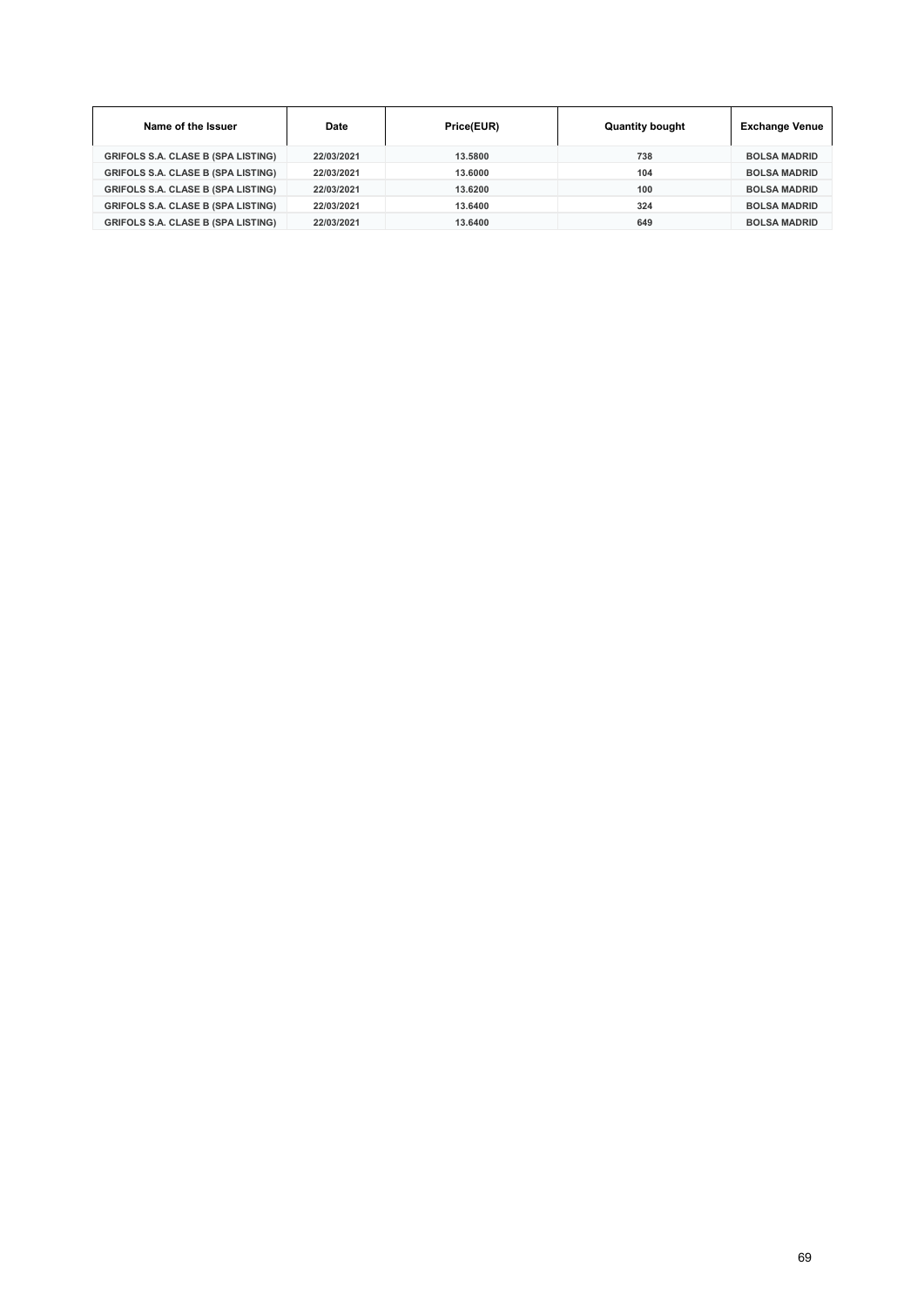| Name of the Issuer | Date | Price(EUR) | Quantity bought | Exchange Venue |
|---|---|---|---|---|
| GRIFOLS S.A. CLASE B (SPA LISTING) | 22/03/2021 | 13.5800 | 738 | BOLSA MADRID |
| GRIFOLS S.A. CLASE B (SPA LISTING) | 22/03/2021 | 13.6000 | 104 | BOLSA MADRID |
| GRIFOLS S.A. CLASE B (SPA LISTING) | 22/03/2021 | 13.6200 | 100 | BOLSA MADRID |
| GRIFOLS S.A. CLASE B (SPA LISTING) | 22/03/2021 | 13.6400 | 324 | BOLSA MADRID |
| GRIFOLS S.A. CLASE B (SPA LISTING) | 22/03/2021 | 13.6400 | 649 | BOLSA MADRID |